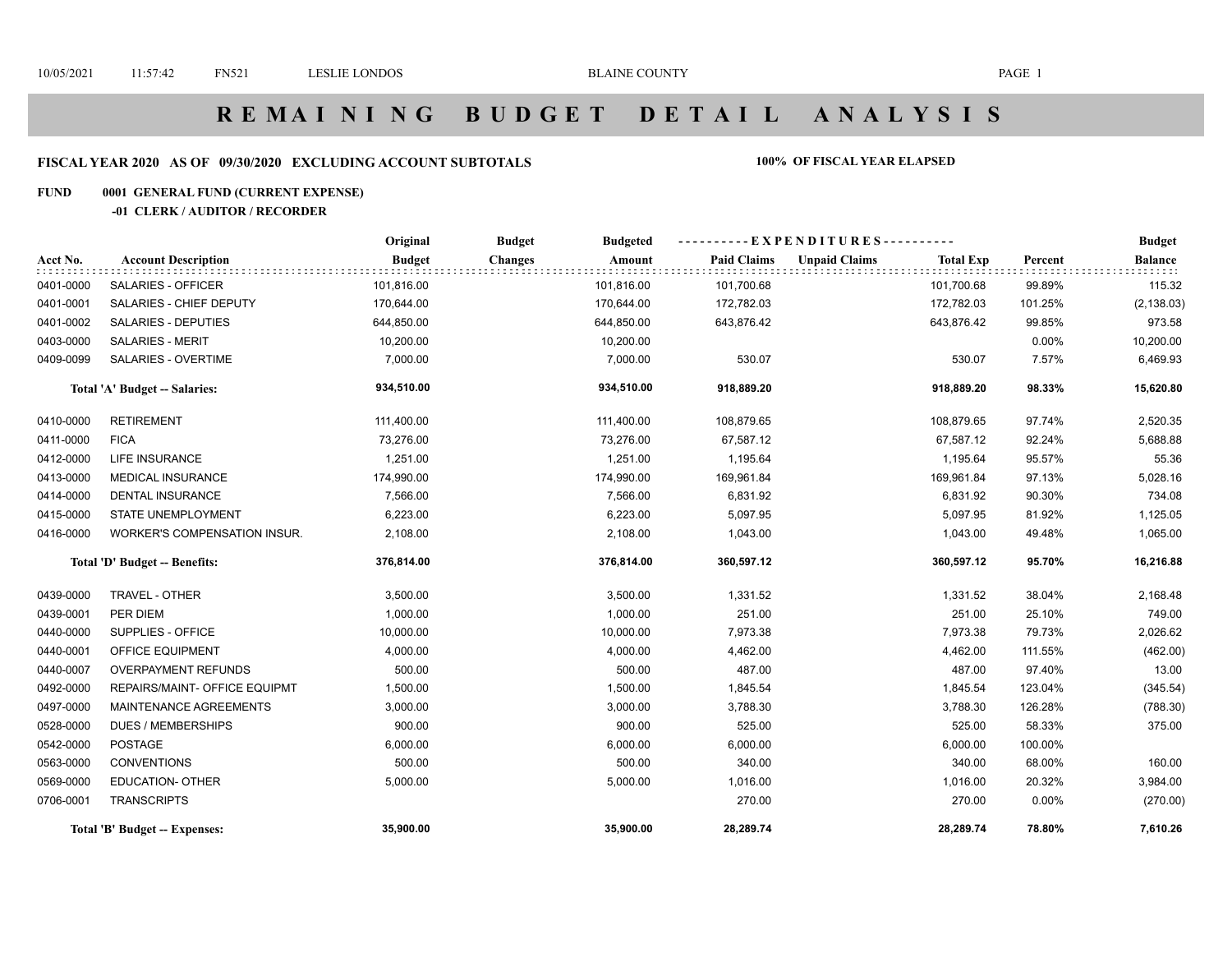10/05/2021 11:57:42 FN521 LESLIE LONDOS BLAINE COUNTY

# R E M A I N I N G   B U D G E T   D E T A I L   A N A L Y S I S

**FISCAL YEAR 2020 AS OF 09/30/2020 EXCLUDING ACCOUNT SUBTOTALS** **100% OF FISCAL YEAR ELAPSED**

**FUND 0001 GENERAL FUND (CURRENT EXPENSE)**

**-01 CLERK / AUDITOR / RECORDER**

| Acct No. | Account Description | Original Budget | Budget Changes | Budgeted Amount | Paid Claims | Unpaid Claims | Total Exp | Percent | Budget Balance |
|---|---|---|---|---|---|---|---|---|---|
| 0401-0000 | SALARIES - OFFICER | 101,816.00 | | 101,816.00 | 101,700.68 | | 101,700.68 | 99.89% | 115.32 |
| 0401-0001 | SALARIES - CHIEF DEPUTY | 170,644.00 | | 170,644.00 | 172,782.03 | | 172,782.03 | 101.25% | (2,138.03) |
| 0401-0002 | SALARIES - DEPUTIES | 644,850.00 | | 644,850.00 | 643,876.42 | | 643,876.42 | 99.85% | 973.58 |
| 0403-0000 | SALARIES - MERIT | 10,200.00 | | 10,200.00 | | | | 0.00% | 10,200.00 |
| 0409-0099 | SALARIES - OVERTIME | 7,000.00 | | 7,000.00 | 530.07 | | 530.07 | 7.57% | 6,469.93 |
| | **Total 'A' Budget -- Salaries:** | **934,510.00** | | **934,510.00** | **918,889.20** | | **918,889.20** | **98.33%** | **15,620.80** |
| 0410-0000 | RETIREMENT | 111,400.00 | | 111,400.00 | 108,879.65 | | 108,879.65 | 97.74% | 2,520.35 |
| 0411-0000 | FICA | 73,276.00 | | 73,276.00 | 67,587.12 | | 67,587.12 | 92.24% | 5,688.88 |
| 0412-0000 | LIFE INSURANCE | 1,251.00 | | 1,251.00 | 1,195.64 | | 1,195.64 | 95.57% | 55.36 |
| 0413-0000 | MEDICAL INSURANCE | 174,990.00 | | 174,990.00 | 169,961.84 | | 169,961.84 | 97.13% | 5,028.16 |
| 0414-0000 | DENTAL INSURANCE | 7,566.00 | | 7,566.00 | 6,831.92 | | 6,831.92 | 90.30% | 734.08 |
| 0415-0000 | STATE UNEMPLOYMENT | 6,223.00 | | 6,223.00 | 5,097.95 | | 5,097.95 | 81.92% | 1,125.05 |
| 0416-0000 | WORKER'S COMPENSATION INSUR. | 2,108.00 | | 2,108.00 | 1,043.00 | | 1,043.00 | 49.48% | 1,065.00 |
| | **Total 'D' Budget -- Benefits:** | **376,814.00** | | **376,814.00** | **360,597.12** | | **360,597.12** | **95.70%** | **16,216.88** |
| 0439-0000 | TRAVEL - OTHER | 3,500.00 | | 3,500.00 | 1,331.52 | | 1,331.52 | 38.04% | 2,168.48 |
| 0439-0001 | PER DIEM | 1,000.00 | | 1,000.00 | 251.00 | | 251.00 | 25.10% | 749.00 |
| 0440-0000 | SUPPLIES - OFFICE | 10,000.00 | | 10,000.00 | 7,973.38 | | 7,973.38 | 79.73% | 2,026.62 |
| 0440-0001 | OFFICE EQUIPMENT | 4,000.00 | | 4,000.00 | 4,462.00 | | 4,462.00 | 111.55% | (462.00) |
| 0440-0007 | OVERPAYMENT REFUNDS | 500.00 | | 500.00 | 487.00 | | 487.00 | 97.40% | 13.00 |
| 0492-0000 | REPAIRS/MAINT- OFFICE EQUIPMT | 1,500.00 | | 1,500.00 | 1,845.54 | | 1,845.54 | 123.04% | (345.54) |
| 0497-0000 | MAINTENANCE AGREEMENTS | 3,000.00 | | 3,000.00 | 3,788.30 | | 3,788.30 | 126.28% | (788.30) |
| 0528-0000 | DUES / MEMBERSHIPS | 900.00 | | 900.00 | 525.00 | | 525.00 | 58.33% | 375.00 |
| 0542-0000 | POSTAGE | 6,000.00 | | 6,000.00 | 6,000.00 | | 6,000.00 | 100.00% | |
| 0563-0000 | CONVENTIONS | 500.00 | | 500.00 | 340.00 | | 340.00 | 68.00% | 160.00 |
| 0569-0000 | EDUCATION- OTHER | 5,000.00 | | 5,000.00 | 1,016.00 | | 1,016.00 | 20.32% | 3,984.00 |
| 0706-0001 | TRANSCRIPTS | | | | 270.00 | | 270.00 | 0.00% | (270.00) |
| | **Total 'B' Budget -- Expenses:** | **35,900.00** | | **35,900.00** | **28,289.74** | | **28,289.74** | **78.80%** | **7,610.26** |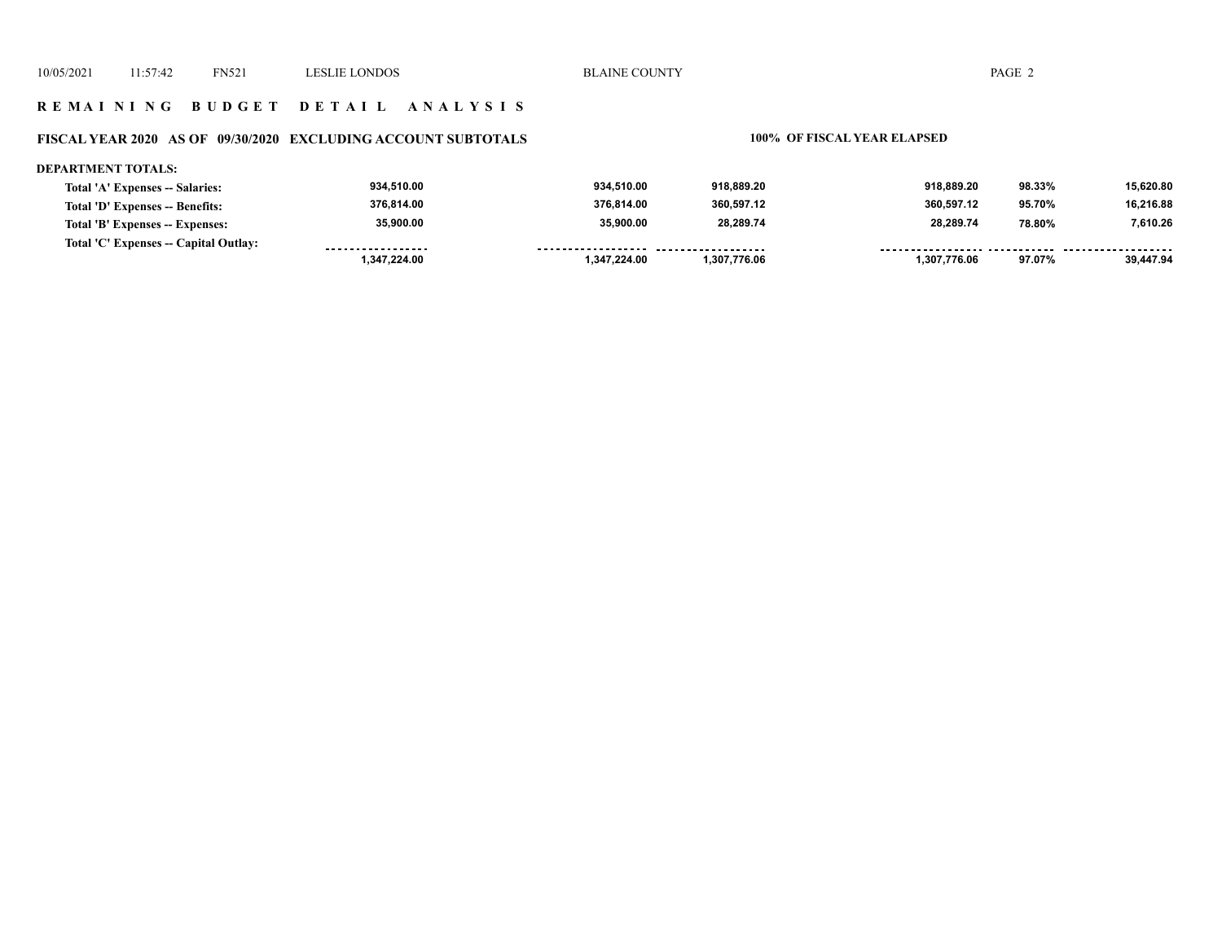**R E M A I N I N G   B U D G E T   D E T A I L   A N A L Y S I S**

**FISCAL YEAR 2020 AS OF 09/30/2020 EXCLUDING ACCOUNT SUBTOTALS**

**100% OF FISCAL YEAR ELAPSED**

**DEPARTMENT TOTALS:**

| | | | | | | |
|---|---|---|---|---|---|---|
| **Total 'A' Expenses -- Salaries:** | 934,510.00 | 934,510.00 | 918,889.20 | 918,889.20 | 98.33% | 15,620.80 |
| **Total 'D' Expenses -- Benefits:** | 376,814.00 | 376,814.00 | 360,597.12 | 360,597.12 | 95.70% | 16,216.88 |
| **Total 'B' Expenses -- Expenses:** | 35,900.00 | 35,900.00 | 28,289.74 | 28,289.74 | 78.80% | 7,610.26 |
| **Total 'C' Expenses -- Capital Outlay:** | | | | | | |
| | 1,347,224.00 | 1,347,224.00 | 1,307,776.06 | 1,307,776.06 | 97.07% | 39,447.94 |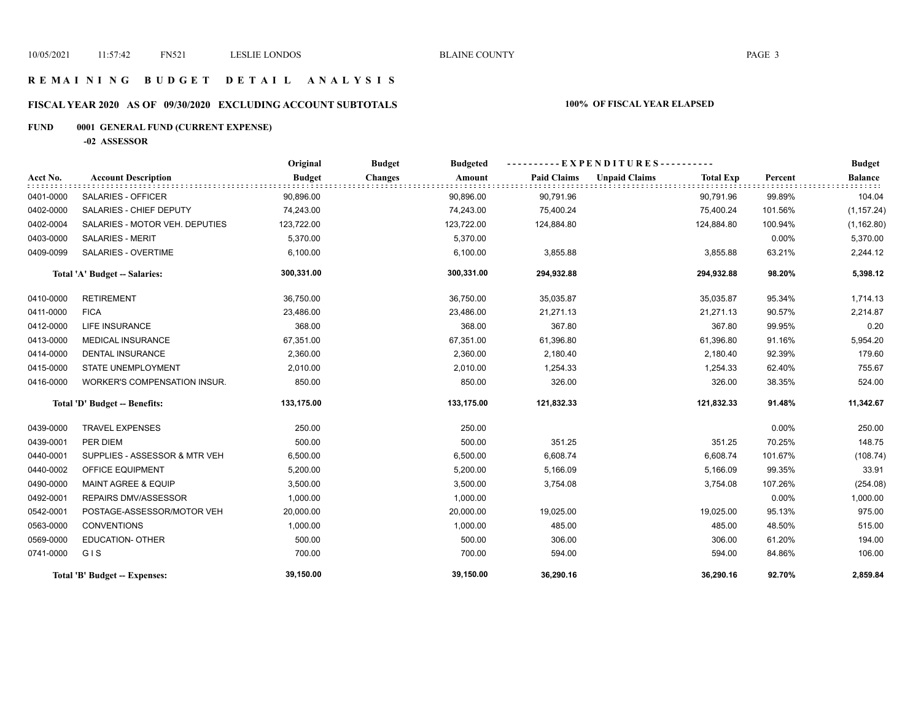# R E M A I N I N G   B U D G E T   D E T A I L   A N A L Y S I S

## FISCAL YEAR 2020 AS OF 09/30/2020 EXCLUDING ACCOUNT SUBTOTALS

**100% OF FISCAL YEAR ELAPSED**

**FUND 0001 GENERAL FUND (CURRENT EXPENSE)**

**-02 ASSESSOR**

| Acct No. | Account Description | Original Budget | Budget Changes | Budgeted Amount | Paid Claims | Unpaid Claims | Total Exp | Percent | Budget Balance |
|---|---|---|---|---|---|---|---|---|---|
| 0401-0000 | SALARIES - OFFICER | 90,896.00 | | 90,896.00 | 90,791.96 | | 90,791.96 | 99.89% | 104.04 |
| 0402-0000 | SALARIES - CHIEF DEPUTY | 74,243.00 | | 74,243.00 | 75,400.24 | | 75,400.24 | 101.56% | (1,157.24) |
| 0402-0004 | SALARIES - MOTOR VEH. DEPUTIES | 123,722.00 | | 123,722.00 | 124,884.80 | | 124,884.80 | 100.94% | (1,162.80) |
| 0403-0000 | SALARIES - MERIT | 5,370.00 | | 5,370.00 | | | | 0.00% | 5,370.00 |
| 0409-0099 | SALARIES - OVERTIME | 6,100.00 | | 6,100.00 | 3,855.88 | | 3,855.88 | 63.21% | 2,244.12 |
| | **Total 'A' Budget -- Salaries:** | **300,331.00** | | **300,331.00** | **294,932.88** | | **294,932.88** | **98.20%** | **5,398.12** |
| 0410-0000 | RETIREMENT | 36,750.00 | | 36,750.00 | 35,035.87 | | 35,035.87 | 95.34% | 1,714.13 |
| 0411-0000 | FICA | 23,486.00 | | 23,486.00 | 21,271.13 | | 21,271.13 | 90.57% | 2,214.87 |
| 0412-0000 | LIFE INSURANCE | 368.00 | | 368.00 | 367.80 | | 367.80 | 99.95% | 0.20 |
| 0413-0000 | MEDICAL INSURANCE | 67,351.00 | | 67,351.00 | 61,396.80 | | 61,396.80 | 91.16% | 5,954.20 |
| 0414-0000 | DENTAL INSURANCE | 2,360.00 | | 2,360.00 | 2,180.40 | | 2,180.40 | 92.39% | 179.60 |
| 0415-0000 | STATE UNEMPLOYMENT | 2,010.00 | | 2,010.00 | 1,254.33 | | 1,254.33 | 62.40% | 755.67 |
| 0416-0000 | WORKER'S COMPENSATION INSUR. | 850.00 | | 850.00 | 326.00 | | 326.00 | 38.35% | 524.00 |
| | **Total 'D' Budget -- Benefits:** | **133,175.00** | | **133,175.00** | **121,832.33** | | **121,832.33** | **91.48%** | **11,342.67** |
| 0439-0000 | TRAVEL EXPENSES | 250.00 | | 250.00 | | | | 0.00% | 250.00 |
| 0439-0001 | PER DIEM | 500.00 | | 500.00 | 351.25 | | 351.25 | 70.25% | 148.75 |
| 0440-0001 | SUPPLIES - ASSESSOR & MTR VEH | 6,500.00 | | 6,500.00 | 6,608.74 | | 6,608.74 | 101.67% | (108.74) |
| 0440-0002 | OFFICE EQUIPMENT | 5,200.00 | | 5,200.00 | 5,166.09 | | 5,166.09 | 99.35% | 33.91 |
| 0490-0000 | MAINT AGREE & EQUIP | 3,500.00 | | 3,500.00 | 3,754.08 | | 3,754.08 | 107.26% | (254.08) |
| 0492-0001 | REPAIRS DMV/ASSESSOR | 1,000.00 | | 1,000.00 | | | | 0.00% | 1,000.00 |
| 0542-0001 | POSTAGE-ASSESSOR/MOTOR VEH | 20,000.00 | | 20,000.00 | 19,025.00 | | 19,025.00 | 95.13% | 975.00 |
| 0563-0000 | CONVENTIONS | 1,000.00 | | 1,000.00 | 485.00 | | 485.00 | 48.50% | 515.00 |
| 0569-0000 | EDUCATION- OTHER | 500.00 | | 500.00 | 306.00 | | 306.00 | 61.20% | 194.00 |
| 0741-0000 | G I S | 700.00 | | 700.00 | 594.00 | | 594.00 | 84.86% | 106.00 |
| | **Total 'B' Budget -- Expenses:** | **39,150.00** | | **39,150.00** | **36,290.16** | | **36,290.16** | **92.70%** | **2,859.84** |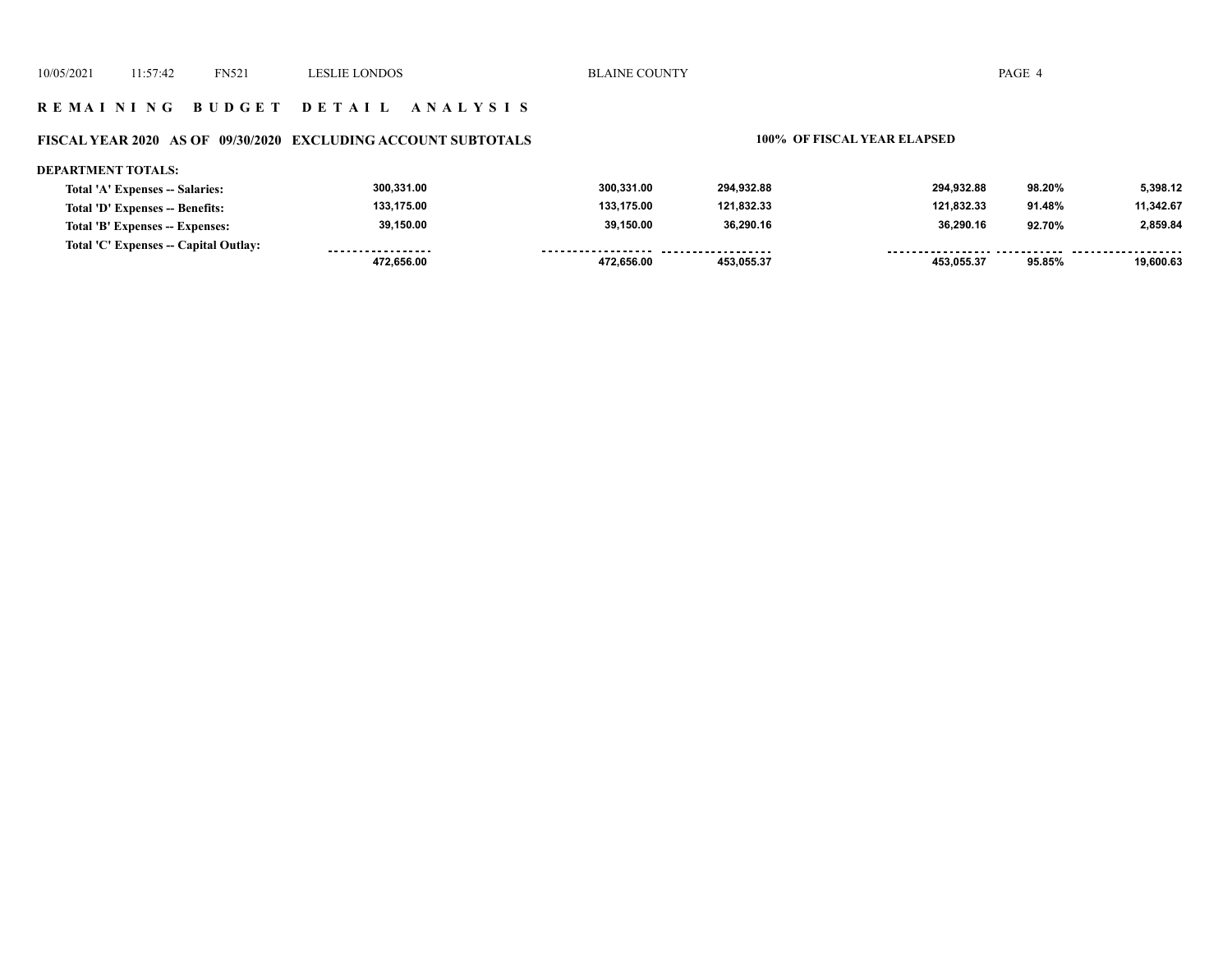## REMAINING BUDGET DETAIL ANALYSIS

### FISCAL YEAR 2020 AS OF 09/30/2020 EXCLUDING ACCOUNT SUBTOTALS

**100% OF FISCAL YEAR ELAPSED**

**DEPARTMENT TOTALS:**

| | | | | | | |
|---|---|---|---|---|---|---|
| **Total 'A' Expenses -- Salaries:** | 300,331.00 | 300,331.00 | 294,932.88 | 294,932.88 | 98.20% | 5,398.12 |
| **Total 'D' Expenses -- Benefits:** | 133,175.00 | 133,175.00 | 121,832.33 | 121,832.33 | 91.48% | 11,342.67 |
| **Total 'B' Expenses -- Expenses:** | 39,150.00 | 39,150.00 | 36,290.16 | 36,290.16 | 92.70% | 2,859.84 |
| **Total 'C' Expenses -- Capital Outlay:** | | | | | | |
| | 472,656.00 | 472,656.00 | 453,055.37 | 453,055.37 | 95.85% | 19,600.63 |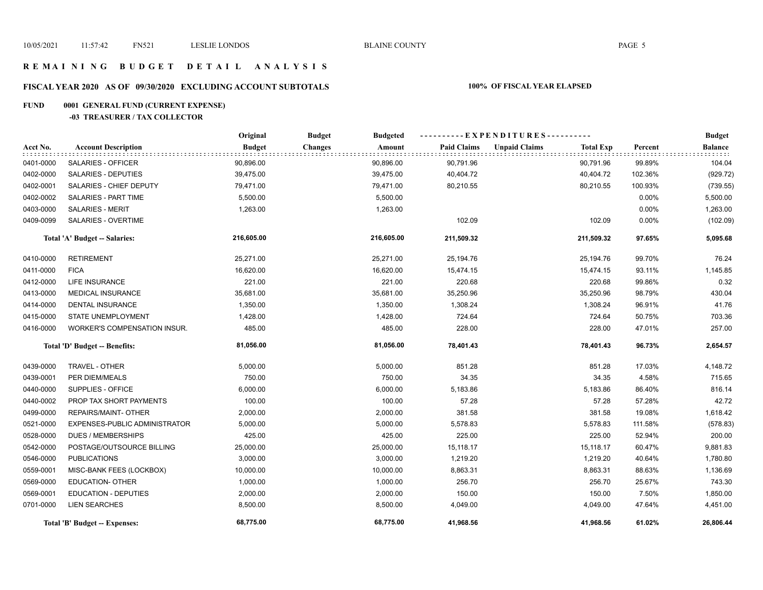# REMAINING BUDGET DETAIL ANALYSIS

## FISCAL YEAR 2020 AS OF 09/30/2020 EXCLUDING ACCOUNT SUBTOTALS

**100% OF FISCAL YEAR ELAPSED**

**FUND 0001 GENERAL FUND (CURRENT EXPENSE)**

**-03 TREASURER / TAX COLLECTOR**

| Acct No. | Account Description | Original Budget | Budget Changes | Budgeted Amount | Paid Claims | Unpaid Claims | Total Exp | Percent | Budget Balance |
|---|---|---|---|---|---|---|---|---|---|
| 0401-0000 | SALARIES - OFFICER | 90,896.00 | | 90,896.00 | 90,791.96 | | 90,791.96 | 99.89% | 104.04 |
| 0402-0000 | SALARIES - DEPUTIES | 39,475.00 | | 39,475.00 | 40,404.72 | | 40,404.72 | 102.36% | (929.72) |
| 0402-0001 | SALARIES - CHIEF DEPUTY | 79,471.00 | | 79,471.00 | 80,210.55 | | 80,210.55 | 100.93% | (739.55) |
| 0402-0002 | SALARIES - PART TIME | 5,500.00 | | 5,500.00 | | | | 0.00% | 5,500.00 |
| 0403-0000 | SALARIES - MERIT | 1,263.00 | | 1,263.00 | | | | 0.00% | 1,263.00 |
| 0409-0099 | SALARIES - OVERTIME | | | | 102.09 | | 102.09 | 0.00% | (102.09) |
| | **Total 'A' Budget -- Salaries:** | **216,605.00** | | **216,605.00** | **211,509.32** | | **211,509.32** | **97.65%** | **5,095.68** |
| 0410-0000 | RETIREMENT | 25,271.00 | | 25,271.00 | 25,194.76 | | 25,194.76 | 99.70% | 76.24 |
| 0411-0000 | FICA | 16,620.00 | | 16,620.00 | 15,474.15 | | 15,474.15 | 93.11% | 1,145.85 |
| 0412-0000 | LIFE INSURANCE | 221.00 | | 221.00 | 220.68 | | 220.68 | 99.86% | 0.32 |
| 0413-0000 | MEDICAL INSURANCE | 35,681.00 | | 35,681.00 | 35,250.96 | | 35,250.96 | 98.79% | 430.04 |
| 0414-0000 | DENTAL INSURANCE | 1,350.00 | | 1,350.00 | 1,308.24 | | 1,308.24 | 96.91% | 41.76 |
| 0415-0000 | STATE UNEMPLOYMENT | 1,428.00 | | 1,428.00 | 724.64 | | 724.64 | 50.75% | 703.36 |
| 0416-0000 | WORKER'S COMPENSATION INSUR. | 485.00 | | 485.00 | 228.00 | | 228.00 | 47.01% | 257.00 |
| | **Total 'D' Budget -- Benefits:** | **81,056.00** | | **81,056.00** | **78,401.43** | | **78,401.43** | **96.73%** | **2,654.57** |
| 0439-0000 | TRAVEL - OTHER | 5,000.00 | | 5,000.00 | 851.28 | | 851.28 | 17.03% | 4,148.72 |
| 0439-0001 | PER DIEM/MEALS | 750.00 | | 750.00 | 34.35 | | 34.35 | 4.58% | 715.65 |
| 0440-0000 | SUPPLIES - OFFICE | 6,000.00 | | 6,000.00 | 5,183.86 | | 5,183.86 | 86.40% | 816.14 |
| 0440-0002 | PROP TAX SHORT PAYMENTS | 100.00 | | 100.00 | 57.28 | | 57.28 | 57.28% | 42.72 |
| 0499-0000 | REPAIRS/MAINT- OTHER | 2,000.00 | | 2,000.00 | 381.58 | | 381.58 | 19.08% | 1,618.42 |
| 0521-0000 | EXPENSES-PUBLIC ADMINISTRATOR | 5,000.00 | | 5,000.00 | 5,578.83 | | 5,578.83 | 111.58% | (578.83) |
| 0528-0000 | DUES / MEMBERSHIPS | 425.00 | | 425.00 | 225.00 | | 225.00 | 52.94% | 200.00 |
| 0542-0000 | POSTAGE/OUTSOURCE BILLING | 25,000.00 | | 25,000.00 | 15,118.17 | | 15,118.17 | 60.47% | 9,881.83 |
| 0546-0000 | PUBLICATIONS | 3,000.00 | | 3,000.00 | 1,219.20 | | 1,219.20 | 40.64% | 1,780.80 |
| 0559-0001 | MISC-BANK FEES (LOCKBOX) | 10,000.00 | | 10,000.00 | 8,863.31 | | 8,863.31 | 88.63% | 1,136.69 |
| 0569-0000 | EDUCATION- OTHER | 1,000.00 | | 1,000.00 | 256.70 | | 256.70 | 25.67% | 743.30 |
| 0569-0001 | EDUCATION - DEPUTIES | 2,000.00 | | 2,000.00 | 150.00 | | 150.00 | 7.50% | 1,850.00 |
| 0701-0000 | LIEN SEARCHES | 8,500.00 | | 8,500.00 | 4,049.00 | | 4,049.00 | 47.64% | 4,451.00 |
| | **Total 'B' Budget -- Expenses:** | **68,775.00** | | **68,775.00** | **41,968.56** | | **41,968.56** | **61.02%** | **26,806.44** |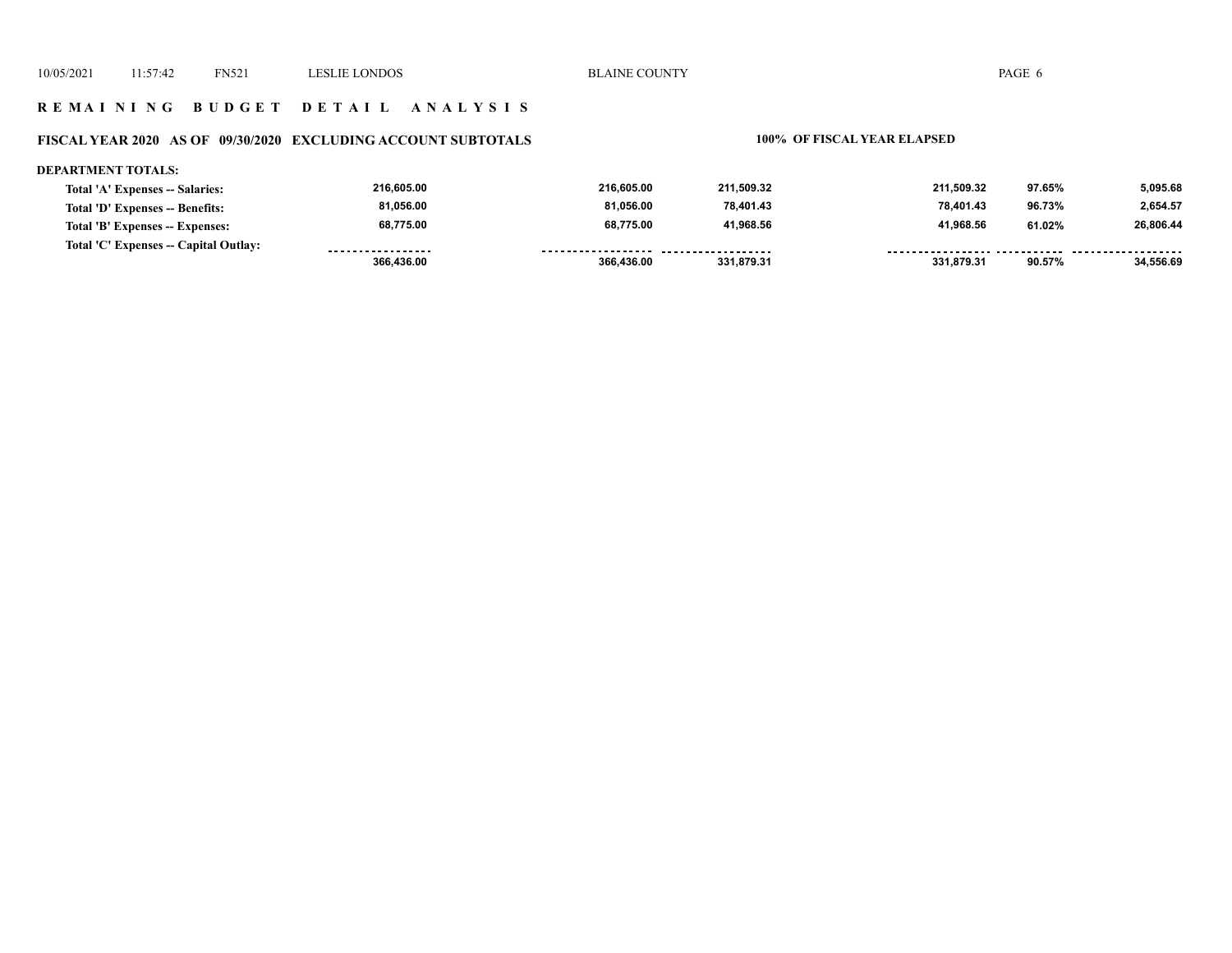## R E M A I N I N G   B U D G E T   D E T A I L   A N A L Y S I S

### FISCAL YEAR 2020 AS OF 09/30/2020 EXCLUDING ACCOUNT SUBTOTALS — 100% OF FISCAL YEAR ELAPSED

**DEPARTMENT TOTALS:**

| | | | | | | |
|---|---|---|---|---|---|---|
| **Total 'A' Expenses -- Salaries:** | 216,605.00 | 216,605.00 | 211,509.32 | 211,509.32 | 97.65% | 5,095.68 |
| **Total 'D' Expenses -- Benefits:** | 81,056.00 | 81,056.00 | 78,401.43 | 78,401.43 | 96.73% | 2,654.57 |
| **Total 'B' Expenses -- Expenses:** | 68,775.00 | 68,775.00 | 41,968.56 | 41,968.56 | 61.02% | 26,806.44 |
| **Total 'C' Expenses -- Capital Outlay:** | | | | | | |
| | 366,436.00 | 366,436.00 | 331,879.31 | 331,879.31 | 90.57% | 34,556.69 |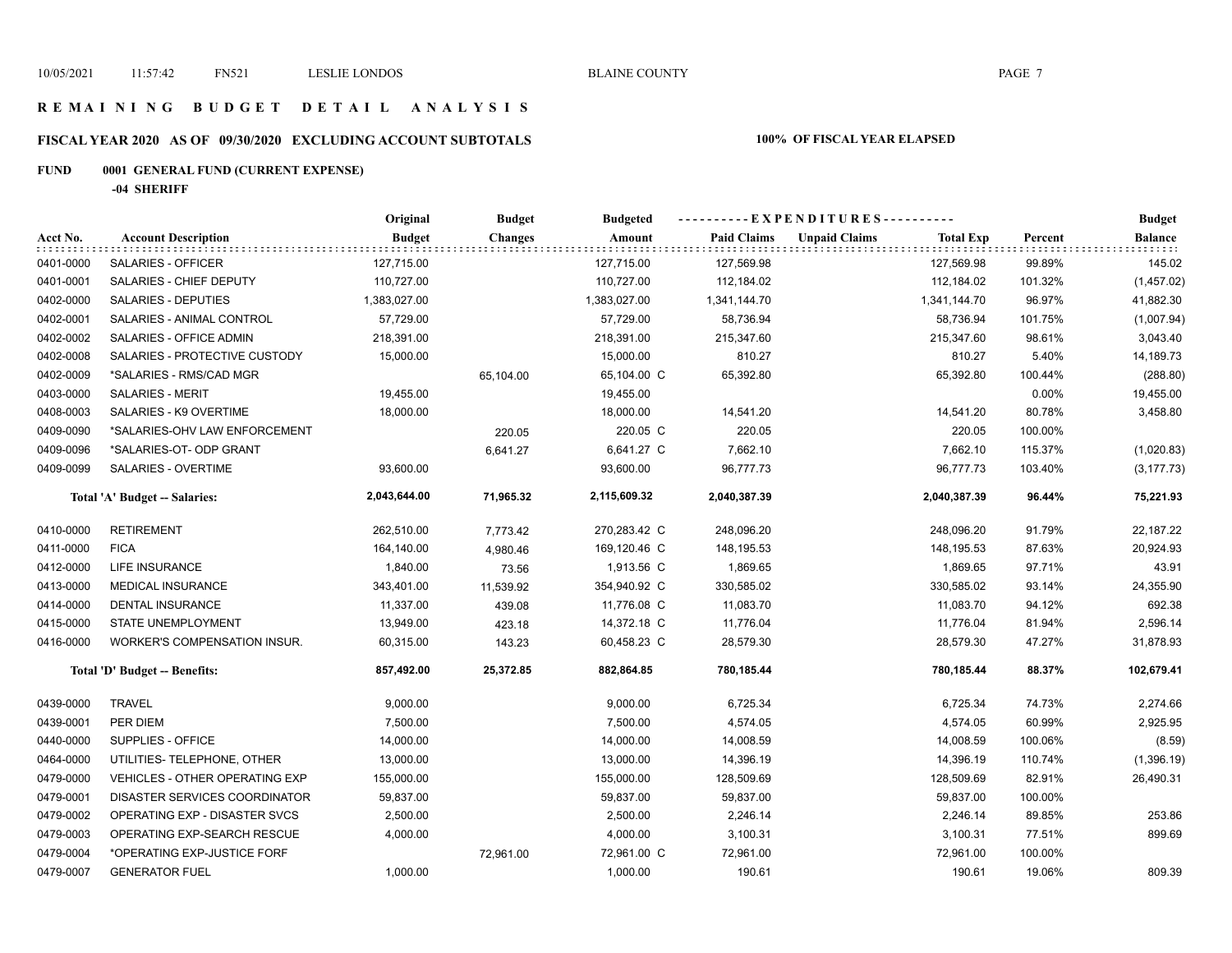# REMAINING BUDGET DETAIL ANALYSIS

## FISCAL YEAR 2020 AS OF 09/30/2020 EXCLUDING ACCOUNT SUBTOTALS

**100% OF FISCAL YEAR ELAPSED**

**FUND 0001 GENERAL FUND (CURRENT EXPENSE)**

**-04 SHERIFF**

| Acct No. | Account Description | Original Budget | Budget Changes | Budgeted Amount | Paid Claims | Unpaid Claims | Total Exp | Percent | Budget Balance |
|---|---|---|---|---|---|---|---|---|---|
| 0401-0000 | SALARIES - OFFICER | 127,715.00 | | 127,715.00 | 127,569.98 | | 127,569.98 | 99.89% | 145.02 |
| 0401-0001 | SALARIES - CHIEF DEPUTY | 110,727.00 | | 110,727.00 | 112,184.02 | | 112,184.02 | 101.32% | (1,457.02) |
| 0402-0000 | SALARIES - DEPUTIES | 1,383,027.00 | | 1,383,027.00 | 1,341,144.70 | | 1,341,144.70 | 96.97% | 41,882.30 |
| 0402-0001 | SALARIES - ANIMAL CONTROL | 57,729.00 | | 57,729.00 | 58,736.94 | | 58,736.94 | 101.75% | (1,007.94) |
| 0402-0002 | SALARIES - OFFICE ADMIN | 218,391.00 | | 218,391.00 | 215,347.60 | | 215,347.60 | 98.61% | 3,043.40 |
| 0402-0008 | SALARIES - PROTECTIVE CUSTODY | 15,000.00 | | 15,000.00 | 810.27 | | 810.27 | 5.40% | 14,189.73 |
| 0402-0009 | *SALARIES - RMS/CAD MGR | | 65,104.00 | 65,104.00 C | 65,392.80 | | 65,392.80 | 100.44% | (288.80) |
| 0403-0000 | SALARIES - MERIT | 19,455.00 | | 19,455.00 | | | | 0.00% | 19,455.00 |
| 0408-0003 | SALARIES - K9 OVERTIME | 18,000.00 | | 18,000.00 | 14,541.20 | | 14,541.20 | 80.78% | 3,458.80 |
| 0409-0090 | *SALARIES-OHV LAW ENFORCEMENT | | 220.05 | 220.05 C | 220.05 | | 220.05 | 100.00% | |
| 0409-0096 | *SALARIES-OT- ODP GRANT | | 6,641.27 | 6,641.27 C | 7,662.10 | | 7,662.10 | 115.37% | (1,020.83) |
| 0409-0099 | SALARIES - OVERTIME | 93,600.00 | | 93,600.00 | 96,777.73 | | 96,777.73 | 103.40% | (3,177.73) |
| | **Total 'A' Budget -- Salaries:** | **2,043,644.00** | **71,965.32** | **2,115,609.32** | **2,040,387.39** | | **2,040,387.39** | **96.44%** | **75,221.93** |
| 0410-0000 | RETIREMENT | 262,510.00 | 7,773.42 | 270,283.42 C | 248,096.20 | | 248,096.20 | 91.79% | 22,187.22 |
| 0411-0000 | FICA | 164,140.00 | 4,980.46 | 169,120.46 C | 148,195.53 | | 148,195.53 | 87.63% | 20,924.93 |
| 0412-0000 | LIFE INSURANCE | 1,840.00 | 73.56 | 1,913.56 C | 1,869.65 | | 1,869.65 | 97.71% | 43.91 |
| 0413-0000 | MEDICAL INSURANCE | 343,401.00 | 11,539.92 | 354,940.92 C | 330,585.02 | | 330,585.02 | 93.14% | 24,355.90 |
| 0414-0000 | DENTAL INSURANCE | 11,337.00 | 439.08 | 11,776.08 C | 11,083.70 | | 11,083.70 | 94.12% | 692.38 |
| 0415-0000 | STATE UNEMPLOYMENT | 13,949.00 | 423.18 | 14,372.18 C | 11,776.04 | | 11,776.04 | 81.94% | 2,596.14 |
| 0416-0000 | WORKER'S COMPENSATION INSUR. | 60,315.00 | 143.23 | 60,458.23 C | 28,579.30 | | 28,579.30 | 47.27% | 31,878.93 |
| | **Total 'D' Budget -- Benefits:** | **857,492.00** | **25,372.85** | **882,864.85** | **780,185.44** | | **780,185.44** | **88.37%** | **102,679.41** |
| 0439-0000 | TRAVEL | 9,000.00 | | 9,000.00 | 6,725.34 | | 6,725.34 | 74.73% | 2,274.66 |
| 0439-0001 | PER DIEM | 7,500.00 | | 7,500.00 | 4,574.05 | | 4,574.05 | 60.99% | 2,925.95 |
| 0440-0000 | SUPPLIES - OFFICE | 14,000.00 | | 14,000.00 | 14,008.59 | | 14,008.59 | 100.06% | (8.59) |
| 0464-0000 | UTILITIES- TELEPHONE, OTHER | 13,000.00 | | 13,000.00 | 14,396.19 | | 14,396.19 | 110.74% | (1,396.19) |
| 0479-0000 | VEHICLES - OTHER OPERATING EXP | 155,000.00 | | 155,000.00 | 128,509.69 | | 128,509.69 | 82.91% | 26,490.31 |
| 0479-0001 | DISASTER SERVICES COORDINATOR | 59,837.00 | | 59,837.00 | 59,837.00 | | 59,837.00 | 100.00% | |
| 0479-0002 | OPERATING EXP - DISASTER SVCS | 2,500.00 | | 2,500.00 | 2,246.14 | | 2,246.14 | 89.85% | 253.86 |
| 0479-0003 | OPERATING EXP-SEARCH RESCUE | 4,000.00 | | 4,000.00 | 3,100.31 | | 3,100.31 | 77.51% | 899.69 |
| 0479-0004 | *OPERATING EXP-JUSTICE FORF | | 72,961.00 | 72,961.00 C | 72,961.00 | | 72,961.00 | 100.00% | |
| 0479-0007 | GENERATOR FUEL | 1,000.00 | | 1,000.00 | 190.61 | | 190.61 | 19.06% | 809.39 |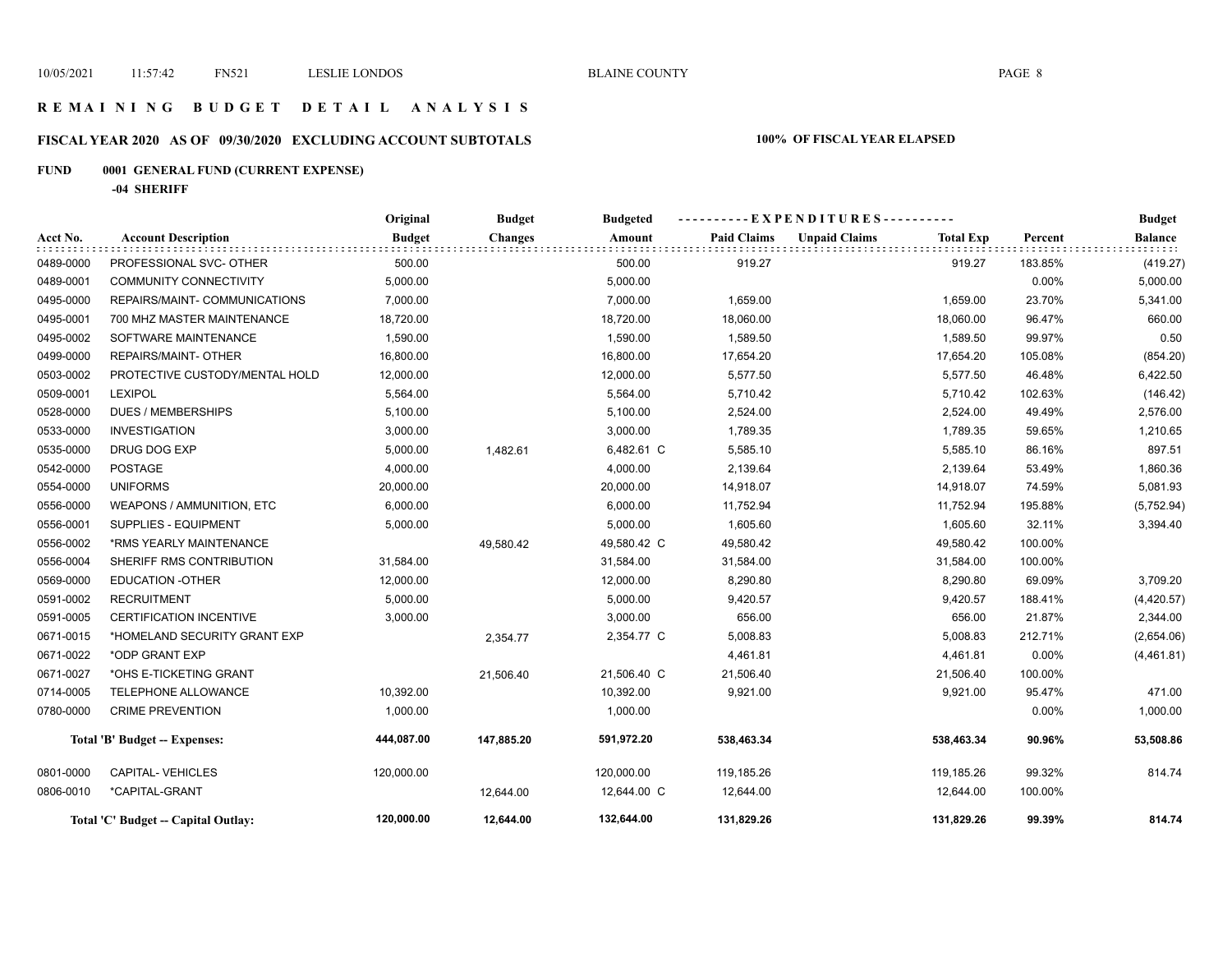# REMAINING BUDGET DETAIL ANALYSIS

## FISCAL YEAR 2020 AS OF 09/30/2020 EXCLUDING ACCOUNT SUBTOTALS — 100% OF FISCAL YEAR ELAPSED

### FUND 0001 GENERAL FUND (CURRENT EXPENSE)

**-04 SHERIFF**

| Acct No. | Account Description | Original Budget | Budget Changes | Budgeted Amount | Paid Claims | Unpaid Claims | Total Exp | Percent | Budget Balance |
|---|---|---|---|---|---|---|---|---|---|
| 0489-0000 | PROFESSIONAL SVC- OTHER | 500.00 | | 500.00 | 919.27 | | 919.27 | 183.85% | (419.27) |
| 0489-0001 | COMMUNITY CONNECTIVITY | 5,000.00 | | 5,000.00 | | | | 0.00% | 5,000.00 |
| 0495-0000 | REPAIRS/MAINT- COMMUNICATIONS | 7,000.00 | | 7,000.00 | 1,659.00 | | 1,659.00 | 23.70% | 5,341.00 |
| 0495-0001 | 700 MHZ MASTER MAINTENANCE | 18,720.00 | | 18,720.00 | 18,060.00 | | 18,060.00 | 96.47% | 660.00 |
| 0495-0002 | SOFTWARE MAINTENANCE | 1,590.00 | | 1,590.00 | 1,589.50 | | 1,589.50 | 99.97% | 0.50 |
| 0499-0000 | REPAIRS/MAINT- OTHER | 16,800.00 | | 16,800.00 | 17,654.20 | | 17,654.20 | 105.08% | (854.20) |
| 0503-0002 | PROTECTIVE CUSTODY/MENTAL HOLD | 12,000.00 | | 12,000.00 | 5,577.50 | | 5,577.50 | 46.48% | 6,422.50 |
| 0509-0001 | LEXIPOL | 5,564.00 | | 5,564.00 | 5,710.42 | | 5,710.42 | 102.63% | (146.42) |
| 0528-0000 | DUES / MEMBERSHIPS | 5,100.00 | | 5,100.00 | 2,524.00 | | 2,524.00 | 49.49% | 2,576.00 |
| 0533-0000 | INVESTIGATION | 3,000.00 | | 3,000.00 | 1,789.35 | | 1,789.35 | 59.65% | 1,210.65 |
| 0535-0000 | DRUG DOG EXP | 5,000.00 | 1,482.61 | 6,482.61 C | 5,585.10 | | 5,585.10 | 86.16% | 897.51 |
| 0542-0000 | POSTAGE | 4,000.00 | | 4,000.00 | 2,139.64 | | 2,139.64 | 53.49% | 1,860.36 |
| 0554-0000 | UNIFORMS | 20,000.00 | | 20,000.00 | 14,918.07 | | 14,918.07 | 74.59% | 5,081.93 |
| 0556-0000 | WEAPONS / AMMUNITION, ETC | 6,000.00 | | 6,000.00 | 11,752.94 | | 11,752.94 | 195.88% | (5,752.94) |
| 0556-0001 | SUPPLIES - EQUIPMENT | 5,000.00 | | 5,000.00 | 1,605.60 | | 1,605.60 | 32.11% | 3,394.40 |
| 0556-0002 | *RMS YEARLY MAINTENANCE | | 49,580.42 | 49,580.42 C | 49,580.42 | | 49,580.42 | 100.00% | |
| 0556-0004 | SHERIFF RMS CONTRIBUTION | 31,584.00 | | 31,584.00 | 31,584.00 | | 31,584.00 | 100.00% | |
| 0569-0000 | EDUCATION -OTHER | 12,000.00 | | 12,000.00 | 8,290.80 | | 8,290.80 | 69.09% | 3,709.20 |
| 0591-0002 | RECRUITMENT | 5,000.00 | | 5,000.00 | 9,420.57 | | 9,420.57 | 188.41% | (4,420.57) |
| 0591-0005 | CERTIFICATION INCENTIVE | 3,000.00 | | 3,000.00 | 656.00 | | 656.00 | 21.87% | 2,344.00 |
| 0671-0015 | *HOMELAND SECURITY GRANT EXP | | 2,354.77 | 2,354.77 C | 5,008.83 | | 5,008.83 | 212.71% | (2,654.06) |
| 0671-0022 | *ODP GRANT EXP | | | | 4,461.81 | | 4,461.81 | 0.00% | (4,461.81) |
| 0671-0027 | *OHS E-TICKETING GRANT | | 21,506.40 | 21,506.40 C | 21,506.40 | | 21,506.40 | 100.00% | |
| 0714-0005 | TELEPHONE ALLOWANCE | 10,392.00 | | 10,392.00 | 9,921.00 | | 9,921.00 | 95.47% | 471.00 |
| 0780-0000 | CRIME PREVENTION | 1,000.00 | | 1,000.00 | | | | 0.00% | 1,000.00 |
| | **Total 'B' Budget -- Expenses:** | **444,087.00** | **147,885.20** | **591,972.20** | **538,463.34** | | **538,463.34** | **90.96%** | **53,508.86** |
| 0801-0000 | CAPITAL- VEHICLES | 120,000.00 | | 120,000.00 | 119,185.26 | | 119,185.26 | 99.32% | 814.74 |
| 0806-0010 | *CAPITAL-GRANT | | 12,644.00 | 12,644.00 C | 12,644.00 | | 12,644.00 | 100.00% | |
| | **Total 'C' Budget -- Capital Outlay:** | **120,000.00** | **12,644.00** | **132,644.00** | **131,829.26** | | **131,829.26** | **99.39%** | **814.74** |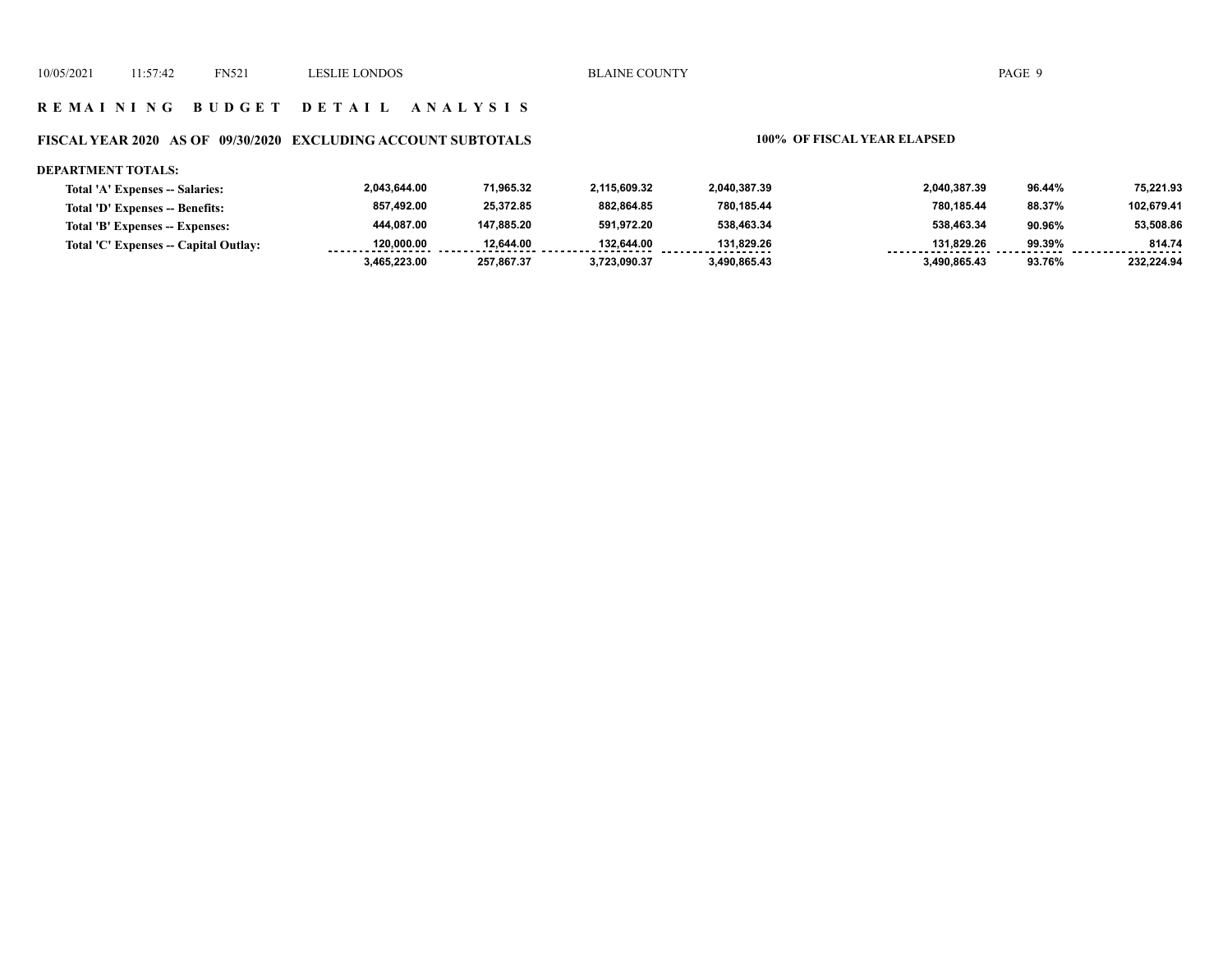## R E M A I N I N G   B U D G E T   D E T A I L   A N A L Y S I S

### FISCAL YEAR 2020   AS OF  09/30/2020   EXCLUDING ACCOUNT SUBTOTALS

**100% OF FISCAL YEAR ELAPSED**

**DEPARTMENT TOTALS:**

| | | | | | | | |
|---|---|---|---|---|---|---|---|
| Total 'A' Expenses -- Salaries: | 2,043,644.00 | 71,965.32 | 2,115,609.32 | 2,040,387.39 | 2,040,387.39 | 96.44% | 75,221.93 |
| Total 'D' Expenses -- Benefits: | 857,492.00 | 25,372.85 | 882,864.85 | 780,185.44 | 780,185.44 | 88.37% | 102,679.41 |
| Total 'B' Expenses -- Expenses: | 444,087.00 | 147,885.20 | 591,972.20 | 538,463.34 | 538,463.34 | 90.96% | 53,508.86 |
| Total 'C' Expenses -- Capital Outlay: | 120,000.00 | 12,644.00 | 132,644.00 | 131,829.26 | 131,829.26 | 99.39% | 814.74 |
| | 3,465,223.00 | 257,867.37 | 3,723,090.37 | 3,490,865.43 | 3,490,865.43 | 93.76% | 232,224.94 |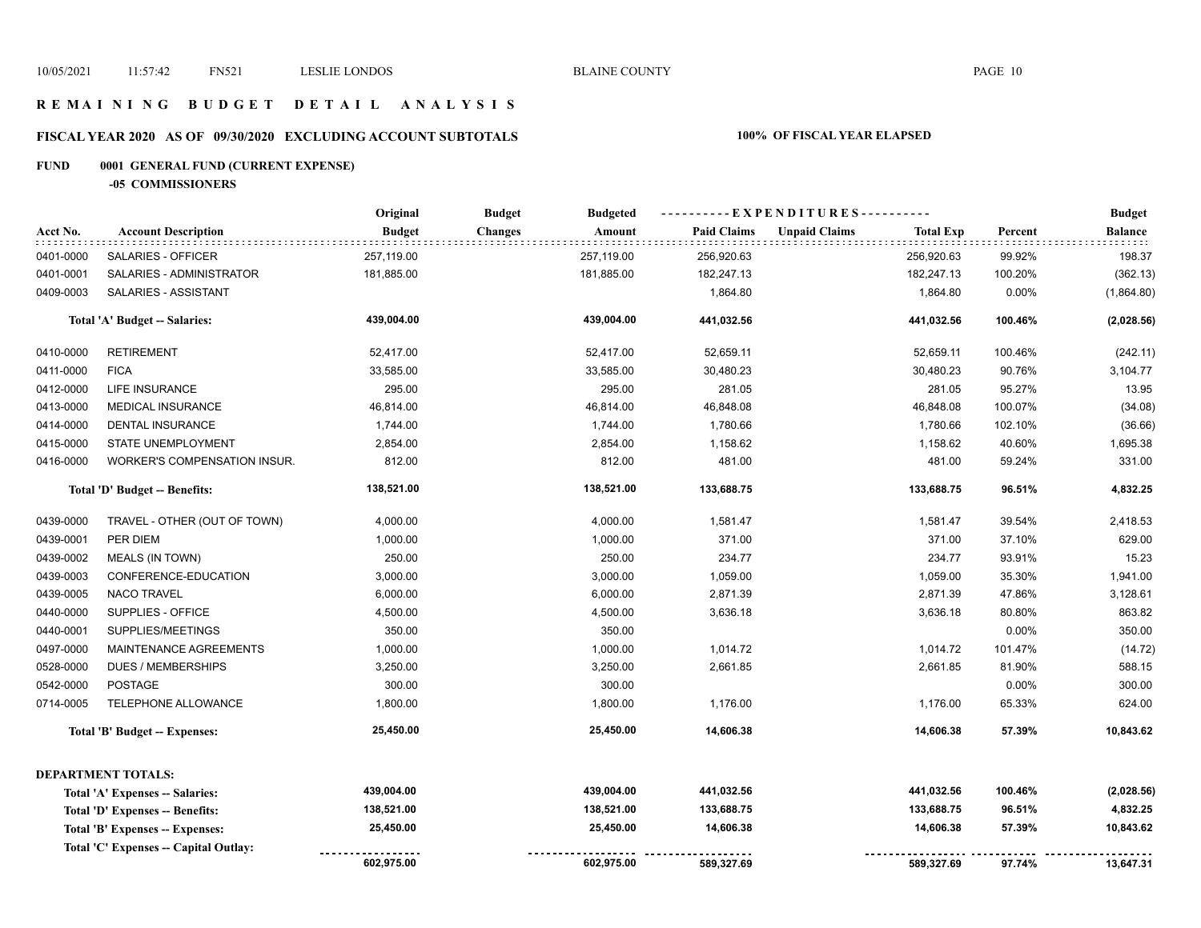# R E M A I N I N G   B U D G E T   D E T A I L   A N A L Y S I S

## FISCAL YEAR 2020 AS OF 09/30/2020 EXCLUDING ACCOUNT SUBTOTALS

**100% OF FISCAL YEAR ELAPSED**

### FUND 0001 GENERAL FUND (CURRENT EXPENSE)

**-05 COMMISSIONERS**

| Acct No. | Account Description | Original Budget | Budget Changes | Budgeted Amount | Paid Claims | Unpaid Claims | Total Exp | Percent | Budget Balance |
|---|---|---|---|---|---|---|---|---|---|
| 0401-0000 | SALARIES - OFFICER | 257,119.00 | | 257,119.00 | 256,920.63 | | 256,920.63 | 99.92% | 198.37 |
| 0401-0001 | SALARIES - ADMINISTRATOR | 181,885.00 | | 181,885.00 | 182,247.13 | | 182,247.13 | 100.20% | (362.13) |
| 0409-0003 | SALARIES - ASSISTANT | | | | 1,864.80 | | 1,864.80 | 0.00% | (1,864.80) |
| | **Total 'A' Budget -- Salaries:** | **439,004.00** | | **439,004.00** | **441,032.56** | | **441,032.56** | **100.46%** | **(2,028.56)** |
| 0410-0000 | RETIREMENT | 52,417.00 | | 52,417.00 | 52,659.11 | | 52,659.11 | 100.46% | (242.11) |
| 0411-0000 | FICA | 33,585.00 | | 33,585.00 | 30,480.23 | | 30,480.23 | 90.76% | 3,104.77 |
| 0412-0000 | LIFE INSURANCE | 295.00 | | 295.00 | 281.05 | | 281.05 | 95.27% | 13.95 |
| 0413-0000 | MEDICAL INSURANCE | 46,814.00 | | 46,814.00 | 46,848.08 | | 46,848.08 | 100.07% | (34.08) |
| 0414-0000 | DENTAL INSURANCE | 1,744.00 | | 1,744.00 | 1,780.66 | | 1,780.66 | 102.10% | (36.66) |
| 0415-0000 | STATE UNEMPLOYMENT | 2,854.00 | | 2,854.00 | 1,158.62 | | 1,158.62 | 40.60% | 1,695.38 |
| 0416-0000 | WORKER'S COMPENSATION INSUR. | 812.00 | | 812.00 | 481.00 | | 481.00 | 59.24% | 331.00 |
| | **Total 'D' Budget -- Benefits:** | **138,521.00** | | **138,521.00** | **133,688.75** | | **133,688.75** | **96.51%** | **4,832.25** |
| 0439-0000 | TRAVEL - OTHER (OUT OF TOWN) | 4,000.00 | | 4,000.00 | 1,581.47 | | 1,581.47 | 39.54% | 2,418.53 |
| 0439-0001 | PER DIEM | 1,000.00 | | 1,000.00 | 371.00 | | 371.00 | 37.10% | 629.00 |
| 0439-0002 | MEALS (IN TOWN) | 250.00 | | 250.00 | 234.77 | | 234.77 | 93.91% | 15.23 |
| 0439-0003 | CONFERENCE-EDUCATION | 3,000.00 | | 3,000.00 | 1,059.00 | | 1,059.00 | 35.30% | 1,941.00 |
| 0439-0005 | NACO TRAVEL | 6,000.00 | | 6,000.00 | 2,871.39 | | 2,871.39 | 47.86% | 3,128.61 |
| 0440-0000 | SUPPLIES - OFFICE | 4,500.00 | | 4,500.00 | 3,636.18 | | 3,636.18 | 80.80% | 863.82 |
| 0440-0001 | SUPPLIES/MEETINGS | 350.00 | | 350.00 | | | | 0.00% | 350.00 |
| 0497-0000 | MAINTENANCE AGREEMENTS | 1,000.00 | | 1,000.00 | 1,014.72 | | 1,014.72 | 101.47% | (14.72) |
| 0528-0000 | DUES / MEMBERSHIPS | 3,250.00 | | 3,250.00 | 2,661.85 | | 2,661.85 | 81.90% | 588.15 |
| 0542-0000 | POSTAGE | 300.00 | | 300.00 | | | | 0.00% | 300.00 |
| 0714-0005 | TELEPHONE ALLOWANCE | 1,800.00 | | 1,800.00 | 1,176.00 | | 1,176.00 | 65.33% | 624.00 |
| | **Total 'B' Budget -- Expenses:** | **25,450.00** | | **25,450.00** | **14,606.38** | | **14,606.38** | **57.39%** | **10,843.62** |

**DEPARTMENT TOTALS:**

| | Original Budget | Budget Changes | Budgeted Amount | Paid Claims | Unpaid Claims | Total Exp | Percent | Budget Balance |
|---|---|---|---|---|---|---|---|---|
| **Total 'A' Expenses -- Salaries:** | **439,004.00** | | **439,004.00** | **441,032.56** | | **441,032.56** | **100.46%** | **(2,028.56)** |
| **Total 'D' Expenses -- Benefits:** | **138,521.00** | | **138,521.00** | **133,688.75** | | **133,688.75** | **96.51%** | **4,832.25** |
| **Total 'B' Expenses -- Expenses:** | **25,450.00** | | **25,450.00** | **14,606.38** | | **14,606.38** | **57.39%** | **10,843.62** |
| **Total 'C' Expenses -- Capital Outlay:** | | | | | | | | |
| | **602,975.00** | | **602,975.00** | **589,327.69** | | **589,327.69** | **97.74%** | **13,647.31** |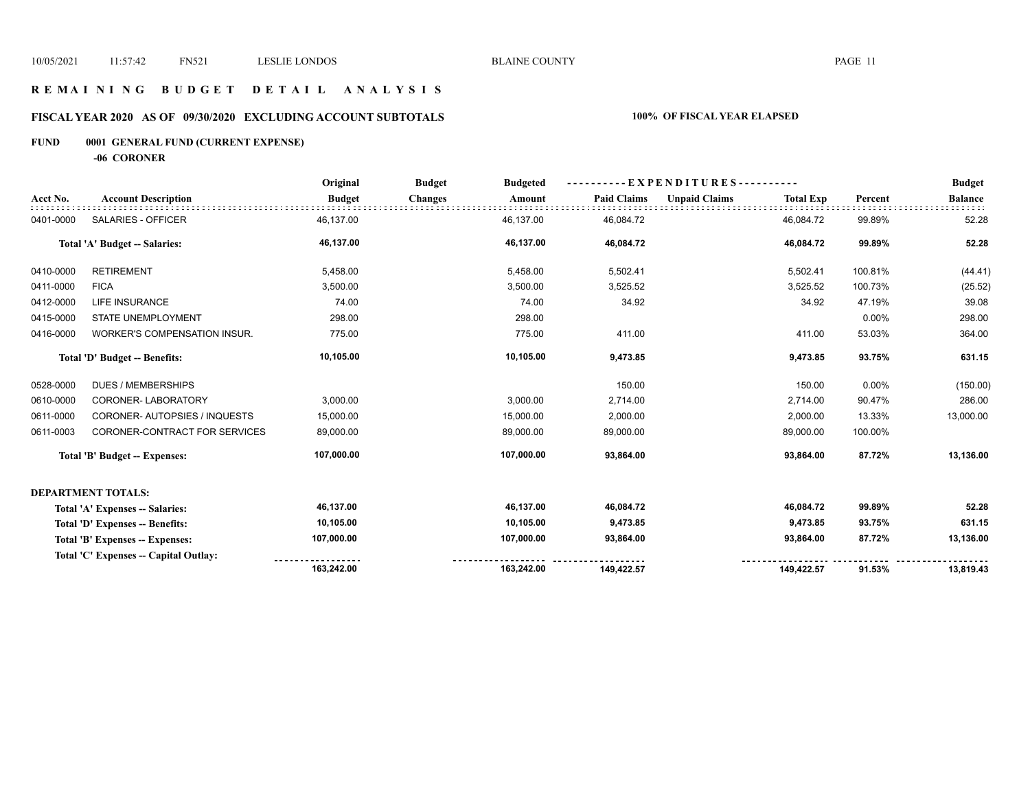# REMAINING BUDGET DETAIL ANALYSIS

## FISCAL YEAR 2020 AS OF 09/30/2020 EXCLUDING ACCOUNT SUBTOTALS — 100% OF FISCAL YEAR ELAPSED

### FUND 0001 GENERAL FUND (CURRENT EXPENSE)

**-06 CORONER**

| Acct No. | Account Description | Original Budget | Budget Changes | Budgeted Amount | Paid Claims | Unpaid Claims | Total Exp | Percent | Budget Balance |
|---|---|---|---|---|---|---|---|---|---|
| 0401-0000 | SALARIES - OFFICER | 46,137.00 | | 46,137.00 | 46,084.72 | | 46,084.72 | 99.89% | 52.28 |
| | **Total 'A' Budget -- Salaries:** | **46,137.00** | | **46,137.00** | **46,084.72** | | **46,084.72** | **99.89%** | **52.28** |
| 0410-0000 | RETIREMENT | 5,458.00 | | 5,458.00 | 5,502.41 | | 5,502.41 | 100.81% | (44.41) |
| 0411-0000 | FICA | 3,500.00 | | 3,500.00 | 3,525.52 | | 3,525.52 | 100.73% | (25.52) |
| 0412-0000 | LIFE INSURANCE | 74.00 | | 74.00 | 34.92 | | 34.92 | 47.19% | 39.08 |
| 0415-0000 | STATE UNEMPLOYMENT | 298.00 | | 298.00 | | | | 0.00% | 298.00 |
| 0416-0000 | WORKER'S COMPENSATION INSUR. | 775.00 | | 775.00 | 411.00 | | 411.00 | 53.03% | 364.00 |
| | **Total 'D' Budget -- Benefits:** | **10,105.00** | | **10,105.00** | **9,473.85** | | **9,473.85** | **93.75%** | **631.15** |
| 0528-0000 | DUES / MEMBERSHIPS | | | | 150.00 | | 150.00 | 0.00% | (150.00) |
| 0610-0000 | CORONER- LABORATORY | 3,000.00 | | 3,000.00 | 2,714.00 | | 2,714.00 | 90.47% | 286.00 |
| 0611-0000 | CORONER- AUTOPSIES / INQUESTS | 15,000.00 | | 15,000.00 | 2,000.00 | | 2,000.00 | 13.33% | 13,000.00 |
| 0611-0003 | CORONER-CONTRACT FOR SERVICES | 89,000.00 | | 89,000.00 | 89,000.00 | | 89,000.00 | 100.00% | |
| | **Total 'B' Budget -- Expenses:** | **107,000.00** | | **107,000.00** | **93,864.00** | | **93,864.00** | **87.72%** | **13,136.00** |

**DEPARTMENT TOTALS:**

| | Original Budget | Budget Changes | Budgeted Amount | Paid Claims | Unpaid Claims | Total Exp | Percent | Budget Balance |
|---|---|---|---|---|---|---|---|---|
| **Total 'A' Expenses -- Salaries:** | **46,137.00** | | **46,137.00** | **46,084.72** | | **46,084.72** | **99.89%** | **52.28** |
| **Total 'D' Expenses -- Benefits:** | **10,105.00** | | **10,105.00** | **9,473.85** | | **9,473.85** | **93.75%** | **631.15** |
| **Total 'B' Expenses -- Expenses:** | **107,000.00** | | **107,000.00** | **93,864.00** | | **93,864.00** | **87.72%** | **13,136.00** |
| **Total 'C' Expenses -- Capital Outlay:** | | | | | | | | |
| | **163,242.00** | | **163,242.00** | **149,422.57** | | **149,422.57** | **91.53%** | **13,819.43** |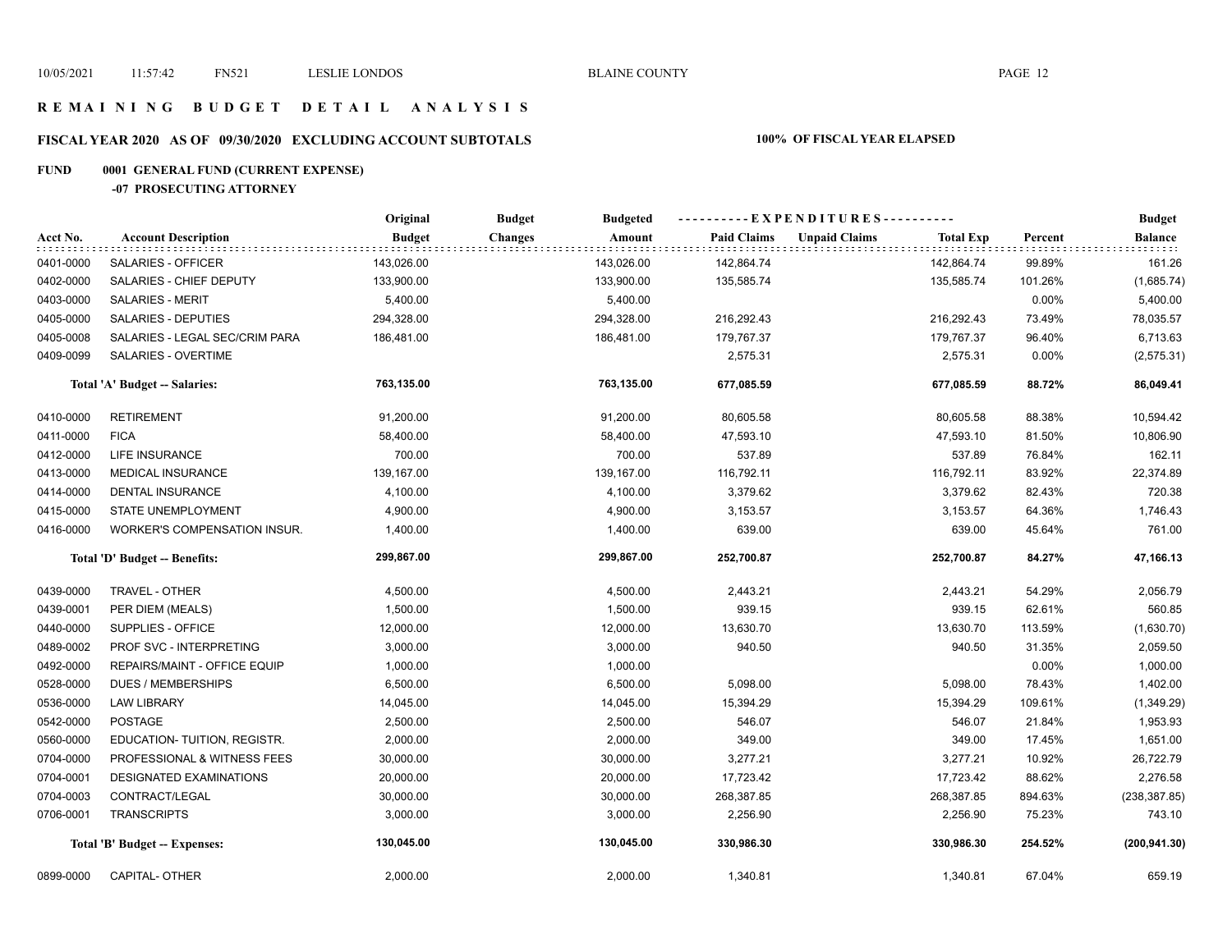# REMAINING BUDGET DETAIL ANALYSIS

## FISCAL YEAR 2020 AS OF 09/30/2020 EXCLUDING ACCOUNT SUBTOTALS

**100% OF FISCAL YEAR ELAPSED**

**FUND 0001 GENERAL FUND (CURRENT EXPENSE)**

**-07 PROSECUTING ATTORNEY**

| Acct No. | Account Description | Original Budget | Budget Changes | Budgeted Amount | Paid Claims | Unpaid Claims | Total Exp | Percent | Budget Balance |
|---|---|---|---|---|---|---|---|---|---|
| 0401-0000 | SALARIES - OFFICER | 143,026.00 | | 143,026.00 | 142,864.74 | | 142,864.74 | 99.89% | 161.26 |
| 0402-0000 | SALARIES - CHIEF DEPUTY | 133,900.00 | | 133,900.00 | 135,585.74 | | 135,585.74 | 101.26% | (1,685.74) |
| 0403-0000 | SALARIES - MERIT | 5,400.00 | | 5,400.00 | | | | 0.00% | 5,400.00 |
| 0405-0000 | SALARIES - DEPUTIES | 294,328.00 | | 294,328.00 | 216,292.43 | | 216,292.43 | 73.49% | 78,035.57 |
| 0405-0008 | SALARIES - LEGAL SEC/CRIM PARA | 186,481.00 | | 186,481.00 | 179,767.37 | | 179,767.37 | 96.40% | 6,713.63 |
| 0409-0099 | SALARIES - OVERTIME | | | | 2,575.31 | | 2,575.31 | 0.00% | (2,575.31) |
| | **Total 'A' Budget -- Salaries:** | **763,135.00** | | **763,135.00** | **677,085.59** | | **677,085.59** | **88.72%** | **86,049.41** |
| 0410-0000 | RETIREMENT | 91,200.00 | | 91,200.00 | 80,605.58 | | 80,605.58 | 88.38% | 10,594.42 |
| 0411-0000 | FICA | 58,400.00 | | 58,400.00 | 47,593.10 | | 47,593.10 | 81.50% | 10,806.90 |
| 0412-0000 | LIFE INSURANCE | 700.00 | | 700.00 | 537.89 | | 537.89 | 76.84% | 162.11 |
| 0413-0000 | MEDICAL INSURANCE | 139,167.00 | | 139,167.00 | 116,792.11 | | 116,792.11 | 83.92% | 22,374.89 |
| 0414-0000 | DENTAL INSURANCE | 4,100.00 | | 4,100.00 | 3,379.62 | | 3,379.62 | 82.43% | 720.38 |
| 0415-0000 | STATE UNEMPLOYMENT | 4,900.00 | | 4,900.00 | 3,153.57 | | 3,153.57 | 64.36% | 1,746.43 |
| 0416-0000 | WORKER'S COMPENSATION INSUR. | 1,400.00 | | 1,400.00 | 639.00 | | 639.00 | 45.64% | 761.00 |
| | **Total 'D' Budget -- Benefits:** | **299,867.00** | | **299,867.00** | **252,700.87** | | **252,700.87** | **84.27%** | **47,166.13** |
| 0439-0000 | TRAVEL - OTHER | 4,500.00 | | 4,500.00 | 2,443.21 | | 2,443.21 | 54.29% | 2,056.79 |
| 0439-0001 | PER DIEM (MEALS) | 1,500.00 | | 1,500.00 | 939.15 | | 939.15 | 62.61% | 560.85 |
| 0440-0000 | SUPPLIES - OFFICE | 12,000.00 | | 12,000.00 | 13,630.70 | | 13,630.70 | 113.59% | (1,630.70) |
| 0489-0002 | PROF SVC - INTERPRETING | 3,000.00 | | 3,000.00 | 940.50 | | 940.50 | 31.35% | 2,059.50 |
| 0492-0000 | REPAIRS/MAINT - OFFICE EQUIP | 1,000.00 | | 1,000.00 | | | | 0.00% | 1,000.00 |
| 0528-0000 | DUES / MEMBERSHIPS | 6,500.00 | | 6,500.00 | 5,098.00 | | 5,098.00 | 78.43% | 1,402.00 |
| 0536-0000 | LAW LIBRARY | 14,045.00 | | 14,045.00 | 15,394.29 | | 15,394.29 | 109.61% | (1,349.29) |
| 0542-0000 | POSTAGE | 2,500.00 | | 2,500.00 | 546.07 | | 546.07 | 21.84% | 1,953.93 |
| 0560-0000 | EDUCATION- TUITION, REGISTR. | 2,000.00 | | 2,000.00 | 349.00 | | 349.00 | 17.45% | 1,651.00 |
| 0704-0000 | PROFESSIONAL & WITNESS FEES | 30,000.00 | | 30,000.00 | 3,277.21 | | 3,277.21 | 10.92% | 26,722.79 |
| 0704-0001 | DESIGNATED EXAMINATIONS | 20,000.00 | | 20,000.00 | 17,723.42 | | 17,723.42 | 88.62% | 2,276.58 |
| 0704-0003 | CONTRACT/LEGAL | 30,000.00 | | 30,000.00 | 268,387.85 | | 268,387.85 | 894.63% | (238,387.85) |
| 0706-0001 | TRANSCRIPTS | 3,000.00 | | 3,000.00 | 2,256.90 | | 2,256.90 | 75.23% | 743.10 |
| | **Total 'B' Budget -- Expenses:** | **130,045.00** | | **130,045.00** | **330,986.30** | | **330,986.30** | **254.52%** | **(200,941.30)** |
| 0899-0000 | CAPITAL- OTHER | 2,000.00 | | 2,000.00 | 1,340.81 | | 1,340.81 | 67.04% | 659.19 |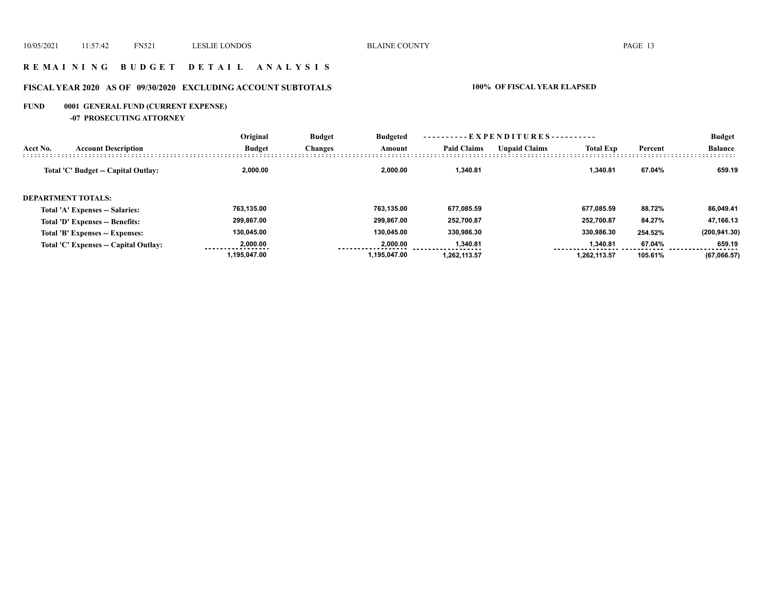# R E M A I N I N G   B U D G E T   D E T A I L   A N A L Y S I S

## FISCAL YEAR 2020 AS OF 09/30/2020 EXCLUDING ACCOUNT SUBTOTALS — 100% OF FISCAL YEAR ELAPSED

### FUND 0001 GENERAL FUND (CURRENT EXPENSE)

#### -07 PROSECUTING ATTORNEY

| Acct No. | Account Description | Original Budget | Budget Changes | Budgeted Amount | EXPENDITURES Paid Claims | Unpaid Claims | Total Exp | Percent | Budget Balance |
|---|---|---|---|---|---|---|---|---|---|
| | **Total 'C' Budget -- Capital Outlay:** | **2,000.00** | | **2,000.00** | **1,340.81** | | **1,340.81** | **67.04%** | **659.19** |
| | **DEPARTMENT TOTALS:** | | | | | | | | |
| | **Total 'A' Expenses -- Salaries:** | **763,135.00** | | **763,135.00** | **677,085.59** | | **677,085.59** | **88.72%** | **86,049.41** |
| | **Total 'D' Expenses -- Benefits:** | **299,867.00** | | **299,867.00** | **252,700.87** | | **252,700.87** | **84.27%** | **47,166.13** |
| | **Total 'B' Expenses -- Expenses:** | **130,045.00** | | **130,045.00** | **330,986.30** | | **330,986.30** | **254.52%** | **(200,941.30)** |
| | **Total 'C' Expenses -- Capital Outlay:** | **2,000.00** | | **2,000.00** | **1,340.81** | | **1,340.81** | **67.04%** | **659.19** |
| | | **1,195,047.00** | | **1,195,047.00** | **1,262,113.57** | | **1,262,113.57** | **105.61%** | **(67,066.57)** |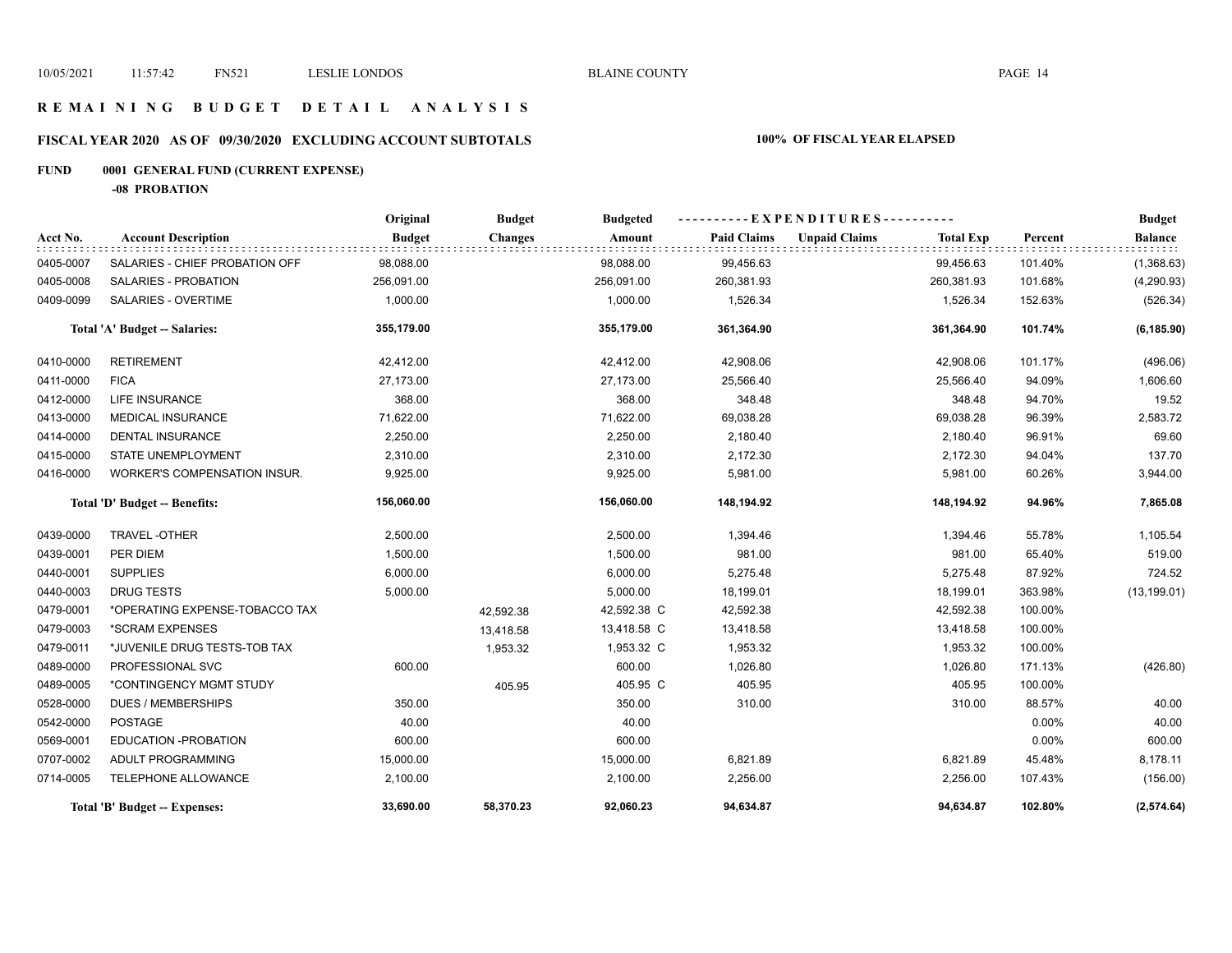# REMAINING BUDGET DETAIL ANALYSIS

## FISCAL YEAR 2020 AS OF 09/30/2020 EXCLUDING ACCOUNT SUBTOTALS

**100% OF FISCAL YEAR ELAPSED**

**FUND 0001 GENERAL FUND (CURRENT EXPENSE)**

**-08 PROBATION**

| Acct No. | Account Description | Original Budget | Budget Changes | Budgeted Amount | Paid Claims | Unpaid Claims | Total Exp | Percent | Budget Balance |
|---|---|---|---|---|---|---|---|---|---|
| 0405-0007 | SALARIES - CHIEF PROBATION OFF | 98,088.00 | | 98,088.00 | 99,456.63 | | 99,456.63 | 101.40% | (1,368.63) |
| 0405-0008 | SALARIES - PROBATION | 256,091.00 | | 256,091.00 | 260,381.93 | | 260,381.93 | 101.68% | (4,290.93) |
| 0409-0099 | SALARIES - OVERTIME | 1,000.00 | | 1,000.00 | 1,526.34 | | 1,526.34 | 152.63% | (526.34) |
| | **Total 'A' Budget -- Salaries:** | **355,179.00** | | **355,179.00** | **361,364.90** | | **361,364.90** | **101.74%** | **(6,185.90)** |
| 0410-0000 | RETIREMENT | 42,412.00 | | 42,412.00 | 42,908.06 | | 42,908.06 | 101.17% | (496.06) |
| 0411-0000 | FICA | 27,173.00 | | 27,173.00 | 25,566.40 | | 25,566.40 | 94.09% | 1,606.60 |
| 0412-0000 | LIFE INSURANCE | 368.00 | | 368.00 | 348.48 | | 348.48 | 94.70% | 19.52 |
| 0413-0000 | MEDICAL INSURANCE | 71,622.00 | | 71,622.00 | 69,038.28 | | 69,038.28 | 96.39% | 2,583.72 |
| 0414-0000 | DENTAL INSURANCE | 2,250.00 | | 2,250.00 | 2,180.40 | | 2,180.40 | 96.91% | 69.60 |
| 0415-0000 | STATE UNEMPLOYMENT | 2,310.00 | | 2,310.00 | 2,172.30 | | 2,172.30 | 94.04% | 137.70 |
| 0416-0000 | WORKER'S COMPENSATION INSUR. | 9,925.00 | | 9,925.00 | 5,981.00 | | 5,981.00 | 60.26% | 3,944.00 |
| | **Total 'D' Budget -- Benefits:** | **156,060.00** | | **156,060.00** | **148,194.92** | | **148,194.92** | **94.96%** | **7,865.08** |
| 0439-0000 | TRAVEL -OTHER | 2,500.00 | | 2,500.00 | 1,394.46 | | 1,394.46 | 55.78% | 1,105.54 |
| 0439-0001 | PER DIEM | 1,500.00 | | 1,500.00 | 981.00 | | 981.00 | 65.40% | 519.00 |
| 0440-0001 | SUPPLIES | 6,000.00 | | 6,000.00 | 5,275.48 | | 5,275.48 | 87.92% | 724.52 |
| 0440-0003 | DRUG TESTS | 5,000.00 | | 5,000.00 | 18,199.01 | | 18,199.01 | 363.98% | (13,199.01) |
| 0479-0001 | *OPERATING EXPENSE-TOBACCO TAX | | 42,592.38 | 42,592.38 C | 42,592.38 | | 42,592.38 | 100.00% | |
| 0479-0003 | *SCRAM EXPENSES | | 13,418.58 | 13,418.58 C | 13,418.58 | | 13,418.58 | 100.00% | |
| 0479-0011 | *JUVENILE DRUG TESTS-TOB TAX | | 1,953.32 | 1,953.32 C | 1,953.32 | | 1,953.32 | 100.00% | |
| 0489-0000 | PROFESSIONAL SVC | 600.00 | | 600.00 | 1,026.80 | | 1,026.80 | 171.13% | (426.80) |
| 0489-0005 | *CONTINGENCY MGMT STUDY | | 405.95 | 405.95 C | 405.95 | | 405.95 | 100.00% | |
| 0528-0000 | DUES / MEMBERSHIPS | 350.00 | | 350.00 | 310.00 | | 310.00 | 88.57% | 40.00 |
| 0542-0000 | POSTAGE | 40.00 | | 40.00 | | | | 0.00% | 40.00 |
| 0569-0001 | EDUCATION -PROBATION | 600.00 | | 600.00 | | | | 0.00% | 600.00 |
| 0707-0002 | ADULT PROGRAMMING | 15,000.00 | | 15,000.00 | 6,821.89 | | 6,821.89 | 45.48% | 8,178.11 |
| 0714-0005 | TELEPHONE ALLOWANCE | 2,100.00 | | 2,100.00 | 2,256.00 | | 2,256.00 | 107.43% | (156.00) |
| | **Total 'B' Budget -- Expenses:** | **33,690.00** | **58,370.23** | **92,060.23** | **94,634.87** | | **94,634.87** | **102.80%** | **(2,574.64)** |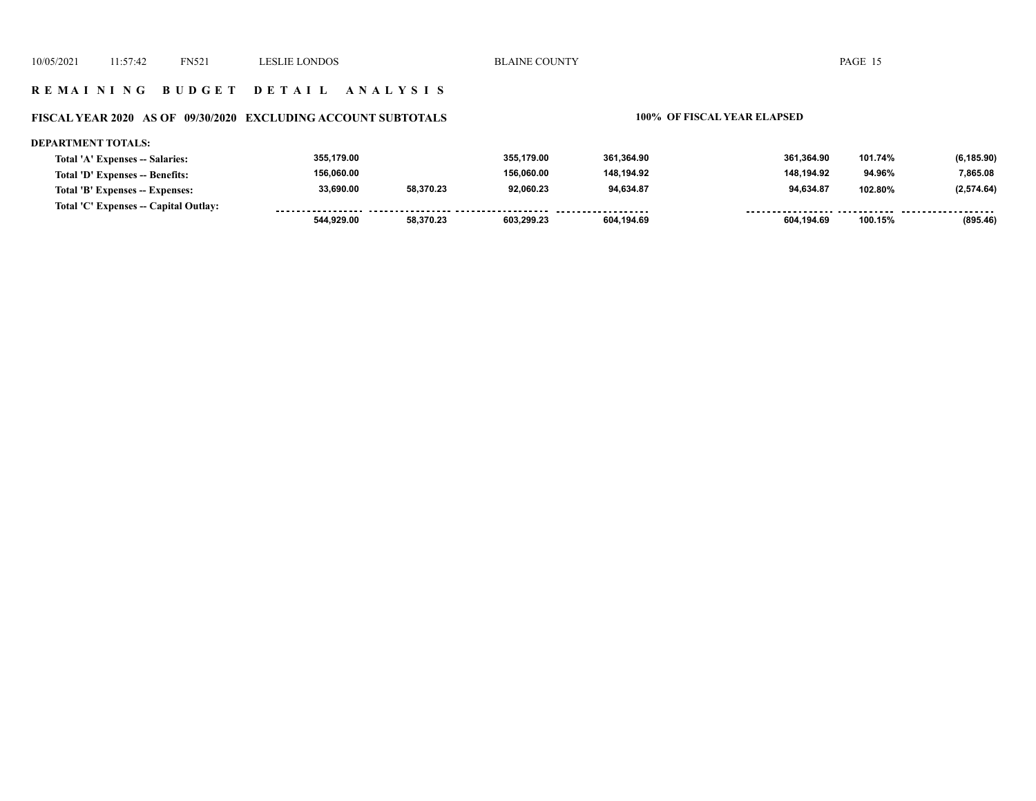**R E M A I N I N G   B U D G E T   D E T A I L   A N A L Y S I S**

**FISCAL YEAR 2020 AS OF 09/30/2020 EXCLUDING ACCOUNT SUBTOTALS**

**100% OF FISCAL YEAR ELAPSED**

**DEPARTMENT TOTALS:**

| | | | | | | | |
|---|---|---|---|---|---|---|---|
| **Total 'A' Expenses -- Salaries:** | 355,179.00 | | 355,179.00 | 361,364.90 | 361,364.90 | 101.74% | (6,185.90) |
| **Total 'D' Expenses -- Benefits:** | 156,060.00 | | 156,060.00 | 148,194.92 | 148,194.92 | 94.96% | 7,865.08 |
| **Total 'B' Expenses -- Expenses:** | 33,690.00 | 58,370.23 | 92,060.23 | 94,634.87 | 94,634.87 | 102.80% | (2,574.64) |
| **Total 'C' Expenses -- Capital Outlay:** | | | | | | | |
| | 544,929.00 | 58,370.23 | 603,299.23 | 604,194.69 | 604,194.69 | 100.15% | (895.46) |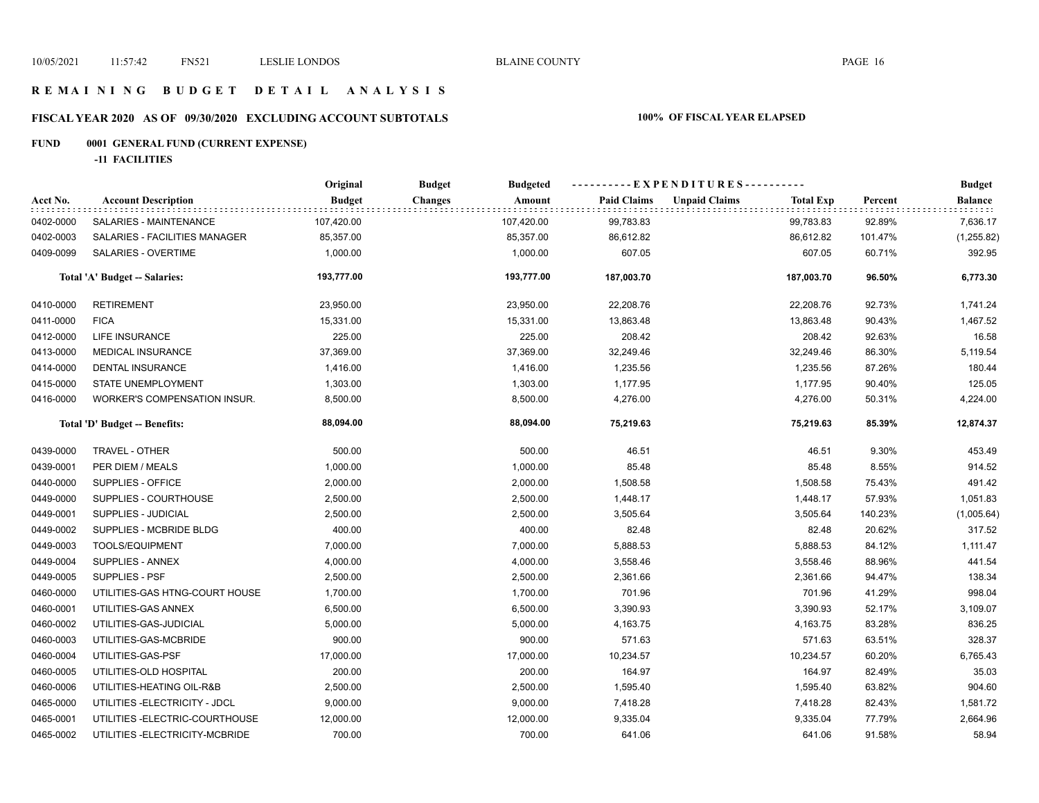# REMAINING BUDGET DETAIL ANALYSIS

## FISCAL YEAR 2020 AS OF 09/30/2020 EXCLUDING ACCOUNT SUBTOTALS

**100% OF FISCAL YEAR ELAPSED**

### FUND 0001 GENERAL FUND (CURRENT EXPENSE)

#### -11 FACILITIES

| Acct No. | Account Description | Original Budget | Budget Changes | Budgeted Amount | EXPENDITURES Paid Claims | Unpaid Claims | Total Exp | Percent | Budget Balance |
|---|---|---|---|---|---|---|---|---|---|
| 0402-0000 | SALARIES - MAINTENANCE | 107,420.00 | | 107,420.00 | 99,783.83 | | 99,783.83 | 92.89% | 7,636.17 |
| 0402-0003 | SALARIES - FACILITIES MANAGER | 85,357.00 | | 85,357.00 | 86,612.82 | | 86,612.82 | 101.47% | (1,255.82) |
| 0409-0099 | SALARIES - OVERTIME | 1,000.00 | | 1,000.00 | 607.05 | | 607.05 | 60.71% | 392.95 |
| | **Total 'A' Budget -- Salaries:** | **193,777.00** | | **193,777.00** | **187,003.70** | | **187,003.70** | **96.50%** | **6,773.30** |
| 0410-0000 | RETIREMENT | 23,950.00 | | 23,950.00 | 22,208.76 | | 22,208.76 | 92.73% | 1,741.24 |
| 0411-0000 | FICA | 15,331.00 | | 15,331.00 | 13,863.48 | | 13,863.48 | 90.43% | 1,467.52 |
| 0412-0000 | LIFE INSURANCE | 225.00 | | 225.00 | 208.42 | | 208.42 | 92.63% | 16.58 |
| 0413-0000 | MEDICAL INSURANCE | 37,369.00 | | 37,369.00 | 32,249.46 | | 32,249.46 | 86.30% | 5,119.54 |
| 0414-0000 | DENTAL INSURANCE | 1,416.00 | | 1,416.00 | 1,235.56 | | 1,235.56 | 87.26% | 180.44 |
| 0415-0000 | STATE UNEMPLOYMENT | 1,303.00 | | 1,303.00 | 1,177.95 | | 1,177.95 | 90.40% | 125.05 |
| 0416-0000 | WORKER'S COMPENSATION INSUR. | 8,500.00 | | 8,500.00 | 4,276.00 | | 4,276.00 | 50.31% | 4,224.00 |
| | **Total 'D' Budget -- Benefits:** | **88,094.00** | | **88,094.00** | **75,219.63** | | **75,219.63** | **85.39%** | **12,874.37** |
| 0439-0000 | TRAVEL - OTHER | 500.00 | | 500.00 | 46.51 | | 46.51 | 9.30% | 453.49 |
| 0439-0001 | PER DIEM / MEALS | 1,000.00 | | 1,000.00 | 85.48 | | 85.48 | 8.55% | 914.52 |
| 0440-0000 | SUPPLIES - OFFICE | 2,000.00 | | 2,000.00 | 1,508.58 | | 1,508.58 | 75.43% | 491.42 |
| 0449-0000 | SUPPLIES - COURTHOUSE | 2,500.00 | | 2,500.00 | 1,448.17 | | 1,448.17 | 57.93% | 1,051.83 |
| 0449-0001 | SUPPLIES - JUDICIAL | 2,500.00 | | 2,500.00 | 3,505.64 | | 3,505.64 | 140.23% | (1,005.64) |
| 0449-0002 | SUPPLIES - MCBRIDE BLDG | 400.00 | | 400.00 | 82.48 | | 82.48 | 20.62% | 317.52 |
| 0449-0003 | TOOLS/EQUIPMENT | 7,000.00 | | 7,000.00 | 5,888.53 | | 5,888.53 | 84.12% | 1,111.47 |
| 0449-0004 | SUPPLIES - ANNEX | 4,000.00 | | 4,000.00 | 3,558.46 | | 3,558.46 | 88.96% | 441.54 |
| 0449-0005 | SUPPLIES - PSF | 2,500.00 | | 2,500.00 | 2,361.66 | | 2,361.66 | 94.47% | 138.34 |
| 0460-0000 | UTILITIES-GAS HTNG-COURT HOUSE | 1,700.00 | | 1,700.00 | 701.96 | | 701.96 | 41.29% | 998.04 |
| 0460-0001 | UTILITIES-GAS ANNEX | 6,500.00 | | 6,500.00 | 3,390.93 | | 3,390.93 | 52.17% | 3,109.07 |
| 0460-0002 | UTILITIES-GAS-JUDICIAL | 5,000.00 | | 5,000.00 | 4,163.75 | | 4,163.75 | 83.28% | 836.25 |
| 0460-0003 | UTILITIES-GAS-MCBRIDE | 900.00 | | 900.00 | 571.63 | | 571.63 | 63.51% | 328.37 |
| 0460-0004 | UTILITIES-GAS-PSF | 17,000.00 | | 17,000.00 | 10,234.57 | | 10,234.57 | 60.20% | 6,765.43 |
| 0460-0005 | UTILITIES-OLD HOSPITAL | 200.00 | | 200.00 | 164.97 | | 164.97 | 82.49% | 35.03 |
| 0460-0006 | UTILITIES-HEATING OIL-R&B | 2,500.00 | | 2,500.00 | 1,595.40 | | 1,595.40 | 63.82% | 904.60 |
| 0465-0000 | UTILITIES -ELECTRICITY - JDCL | 9,000.00 | | 9,000.00 | 7,418.28 | | 7,418.28 | 82.43% | 1,581.72 |
| 0465-0001 | UTILITIES -ELECTRIC-COURTHOUSE | 12,000.00 | | 12,000.00 | 9,335.04 | | 9,335.04 | 77.79% | 2,664.96 |
| 0465-0002 | UTILITIES -ELECTRICITY-MCBRIDE | 700.00 | | 700.00 | 641.06 | | 641.06 | 91.58% | 58.94 |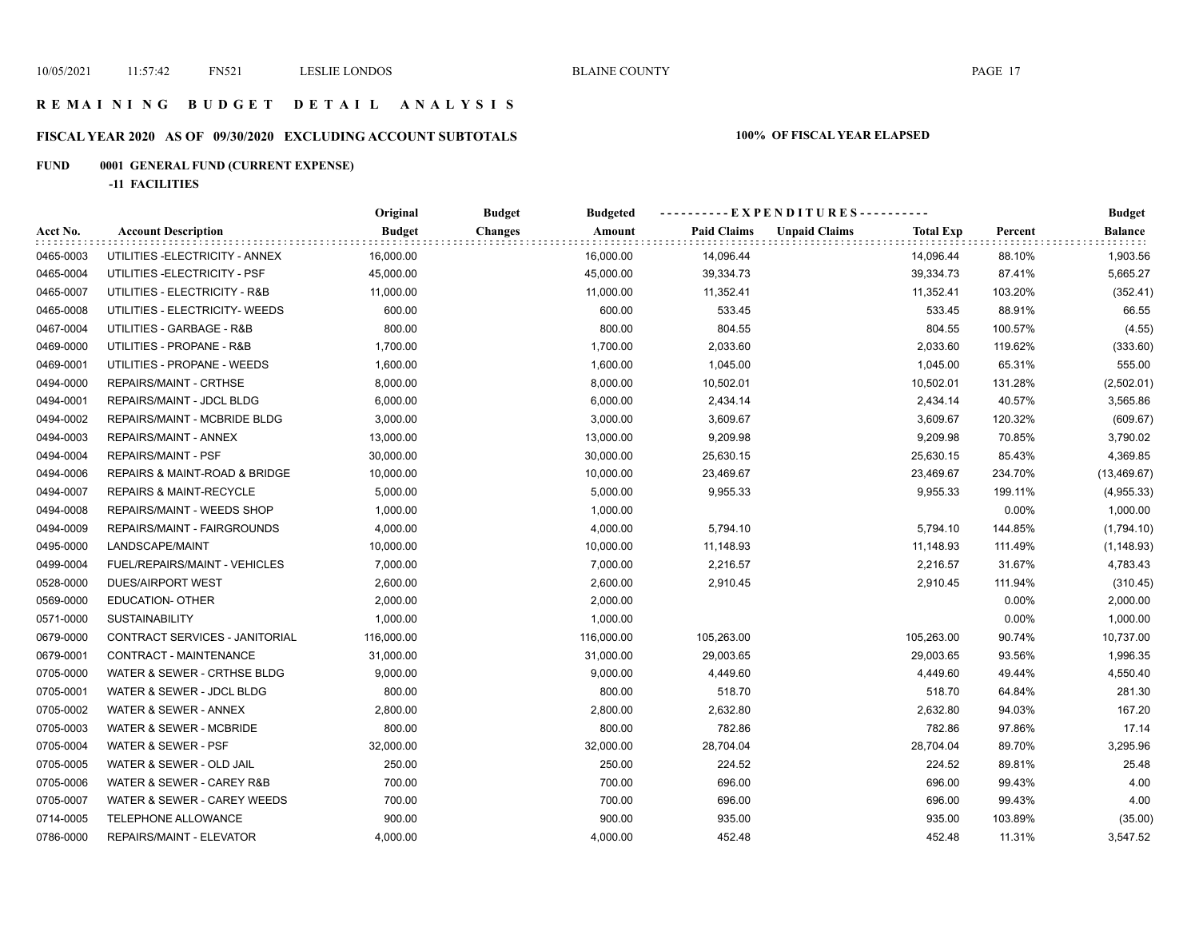# REMAINING BUDGET DETAIL ANALYSIS

## FISCAL YEAR 2020 AS OF 09/30/2020 EXCLUDING ACCOUNT SUBTOTALS

**100% OF FISCAL YEAR ELAPSED**

**FUND 0001 GENERAL FUND (CURRENT EXPENSE)**

**-11 FACILITIES**

| Acct No. | Account Description | Original Budget | Budget Changes | Budgeted Amount | Paid Claims | Unpaid Claims | Total Exp | Percent | Budget Balance |
|---|---|---|---|---|---|---|---|---|---|
| 0465-0003 | UTILITIES -ELECTRICITY - ANNEX | 16,000.00 | | 16,000.00 | 14,096.44 | | 14,096.44 | 88.10% | 1,903.56 |
| 0465-0004 | UTILITIES -ELECTRICITY - PSF | 45,000.00 | | 45,000.00 | 39,334.73 | | 39,334.73 | 87.41% | 5,665.27 |
| 0465-0007 | UTILITIES - ELECTRICITY - R&B | 11,000.00 | | 11,000.00 | 11,352.41 | | 11,352.41 | 103.20% | (352.41) |
| 0465-0008 | UTILITIES - ELECTRICITY- WEEDS | 600.00 | | 600.00 | 533.45 | | 533.45 | 88.91% | 66.55 |
| 0467-0004 | UTILITIES - GARBAGE - R&B | 800.00 | | 800.00 | 804.55 | | 804.55 | 100.57% | (4.55) |
| 0469-0000 | UTILITIES - PROPANE - R&B | 1,700.00 | | 1,700.00 | 2,033.60 | | 2,033.60 | 119.62% | (333.60) |
| 0469-0001 | UTILITIES - PROPANE - WEEDS | 1,600.00 | | 1,600.00 | 1,045.00 | | 1,045.00 | 65.31% | 555.00 |
| 0494-0000 | REPAIRS/MAINT - CRTHSE | 8,000.00 | | 8,000.00 | 10,502.01 | | 10,502.01 | 131.28% | (2,502.01) |
| 0494-0001 | REPAIRS/MAINT - JDCL BLDG | 6,000.00 | | 6,000.00 | 2,434.14 | | 2,434.14 | 40.57% | 3,565.86 |
| 0494-0002 | REPAIRS/MAINT - MCBRIDE BLDG | 3,000.00 | | 3,000.00 | 3,609.67 | | 3,609.67 | 120.32% | (609.67) |
| 0494-0003 | REPAIRS/MAINT - ANNEX | 13,000.00 | | 13,000.00 | 9,209.98 | | 9,209.98 | 70.85% | 3,790.02 |
| 0494-0004 | REPAIRS/MAINT - PSF | 30,000.00 | | 30,000.00 | 25,630.15 | | 25,630.15 | 85.43% | 4,369.85 |
| 0494-0006 | REPAIRS & MAINT-ROAD & BRIDGE | 10,000.00 | | 10,000.00 | 23,469.67 | | 23,469.67 | 234.70% | (13,469.67) |
| 0494-0007 | REPAIRS & MAINT-RECYCLE | 5,000.00 | | 5,000.00 | 9,955.33 | | 9,955.33 | 199.11% | (4,955.33) |
| 0494-0008 | REPAIRS/MAINT - WEEDS SHOP | 1,000.00 | | 1,000.00 | | | | 0.00% | 1,000.00 |
| 0494-0009 | REPAIRS/MAINT - FAIRGROUNDS | 4,000.00 | | 4,000.00 | 5,794.10 | | 5,794.10 | 144.85% | (1,794.10) |
| 0495-0000 | LANDSCAPE/MAINT | 10,000.00 | | 10,000.00 | 11,148.93 | | 11,148.93 | 111.49% | (1,148.93) |
| 0499-0004 | FUEL/REPAIRS/MAINT - VEHICLES | 7,000.00 | | 7,000.00 | 2,216.57 | | 2,216.57 | 31.67% | 4,783.43 |
| 0528-0000 | DUES/AIRPORT WEST | 2,600.00 | | 2,600.00 | 2,910.45 | | 2,910.45 | 111.94% | (310.45) |
| 0569-0000 | EDUCATION- OTHER | 2,000.00 | | 2,000.00 | | | | 0.00% | 2,000.00 |
| 0571-0000 | SUSTAINABILITY | 1,000.00 | | 1,000.00 | | | | 0.00% | 1,000.00 |
| 0679-0000 | CONTRACT SERVICES - JANITORIAL | 116,000.00 | | 116,000.00 | 105,263.00 | | 105,263.00 | 90.74% | 10,737.00 |
| 0679-0001 | CONTRACT - MAINTENANCE | 31,000.00 | | 31,000.00 | 29,003.65 | | 29,003.65 | 93.56% | 1,996.35 |
| 0705-0000 | WATER & SEWER - CRTHSE BLDG | 9,000.00 | | 9,000.00 | 4,449.60 | | 4,449.60 | 49.44% | 4,550.40 |
| 0705-0001 | WATER & SEWER - JDCL BLDG | 800.00 | | 800.00 | 518.70 | | 518.70 | 64.84% | 281.30 |
| 0705-0002 | WATER & SEWER - ANNEX | 2,800.00 | | 2,800.00 | 2,632.80 | | 2,632.80 | 94.03% | 167.20 |
| 0705-0003 | WATER & SEWER - MCBRIDE | 800.00 | | 800.00 | 782.86 | | 782.86 | 97.86% | 17.14 |
| 0705-0004 | WATER & SEWER - PSF | 32,000.00 | | 32,000.00 | 28,704.04 | | 28,704.04 | 89.70% | 3,295.96 |
| 0705-0005 | WATER & SEWER - OLD JAIL | 250.00 | | 250.00 | 224.52 | | 224.52 | 89.81% | 25.48 |
| 0705-0006 | WATER & SEWER - CAREY R&B | 700.00 | | 700.00 | 696.00 | | 696.00 | 99.43% | 4.00 |
| 0705-0007 | WATER & SEWER - CAREY WEEDS | 700.00 | | 700.00 | 696.00 | | 696.00 | 99.43% | 4.00 |
| 0714-0005 | TELEPHONE ALLOWANCE | 900.00 | | 900.00 | 935.00 | | 935.00 | 103.89% | (35.00) |
| 0786-0000 | REPAIRS/MAINT - ELEVATOR | 4,000.00 | | 4,000.00 | 452.48 | | 452.48 | 11.31% | 3,547.52 |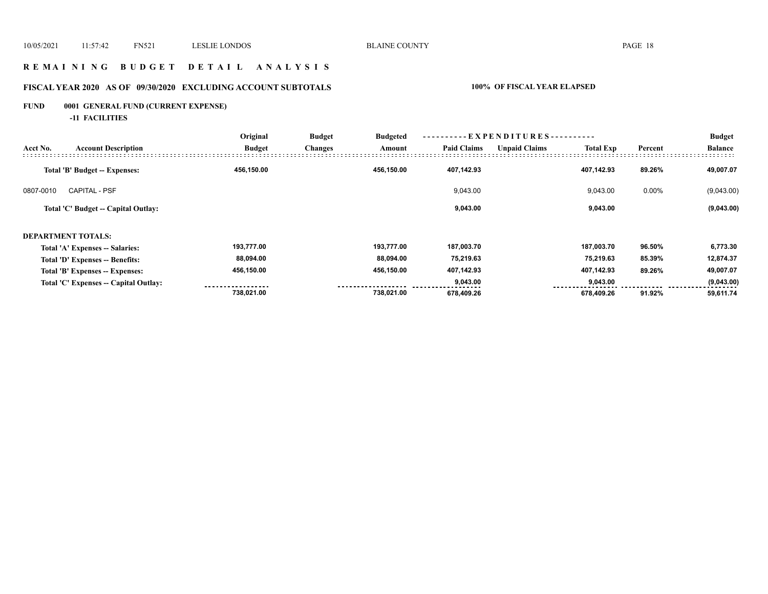## REMAINING BUDGET DETAIL ANALYSIS

### FISCAL YEAR 2020 AS OF 09/30/2020 EXCLUDING ACCOUNT SUBTOTALS — 100% OF FISCAL YEAR ELAPSED

**FUND 0001 GENERAL FUND (CURRENT EXPENSE)**

**-11 FACILITIES**

| Acct No. | Account Description | Original Budget | Budget Changes | Budgeted Amount | Paid Claims | Unpaid Claims | Total Exp | Percent | Budget Balance |
|---|---|---|---|---|---|---|---|---|---|
| | **Total 'B' Budget -- Expenses:** | **456,150.00** | | **456,150.00** | **407,142.93** | | **407,142.93** | **89.26%** | **49,007.07** |
| 0807-0010 | CAPITAL - PSF | | | | 9,043.00 | | 9,043.00 | 0.00% | (9,043.00) |
| | **Total 'C' Budget -- Capital Outlay:** | | | | **9,043.00** | | **9,043.00** | | **(9,043.00)** |
| | **DEPARTMENT TOTALS:** | | | | | | | | |
| | **Total 'A' Expenses -- Salaries:** | **193,777.00** | | **193,777.00** | **187,003.70** | | **187,003.70** | **96.50%** | **6,773.30** |
| | **Total 'D' Expenses -- Benefits:** | **88,094.00** | | **88,094.00** | **75,219.63** | | **75,219.63** | **85.39%** | **12,874.37** |
| | **Total 'B' Expenses -- Expenses:** | **456,150.00** | | **456,150.00** | **407,142.93** | | **407,142.93** | **89.26%** | **49,007.07** |
| | **Total 'C' Expenses -- Capital Outlay:** | | | | **9,043.00** | | **9,043.00** | | **(9,043.00)** |
| | | **738,021.00** | | **738,021.00** | **678,409.26** | | **678,409.26** | **91.92%** | **59,611.74** |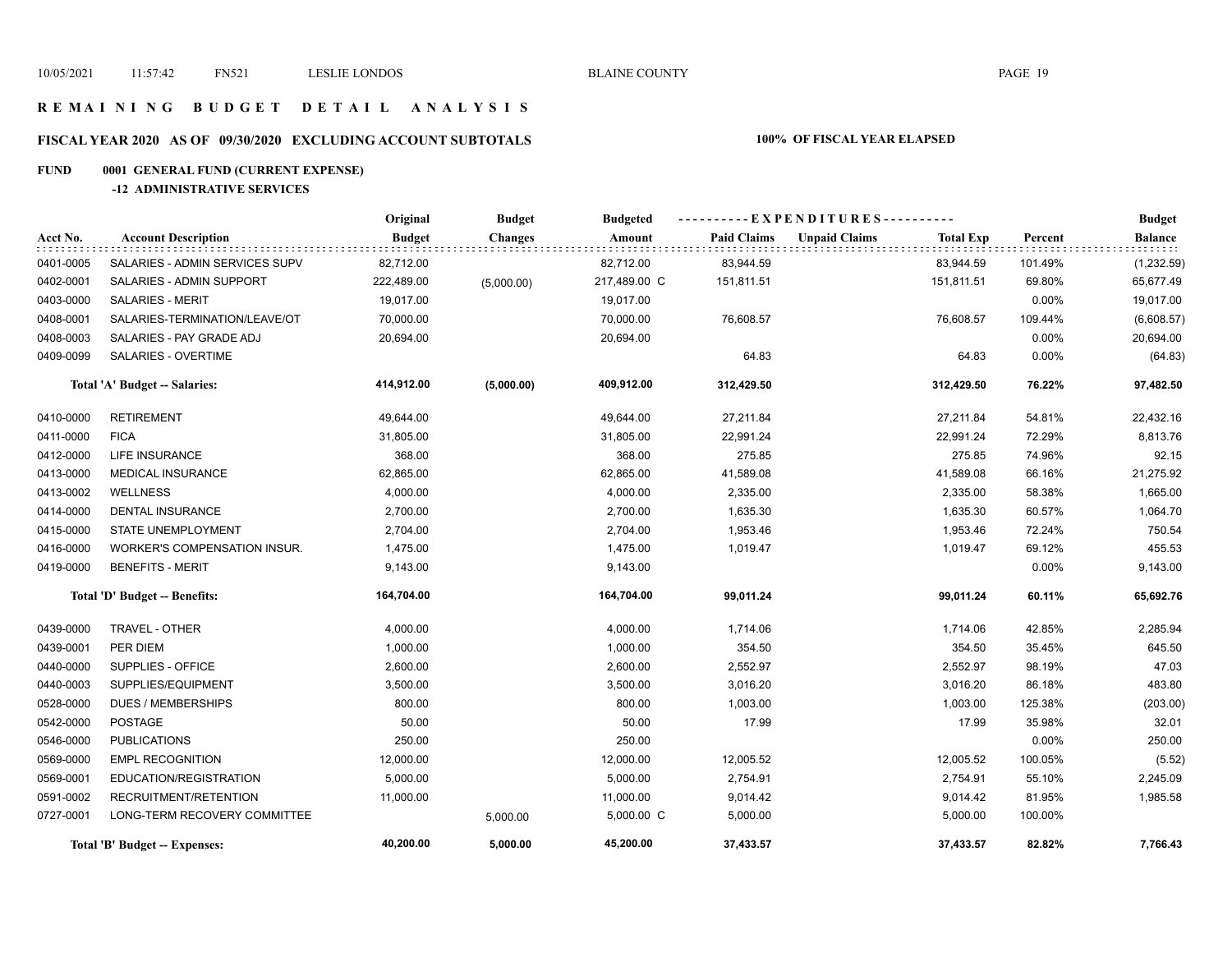# REMAINING BUDGET DETAIL ANALYSIS

## FISCAL YEAR 2020 AS OF 09/30/2020 EXCLUDING ACCOUNT SUBTOTALS — 100% OF FISCAL YEAR ELAPSED

### FUND 0001 GENERAL FUND (CURRENT EXPENSE)

#### -12 ADMINISTRATIVE SERVICES

| Acct No. | Account Description | Original Budget | Budget Changes | Budgeted Amount | Paid Claims | Unpaid Claims | Total Exp | Percent | Budget Balance |
|---|---|---|---|---|---|---|---|---|---|
| 0401-0005 | SALARIES - ADMIN SERVICES SUPV | 82,712.00 | | 82,712.00 | 83,944.59 | | 83,944.59 | 101.49% | (1,232.59) |
| 0402-0001 | SALARIES - ADMIN SUPPORT | 222,489.00 | (5,000.00) | 217,489.00 C | 151,811.51 | | 151,811.51 | 69.80% | 65,677.49 |
| 0403-0000 | SALARIES - MERIT | 19,017.00 | | 19,017.00 | | | | 0.00% | 19,017.00 |
| 0408-0001 | SALARIES-TERMINATION/LEAVE/OT | 70,000.00 | | 70,000.00 | 76,608.57 | | 76,608.57 | 109.44% | (6,608.57) |
| 0408-0003 | SALARIES - PAY GRADE ADJ | 20,694.00 | | 20,694.00 | | | | 0.00% | 20,694.00 |
| 0409-0099 | SALARIES - OVERTIME | | | | 64.83 | | 64.83 | 0.00% | (64.83) |
| | **Total 'A' Budget -- Salaries:** | **414,912.00** | **(5,000.00)** | **409,912.00** | **312,429.50** | | **312,429.50** | **76.22%** | **97,482.50** |
| 0410-0000 | RETIREMENT | 49,644.00 | | 49,644.00 | 27,211.84 | | 27,211.84 | 54.81% | 22,432.16 |
| 0411-0000 | FICA | 31,805.00 | | 31,805.00 | 22,991.24 | | 22,991.24 | 72.29% | 8,813.76 |
| 0412-0000 | LIFE INSURANCE | 368.00 | | 368.00 | 275.85 | | 275.85 | 74.96% | 92.15 |
| 0413-0000 | MEDICAL INSURANCE | 62,865.00 | | 62,865.00 | 41,589.08 | | 41,589.08 | 66.16% | 21,275.92 |
| 0413-0002 | WELLNESS | 4,000.00 | | 4,000.00 | 2,335.00 | | 2,335.00 | 58.38% | 1,665.00 |
| 0414-0000 | DENTAL INSURANCE | 2,700.00 | | 2,700.00 | 1,635.30 | | 1,635.30 | 60.57% | 1,064.70 |
| 0415-0000 | STATE UNEMPLOYMENT | 2,704.00 | | 2,704.00 | 1,953.46 | | 1,953.46 | 72.24% | 750.54 |
| 0416-0000 | WORKER'S COMPENSATION INSUR. | 1,475.00 | | 1,475.00 | 1,019.47 | | 1,019.47 | 69.12% | 455.53 |
| 0419-0000 | BENEFITS - MERIT | 9,143.00 | | 9,143.00 | | | | 0.00% | 9,143.00 |
| | **Total 'D' Budget -- Benefits:** | **164,704.00** | | **164,704.00** | **99,011.24** | | **99,011.24** | **60.11%** | **65,692.76** |
| 0439-0000 | TRAVEL - OTHER | 4,000.00 | | 4,000.00 | 1,714.06 | | 1,714.06 | 42.85% | 2,285.94 |
| 0439-0001 | PER DIEM | 1,000.00 | | 1,000.00 | 354.50 | | 354.50 | 35.45% | 645.50 |
| 0440-0000 | SUPPLIES - OFFICE | 2,600.00 | | 2,600.00 | 2,552.97 | | 2,552.97 | 98.19% | 47.03 |
| 0440-0003 | SUPPLIES/EQUIPMENT | 3,500.00 | | 3,500.00 | 3,016.20 | | 3,016.20 | 86.18% | 483.80 |
| 0528-0000 | DUES / MEMBERSHIPS | 800.00 | | 800.00 | 1,003.00 | | 1,003.00 | 125.38% | (203.00) |
| 0542-0000 | POSTAGE | 50.00 | | 50.00 | 17.99 | | 17.99 | 35.98% | 32.01 |
| 0546-0000 | PUBLICATIONS | 250.00 | | 250.00 | | | | 0.00% | 250.00 |
| 0569-0000 | EMPL RECOGNITION | 12,000.00 | | 12,000.00 | 12,005.52 | | 12,005.52 | 100.05% | (5.52) |
| 0569-0001 | EDUCATION/REGISTRATION | 5,000.00 | | 5,000.00 | 2,754.91 | | 2,754.91 | 55.10% | 2,245.09 |
| 0591-0002 | RECRUITMENT/RETENTION | 11,000.00 | | 11,000.00 | 9,014.42 | | 9,014.42 | 81.95% | 1,985.58 |
| 0727-0001 | LONG-TERM RECOVERY COMMITTEE | | 5,000.00 | 5,000.00 C | 5,000.00 | | 5,000.00 | 100.00% | |
| | **Total 'B' Budget -- Expenses:** | **40,200.00** | **5,000.00** | **45,200.00** | **37,433.57** | | **37,433.57** | **82.82%** | **7,766.43** |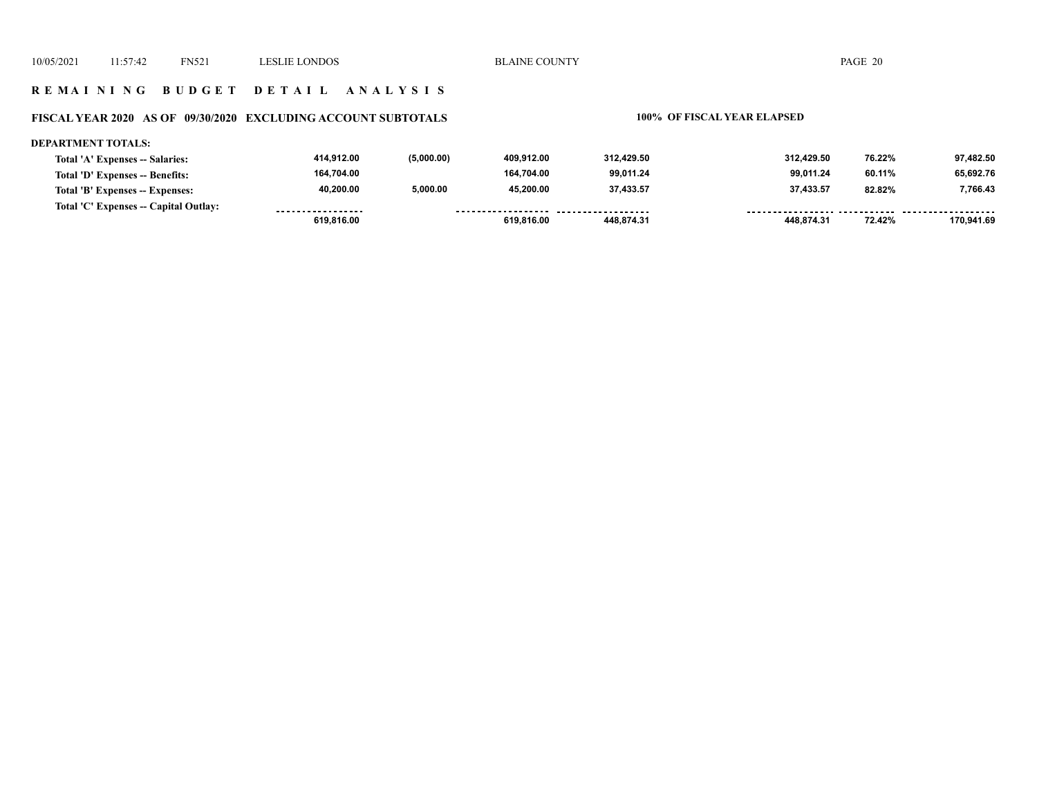## REMAINING BUDGET DETAIL ANALYSIS

### FISCAL YEAR 2020 AS OF 09/30/2020 EXCLUDING ACCOUNT SUBTOTALS

**100% OF FISCAL YEAR ELAPSED**

**DEPARTMENT TOTALS:**

| | | | | | | | |
|---|---|---|---|---|---|---|---|
| Total 'A' Expenses -- Salaries: | 414,912.00 | (5,000.00) | 409,912.00 | 312,429.50 | 312,429.50 | 76.22% | 97,482.50 |
| Total 'D' Expenses -- Benefits: | 164,704.00 | | 164,704.00 | 99,011.24 | 99,011.24 | 60.11% | 65,692.76 |
| Total 'B' Expenses -- Expenses: | 40,200.00 | 5,000.00 | 45,200.00 | 37,433.57 | 37,433.57 | 82.82% | 7,766.43 |
| Total 'C' Expenses -- Capital Outlay: | | | | | | | |
| | 619,816.00 | | 619,816.00 | 448,874.31 | 448,874.31 | 72.42% | 170,941.69 |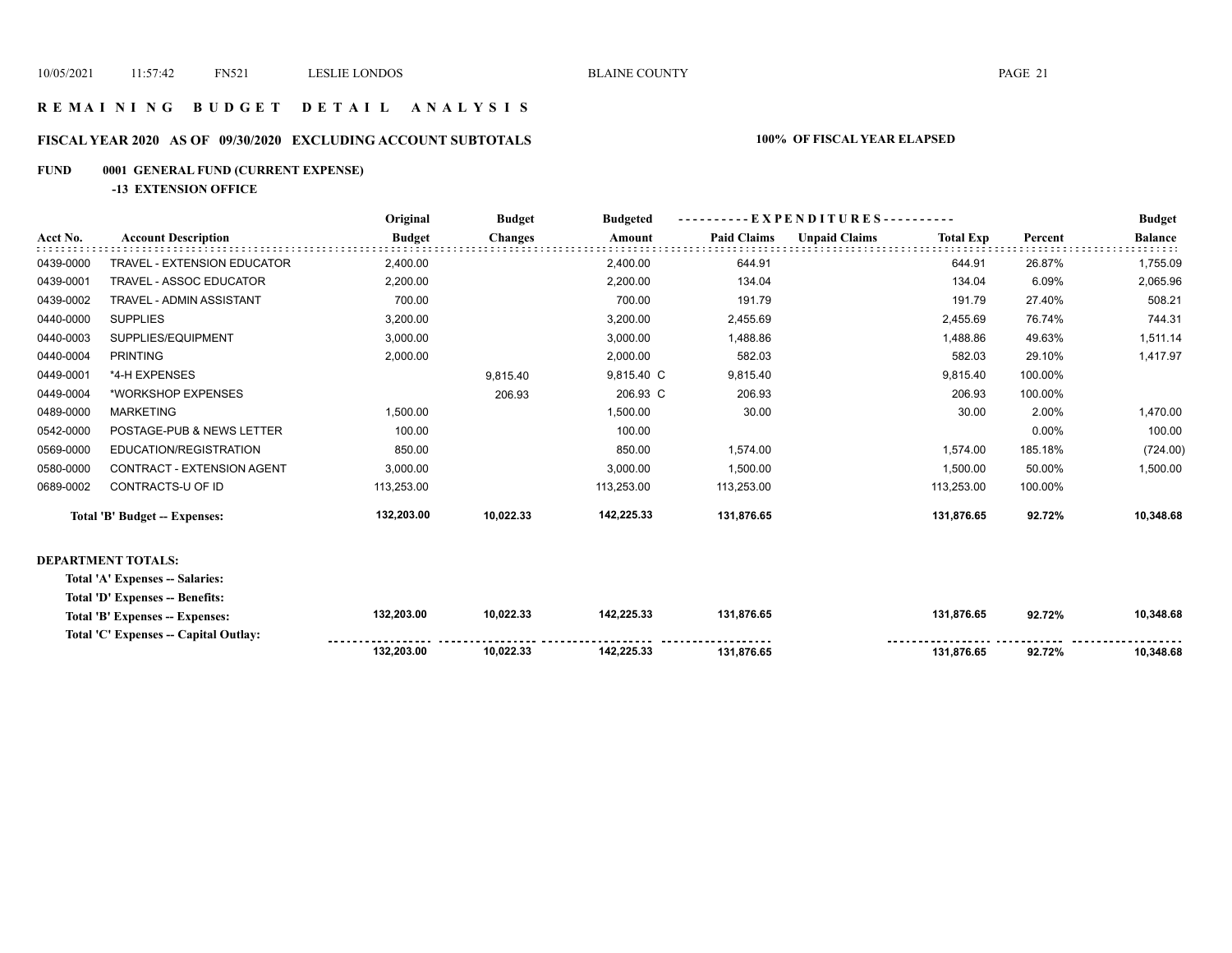# REMAINING BUDGET DETAIL ANALYSIS

## FISCAL YEAR 2020 AS OF 09/30/2020 EXCLUDING ACCOUNT SUBTOTALS

**100% OF FISCAL YEAR ELAPSED**

**FUND 0001 GENERAL FUND (CURRENT EXPENSE)**

**-13 EXTENSION OFFICE**

| Acct No. | Account Description | Original Budget | Budget Changes | Budgeted Amount | Paid Claims | Unpaid Claims | Total Exp | Percent | Budget Balance |
|---|---|---|---|---|---|---|---|---|---|
| 0439-0000 | TRAVEL - EXTENSION EDUCATOR | 2,400.00 | | 2,400.00 | 644.91 | | 644.91 | 26.87% | 1,755.09 |
| 0439-0001 | TRAVEL - ASSOC EDUCATOR | 2,200.00 | | 2,200.00 | 134.04 | | 134.04 | 6.09% | 2,065.96 |
| 0439-0002 | TRAVEL - ADMIN ASSISTANT | 700.00 | | 700.00 | 191.79 | | 191.79 | 27.40% | 508.21 |
| 0440-0000 | SUPPLIES | 3,200.00 | | 3,200.00 | 2,455.69 | | 2,455.69 | 76.74% | 744.31 |
| 0440-0003 | SUPPLIES/EQUIPMENT | 3,000.00 | | 3,000.00 | 1,488.86 | | 1,488.86 | 49.63% | 1,511.14 |
| 0440-0004 | PRINTING | 2,000.00 | | 2,000.00 | 582.03 | | 582.03 | 29.10% | 1,417.97 |
| 0449-0001 | *4-H EXPENSES | | 9,815.40 | 9,815.40 C | 9,815.40 | | 9,815.40 | 100.00% | |
| 0449-0004 | *WORKSHOP EXPENSES | | 206.93 | 206.93 C | 206.93 | | 206.93 | 100.00% | |
| 0489-0000 | MARKETING | 1,500.00 | | 1,500.00 | 30.00 | | 30.00 | 2.00% | 1,470.00 |
| 0542-0000 | POSTAGE-PUB & NEWS LETTER | 100.00 | | 100.00 | | | | 0.00% | 100.00 |
| 0569-0000 | EDUCATION/REGISTRATION | 850.00 | | 850.00 | 1,574.00 | | 1,574.00 | 185.18% | (724.00) |
| 0580-0000 | CONTRACT - EXTENSION AGENT | 3,000.00 | | 3,000.00 | 1,500.00 | | 1,500.00 | 50.00% | 1,500.00 |
| 0689-0002 | CONTRACTS-U OF ID | 113,253.00 | | 113,253.00 | 113,253.00 | | 113,253.00 | 100.00% | |
| | **Total 'B' Budget -- Expenses:** | **132,203.00** | **10,022.33** | **142,225.33** | **131,876.65** | | **131,876.65** | **92.72%** | **10,348.68** |

**DEPARTMENT TOTALS:**

| | Original Budget | Budget Changes | Budgeted Amount | Paid Claims | Unpaid Claims | Total Exp | Percent | Budget Balance |
|---|---|---|---|---|---|---|---|---|
| **Total 'A' Expenses -- Salaries:** | | | | | | | | |
| **Total 'D' Expenses -- Benefits:** | | | | | | | | |
| **Total 'B' Expenses -- Expenses:** | **132,203.00** | **10,022.33** | **142,225.33** | **131,876.65** | | **131,876.65** | **92.72%** | **10,348.68** |
| **Total 'C' Expenses -- Capital Outlay:** | | | | | | | | |
| | **132,203.00** | **10,022.33** | **142,225.33** | **131,876.65** | | **131,876.65** | **92.72%** | **10,348.68** |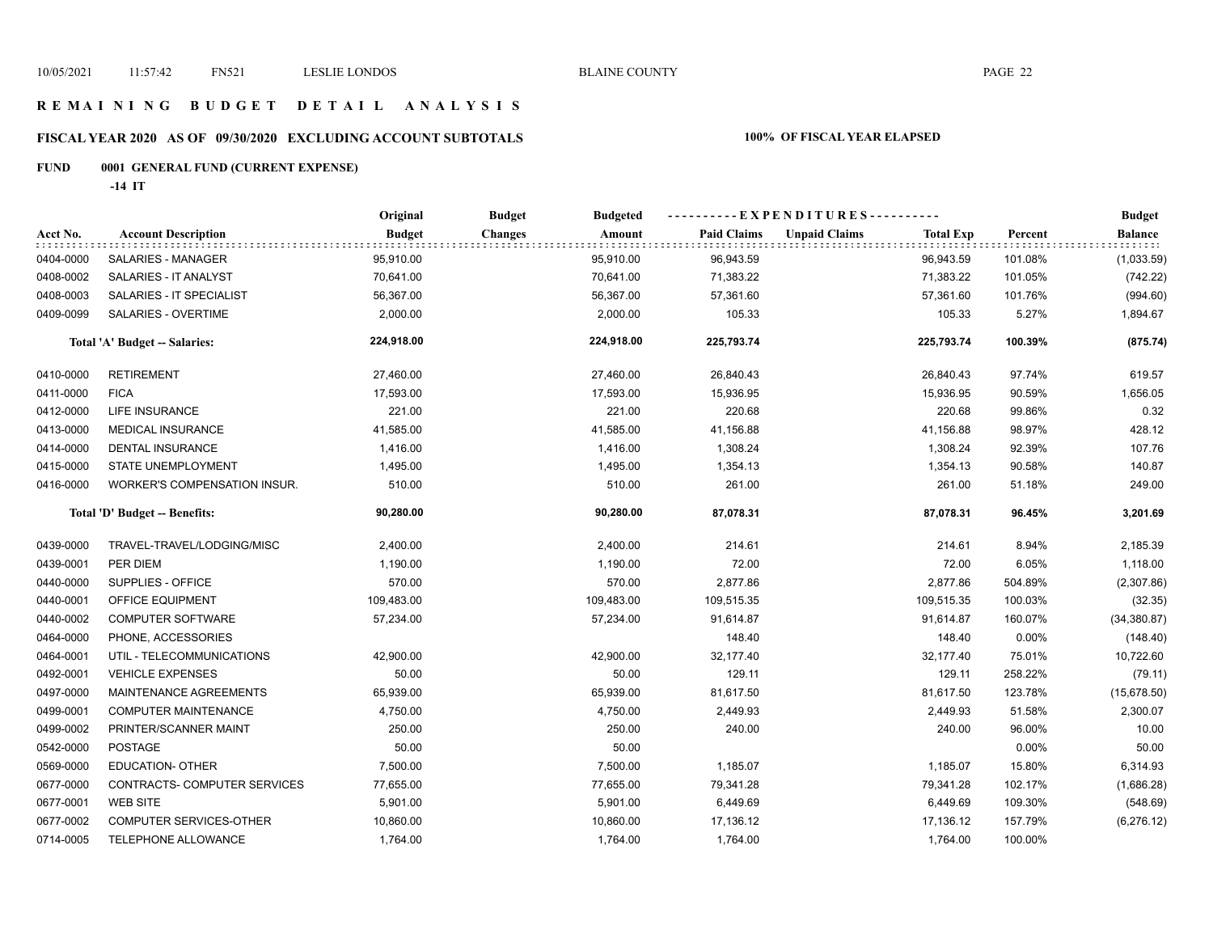# R E M A I N I N G   B U D G E T   D E T A I L   A N A L Y S I S

## FISCAL YEAR 2020 AS OF 09/30/2020 EXCLUDING ACCOUNT SUBTOTALS

**100% OF FISCAL YEAR ELAPSED**

**FUND 0001 GENERAL FUND (CURRENT EXPENSE)**

**-14 IT**

| Acct No. | Account Description | Original Budget | Budget Changes | Budgeted Amount | Paid Claims | Unpaid Claims | Total Exp | Percent | Budget Balance |
|---|---|---|---|---|---|---|---|---|---|
| 0404-0000 | SALARIES - MANAGER | 95,910.00 | | 95,910.00 | 96,943.59 | | 96,943.59 | 101.08% | (1,033.59) |
| 0408-0002 | SALARIES - IT ANALYST | 70,641.00 | | 70,641.00 | 71,383.22 | | 71,383.22 | 101.05% | (742.22) |
| 0408-0003 | SALARIES - IT SPECIALIST | 56,367.00 | | 56,367.00 | 57,361.60 | | 57,361.60 | 101.76% | (994.60) |
| 0409-0099 | SALARIES - OVERTIME | 2,000.00 | | 2,000.00 | 105.33 | | 105.33 | 5.27% | 1,894.67 |
| | **Total 'A' Budget -- Salaries:** | **224,918.00** | | **224,918.00** | **225,793.74** | | **225,793.74** | **100.39%** | **(875.74)** |
| 0410-0000 | RETIREMENT | 27,460.00 | | 27,460.00 | 26,840.43 | | 26,840.43 | 97.74% | 619.57 |
| 0411-0000 | FICA | 17,593.00 | | 17,593.00 | 15,936.95 | | 15,936.95 | 90.59% | 1,656.05 |
| 0412-0000 | LIFE INSURANCE | 221.00 | | 221.00 | 220.68 | | 220.68 | 99.86% | 0.32 |
| 0413-0000 | MEDICAL INSURANCE | 41,585.00 | | 41,585.00 | 41,156.88 | | 41,156.88 | 98.97% | 428.12 |
| 0414-0000 | DENTAL INSURANCE | 1,416.00 | | 1,416.00 | 1,308.24 | | 1,308.24 | 92.39% | 107.76 |
| 0415-0000 | STATE UNEMPLOYMENT | 1,495.00 | | 1,495.00 | 1,354.13 | | 1,354.13 | 90.58% | 140.87 |
| 0416-0000 | WORKER'S COMPENSATION INSUR. | 510.00 | | 510.00 | 261.00 | | 261.00 | 51.18% | 249.00 |
| | **Total 'D' Budget -- Benefits:** | **90,280.00** | | **90,280.00** | **87,078.31** | | **87,078.31** | **96.45%** | **3,201.69** |
| 0439-0000 | TRAVEL-TRAVEL/LODGING/MISC | 2,400.00 | | 2,400.00 | 214.61 | | 214.61 | 8.94% | 2,185.39 |
| 0439-0001 | PER DIEM | 1,190.00 | | 1,190.00 | 72.00 | | 72.00 | 6.05% | 1,118.00 |
| 0440-0000 | SUPPLIES - OFFICE | 570.00 | | 570.00 | 2,877.86 | | 2,877.86 | 504.89% | (2,307.86) |
| 0440-0001 | OFFICE EQUIPMENT | 109,483.00 | | 109,483.00 | 109,515.35 | | 109,515.35 | 100.03% | (32.35) |
| 0440-0002 | COMPUTER SOFTWARE | 57,234.00 | | 57,234.00 | 91,614.87 | | 91,614.87 | 160.07% | (34,380.87) |
| 0464-0000 | PHONE, ACCESSORIES | | | | 148.40 | | 148.40 | 0.00% | (148.40) |
| 0464-0001 | UTIL - TELECOMMUNICATIONS | 42,900.00 | | 42,900.00 | 32,177.40 | | 32,177.40 | 75.01% | 10,722.60 |
| 0492-0001 | VEHICLE EXPENSES | 50.00 | | 50.00 | 129.11 | | 129.11 | 258.22% | (79.11) |
| 0497-0000 | MAINTENANCE AGREEMENTS | 65,939.00 | | 65,939.00 | 81,617.50 | | 81,617.50 | 123.78% | (15,678.50) |
| 0499-0001 | COMPUTER MAINTENANCE | 4,750.00 | | 4,750.00 | 2,449.93 | | 2,449.93 | 51.58% | 2,300.07 |
| 0499-0002 | PRINTER/SCANNER MAINT | 250.00 | | 250.00 | 240.00 | | 240.00 | 96.00% | 10.00 |
| 0542-0000 | POSTAGE | 50.00 | | 50.00 | | | | 0.00% | 50.00 |
| 0569-0000 | EDUCATION- OTHER | 7,500.00 | | 7,500.00 | 1,185.07 | | 1,185.07 | 15.80% | 6,314.93 |
| 0677-0000 | CONTRACTS- COMPUTER SERVICES | 77,655.00 | | 77,655.00 | 79,341.28 | | 79,341.28 | 102.17% | (1,686.28) |
| 0677-0001 | WEB SITE | 5,901.00 | | 5,901.00 | 6,449.69 | | 6,449.69 | 109.30% | (548.69) |
| 0677-0002 | COMPUTER SERVICES-OTHER | 10,860.00 | | 10,860.00 | 17,136.12 | | 17,136.12 | 157.79% | (6,276.12) |
| 0714-0005 | TELEPHONE ALLOWANCE | 1,764.00 | | 1,764.00 | 1,764.00 | | 1,764.00 | 100.00% | |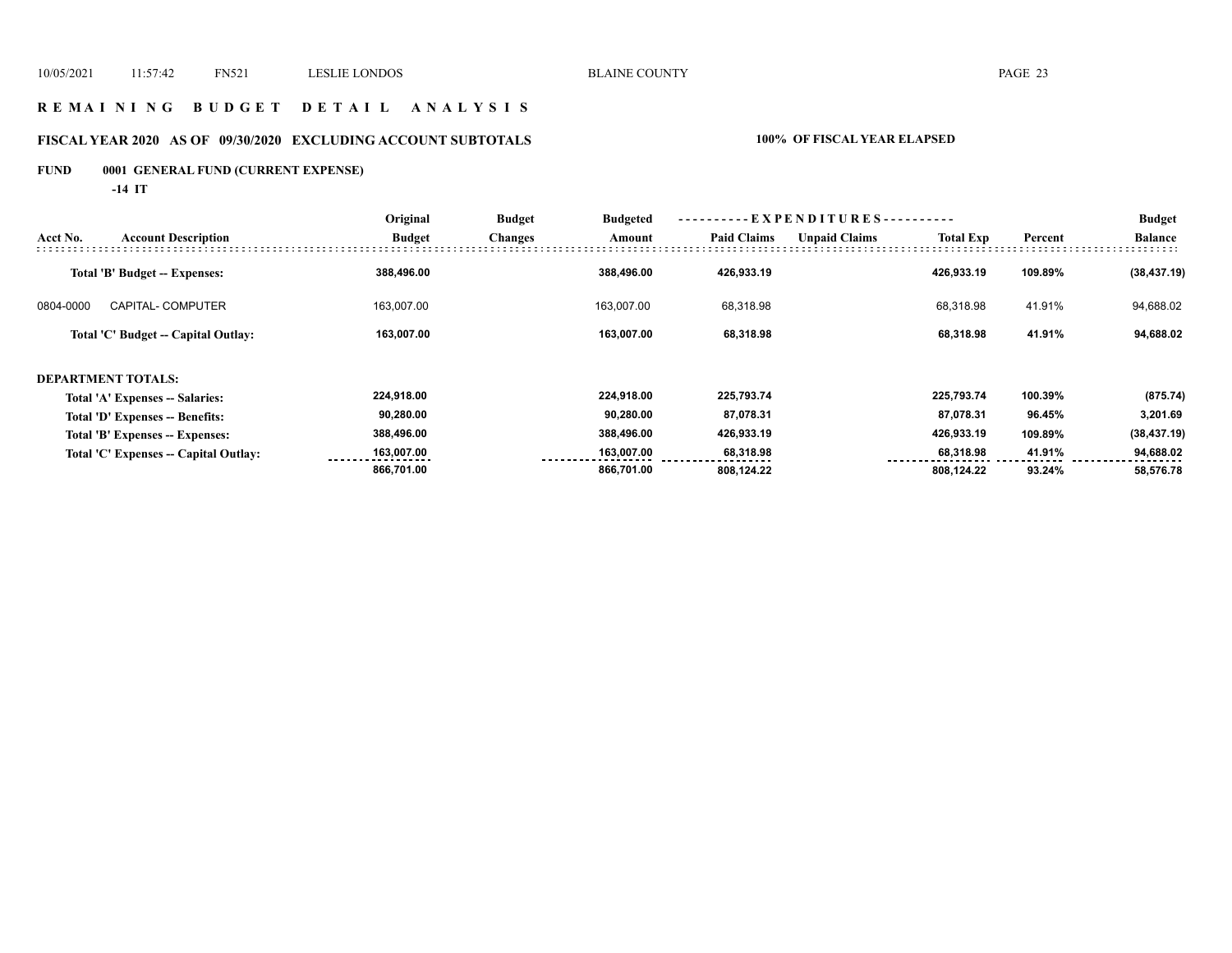# R E M A I N I N G   B U D G E T   D E T A I L   A N A L Y S I S

## FISCAL YEAR 2020   AS OF 09/30/2020   EXCLUDING ACCOUNT SUBTOTALS

**100% OF FISCAL YEAR ELAPSED**

### FUND   0001 GENERAL FUND (CURRENT EXPENSE)

**-14 IT**

| Acct No. | Account Description | Original Budget | Budget Changes | Budgeted Amount | Paid Claims | Unpaid Claims | Total Exp | Percent | Budget Balance |
|---|---|---|---|---|---|---|---|---|---|
| | **Total 'B' Budget -- Expenses:** | **388,496.00** | | **388,496.00** | **426,933.19** | | **426,933.19** | **109.89%** | **(38,437.19)** |
| 0804-0000 | CAPITAL- COMPUTER | 163,007.00 | | 163,007.00 | 68,318.98 | | 68,318.98 | 41.91% | 94,688.02 |
| | **Total 'C' Budget -- Capital Outlay:** | **163,007.00** | | **163,007.00** | **68,318.98** | | **68,318.98** | **41.91%** | **94,688.02** |
| **DEPARTMENT TOTALS:** | | | | | | | | | |
| | **Total 'A' Expenses -- Salaries:** | **224,918.00** | | **224,918.00** | **225,793.74** | | **225,793.74** | **100.39%** | **(875.74)** |
| | **Total 'D' Expenses -- Benefits:** | **90,280.00** | | **90,280.00** | **87,078.31** | | **87,078.31** | **96.45%** | **3,201.69** |
| | **Total 'B' Expenses -- Expenses:** | **388,496.00** | | **388,496.00** | **426,933.19** | | **426,933.19** | **109.89%** | **(38,437.19)** |
| | **Total 'C' Expenses -- Capital Outlay:** | **163,007.00** | | **163,007.00** | **68,318.98** | | **68,318.98** | **41.91%** | **94,688.02** |
| | | **866,701.00** | | **866,701.00** | **808,124.22** | | **808,124.22** | **93.24%** | **58,576.78** |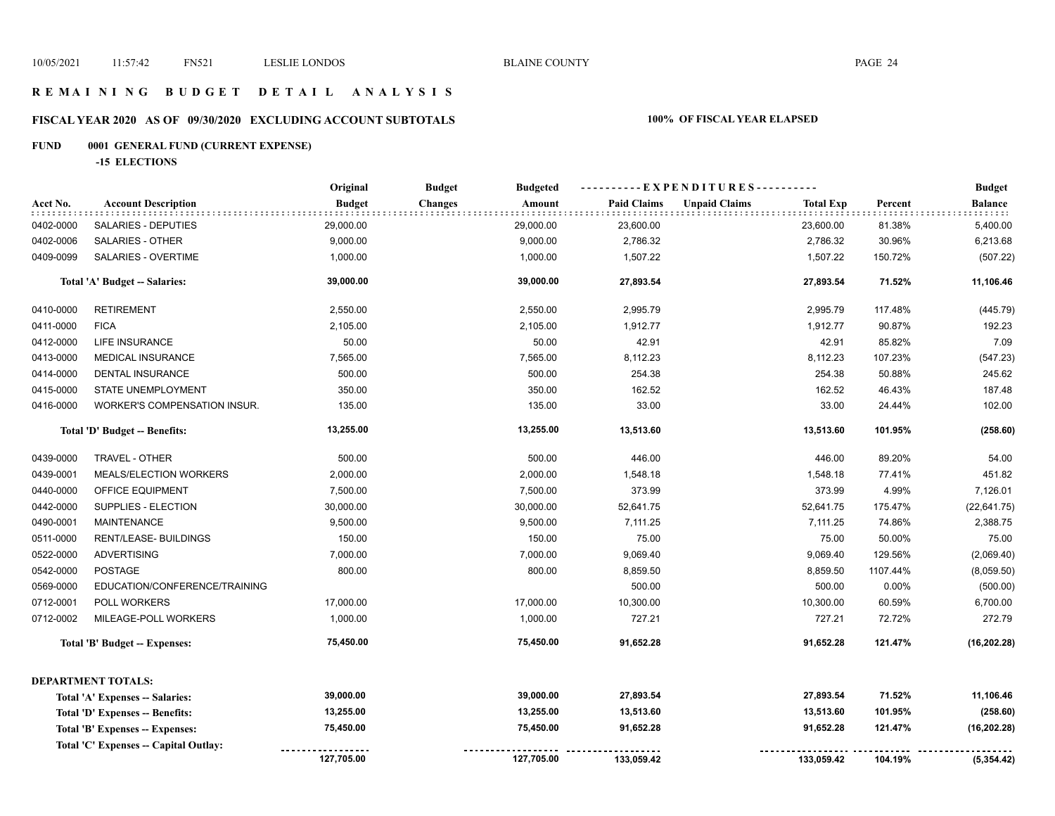# REMAINING BUDGET DETAIL ANALYSIS

## FISCAL YEAR 2020 AS OF 09/30/2020 EXCLUDING ACCOUNT SUBTOTALS

**100% OF FISCAL YEAR ELAPSED**

### FUND 0001 GENERAL FUND (CURRENT EXPENSE)

**-15 ELECTIONS**

| Acct No. | Account Description | Original Budget | Budget Changes | Budgeted Amount | Paid Claims | Unpaid Claims | Total Exp | Percent | Budget Balance |
|---|---|---|---|---|---|---|---|---|---|
| 0402-0000 | SALARIES - DEPUTIES | 29,000.00 | | 29,000.00 | 23,600.00 | | 23,600.00 | 81.38% | 5,400.00 |
| 0402-0006 | SALARIES - OTHER | 9,000.00 | | 9,000.00 | 2,786.32 | | 2,786.32 | 30.96% | 6,213.68 |
| 0409-0099 | SALARIES - OVERTIME | 1,000.00 | | 1,000.00 | 1,507.22 | | 1,507.22 | 150.72% | (507.22) |
| | **Total 'A' Budget -- Salaries:** | **39,000.00** | | **39,000.00** | **27,893.54** | | **27,893.54** | **71.52%** | **11,106.46** |
| 0410-0000 | RETIREMENT | 2,550.00 | | 2,550.00 | 2,995.79 | | 2,995.79 | 117.48% | (445.79) |
| 0411-0000 | FICA | 2,105.00 | | 2,105.00 | 1,912.77 | | 1,912.77 | 90.87% | 192.23 |
| 0412-0000 | LIFE INSURANCE | 50.00 | | 50.00 | 42.91 | | 42.91 | 85.82% | 7.09 |
| 0413-0000 | MEDICAL INSURANCE | 7,565.00 | | 7,565.00 | 8,112.23 | | 8,112.23 | 107.23% | (547.23) |
| 0414-0000 | DENTAL INSURANCE | 500.00 | | 500.00 | 254.38 | | 254.38 | 50.88% | 245.62 |
| 0415-0000 | STATE UNEMPLOYMENT | 350.00 | | 350.00 | 162.52 | | 162.52 | 46.43% | 187.48 |
| 0416-0000 | WORKER'S COMPENSATION INSUR. | 135.00 | | 135.00 | 33.00 | | 33.00 | 24.44% | 102.00 |
| | **Total 'D' Budget -- Benefits:** | **13,255.00** | | **13,255.00** | **13,513.60** | | **13,513.60** | **101.95%** | **(258.60)** |
| 0439-0000 | TRAVEL - OTHER | 500.00 | | 500.00 | 446.00 | | 446.00 | 89.20% | 54.00 |
| 0439-0001 | MEALS/ELECTION WORKERS | 2,000.00 | | 2,000.00 | 1,548.18 | | 1,548.18 | 77.41% | 451.82 |
| 0440-0000 | OFFICE EQUIPMENT | 7,500.00 | | 7,500.00 | 373.99 | | 373.99 | 4.99% | 7,126.01 |
| 0442-0000 | SUPPLIES - ELECTION | 30,000.00 | | 30,000.00 | 52,641.75 | | 52,641.75 | 175.47% | (22,641.75) |
| 0490-0001 | MAINTENANCE | 9,500.00 | | 9,500.00 | 7,111.25 | | 7,111.25 | 74.86% | 2,388.75 |
| 0511-0000 | RENT/LEASE- BUILDINGS | 150.00 | | 150.00 | 75.00 | | 75.00 | 50.00% | 75.00 |
| 0522-0000 | ADVERTISING | 7,000.00 | | 7,000.00 | 9,069.40 | | 9,069.40 | 129.56% | (2,069.40) |
| 0542-0000 | POSTAGE | 800.00 | | 800.00 | 8,859.50 | | 8,859.50 | 1107.44% | (8,059.50) |
| 0569-0000 | EDUCATION/CONFERENCE/TRAINING | | | | 500.00 | | 500.00 | 0.00% | (500.00) |
| 0712-0001 | POLL WORKERS | 17,000.00 | | 17,000.00 | 10,300.00 | | 10,300.00 | 60.59% | 6,700.00 |
| 0712-0002 | MILEAGE-POLL WORKERS | 1,000.00 | | 1,000.00 | 727.21 | | 727.21 | 72.72% | 272.79 |
| | **Total 'B' Budget -- Expenses:** | **75,450.00** | | **75,450.00** | **91,652.28** | | **91,652.28** | **121.47%** | **(16,202.28)** |
| | **DEPARTMENT TOTALS:** | | | | | | | | |
| | **Total 'A' Expenses -- Salaries:** | **39,000.00** | | **39,000.00** | **27,893.54** | | **27,893.54** | **71.52%** | **11,106.46** |
| | **Total 'D' Expenses -- Benefits:** | **13,255.00** | | **13,255.00** | **13,513.60** | | **13,513.60** | **101.95%** | **(258.60)** |
| | **Total 'B' Expenses -- Expenses:** | **75,450.00** | | **75,450.00** | **91,652.28** | | **91,652.28** | **121.47%** | **(16,202.28)** |
| | **Total 'C' Expenses -- Capital Outlay:** | | | | | | | | |
| | | **127,705.00** | | **127,705.00** | **133,059.42** | | **133,059.42** | **104.19%** | **(5,354.42)** |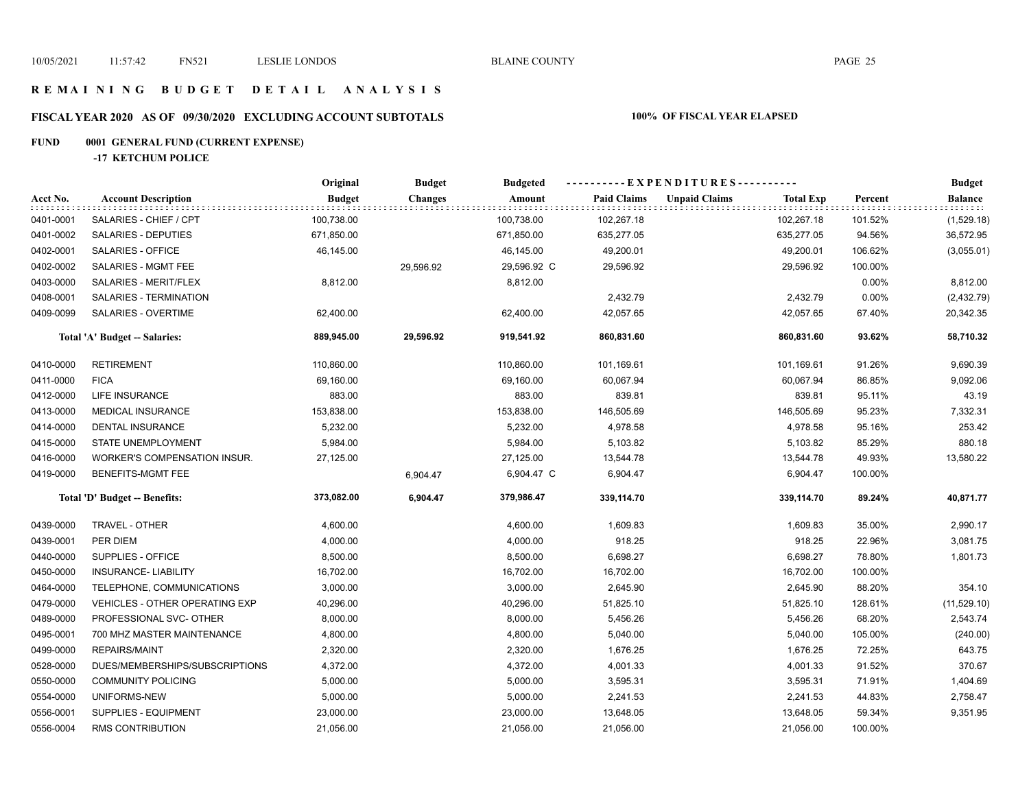# REMAINING BUDGET DETAIL ANALYSIS

## FISCAL YEAR 2020 AS OF 09/30/2020 EXCLUDING ACCOUNT SUBTOTALS

**100% OF FISCAL YEAR ELAPSED**

### FUND 0001 GENERAL FUND (CURRENT EXPENSE)

**-17 KETCHUM POLICE**

| Acct No. | Account Description | Original Budget | Budget Changes | Budgeted Amount | Paid Claims | Unpaid Claims | Total Exp | Percent | Budget Balance |
|---|---|---|---|---|---|---|---|---|---|
| 0401-0001 | SALARIES - CHIEF / CPT | 100,738.00 | | 100,738.00 | 102,267.18 | | 102,267.18 | 101.52% | (1,529.18) |
| 0401-0002 | SALARIES - DEPUTIES | 671,850.00 | | 671,850.00 | 635,277.05 | | 635,277.05 | 94.56% | 36,572.95 |
| 0402-0001 | SALARIES - OFFICE | 46,145.00 | | 46,145.00 | 49,200.01 | | 49,200.01 | 106.62% | (3,055.01) |
| 0402-0002 | SALARIES - MGMT FEE | | 29,596.92 | 29,596.92 C | 29,596.92 | | 29,596.92 | 100.00% | |
| 0403-0000 | SALARIES - MERIT/FLEX | 8,812.00 | | 8,812.00 | | | | 0.00% | 8,812.00 |
| 0408-0001 | SALARIES - TERMINATION | | | | 2,432.79 | | 2,432.79 | 0.00% | (2,432.79) |
| 0409-0099 | SALARIES - OVERTIME | 62,400.00 | | 62,400.00 | 42,057.65 | | 42,057.65 | 67.40% | 20,342.35 |
| | **Total 'A' Budget -- Salaries:** | **889,945.00** | **29,596.92** | **919,541.92** | **860,831.60** | | **860,831.60** | **93.62%** | **58,710.32** |
| 0410-0000 | RETIREMENT | 110,860.00 | | 110,860.00 | 101,169.61 | | 101,169.61 | 91.26% | 9,690.39 |
| 0411-0000 | FICA | 69,160.00 | | 69,160.00 | 60,067.94 | | 60,067.94 | 86.85% | 9,092.06 |
| 0412-0000 | LIFE INSURANCE | 883.00 | | 883.00 | 839.81 | | 839.81 | 95.11% | 43.19 |
| 0413-0000 | MEDICAL INSURANCE | 153,838.00 | | 153,838.00 | 146,505.69 | | 146,505.69 | 95.23% | 7,332.31 |
| 0414-0000 | DENTAL INSURANCE | 5,232.00 | | 5,232.00 | 4,978.58 | | 4,978.58 | 95.16% | 253.42 |
| 0415-0000 | STATE UNEMPLOYMENT | 5,984.00 | | 5,984.00 | 5,103.82 | | 5,103.82 | 85.29% | 880.18 |
| 0416-0000 | WORKER'S COMPENSATION INSUR. | 27,125.00 | | 27,125.00 | 13,544.78 | | 13,544.78 | 49.93% | 13,580.22 |
| 0419-0000 | BENEFITS-MGMT FEE | | 6,904.47 | 6,904.47 C | 6,904.47 | | 6,904.47 | 100.00% | |
| | **Total 'D' Budget -- Benefits:** | **373,082.00** | **6,904.47** | **379,986.47** | **339,114.70** | | **339,114.70** | **89.24%** | **40,871.77** |
| 0439-0000 | TRAVEL - OTHER | 4,600.00 | | 4,600.00 | 1,609.83 | | 1,609.83 | 35.00% | 2,990.17 |
| 0439-0001 | PER DIEM | 4,000.00 | | 4,000.00 | 918.25 | | 918.25 | 22.96% | 3,081.75 |
| 0440-0000 | SUPPLIES - OFFICE | 8,500.00 | | 8,500.00 | 6,698.27 | | 6,698.27 | 78.80% | 1,801.73 |
| 0450-0000 | INSURANCE- LIABILITY | 16,702.00 | | 16,702.00 | 16,702.00 | | 16,702.00 | 100.00% | |
| 0464-0000 | TELEPHONE, COMMUNICATIONS | 3,000.00 | | 3,000.00 | 2,645.90 | | 2,645.90 | 88.20% | 354.10 |
| 0479-0000 | VEHICLES - OTHER OPERATING EXP | 40,296.00 | | 40,296.00 | 51,825.10 | | 51,825.10 | 128.61% | (11,529.10) |
| 0489-0000 | PROFESSIONAL SVC- OTHER | 8,000.00 | | 8,000.00 | 5,456.26 | | 5,456.26 | 68.20% | 2,543.74 |
| 0495-0001 | 700 MHZ MASTER MAINTENANCE | 4,800.00 | | 4,800.00 | 5,040.00 | | 5,040.00 | 105.00% | (240.00) |
| 0499-0000 | REPAIRS/MAINT | 2,320.00 | | 2,320.00 | 1,676.25 | | 1,676.25 | 72.25% | 643.75 |
| 0528-0000 | DUES/MEMBERSHIPS/SUBSCRIPTIONS | 4,372.00 | | 4,372.00 | 4,001.33 | | 4,001.33 | 91.52% | 370.67 |
| 0550-0000 | COMMUNITY POLICING | 5,000.00 | | 5,000.00 | 3,595.31 | | 3,595.31 | 71.91% | 1,404.69 |
| 0554-0000 | UNIFORMS-NEW | 5,000.00 | | 5,000.00 | 2,241.53 | | 2,241.53 | 44.83% | 2,758.47 |
| 0556-0001 | SUPPLIES - EQUIPMENT | 23,000.00 | | 23,000.00 | 13,648.05 | | 13,648.05 | 59.34% | 9,351.95 |
| 0556-0004 | RMS CONTRIBUTION | 21,056.00 | | 21,056.00 | 21,056.00 | | 21,056.00 | 100.00% | |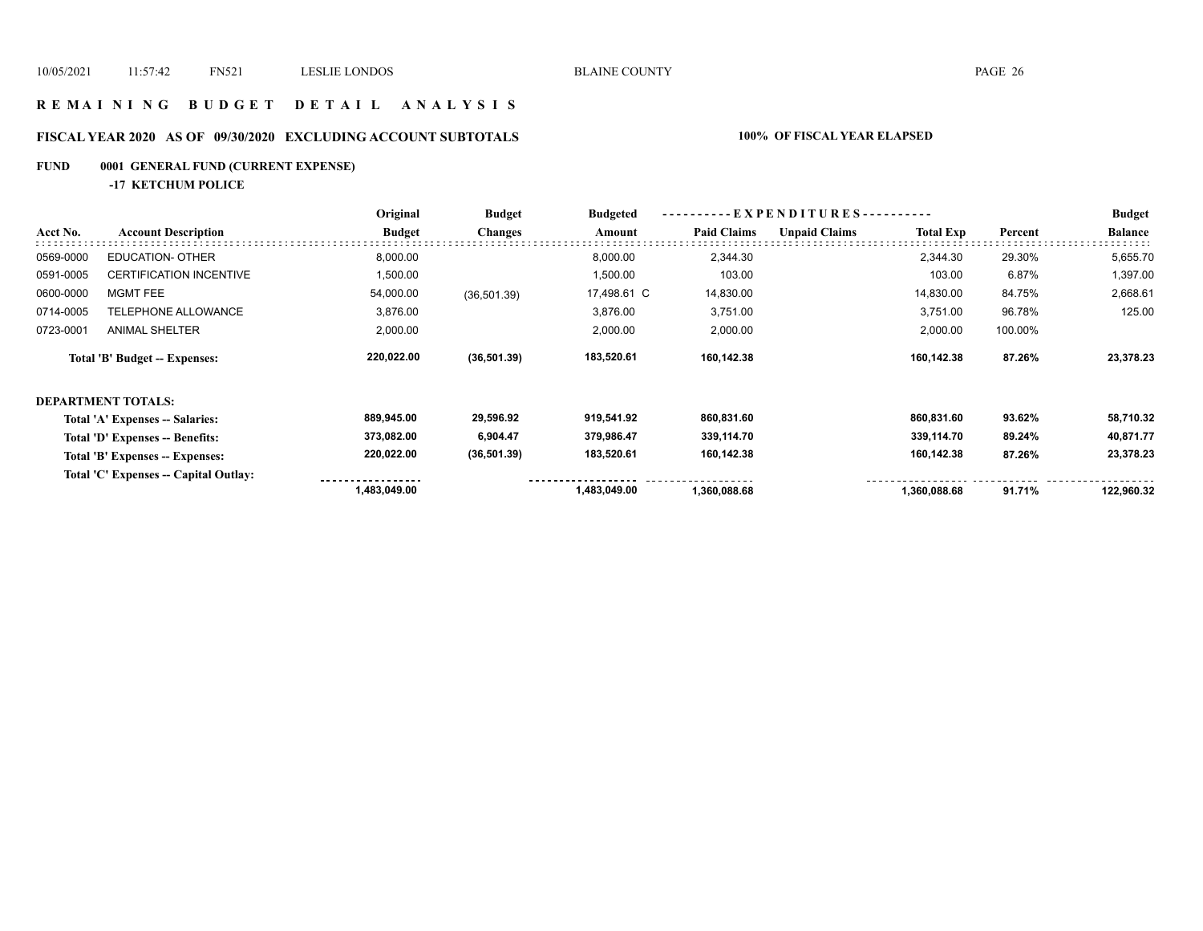# REMAINING BUDGET DETAIL ANALYSIS

## FISCAL YEAR 2020 AS OF 09/30/2020 EXCLUDING ACCOUNT SUBTOTALS

**100% OF FISCAL YEAR ELAPSED**

### FUND 0001 GENERAL FUND (CURRENT EXPENSE)

**-17 KETCHUM POLICE**

| Acct No. | Account Description | Original Budget | Budget Changes | Budgeted Amount | Paid Claims | Unpaid Claims | Total Exp | Percent | Budget Balance |
|---|---|---|---|---|---|---|---|---|---|
| 0569-0000 | EDUCATION- OTHER | 8,000.00 | | 8,000.00 | 2,344.30 | | 2,344.30 | 29.30% | 5,655.70 |
| 0591-0005 | CERTIFICATION INCENTIVE | 1,500.00 | | 1,500.00 | 103.00 | | 103.00 | 6.87% | 1,397.00 |
| 0600-0000 | MGMT FEE | 54,000.00 | (36,501.39) | 17,498.61 C | 14,830.00 | | 14,830.00 | 84.75% | 2,668.61 |
| 0714-0005 | TELEPHONE ALLOWANCE | 3,876.00 | | 3,876.00 | 3,751.00 | | 3,751.00 | 96.78% | 125.00 |
| 0723-0001 | ANIMAL SHELTER | 2,000.00 | | 2,000.00 | 2,000.00 | | 2,000.00 | 100.00% | |
| | **Total 'B' Budget -- Expenses:** | **220,022.00** | **(36,501.39)** | **183,520.61** | **160,142.38** | | **160,142.38** | **87.26%** | **23,378.23** |
| **DEPARTMENT TOTALS:** | | | | | | | | | |
| | **Total 'A' Expenses -- Salaries:** | **889,945.00** | **29,596.92** | **919,541.92** | **860,831.60** | | **860,831.60** | **93.62%** | **58,710.32** |
| | **Total 'D' Expenses -- Benefits:** | **373,082.00** | **6,904.47** | **379,986.47** | **339,114.70** | | **339,114.70** | **89.24%** | **40,871.77** |
| | **Total 'B' Expenses -- Expenses:** | **220,022.00** | **(36,501.39)** | **183,520.61** | **160,142.38** | | **160,142.38** | **87.26%** | **23,378.23** |
| | **Total 'C' Expenses -- Capital Outlay:** | | | | | | | | |
| | | **1,483,049.00** | | **1,483,049.00** | **1,360,088.68** | | **1,360,088.68** | **91.71%** | **122,960.32** |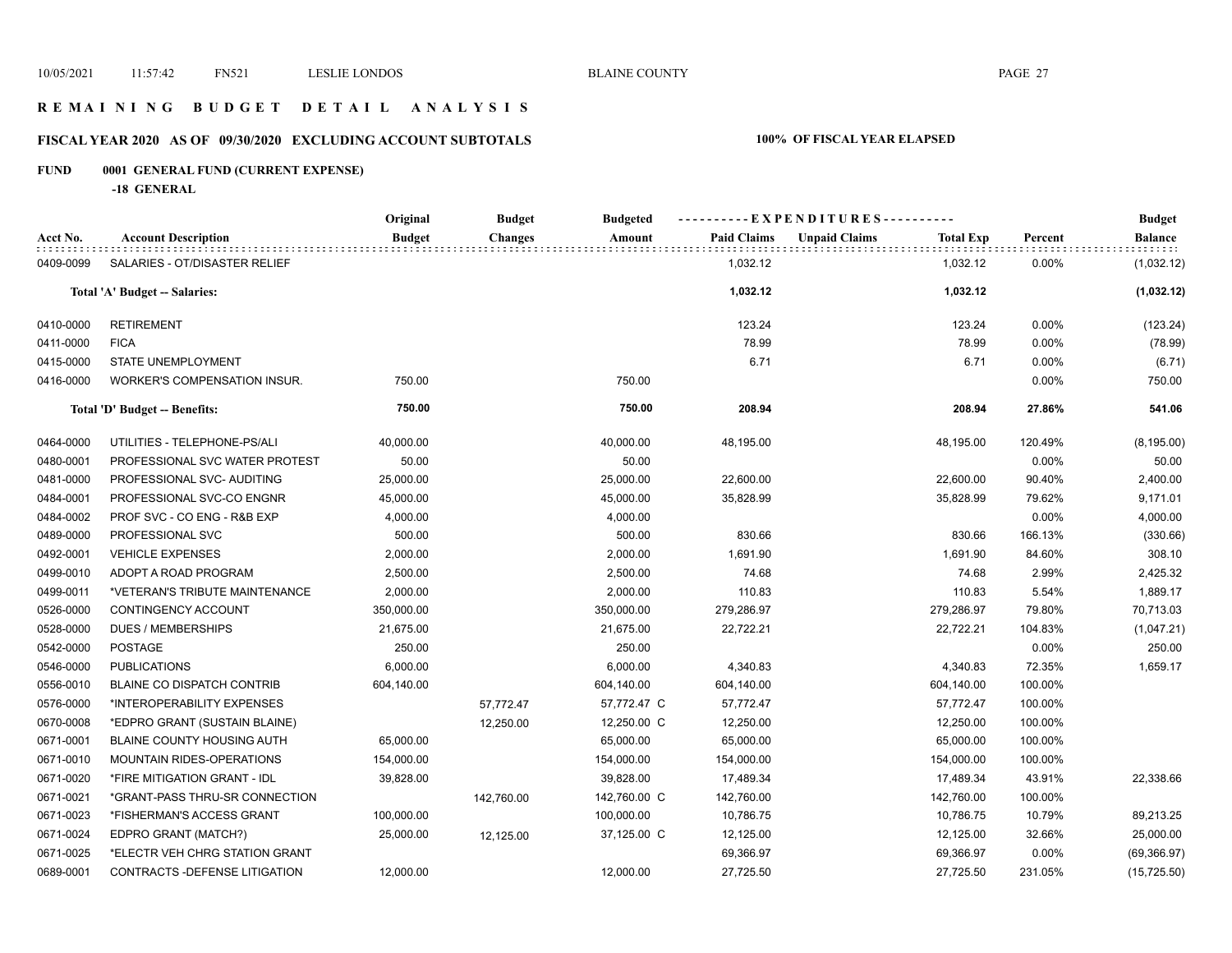# R E M A I N I N G   B U D G E T   D E T A I L   A N A L Y S I S

## FISCAL YEAR 2020 AS OF 09/30/2020 EXCLUDING ACCOUNT SUBTOTALS

**100% OF FISCAL YEAR ELAPSED**

### FUND 0001 GENERAL FUND (CURRENT EXPENSE)

**-18 GENERAL**

| Acct No. | Account Description | Original Budget | Budget Changes | Budgeted Amount | Paid Claims | Unpaid Claims | Total Exp | Percent | Budget Balance |
|---|---|---|---|---|---|---|---|---|---|
| 0409-0099 | SALARIES - OT/DISASTER RELIEF | | | | 1,032.12 | | 1,032.12 | 0.00% | (1,032.12) |
| | **Total 'A' Budget -- Salaries:** | | | | **1,032.12** | | **1,032.12** | | **(1,032.12)** |
| 0410-0000 | RETIREMENT | | | | 123.24 | | 123.24 | 0.00% | (123.24) |
| 0411-0000 | FICA | | | | 78.99 | | 78.99 | 0.00% | (78.99) |
| 0415-0000 | STATE UNEMPLOYMENT | | | | 6.71 | | 6.71 | 0.00% | (6.71) |
| 0416-0000 | WORKER'S COMPENSATION INSUR. | 750.00 | | 750.00 | | | | 0.00% | 750.00 |
| | **Total 'D' Budget -- Benefits:** | **750.00** | | **750.00** | **208.94** | | **208.94** | **27.86%** | **541.06** |
| 0464-0000 | UTILITIES - TELEPHONE-PS/ALI | 40,000.00 | | 40,000.00 | 48,195.00 | | 48,195.00 | 120.49% | (8,195.00) |
| 0480-0001 | PROFESSIONAL SVC WATER PROTEST | 50.00 | | 50.00 | | | | 0.00% | 50.00 |
| 0481-0000 | PROFESSIONAL SVC- AUDITING | 25,000.00 | | 25,000.00 | 22,600.00 | | 22,600.00 | 90.40% | 2,400.00 |
| 0484-0001 | PROFESSIONAL SVC-CO ENGNR | 45,000.00 | | 45,000.00 | 35,828.99 | | 35,828.99 | 79.62% | 9,171.01 |
| 0484-0002 | PROF SVC - CO ENG - R&B EXP | 4,000.00 | | 4,000.00 | | | | 0.00% | 4,000.00 |
| 0489-0000 | PROFESSIONAL SVC | 500.00 | | 500.00 | 830.66 | | 830.66 | 166.13% | (330.66) |
| 0492-0001 | VEHICLE EXPENSES | 2,000.00 | | 2,000.00 | 1,691.90 | | 1,691.90 | 84.60% | 308.10 |
| 0499-0010 | ADOPT A ROAD PROGRAM | 2,500.00 | | 2,500.00 | 74.68 | | 74.68 | 2.99% | 2,425.32 |
| 0499-0011 | *VETERAN'S TRIBUTE MAINTENANCE | 2,000.00 | | 2,000.00 | 110.83 | | 110.83 | 5.54% | 1,889.17 |
| 0526-0000 | CONTINGENCY ACCOUNT | 350,000.00 | | 350,000.00 | 279,286.97 | | 279,286.97 | 79.80% | 70,713.03 |
| 0528-0000 | DUES / MEMBERSHIPS | 21,675.00 | | 21,675.00 | 22,722.21 | | 22,722.21 | 104.83% | (1,047.21) |
| 0542-0000 | POSTAGE | 250.00 | | 250.00 | | | | 0.00% | 250.00 |
| 0546-0000 | PUBLICATIONS | 6,000.00 | | 6,000.00 | 4,340.83 | | 4,340.83 | 72.35% | 1,659.17 |
| 0556-0010 | BLAINE CO DISPATCH CONTRIB | 604,140.00 | | 604,140.00 | 604,140.00 | | 604,140.00 | 100.00% | |
| 0576-0000 | *INTEROPERABILITY EXPENSES | | 57,772.47 | 57,772.47 C | 57,772.47 | | 57,772.47 | 100.00% | |
| 0670-0008 | *EDPRO GRANT (SUSTAIN BLAINE) | | 12,250.00 | 12,250.00 C | 12,250.00 | | 12,250.00 | 100.00% | |
| 0671-0001 | BLAINE COUNTY HOUSING AUTH | 65,000.00 | | 65,000.00 | 65,000.00 | | 65,000.00 | 100.00% | |
| 0671-0010 | MOUNTAIN RIDES-OPERATIONS | 154,000.00 | | 154,000.00 | 154,000.00 | | 154,000.00 | 100.00% | |
| 0671-0020 | *FIRE MITIGATION GRANT - IDL | 39,828.00 | | 39,828.00 | 17,489.34 | | 17,489.34 | 43.91% | 22,338.66 |
| 0671-0021 | *GRANT-PASS THRU-SR CONNECTION | | 142,760.00 | 142,760.00 C | 142,760.00 | | 142,760.00 | 100.00% | |
| 0671-0023 | *FISHERMAN'S ACCESS GRANT | 100,000.00 | | 100,000.00 | 10,786.75 | | 10,786.75 | 10.79% | 89,213.25 |
| 0671-0024 | EDPRO GRANT (MATCH?) | 25,000.00 | 12,125.00 | 37,125.00 C | 12,125.00 | | 12,125.00 | 32.66% | 25,000.00 |
| 0671-0025 | *ELECTR VEH CHRG STATION GRANT | | | | 69,366.97 | | 69,366.97 | 0.00% | (69,366.97) |
| 0689-0001 | CONTRACTS -DEFENSE LITIGATION | 12,000.00 | | 12,000.00 | 27,725.50 | | 27,725.50 | 231.05% | (15,725.50) |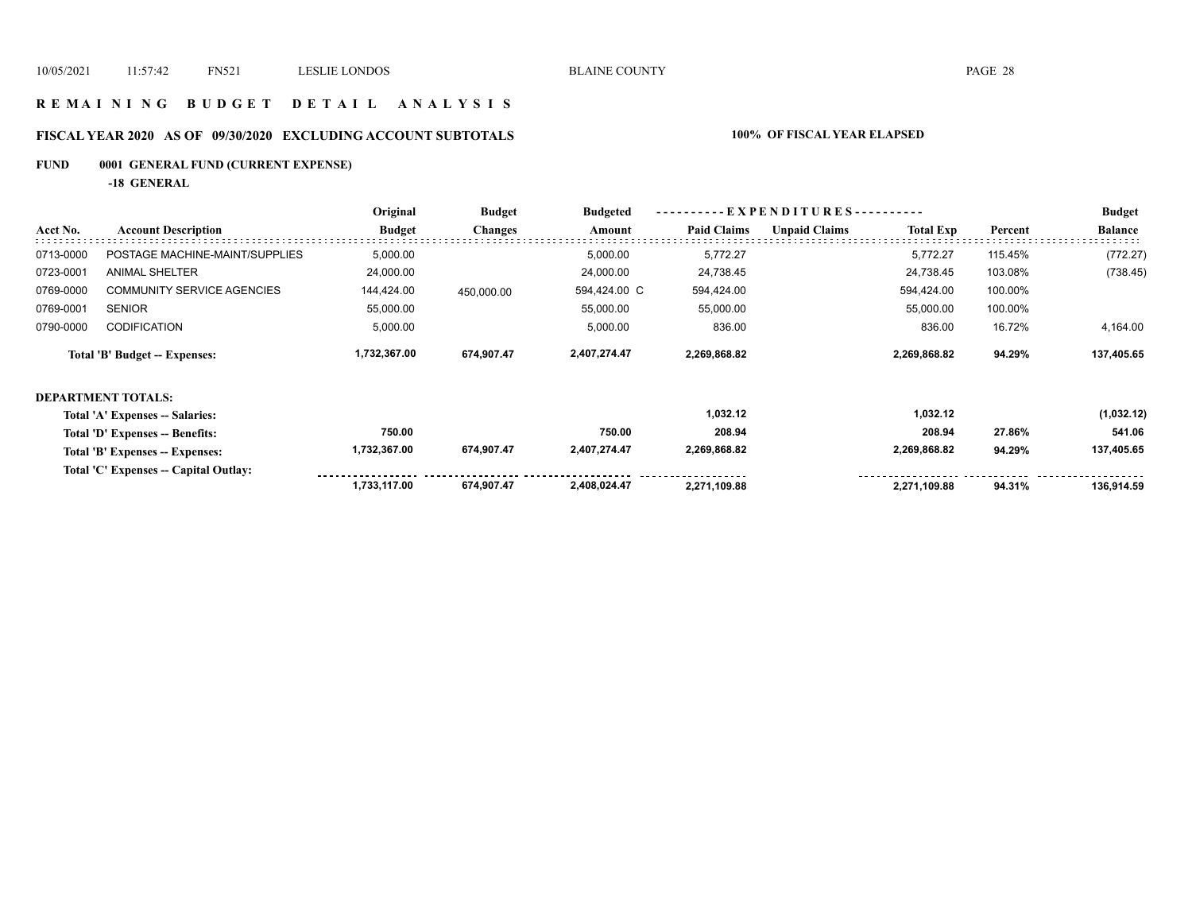# REMAINING BUDGET DETAIL ANALYSIS

## FISCAL YEAR 2020 AS OF 09/30/2020 EXCLUDING ACCOUNT SUBTOTALS

**100% OF FISCAL YEAR ELAPSED**

**FUND 0001 GENERAL FUND (CURRENT EXPENSE)**

**-18 GENERAL**

| Acct No. | Account Description | Original Budget | Budget Changes | Budgeted Amount | Paid Claims | Unpaid Claims | Total Exp | Percent | Budget Balance |
|---|---|---|---|---|---|---|---|---|---|
| 0713-0000 | POSTAGE MACHINE-MAINT/SUPPLIES | 5,000.00 | | 5,000.00 | 5,772.27 | | 5,772.27 | 115.45% | (772.27) |
| 0723-0001 | ANIMAL SHELTER | 24,000.00 | | 24,000.00 | 24,738.45 | | 24,738.45 | 103.08% | (738.45) |
| 0769-0000 | COMMUNITY SERVICE AGENCIES | 144,424.00 | 450,000.00 | 594,424.00 C | 594,424.00 | | 594,424.00 | 100.00% | |
| 0769-0001 | SENIOR | 55,000.00 | | 55,000.00 | 55,000.00 | | 55,000.00 | 100.00% | |
| 0790-0000 | CODIFICATION | 5,000.00 | | 5,000.00 | 836.00 | | 836.00 | 16.72% | 4,164.00 |
| | **Total 'B' Budget -- Expenses:** | **1,732,367.00** | **674,907.47** | **2,407,274.47** | **2,269,868.82** | | **2,269,868.82** | **94.29%** | **137,405.65** |

**DEPARTMENT TOTALS:**

| | Original Budget | Budget Changes | Budgeted Amount | Paid Claims | Unpaid Claims | Total Exp | Percent | Budget Balance |
|---|---|---|---|---|---|---|---|---|
| **Total 'A' Expenses -- Salaries:** | | | | **1,032.12** | | **1,032.12** | | **(1,032.12)** |
| **Total 'D' Expenses -- Benefits:** | **750.00** | | **750.00** | **208.94** | | **208.94** | **27.86%** | **541.06** |
| **Total 'B' Expenses -- Expenses:** | **1,732,367.00** | **674,907.47** | **2,407,274.47** | **2,269,868.82** | | **2,269,868.82** | **94.29%** | **137,405.65** |
| **Total 'C' Expenses -- Capital Outlay:** | | | | | | | | |
| | **1,733,117.00** | **674,907.47** | **2,408,024.47** | **2,271,109.88** | | **2,271,109.88** | **94.31%** | **136,914.59** |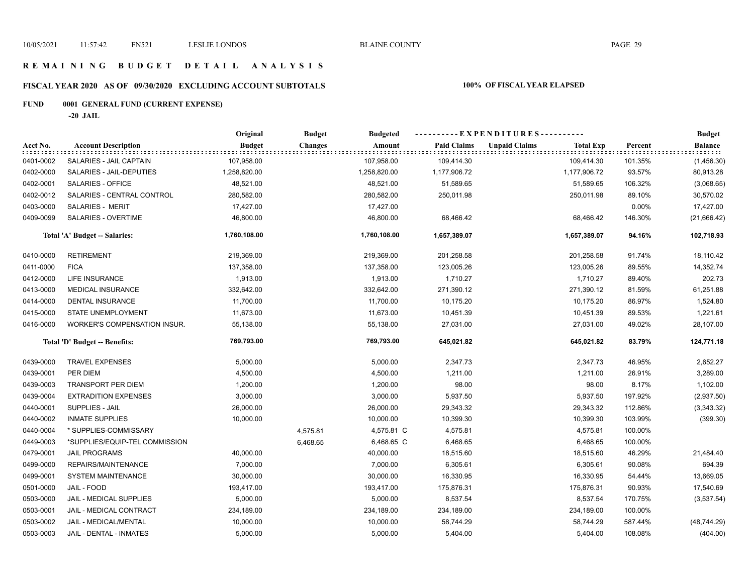10/05/2021 11:57:42 FN521 LESLIE LONDOS BLAINE COUNTY

# REMAINING BUDGET DETAIL ANALYSIS

## FISCAL YEAR 2020 AS OF 09/30/2020 EXCLUDING ACCOUNT SUBTOTALS — 100% OF FISCAL YEAR ELAPSED

**FUND 0001 GENERAL FUND (CURRENT EXPENSE)**

**-20 JAIL**

| Acct No. | Account Description | Original Budget | Budget Changes | Budgeted Amount | Paid Claims | Unpaid Claims | Total Exp | Percent | Budget Balance |
|---|---|---|---|---|---|---|---|---|---|
| 0401-0002 | SALARIES - JAIL CAPTAIN | 107,958.00 | | 107,958.00 | 109,414.30 | | 109,414.30 | 101.35% | (1,456.30) |
| 0402-0000 | SALARIES - JAIL-DEPUTIES | 1,258,820.00 | | 1,258,820.00 | 1,177,906.72 | | 1,177,906.72 | 93.57% | 80,913.28 |
| 0402-0001 | SALARIES - OFFICE | 48,521.00 | | 48,521.00 | 51,589.65 | | 51,589.65 | 106.32% | (3,068.65) |
| 0402-0012 | SALARIES - CENTRAL CONTROL | 280,582.00 | | 280,582.00 | 250,011.98 | | 250,011.98 | 89.10% | 30,570.02 |
| 0403-0000 | SALARIES - MERIT | 17,427.00 | | 17,427.00 | | | | 0.00% | 17,427.00 |
| 0409-0099 | SALARIES - OVERTIME | 46,800.00 | | 46,800.00 | 68,466.42 | | 68,466.42 | 146.30% | (21,666.42) |
| | **Total 'A' Budget -- Salaries:** | **1,760,108.00** | | **1,760,108.00** | **1,657,389.07** | | **1,657,389.07** | **94.16%** | **102,718.93** |
| 0410-0000 | RETIREMENT | 219,369.00 | | 219,369.00 | 201,258.58 | | 201,258.58 | 91.74% | 18,110.42 |
| 0411-0000 | FICA | 137,358.00 | | 137,358.00 | 123,005.26 | | 123,005.26 | 89.55% | 14,352.74 |
| 0412-0000 | LIFE INSURANCE | 1,913.00 | | 1,913.00 | 1,710.27 | | 1,710.27 | 89.40% | 202.73 |
| 0413-0000 | MEDICAL INSURANCE | 332,642.00 | | 332,642.00 | 271,390.12 | | 271,390.12 | 81.59% | 61,251.88 |
| 0414-0000 | DENTAL INSURANCE | 11,700.00 | | 11,700.00 | 10,175.20 | | 10,175.20 | 86.97% | 1,524.80 |
| 0415-0000 | STATE UNEMPLOYMENT | 11,673.00 | | 11,673.00 | 10,451.39 | | 10,451.39 | 89.53% | 1,221.61 |
| 0416-0000 | WORKER'S COMPENSATION INSUR. | 55,138.00 | | 55,138.00 | 27,031.00 | | 27,031.00 | 49.02% | 28,107.00 |
| | **Total 'D' Budget -- Benefits:** | **769,793.00** | | **769,793.00** | **645,021.82** | | **645,021.82** | **83.79%** | **124,771.18** |
| 0439-0000 | TRAVEL EXPENSES | 5,000.00 | | 5,000.00 | 2,347.73 | | 2,347.73 | 46.95% | 2,652.27 |
| 0439-0001 | PER DIEM | 4,500.00 | | 4,500.00 | 1,211.00 | | 1,211.00 | 26.91% | 3,289.00 |
| 0439-0003 | TRANSPORT PER DIEM | 1,200.00 | | 1,200.00 | 98.00 | | 98.00 | 8.17% | 1,102.00 |
| 0439-0004 | EXTRADITION EXPENSES | 3,000.00 | | 3,000.00 | 5,937.50 | | 5,937.50 | 197.92% | (2,937.50) |
| 0440-0001 | SUPPLIES - JAIL | 26,000.00 | | 26,000.00 | 29,343.32 | | 29,343.32 | 112.86% | (3,343.32) |
| 0440-0002 | INMATE SUPPLIES | 10,000.00 | | 10,000.00 | 10,399.30 | | 10,399.30 | 103.99% | (399.30) |
| 0440-0004 | * SUPPLIES-COMMISSARY | | 4,575.81 | 4,575.81 C | 4,575.81 | | 4,575.81 | 100.00% | |
| 0449-0003 | *SUPPLIES/EQUIP-TEL COMMISSION | | 6,468.65 | 6,468.65 C | 6,468.65 | | 6,468.65 | 100.00% | |
| 0479-0001 | JAIL PROGRAMS | 40,000.00 | | 40,000.00 | 18,515.60 | | 18,515.60 | 46.29% | 21,484.40 |
| 0499-0000 | REPAIRS/MAINTENANCE | 7,000.00 | | 7,000.00 | 6,305.61 | | 6,305.61 | 90.08% | 694.39 |
| 0499-0001 | SYSTEM MAINTENANCE | 30,000.00 | | 30,000.00 | 16,330.95 | | 16,330.95 | 54.44% | 13,669.05 |
| 0501-0000 | JAIL - FOOD | 193,417.00 | | 193,417.00 | 175,876.31 | | 175,876.31 | 90.93% | 17,540.69 |
| 0503-0000 | JAIL - MEDICAL SUPPLIES | 5,000.00 | | 5,000.00 | 8,537.54 | | 8,537.54 | 170.75% | (3,537.54) |
| 0503-0001 | JAIL - MEDICAL CONTRACT | 234,189.00 | | 234,189.00 | 234,189.00 | | 234,189.00 | 100.00% | |
| 0503-0002 | JAIL - MEDICAL/MENTAL | 10,000.00 | | 10,000.00 | 58,744.29 | | 58,744.29 | 587.44% | (48,744.29) |
| 0503-0003 | JAIL - DENTAL - INMATES | 5,000.00 | | 5,000.00 | 5,404.00 | | 5,404.00 | 108.08% | (404.00) |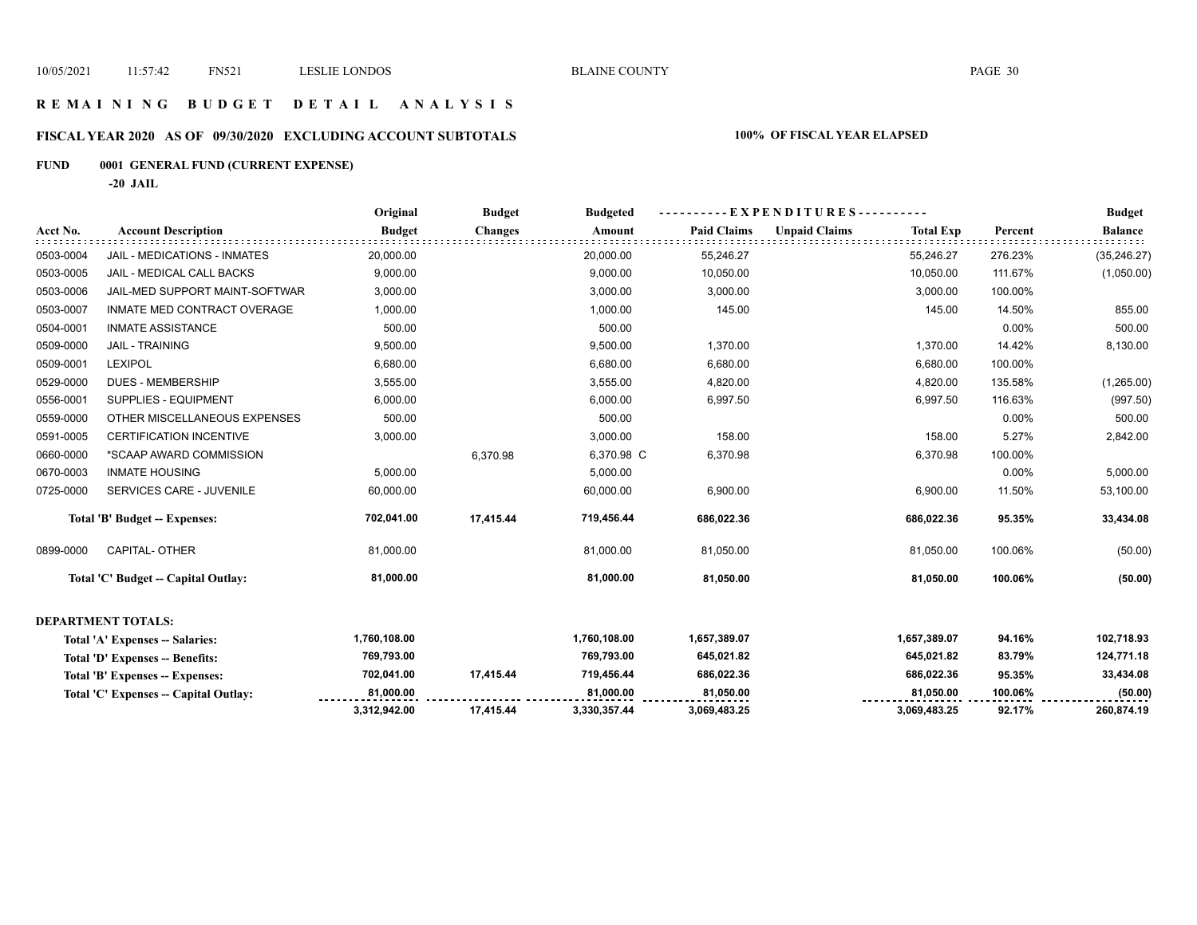# R E M A I N I N G   B U D G E T   D E T A I L   A N A L Y S I S

## FISCAL YEAR 2020 AS OF 09/30/2020 EXCLUDING ACCOUNT SUBTOTALS — 100% OF FISCAL YEAR ELAPSED

### FUND 0001 GENERAL FUND (CURRENT EXPENSE)

**-20 JAIL**

| Acct No. | Account Description | Original Budget | Budget Changes | Budgeted Amount | Paid Claims | Unpaid Claims | Total Exp | Percent | Budget Balance |
|---|---|---|---|---|---|---|---|---|---|
| 0503-0004 | JAIL - MEDICATIONS - INMATES | 20,000.00 | | 20,000.00 | 55,246.27 | | 55,246.27 | 276.23% | (35,246.27) |
| 0503-0005 | JAIL - MEDICAL CALL BACKS | 9,000.00 | | 9,000.00 | 10,050.00 | | 10,050.00 | 111.67% | (1,050.00) |
| 0503-0006 | JAIL-MED SUPPORT MAINT-SOFTWAR | 3,000.00 | | 3,000.00 | 3,000.00 | | 3,000.00 | 100.00% | |
| 0503-0007 | INMATE MED CONTRACT OVERAGE | 1,000.00 | | 1,000.00 | 145.00 | | 145.00 | 14.50% | 855.00 |
| 0504-0001 | INMATE ASSISTANCE | 500.00 | | 500.00 | | | | 0.00% | 500.00 |
| 0509-0000 | JAIL - TRAINING | 9,500.00 | | 9,500.00 | 1,370.00 | | 1,370.00 | 14.42% | 8,130.00 |
| 0509-0001 | LEXIPOL | 6,680.00 | | 6,680.00 | 6,680.00 | | 6,680.00 | 100.00% | |
| 0529-0000 | DUES - MEMBERSHIP | 3,555.00 | | 3,555.00 | 4,820.00 | | 4,820.00 | 135.58% | (1,265.00) |
| 0556-0001 | SUPPLIES - EQUIPMENT | 6,000.00 | | 6,000.00 | 6,997.50 | | 6,997.50 | 116.63% | (997.50) |
| 0559-0000 | OTHER MISCELLANEOUS EXPENSES | 500.00 | | 500.00 | | | | 0.00% | 500.00 |
| 0591-0005 | CERTIFICATION INCENTIVE | 3,000.00 | | 3,000.00 | 158.00 | | 158.00 | 5.27% | 2,842.00 |
| 0660-0000 | *SCAAP AWARD COMMISSION | | 6,370.98 | 6,370.98 C | 6,370.98 | | 6,370.98 | 100.00% | |
| 0670-0003 | INMATE HOUSING | 5,000.00 | | 5,000.00 | | | | 0.00% | 5,000.00 |
| 0725-0000 | SERVICES CARE - JUVENILE | 60,000.00 | | 60,000.00 | 6,900.00 | | 6,900.00 | 11.50% | 53,100.00 |
| | **Total 'B' Budget -- Expenses:** | **702,041.00** | **17,415.44** | **719,456.44** | **686,022.36** | | **686,022.36** | **95.35%** | **33,434.08** |
| 0899-0000 | CAPITAL- OTHER | 81,000.00 | | 81,000.00 | 81,050.00 | | 81,050.00 | 100.06% | (50.00) |
| | **Total 'C' Budget -- Capital Outlay:** | **81,000.00** | | **81,000.00** | **81,050.00** | | **81,050.00** | **100.06%** | **(50.00)** |

**DEPARTMENT TOTALS:**

| | Original Budget | Budget Changes | Budgeted Amount | Paid Claims | Unpaid Claims | Total Exp | Percent | Budget Balance |
|---|---|---|---|---|---|---|---|---|
| **Total 'A' Expenses -- Salaries:** | **1,760,108.00** | | **1,760,108.00** | **1,657,389.07** | | **1,657,389.07** | **94.16%** | **102,718.93** |
| **Total 'D' Expenses -- Benefits:** | **769,793.00** | | **769,793.00** | **645,021.82** | | **645,021.82** | **83.79%** | **124,771.18** |
| **Total 'B' Expenses -- Expenses:** | **702,041.00** | **17,415.44** | **719,456.44** | **686,022.36** | | **686,022.36** | **95.35%** | **33,434.08** |
| **Total 'C' Expenses -- Capital Outlay:** | **81,000.00** | | **81,000.00** | **81,050.00** | | **81,050.00** | **100.06%** | **(50.00)** |
| | **3,312,942.00** | **17,415.44** | **3,330,357.44** | **3,069,483.25** | | **3,069,483.25** | **92.17%** | **260,874.19** |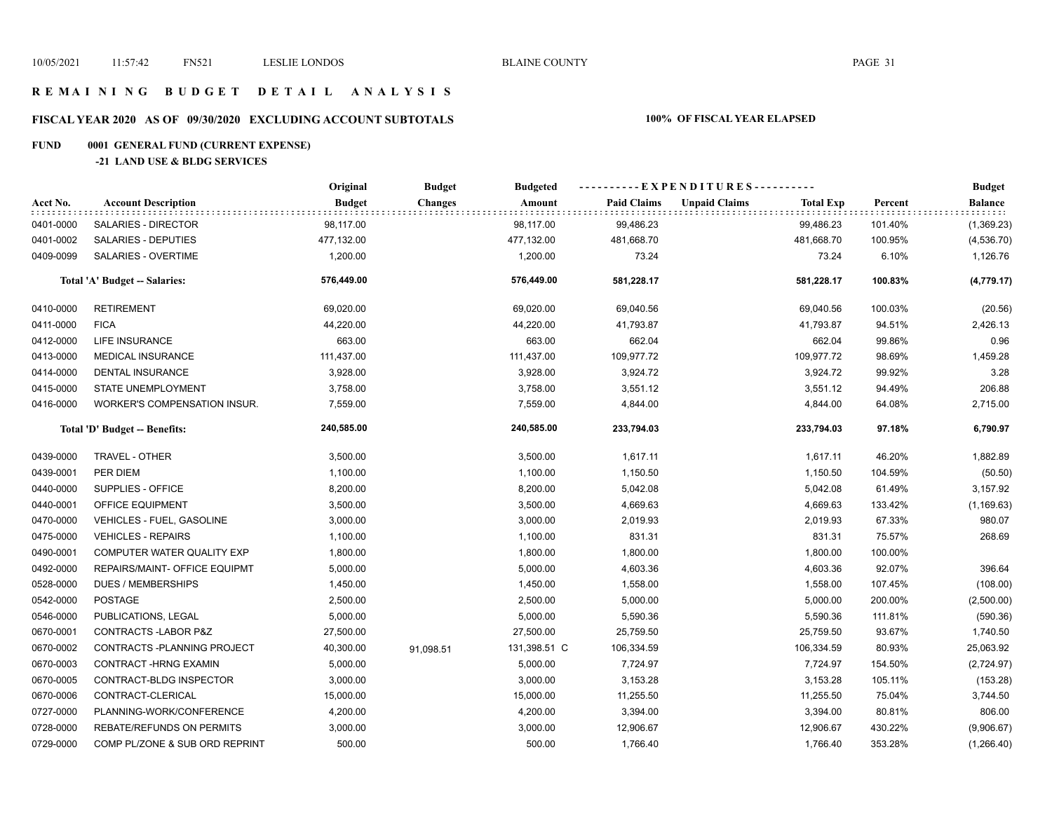# REMAINING BUDGET DETAIL ANALYSIS

## FISCAL YEAR 2020 AS OF 09/30/2020 EXCLUDING ACCOUNT SUBTOTALS — 100% OF FISCAL YEAR ELAPSED

### FUND 0001 GENERAL FUND (CURRENT EXPENSE)

#### -21 LAND USE & BLDG SERVICES

| Acct No. | Account Description | Original Budget | Budget Changes | Budgeted Amount | Paid Claims | Unpaid Claims | Total Exp | Percent | Budget Balance |
|---|---|---|---|---|---|---|---|---|---|
| 0401-0000 | SALARIES - DIRECTOR | 98,117.00 | | 98,117.00 | 99,486.23 | | 99,486.23 | 101.40% | (1,369.23) |
| 0401-0002 | SALARIES - DEPUTIES | 477,132.00 | | 477,132.00 | 481,668.70 | | 481,668.70 | 100.95% | (4,536.70) |
| 0409-0099 | SALARIES - OVERTIME | 1,200.00 | | 1,200.00 | 73.24 | | 73.24 | 6.10% | 1,126.76 |
| | **Total 'A' Budget -- Salaries:** | **576,449.00** | | **576,449.00** | **581,228.17** | | **581,228.17** | **100.83%** | **(4,779.17)** |
| 0410-0000 | RETIREMENT | 69,020.00 | | 69,020.00 | 69,040.56 | | 69,040.56 | 100.03% | (20.56) |
| 0411-0000 | FICA | 44,220.00 | | 44,220.00 | 41,793.87 | | 41,793.87 | 94.51% | 2,426.13 |
| 0412-0000 | LIFE INSURANCE | 663.00 | | 663.00 | 662.04 | | 662.04 | 99.86% | 0.96 |
| 0413-0000 | MEDICAL INSURANCE | 111,437.00 | | 111,437.00 | 109,977.72 | | 109,977.72 | 98.69% | 1,459.28 |
| 0414-0000 | DENTAL INSURANCE | 3,928.00 | | 3,928.00 | 3,924.72 | | 3,924.72 | 99.92% | 3.28 |
| 0415-0000 | STATE UNEMPLOYMENT | 3,758.00 | | 3,758.00 | 3,551.12 | | 3,551.12 | 94.49% | 206.88 |
| 0416-0000 | WORKER'S COMPENSATION INSUR. | 7,559.00 | | 7,559.00 | 4,844.00 | | 4,844.00 | 64.08% | 2,715.00 |
| | **Total 'D' Budget -- Benefits:** | **240,585.00** | | **240,585.00** | **233,794.03** | | **233,794.03** | **97.18%** | **6,790.97** |
| 0439-0000 | TRAVEL - OTHER | 3,500.00 | | 3,500.00 | 1,617.11 | | 1,617.11 | 46.20% | 1,882.89 |
| 0439-0001 | PER DIEM | 1,100.00 | | 1,100.00 | 1,150.50 | | 1,150.50 | 104.59% | (50.50) |
| 0440-0000 | SUPPLIES - OFFICE | 8,200.00 | | 8,200.00 | 5,042.08 | | 5,042.08 | 61.49% | 3,157.92 |
| 0440-0001 | OFFICE EQUIPMENT | 3,500.00 | | 3,500.00 | 4,669.63 | | 4,669.63 | 133.42% | (1,169.63) |
| 0470-0000 | VEHICLES - FUEL, GASOLINE | 3,000.00 | | 3,000.00 | 2,019.93 | | 2,019.93 | 67.33% | 980.07 |
| 0475-0000 | VEHICLES - REPAIRS | 1,100.00 | | 1,100.00 | 831.31 | | 831.31 | 75.57% | 268.69 |
| 0490-0001 | COMPUTER WATER QUALITY EXP | 1,800.00 | | 1,800.00 | 1,800.00 | | 1,800.00 | 100.00% | |
| 0492-0000 | REPAIRS/MAINT- OFFICE EQUIPMT | 5,000.00 | | 5,000.00 | 4,603.36 | | 4,603.36 | 92.07% | 396.64 |
| 0528-0000 | DUES / MEMBERSHIPS | 1,450.00 | | 1,450.00 | 1,558.00 | | 1,558.00 | 107.45% | (108.00) |
| 0542-0000 | POSTAGE | 2,500.00 | | 2,500.00 | 5,000.00 | | 5,000.00 | 200.00% | (2,500.00) |
| 0546-0000 | PUBLICATIONS, LEGAL | 5,000.00 | | 5,000.00 | 5,590.36 | | 5,590.36 | 111.81% | (590.36) |
| 0670-0001 | CONTRACTS -LABOR P&Z | 27,500.00 | | 27,500.00 | 25,759.50 | | 25,759.50 | 93.67% | 1,740.50 |
| 0670-0002 | CONTRACTS -PLANNING PROJECT | 40,300.00 | 91,098.51 | 131,398.51 C | 106,334.59 | | 106,334.59 | 80.93% | 25,063.92 |
| 0670-0003 | CONTRACT -HRNG EXAMIN | 5,000.00 | | 5,000.00 | 7,724.97 | | 7,724.97 | 154.50% | (2,724.97) |
| 0670-0005 | CONTRACT-BLDG INSPECTOR | 3,000.00 | | 3,000.00 | 3,153.28 | | 3,153.28 | 105.11% | (153.28) |
| 0670-0006 | CONTRACT-CLERICAL | 15,000.00 | | 15,000.00 | 11,255.50 | | 11,255.50 | 75.04% | 3,744.50 |
| 0727-0000 | PLANNING-WORK/CONFERENCE | 4,200.00 | | 4,200.00 | 3,394.00 | | 3,394.00 | 80.81% | 806.00 |
| 0728-0000 | REBATE/REFUNDS ON PERMITS | 3,000.00 | | 3,000.00 | 12,906.67 | | 12,906.67 | 430.22% | (9,906.67) |
| 0729-0000 | COMP PL/ZONE & SUB ORD REPRINT | 500.00 | | 500.00 | 1,766.40 | | 1,766.40 | 353.28% | (1,266.40) |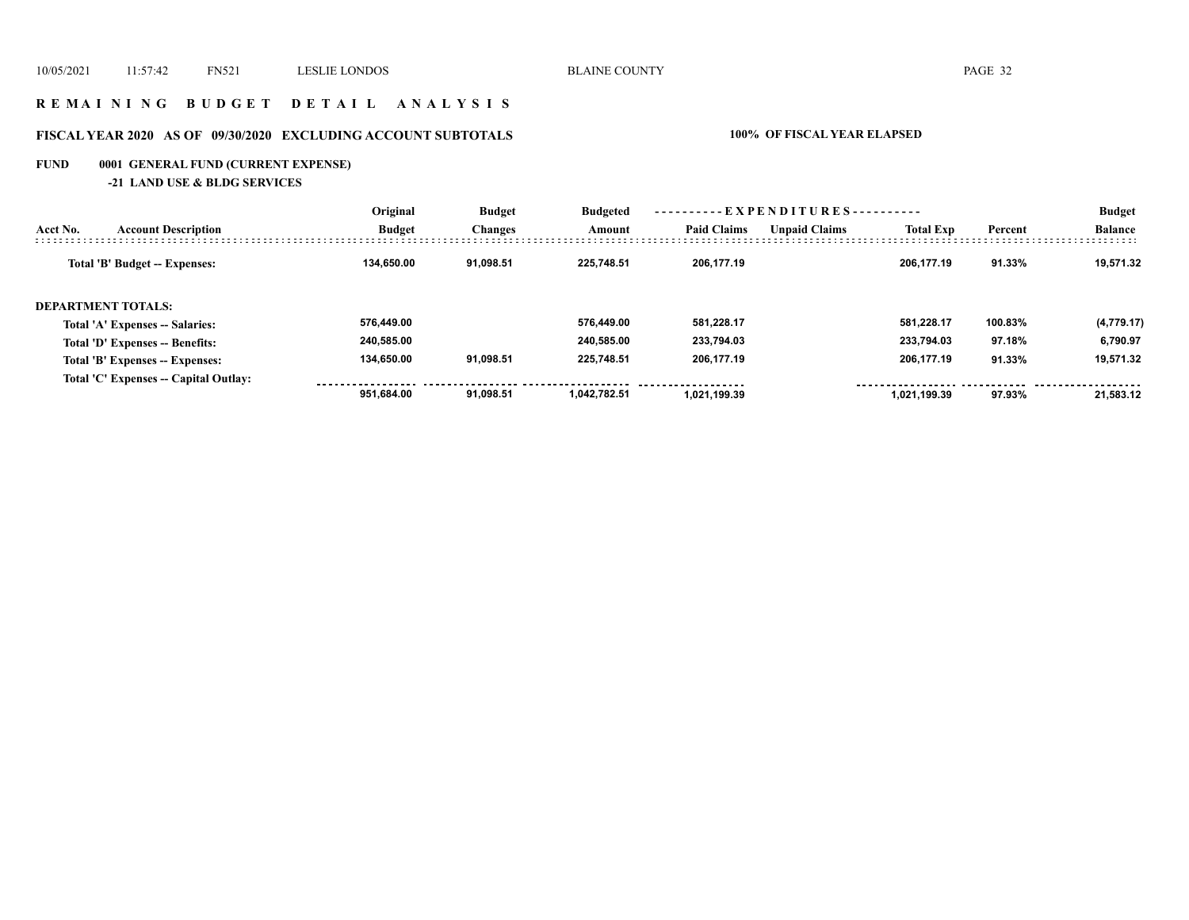## R E M A I N I N G   B U D G E T   D E T A I L   A N A L Y S I S

### FISCAL YEAR 2020   AS OF 09/30/2020   EXCLUDING ACCOUNT SUBTOTALS

**100% OF FISCAL YEAR ELAPSED**

**FUND   0001 GENERAL FUND (CURRENT EXPENSE)**

**-21 LAND USE & BLDG SERVICES**

| Acct No. | Account Description | Original Budget | Budget Changes | Budgeted Amount | EXPENDITURES Paid Claims | EXPENDITURES Unpaid Claims | EXPENDITURES Total Exp | Percent | Budget Balance |
|---|---|---|---|---|---|---|---|---|---|
| | **Total 'B' Budget -- Expenses:** | 134,650.00 | 91,098.51 | 225,748.51 | 206,177.19 | | 206,177.19 | 91.33% | 19,571.32 |
| | **DEPARTMENT TOTALS:** | | | | | | | | |
| | Total 'A' Expenses -- Salaries: | 576,449.00 | | 576,449.00 | 581,228.17 | | 581,228.17 | 100.83% | (4,779.17) |
| | Total 'D' Expenses -- Benefits: | 240,585.00 | | 240,585.00 | 233,794.03 | | 233,794.03 | 97.18% | 6,790.97 |
| | Total 'B' Expenses -- Expenses: | 134,650.00 | 91,098.51 | 225,748.51 | 206,177.19 | | 206,177.19 | 91.33% | 19,571.32 |
| | Total 'C' Expenses -- Capital Outlay: | | | | | | | | |
| | | 951,684.00 | 91,098.51 | 1,042,782.51 | 1,021,199.39 | | 1,021,199.39 | 97.93% | 21,583.12 |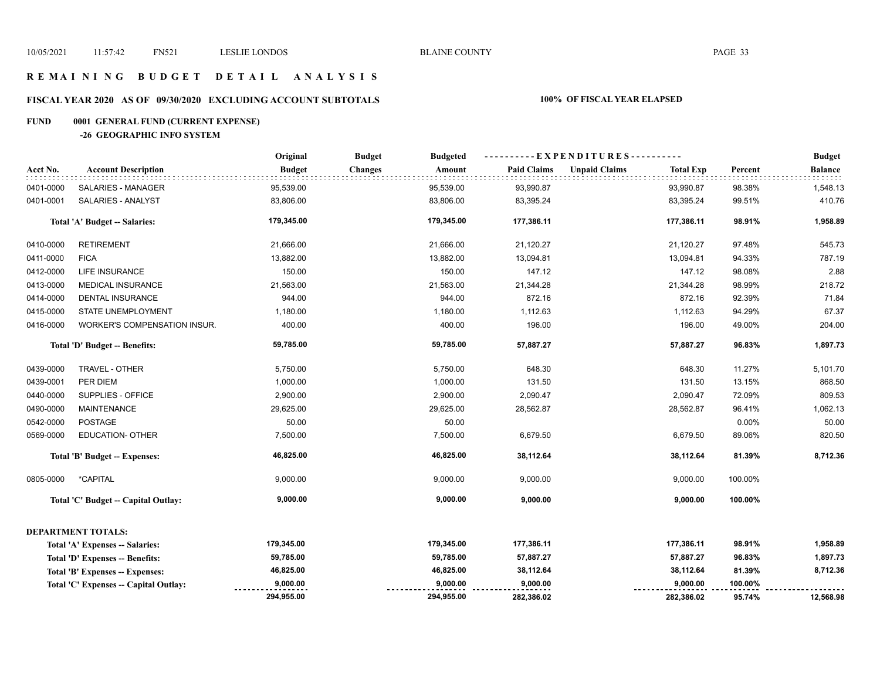# REMAINING BUDGET DETAIL ANALYSIS

## FISCAL YEAR 2020 AS OF 09/30/2020 EXCLUDING ACCOUNT SUBTOTALS

**100% OF FISCAL YEAR ELAPSED**

### FUND 0001 GENERAL FUND (CURRENT EXPENSE)

#### -26 GEOGRAPHIC INFO SYSTEM

| Acct No. | Account Description | Original Budget | Budget Changes | Budgeted Amount | Paid Claims | Unpaid Claims | Total Exp | Percent | Budget Balance |
|---|---|---|---|---|---|---|---|---|---|
| 0401-0000 | SALARIES - MANAGER | 95,539.00 | | 95,539.00 | 93,990.87 | | 93,990.87 | 98.38% | 1,548.13 |
| 0401-0001 | SALARIES - ANALYST | 83,806.00 | | 83,806.00 | 83,395.24 | | 83,395.24 | 99.51% | 410.76 |
| | **Total 'A' Budget -- Salaries:** | **179,345.00** | | **179,345.00** | **177,386.11** | | **177,386.11** | **98.91%** | **1,958.89** |
| 0410-0000 | RETIREMENT | 21,666.00 | | 21,666.00 | 21,120.27 | | 21,120.27 | 97.48% | 545.73 |
| 0411-0000 | FICA | 13,882.00 | | 13,882.00 | 13,094.81 | | 13,094.81 | 94.33% | 787.19 |
| 0412-0000 | LIFE INSURANCE | 150.00 | | 150.00 | 147.12 | | 147.12 | 98.08% | 2.88 |
| 0413-0000 | MEDICAL INSURANCE | 21,563.00 | | 21,563.00 | 21,344.28 | | 21,344.28 | 98.99% | 218.72 |
| 0414-0000 | DENTAL INSURANCE | 944.00 | | 944.00 | 872.16 | | 872.16 | 92.39% | 71.84 |
| 0415-0000 | STATE UNEMPLOYMENT | 1,180.00 | | 1,180.00 | 1,112.63 | | 1,112.63 | 94.29% | 67.37 |
| 0416-0000 | WORKER'S COMPENSATION INSUR. | 400.00 | | 400.00 | 196.00 | | 196.00 | 49.00% | 204.00 |
| | **Total 'D' Budget -- Benefits:** | **59,785.00** | | **59,785.00** | **57,887.27** | | **57,887.27** | **96.83%** | **1,897.73** |
| 0439-0000 | TRAVEL - OTHER | 5,750.00 | | 5,750.00 | 648.30 | | 648.30 | 11.27% | 5,101.70 |
| 0439-0001 | PER DIEM | 1,000.00 | | 1,000.00 | 131.50 | | 131.50 | 13.15% | 868.50 |
| 0440-0000 | SUPPLIES - OFFICE | 2,900.00 | | 2,900.00 | 2,090.47 | | 2,090.47 | 72.09% | 809.53 |
| 0490-0000 | MAINTENANCE | 29,625.00 | | 29,625.00 | 28,562.87 | | 28,562.87 | 96.41% | 1,062.13 |
| 0542-0000 | POSTAGE | 50.00 | | 50.00 | | | | 0.00% | 50.00 |
| 0569-0000 | EDUCATION- OTHER | 7,500.00 | | 7,500.00 | 6,679.50 | | 6,679.50 | 89.06% | 820.50 |
| | **Total 'B' Budget -- Expenses:** | **46,825.00** | | **46,825.00** | **38,112.64** | | **38,112.64** | **81.39%** | **8,712.36** |
| 0805-0000 | *CAPITAL | 9,000.00 | | 9,000.00 | 9,000.00 | | 9,000.00 | 100.00% | |
| | **Total 'C' Budget -- Capital Outlay:** | **9,000.00** | | **9,000.00** | **9,000.00** | | **9,000.00** | **100.00%** | |
| | **DEPARTMENT TOTALS:** | | | | | | | | |
| | **Total 'A' Expenses -- Salaries:** | **179,345.00** | | **179,345.00** | **177,386.11** | | **177,386.11** | **98.91%** | **1,958.89** |
| | **Total 'D' Expenses -- Benefits:** | **59,785.00** | | **59,785.00** | **57,887.27** | | **57,887.27** | **96.83%** | **1,897.73** |
| | **Total 'B' Expenses -- Expenses:** | **46,825.00** | | **46,825.00** | **38,112.64** | | **38,112.64** | **81.39%** | **8,712.36** |
| | **Total 'C' Expenses -- Capital Outlay:** | **9,000.00** | | **9,000.00** | **9,000.00** | | **9,000.00** | **100.00%** | |
| | | **294,955.00** | | **294,955.00** | **282,386.02** | | **282,386.02** | **95.74%** | **12,568.98** |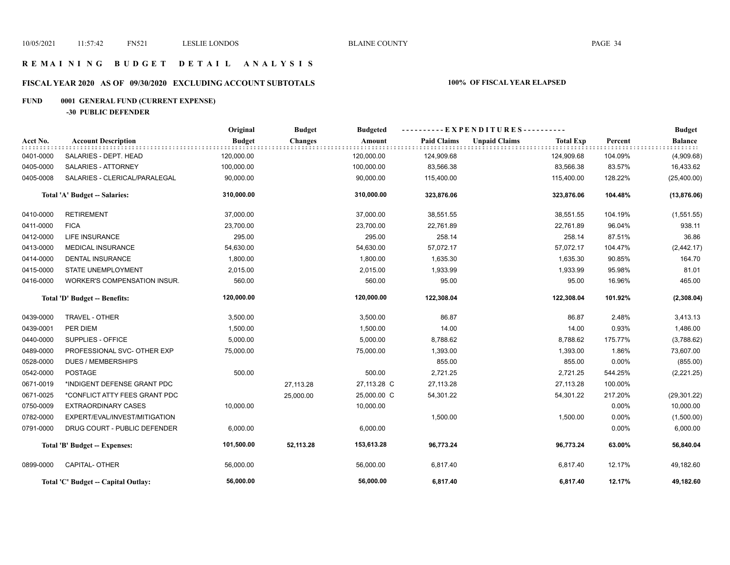# R E M A I N I N G   B U D G E T   D E T A I L   A N A L Y S I S

## FISCAL YEAR 2020 AS OF 09/30/2020 EXCLUDING ACCOUNT SUBTOTALS — 100% OF FISCAL YEAR ELAPSED

### FUND 0001 GENERAL FUND (CURRENT EXPENSE)

#### -30 PUBLIC DEFENDER

| Acct No. | Account Description | Original Budget | Budget Changes | Budgeted Amount | Paid Claims | Unpaid Claims | Total Exp | Percent | Budget Balance |
|---|---|---|---|---|---|---|---|---|---|
| 0401-0000 | SALARIES - DEPT. HEAD | 120,000.00 | | 120,000.00 | 124,909.68 | | 124,909.68 | 104.09% | (4,909.68) |
| 0405-0000 | SALARIES - ATTORNEY | 100,000.00 | | 100,000.00 | 83,566.38 | | 83,566.38 | 83.57% | 16,433.62 |
| 0405-0008 | SALARIES - CLERICAL/PARALEGAL | 90,000.00 | | 90,000.00 | 115,400.00 | | 115,400.00 | 128.22% | (25,400.00) |
| | **Total 'A' Budget -- Salaries:** | **310,000.00** | | **310,000.00** | **323,876.06** | | **323,876.06** | **104.48%** | **(13,876.06)** |
| 0410-0000 | RETIREMENT | 37,000.00 | | 37,000.00 | 38,551.55 | | 38,551.55 | 104.19% | (1,551.55) |
| 0411-0000 | FICA | 23,700.00 | | 23,700.00 | 22,761.89 | | 22,761.89 | 96.04% | 938.11 |
| 0412-0000 | LIFE INSURANCE | 295.00 | | 295.00 | 258.14 | | 258.14 | 87.51% | 36.86 |
| 0413-0000 | MEDICAL INSURANCE | 54,630.00 | | 54,630.00 | 57,072.17 | | 57,072.17 | 104.47% | (2,442.17) |
| 0414-0000 | DENTAL INSURANCE | 1,800.00 | | 1,800.00 | 1,635.30 | | 1,635.30 | 90.85% | 164.70 |
| 0415-0000 | STATE UNEMPLOYMENT | 2,015.00 | | 2,015.00 | 1,933.99 | | 1,933.99 | 95.98% | 81.01 |
| 0416-0000 | WORKER'S COMPENSATION INSUR. | 560.00 | | 560.00 | 95.00 | | 95.00 | 16.96% | 465.00 |
| | **Total 'D' Budget -- Benefits:** | **120,000.00** | | **120,000.00** | **122,308.04** | | **122,308.04** | **101.92%** | **(2,308.04)** |
| 0439-0000 | TRAVEL - OTHER | 3,500.00 | | 3,500.00 | 86.87 | | 86.87 | 2.48% | 3,413.13 |
| 0439-0001 | PER DIEM | 1,500.00 | | 1,500.00 | 14.00 | | 14.00 | 0.93% | 1,486.00 |
| 0440-0000 | SUPPLIES - OFFICE | 5,000.00 | | 5,000.00 | 8,788.62 | | 8,788.62 | 175.77% | (3,788.62) |
| 0489-0000 | PROFESSIONAL SVC- OTHER EXP | 75,000.00 | | 75,000.00 | 1,393.00 | | 1,393.00 | 1.86% | 73,607.00 |
| 0528-0000 | DUES / MEMBERSHIPS | | | | 855.00 | | 855.00 | 0.00% | (855.00) |
| 0542-0000 | POSTAGE | 500.00 | | 500.00 | 2,721.25 | | 2,721.25 | 544.25% | (2,221.25) |
| 0671-0019 | *INDIGENT DEFENSE GRANT PDC | | 27,113.28 | 27,113.28 C | 27,113.28 | | 27,113.28 | 100.00% | |
| 0671-0025 | *CONFLICT ATTY FEES GRANT PDC | | 25,000.00 | 25,000.00 C | 54,301.22 | | 54,301.22 | 217.20% | (29,301.22) |
| 0750-0009 | EXTRAORDINARY CASES | 10,000.00 | | 10,000.00 | | | | 0.00% | 10,000.00 |
| 0782-0000 | EXPERT/EVAL/INVEST/MITIGATION | | | | 1,500.00 | | 1,500.00 | 0.00% | (1,500.00) |
| 0791-0000 | DRUG COURT - PUBLIC DEFENDER | 6,000.00 | | 6,000.00 | | | | 0.00% | 6,000.00 |
| | **Total 'B' Budget -- Expenses:** | **101,500.00** | **52,113.28** | **153,613.28** | **96,773.24** | | **96,773.24** | **63.00%** | **56,840.04** |
| 0899-0000 | CAPITAL- OTHER | 56,000.00 | | 56,000.00 | 6,817.40 | | 6,817.40 | 12.17% | 49,182.60 |
| | **Total 'C' Budget -- Capital Outlay:** | **56,000.00** | | **56,000.00** | **6,817.40** | | **6,817.40** | **12.17%** | **49,182.60** |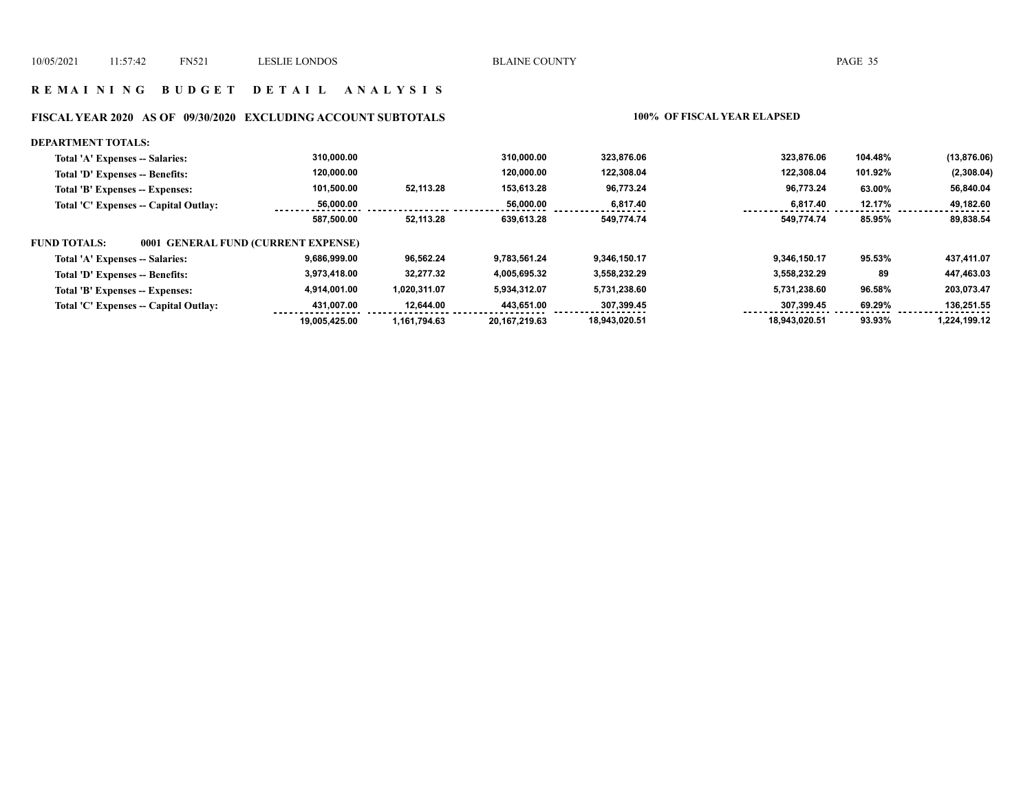# R E M A I N I N G   B U D G E T   D E T A I L   A N A L Y S I S

## FISCAL YEAR 2020   AS OF 09/30/2020   EXCLUDING ACCOUNT SUBTOTALS

**100% OF FISCAL YEAR ELAPSED**

**DEPARTMENT TOTALS:**

| | | | | | | | |
|---|---|---|---|---|---|---|---|
| Total 'A' Expenses -- Salaries: | 310,000.00 | | 310,000.00 | 323,876.06 | 323,876.06 | 104.48% | (13,876.06) |
| Total 'D' Expenses -- Benefits: | 120,000.00 | | 120,000.00 | 122,308.04 | 122,308.04 | 101.92% | (2,308.04) |
| Total 'B' Expenses -- Expenses: | 101,500.00 | 52,113.28 | 153,613.28 | 96,773.24 | 96,773.24 | 63.00% | 56,840.04 |
| Total 'C' Expenses -- Capital Outlay: | 56,000.00 | | 56,000.00 | 6,817.40 | 6,817.40 | 12.17% | 49,182.60 |
| | 587,500.00 | 52,113.28 | 639,613.28 | 549,774.74 | 549,774.74 | 85.95% | 89,838.54 |

**FUND TOTALS:** 0001 GENERAL FUND (CURRENT EXPENSE)

| | | | | | | | |
|---|---|---|---|---|---|---|---|
| Total 'A' Expenses -- Salaries: | 9,686,999.00 | 96,562.24 | 9,783,561.24 | 9,346,150.17 | 9,346,150.17 | 95.53% | 437,411.07 |
| Total 'D' Expenses -- Benefits: | 3,973,418.00 | 32,277.32 | 4,005,695.32 | 3,558,232.29 | 3,558,232.29 | 89 | 447,463.03 |
| Total 'B' Expenses -- Expenses: | 4,914,001.00 | 1,020,311.07 | 5,934,312.07 | 5,731,238.60 | 5,731,238.60 | 96.58% | 203,073.47 |
| Total 'C' Expenses -- Capital Outlay: | 431,007.00 | 12,644.00 | 443,651.00 | 307,399.45 | 307,399.45 | 69.29% | 136,251.55 |
| | 19,005,425.00 | 1,161,794.63 | 20,167,219.63 | 18,943,020.51 | 18,943,020.51 | 93.93% | 1,224,199.12 |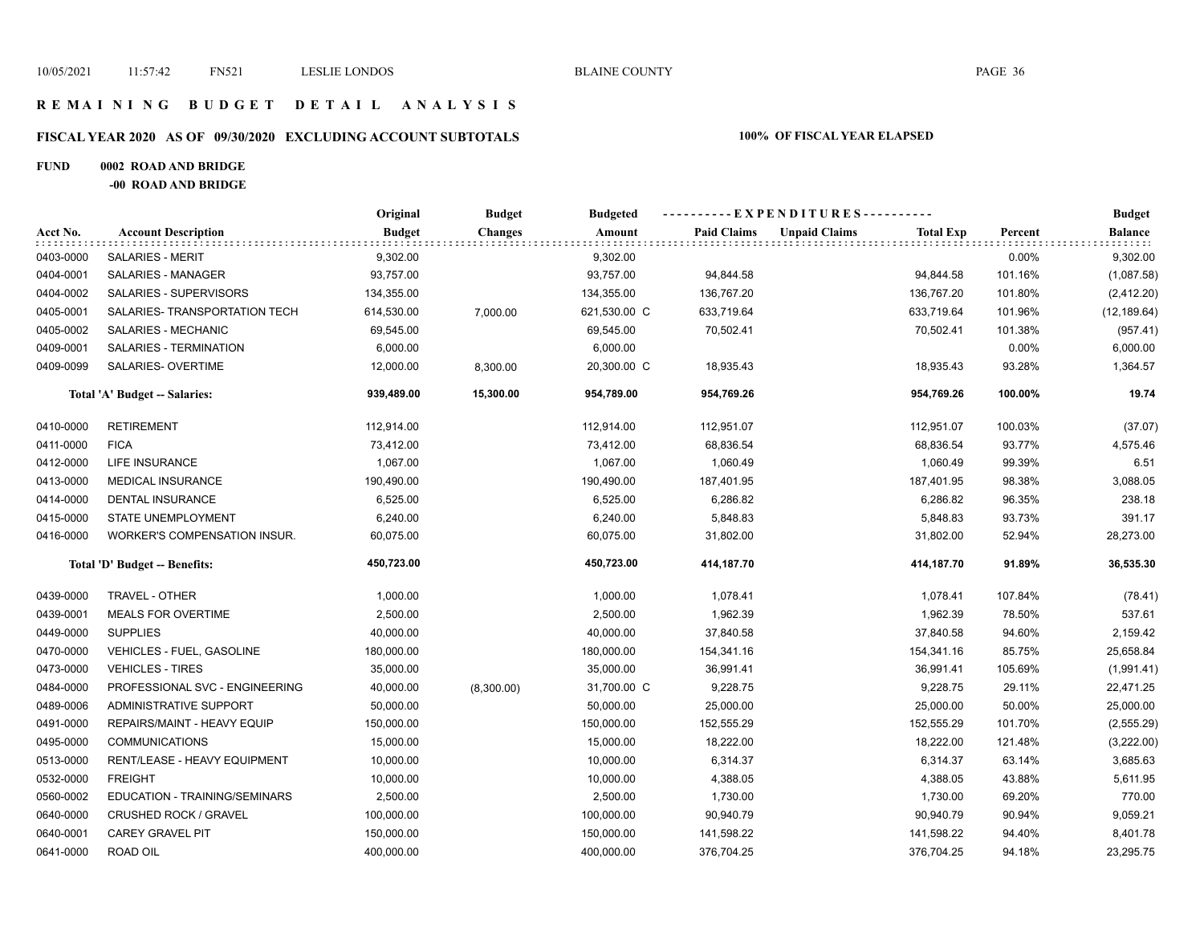# REMAINING BUDGET DETAIL ANALYSIS

## FISCAL YEAR 2020 AS OF 09/30/2020 EXCLUDING ACCOUNT SUBTOTALS

**100% OF FISCAL YEAR ELAPSED**

**FUND 0002 ROAD AND BRIDGE**

**-00 ROAD AND BRIDGE**

| Acct No. | Account Description | Original Budget | Budget Changes | Budgeted Amount | EXPENDITURES Paid Claims | Unpaid Claims | Total Exp | Percent | Budget Balance |
|---|---|---|---|---|---|---|---|---|---|
| 0403-0000 | SALARIES - MERIT | 9,302.00 | | 9,302.00 | | | | 0.00% | 9,302.00 |
| 0404-0001 | SALARIES - MANAGER | 93,757.00 | | 93,757.00 | 94,844.58 | | 94,844.58 | 101.16% | (1,087.58) |
| 0404-0002 | SALARIES - SUPERVISORS | 134,355.00 | | 134,355.00 | 136,767.20 | | 136,767.20 | 101.80% | (2,412.20) |
| 0405-0001 | SALARIES- TRANSPORTATION TECH | 614,530.00 | 7,000.00 | 621,530.00 C | 633,719.64 | | 633,719.64 | 101.96% | (12,189.64) |
| 0405-0002 | SALARIES - MECHANIC | 69,545.00 | | 69,545.00 | 70,502.41 | | 70,502.41 | 101.38% | (957.41) |
| 0409-0001 | SALARIES - TERMINATION | 6,000.00 | | 6,000.00 | | | | 0.00% | 6,000.00 |
| 0409-0099 | SALARIES- OVERTIME | 12,000.00 | 8,300.00 | 20,300.00 C | 18,935.43 | | 18,935.43 | 93.28% | 1,364.57 |
| | **Total 'A' Budget -- Salaries:** | **939,489.00** | **15,300.00** | **954,789.00** | **954,769.26** | | **954,769.26** | **100.00%** | **19.74** |
| 0410-0000 | RETIREMENT | 112,914.00 | | 112,914.00 | 112,951.07 | | 112,951.07 | 100.03% | (37.07) |
| 0411-0000 | FICA | 73,412.00 | | 73,412.00 | 68,836.54 | | 68,836.54 | 93.77% | 4,575.46 |
| 0412-0000 | LIFE INSURANCE | 1,067.00 | | 1,067.00 | 1,060.49 | | 1,060.49 | 99.39% | 6.51 |
| 0413-0000 | MEDICAL INSURANCE | 190,490.00 | | 190,490.00 | 187,401.95 | | 187,401.95 | 98.38% | 3,088.05 |
| 0414-0000 | DENTAL INSURANCE | 6,525.00 | | 6,525.00 | 6,286.82 | | 6,286.82 | 96.35% | 238.18 |
| 0415-0000 | STATE UNEMPLOYMENT | 6,240.00 | | 6,240.00 | 5,848.83 | | 5,848.83 | 93.73% | 391.17 |
| 0416-0000 | WORKER'S COMPENSATION INSUR. | 60,075.00 | | 60,075.00 | 31,802.00 | | 31,802.00 | 52.94% | 28,273.00 |
| | **Total 'D' Budget -- Benefits:** | **450,723.00** | | **450,723.00** | **414,187.70** | | **414,187.70** | **91.89%** | **36,535.30** |
| 0439-0000 | TRAVEL - OTHER | 1,000.00 | | 1,000.00 | 1,078.41 | | 1,078.41 | 107.84% | (78.41) |
| 0439-0001 | MEALS FOR OVERTIME | 2,500.00 | | 2,500.00 | 1,962.39 | | 1,962.39 | 78.50% | 537.61 |
| 0449-0000 | SUPPLIES | 40,000.00 | | 40,000.00 | 37,840.58 | | 37,840.58 | 94.60% | 2,159.42 |
| 0470-0000 | VEHICLES - FUEL, GASOLINE | 180,000.00 | | 180,000.00 | 154,341.16 | | 154,341.16 | 85.75% | 25,658.84 |
| 0473-0000 | VEHICLES - TIRES | 35,000.00 | | 35,000.00 | 36,991.41 | | 36,991.41 | 105.69% | (1,991.41) |
| 0484-0000 | PROFESSIONAL SVC - ENGINEERING | 40,000.00 | (8,300.00) | 31,700.00 C | 9,228.75 | | 9,228.75 | 29.11% | 22,471.25 |
| 0489-0006 | ADMINISTRATIVE SUPPORT | 50,000.00 | | 50,000.00 | 25,000.00 | | 25,000.00 | 50.00% | 25,000.00 |
| 0491-0000 | REPAIRS/MAINT - HEAVY EQUIP | 150,000.00 | | 150,000.00 | 152,555.29 | | 152,555.29 | 101.70% | (2,555.29) |
| 0495-0000 | COMMUNICATIONS | 15,000.00 | | 15,000.00 | 18,222.00 | | 18,222.00 | 121.48% | (3,222.00) |
| 0513-0000 | RENT/LEASE - HEAVY EQUIPMENT | 10,000.00 | | 10,000.00 | 6,314.37 | | 6,314.37 | 63.14% | 3,685.63 |
| 0532-0000 | FREIGHT | 10,000.00 | | 10,000.00 | 4,388.05 | | 4,388.05 | 43.88% | 5,611.95 |
| 0560-0002 | EDUCATION - TRAINING/SEMINARS | 2,500.00 | | 2,500.00 | 1,730.00 | | 1,730.00 | 69.20% | 770.00 |
| 0640-0000 | CRUSHED ROCK / GRAVEL | 100,000.00 | | 100,000.00 | 90,940.79 | | 90,940.79 | 90.94% | 9,059.21 |
| 0640-0001 | CAREY GRAVEL PIT | 150,000.00 | | 150,000.00 | 141,598.22 | | 141,598.22 | 94.40% | 8,401.78 |
| 0641-0000 | ROAD OIL | 400,000.00 | | 400,000.00 | 376,704.25 | | 376,704.25 | 94.18% | 23,295.75 |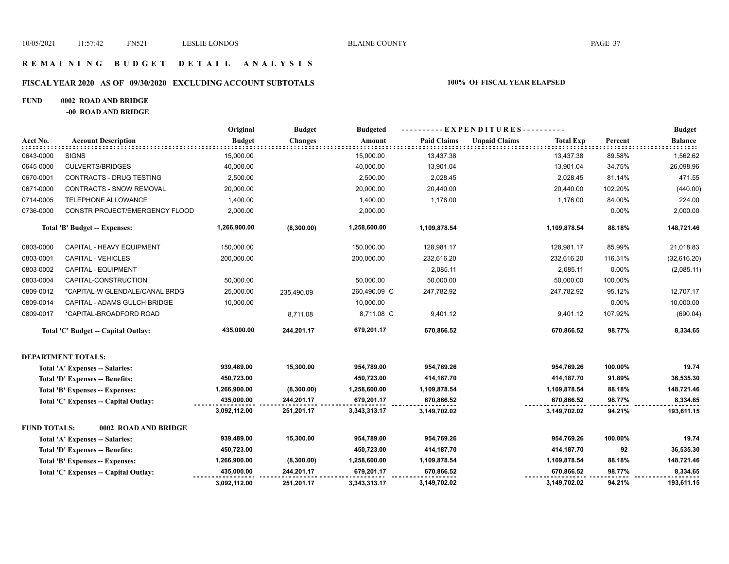# R E M A I N I N G   B U D G E T   D E T A I L   A N A L Y S I S

## FISCAL YEAR 2020   AS OF 09/30/2020   EXCLUDING ACCOUNT SUBTOTALS   100% OF FISCAL YEAR ELAPSED

### FUND 0002 ROAD AND BRIDGE

#### -00 ROAD AND BRIDGE

| Acct No. | Account Description | Original Budget | Budget Changes | Budgeted Amount | Paid Claims | Unpaid Claims | Total Exp | Percent | Budget Balance |
|---|---|---|---|---|---|---|---|---|---|
| 0643-0000 | SIGNS | 15,000.00 | | 15,000.00 | 13,437.38 | | 13,437.38 | 89.58% | 1,562.62 |
| 0645-0000 | CULVERTS/BRIDGES | 40,000.00 | | 40,000.00 | 13,901.04 | | 13,901.04 | 34.75% | 26,098.96 |
| 0670-0001 | CONTRACTS - DRUG TESTING | 2,500.00 | | 2,500.00 | 2,028.45 | | 2,028.45 | 81.14% | 471.55 |
| 0671-0000 | CONTRACTS - SNOW REMOVAL | 20,000.00 | | 20,000.00 | 20,440.00 | | 20,440.00 | 102.20% | (440.00) |
| 0714-0005 | TELEPHONE ALLOWANCE | 1,400.00 | | 1,400.00 | 1,176.00 | | 1,176.00 | 84.00% | 224.00 |
| 0736-0000 | CONSTR PROJECT/EMERGENCY FLOOD | 2,000.00 | | 2,000.00 | | | | 0.00% | 2,000.00 |
| | **Total 'B' Budget -- Expenses:** | **1,266,900.00** | **(8,300.00)** | **1,258,600.00** | **1,109,878.54** | | **1,109,878.54** | **88.18%** | **148,721.46** |
| 0803-0000 | CAPITAL - HEAVY EQUIPMENT | 150,000.00 | | 150,000.00 | 128,981.17 | | 128,981.17 | 85.99% | 21,018.83 |
| 0803-0001 | CAPITAL - VEHICLES | 200,000.00 | | 200,000.00 | 232,616.20 | | 232,616.20 | 116.31% | (32,616.20) |
| 0803-0002 | CAPITAL - EQUIPMENT | | | | 2,085.11 | | 2,085.11 | 0.00% | (2,085.11) |
| 0803-0004 | CAPITAL-CONSTRUCTION | 50,000.00 | | 50,000.00 | 50,000.00 | | 50,000.00 | 100.00% | |
| 0809-0012 | *CAPITAL-W GLENDALE/CANAL BRDG | 25,000.00 | 235,490.09 | 260,490.09 C | 247,782.92 | | 247,782.92 | 95.12% | 12,707.17 |
| 0809-0014 | CAPITAL - ADAMS GULCH BRIDGE | 10,000.00 | | 10,000.00 | | | | 0.00% | 10,000.00 |
| 0809-0017 | *CAPITAL-BROADFORD ROAD | | 8,711.08 | 8,711.08 C | 9,401.12 | | 9,401.12 | 107.92% | (690.04) |
| | **Total 'C' Budget -- Capital Outlay:** | **435,000.00** | **244,201.17** | **679,201.17** | **670,866.52** | | **670,866.52** | **98.77%** | **8,334.65** |

**DEPARTMENT TOTALS:**

| | Original Budget | Budget Changes | Budgeted Amount | Paid Claims | Unpaid Claims | Total Exp | Percent | Budget Balance |
|---|---|---|---|---|---|---|---|---|
| **Total 'A' Expenses -- Salaries:** | **939,489.00** | **15,300.00** | **954,789.00** | **954,769.26** | | **954,769.26** | **100.00%** | **19.74** |
| **Total 'D' Expenses -- Benefits:** | **450,723.00** | | **450,723.00** | **414,187.70** | | **414,187.70** | **91.89%** | **36,535.30** |
| **Total 'B' Expenses -- Expenses:** | **1,266,900.00** | **(8,300.00)** | **1,258,600.00** | **1,109,878.54** | | **1,109,878.54** | **88.18%** | **148,721.46** |
| **Total 'C' Expenses -- Capital Outlay:** | **435,000.00** | **244,201.17** | **679,201.17** | **670,866.52** | | **670,866.52** | **98.77%** | **8,334.65** |
| | **3,092,112.00** | **251,201.17** | **3,343,313.17** | **3,149,702.02** | | **3,149,702.02** | **94.21%** | **193,611.15** |

**FUND TOTALS: 0002 ROAD AND BRIDGE**

| | Original Budget | Budget Changes | Budgeted Amount | Paid Claims | Unpaid Claims | Total Exp | Percent | Budget Balance |
|---|---|---|---|---|---|---|---|---|
| **Total 'A' Expenses -- Salaries:** | **939,489.00** | **15,300.00** | **954,789.00** | **954,769.26** | | **954,769.26** | **100.00%** | **19.74** |
| **Total 'D' Expenses -- Benefits:** | **450,723.00** | | **450,723.00** | **414,187.70** | | **414,187.70** | **92** | **36,535.30** |
| **Total 'B' Expenses -- Expenses:** | **1,266,900.00** | **(8,300.00)** | **1,258,600.00** | **1,109,878.54** | | **1,109,878.54** | **88.18%** | **148,721.46** |
| **Total 'C' Expenses -- Capital Outlay:** | **435,000.00** | **244,201.17** | **679,201.17** | **670,866.52** | | **670,866.52** | **98.77%** | **8,334.65** |
| | **3,092,112.00** | **251,201.17** | **3,343,313.17** | **3,149,702.02** | | **3,149,702.02** | **94.21%** | **193,611.15** |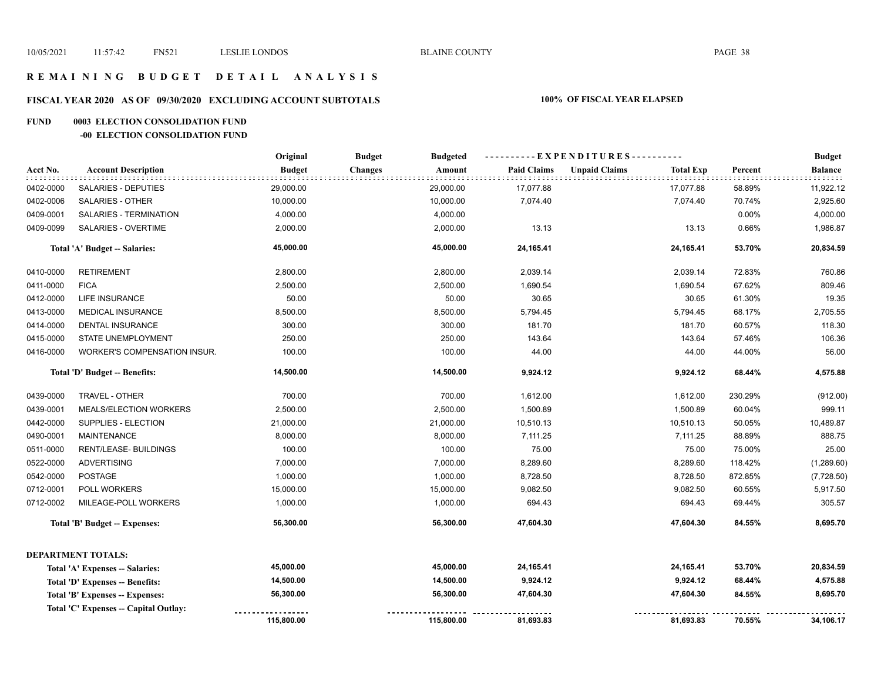# R E M A I N I N G   B U D G E T   D E T A I L   A N A L Y S I S

## FISCAL YEAR 2020 AS OF 09/30/2020 EXCLUDING ACCOUNT SUBTOTALS — 100% OF FISCAL YEAR ELAPSED

### FUND 0003 ELECTION CONSOLIDATION FUND

#### -00 ELECTION CONSOLIDATION FUND

| Acct No. | Account Description | Original Budget | Budget Changes | Budgeted Amount | Paid Claims | Unpaid Claims | Total Exp | Percent | Budget Balance |
|---|---|---|---|---|---|---|---|---|---|
| 0402-0000 | SALARIES - DEPUTIES | 29,000.00 | | 29,000.00 | 17,077.88 | | 17,077.88 | 58.89% | 11,922.12 |
| 0402-0006 | SALARIES - OTHER | 10,000.00 | | 10,000.00 | 7,074.40 | | 7,074.40 | 70.74% | 2,925.60 |
| 0409-0001 | SALARIES - TERMINATION | 4,000.00 | | 4,000.00 | | | | 0.00% | 4,000.00 |
| 0409-0099 | SALARIES - OVERTIME | 2,000.00 | | 2,000.00 | 13.13 | | 13.13 | 0.66% | 1,986.87 |
| | **Total 'A' Budget -- Salaries:** | **45,000.00** | | **45,000.00** | **24,165.41** | | **24,165.41** | **53.70%** | **20,834.59** |
| 0410-0000 | RETIREMENT | 2,800.00 | | 2,800.00 | 2,039.14 | | 2,039.14 | 72.83% | 760.86 |
| 0411-0000 | FICA | 2,500.00 | | 2,500.00 | 1,690.54 | | 1,690.54 | 67.62% | 809.46 |
| 0412-0000 | LIFE INSURANCE | 50.00 | | 50.00 | 30.65 | | 30.65 | 61.30% | 19.35 |
| 0413-0000 | MEDICAL INSURANCE | 8,500.00 | | 8,500.00 | 5,794.45 | | 5,794.45 | 68.17% | 2,705.55 |
| 0414-0000 | DENTAL INSURANCE | 300.00 | | 300.00 | 181.70 | | 181.70 | 60.57% | 118.30 |
| 0415-0000 | STATE UNEMPLOYMENT | 250.00 | | 250.00 | 143.64 | | 143.64 | 57.46% | 106.36 |
| 0416-0000 | WORKER'S COMPENSATION INSUR. | 100.00 | | 100.00 | 44.00 | | 44.00 | 44.00% | 56.00 |
| | **Total 'D' Budget -- Benefits:** | **14,500.00** | | **14,500.00** | **9,924.12** | | **9,924.12** | **68.44%** | **4,575.88** |
| 0439-0000 | TRAVEL - OTHER | 700.00 | | 700.00 | 1,612.00 | | 1,612.00 | 230.29% | (912.00) |
| 0439-0001 | MEALS/ELECTION WORKERS | 2,500.00 | | 2,500.00 | 1,500.89 | | 1,500.89 | 60.04% | 999.11 |
| 0442-0000 | SUPPLIES - ELECTION | 21,000.00 | | 21,000.00 | 10,510.13 | | 10,510.13 | 50.05% | 10,489.87 |
| 0490-0001 | MAINTENANCE | 8,000.00 | | 8,000.00 | 7,111.25 | | 7,111.25 | 88.89% | 888.75 |
| 0511-0000 | RENT/LEASE- BUILDINGS | 100.00 | | 100.00 | 75.00 | | 75.00 | 75.00% | 25.00 |
| 0522-0000 | ADVERTISING | 7,000.00 | | 7,000.00 | 8,289.60 | | 8,289.60 | 118.42% | (1,289.60) |
| 0542-0000 | POSTAGE | 1,000.00 | | 1,000.00 | 8,728.50 | | 8,728.50 | 872.85% | (7,728.50) |
| 0712-0001 | POLL WORKERS | 15,000.00 | | 15,000.00 | 9,082.50 | | 9,082.50 | 60.55% | 5,917.50 |
| 0712-0002 | MILEAGE-POLL WORKERS | 1,000.00 | | 1,000.00 | 694.43 | | 694.43 | 69.44% | 305.57 |
| | **Total 'B' Budget -- Expenses:** | **56,300.00** | | **56,300.00** | **47,604.30** | | **47,604.30** | **84.55%** | **8,695.70** |

**DEPARTMENT TOTALS:**

| | Original Budget | Budget Changes | Budgeted Amount | Paid Claims | Unpaid Claims | Total Exp | Percent | Budget Balance |
|---|---|---|---|---|---|---|---|---|
| **Total 'A' Expenses -- Salaries:** | **45,000.00** | | **45,000.00** | **24,165.41** | | **24,165.41** | **53.70%** | **20,834.59** |
| **Total 'D' Expenses -- Benefits:** | **14,500.00** | | **14,500.00** | **9,924.12** | | **9,924.12** | **68.44%** | **4,575.88** |
| **Total 'B' Expenses -- Expenses:** | **56,300.00** | | **56,300.00** | **47,604.30** | | **47,604.30** | **84.55%** | **8,695.70** |
| **Total 'C' Expenses -- Capital Outlay:** | | | | | | | | |
| | **115,800.00** | | **115,800.00** | **81,693.83** | | **81,693.83** | **70.55%** | **34,106.17** |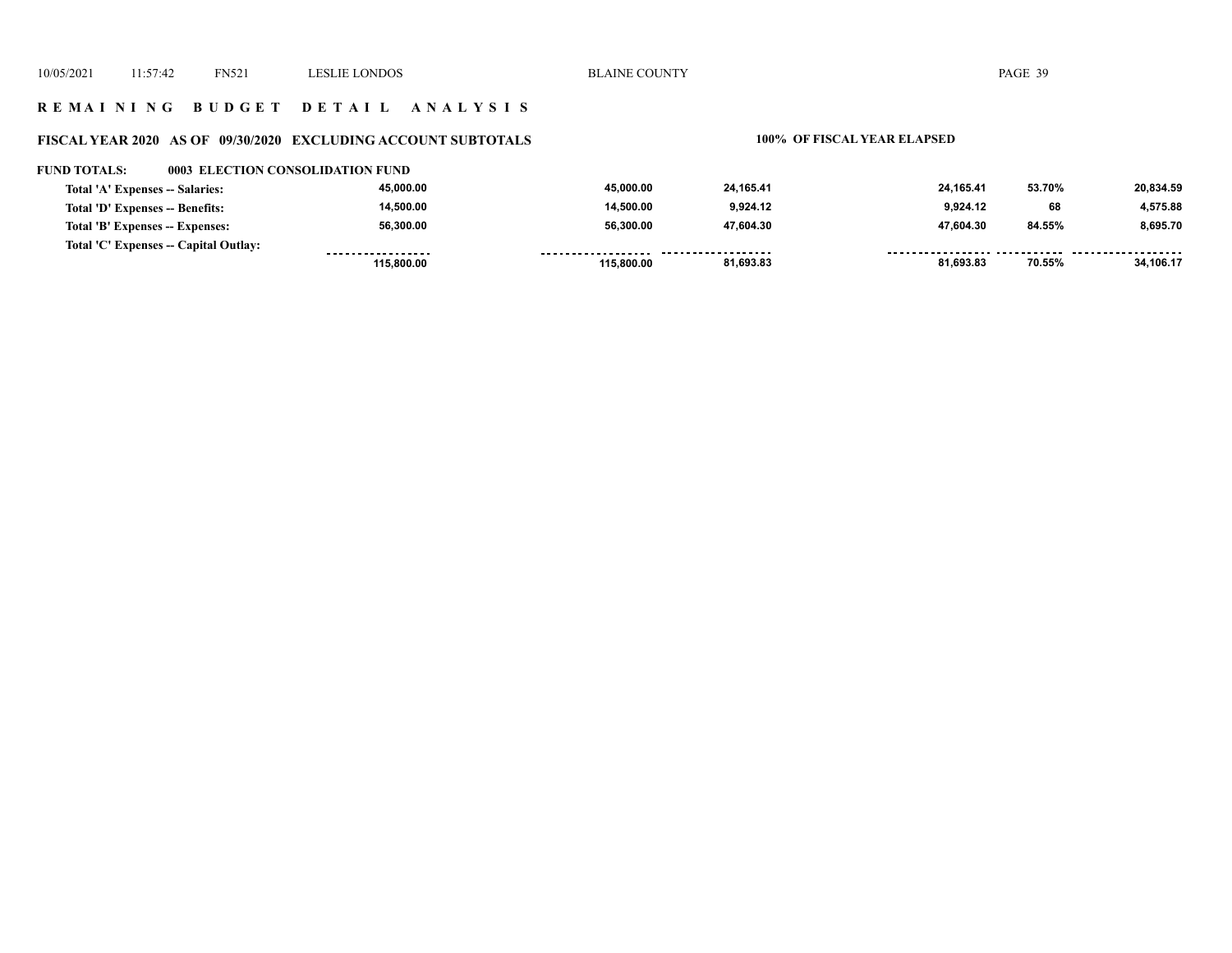## R E M A I N I N G   B U D G E T   D E T A I L   A N A L Y S I S

### FISCAL YEAR 2020 AS OF 09/30/2020 EXCLUDING ACCOUNT SUBTOTALS

**100% OF FISCAL YEAR ELAPSED**

**FUND TOTALS: 0003 ELECTION CONSOLIDATION FUND**

| | | | | | | |
|---|---|---|---|---|---|---|
| Total 'A' Expenses -- Salaries: | 45,000.00 | 45,000.00 | 24,165.41 | 24,165.41 | 53.70% | 20,834.59 |
| Total 'D' Expenses -- Benefits: | 14,500.00 | 14,500.00 | 9,924.12 | 9,924.12 | 68 | 4,575.88 |
| Total 'B' Expenses -- Expenses: | 56,300.00 | 56,300.00 | 47,604.30 | 47,604.30 | 84.55% | 8,695.70 |
| Total 'C' Expenses -- Capital Outlay: | | | | | | |
| | 115,800.00 | 115,800.00 | 81,693.83 | 81,693.83 | 70.55% | 34,106.17 |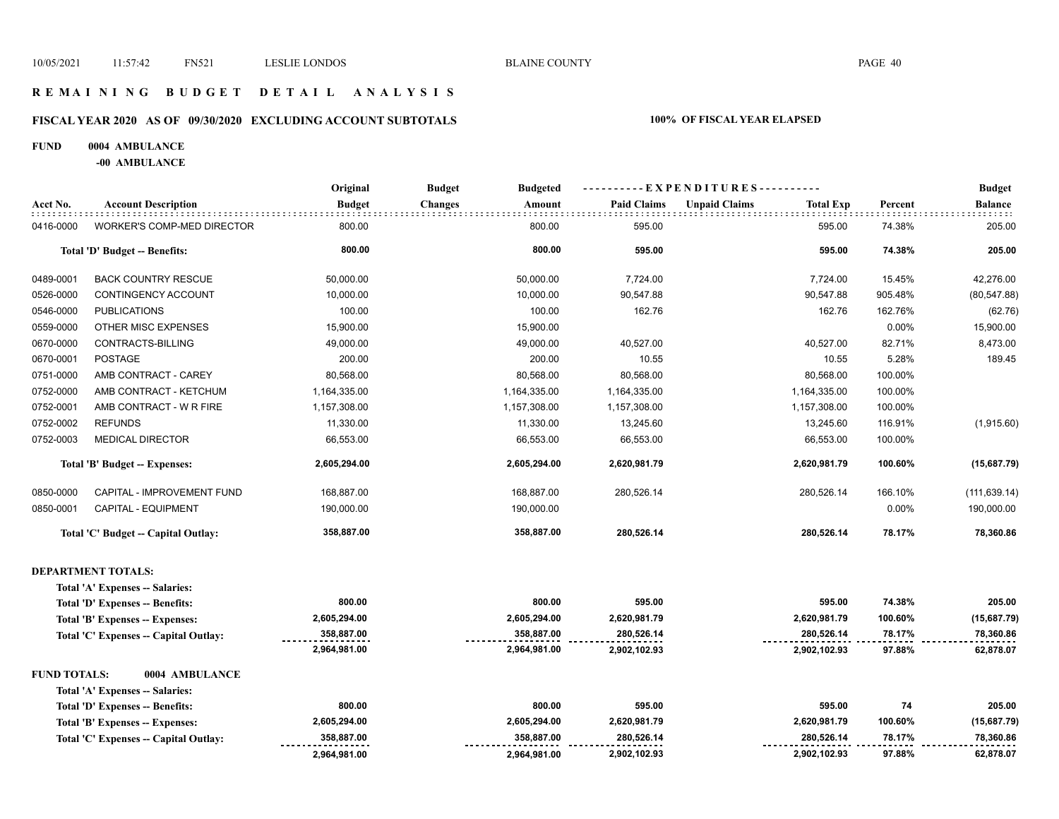# REMAINING BUDGET DETAIL ANALYSIS

## FISCAL YEAR 2020 AS OF 09/30/2020 EXCLUDING ACCOUNT SUBTOTALS

**100% OF FISCAL YEAR ELAPSED**

**FUND 0004 AMBULANCE**

**-00 AMBULANCE**

| Acct No. | Account Description | Original Budget | Budget Changes | Budgeted Amount | Paid Claims | Unpaid Claims | Total Exp | Percent | Budget Balance |
|---|---|---|---|---|---|---|---|---|---|
| 0416-0000 | WORKER'S COMP-MED DIRECTOR | 800.00 | | 800.00 | 595.00 | | 595.00 | 74.38% | 205.00 |
| | **Total 'D' Budget -- Benefits:** | **800.00** | | **800.00** | **595.00** | | **595.00** | **74.38%** | **205.00** |
| 0489-0001 | BACK COUNTRY RESCUE | 50,000.00 | | 50,000.00 | 7,724.00 | | 7,724.00 | 15.45% | 42,276.00 |
| 0526-0000 | CONTINGENCY ACCOUNT | 10,000.00 | | 10,000.00 | 90,547.88 | | 90,547.88 | 905.48% | (80,547.88) |
| 0546-0000 | PUBLICATIONS | 100.00 | | 100.00 | 162.76 | | 162.76 | 162.76% | (62.76) |
| 0559-0000 | OTHER MISC EXPENSES | 15,900.00 | | 15,900.00 | | | | 0.00% | 15,900.00 |
| 0670-0000 | CONTRACTS-BILLING | 49,000.00 | | 49,000.00 | 40,527.00 | | 40,527.00 | 82.71% | 8,473.00 |
| 0670-0001 | POSTAGE | 200.00 | | 200.00 | 10.55 | | 10.55 | 5.28% | 189.45 |
| 0751-0000 | AMB CONTRACT - CAREY | 80,568.00 | | 80,568.00 | 80,568.00 | | 80,568.00 | 100.00% | |
| 0752-0000 | AMB CONTRACT - KETCHUM | 1,164,335.00 | | 1,164,335.00 | 1,164,335.00 | | 1,164,335.00 | 100.00% | |
| 0752-0001 | AMB CONTRACT - W R FIRE | 1,157,308.00 | | 1,157,308.00 | 1,157,308.00 | | 1,157,308.00 | 100.00% | |
| 0752-0002 | REFUNDS | 11,330.00 | | 11,330.00 | 13,245.60 | | 13,245.60 | 116.91% | (1,915.60) |
| 0752-0003 | MEDICAL DIRECTOR | 66,553.00 | | 66,553.00 | 66,553.00 | | 66,553.00 | 100.00% | |
| | **Total 'B' Budget -- Expenses:** | **2,605,294.00** | | **2,605,294.00** | **2,620,981.79** | | **2,620,981.79** | **100.60%** | **(15,687.79)** |
| 0850-0000 | CAPITAL - IMPROVEMENT FUND | 168,887.00 | | 168,887.00 | 280,526.14 | | 280,526.14 | 166.10% | (111,639.14) |
| 0850-0001 | CAPITAL - EQUIPMENT | 190,000.00 | | 190,000.00 | | | | 0.00% | 190,000.00 |
| | **Total 'C' Budget -- Capital Outlay:** | **358,887.00** | | **358,887.00** | **280,526.14** | | **280,526.14** | **78.17%** | **78,360.86** |
| **DEPARTMENT TOTALS:** | | | | | | | | | |
| | **Total 'A' Expenses -- Salaries:** | | | | | | | | |
| | **Total 'D' Expenses -- Benefits:** | **800.00** | | **800.00** | **595.00** | | **595.00** | **74.38%** | **205.00** |
| | **Total 'B' Expenses -- Expenses:** | **2,605,294.00** | | **2,605,294.00** | **2,620,981.79** | | **2,620,981.79** | **100.60%** | **(15,687.79)** |
| | **Total 'C' Expenses -- Capital Outlay:** | **358,887.00** | | **358,887.00** | **280,526.14** | | **280,526.14** | **78.17%** | **78,360.86** |
| | | **2,964,981.00** | | **2,964,981.00** | **2,902,102.93** | | **2,902,102.93** | **97.88%** | **62,878.07** |
| **FUND TOTALS:** | **0004 AMBULANCE** | | | | | | | | |
| | **Total 'A' Expenses -- Salaries:** | | | | | | | | |
| | **Total 'D' Expenses -- Benefits:** | **800.00** | | **800.00** | **595.00** | | **595.00** | **74** | **205.00** |
| | **Total 'B' Expenses -- Expenses:** | **2,605,294.00** | | **2,605,294.00** | **2,620,981.79** | | **2,620,981.79** | **100.60%** | **(15,687.79)** |
| | **Total 'C' Expenses -- Capital Outlay:** | **358,887.00** | | **358,887.00** | **280,526.14** | | **280,526.14** | **78.17%** | **78,360.86** |
| | | **2,964,981.00** | | **2,964,981.00** | **2,902,102.93** | | **2,902,102.93** | **97.88%** | **62,878.07** |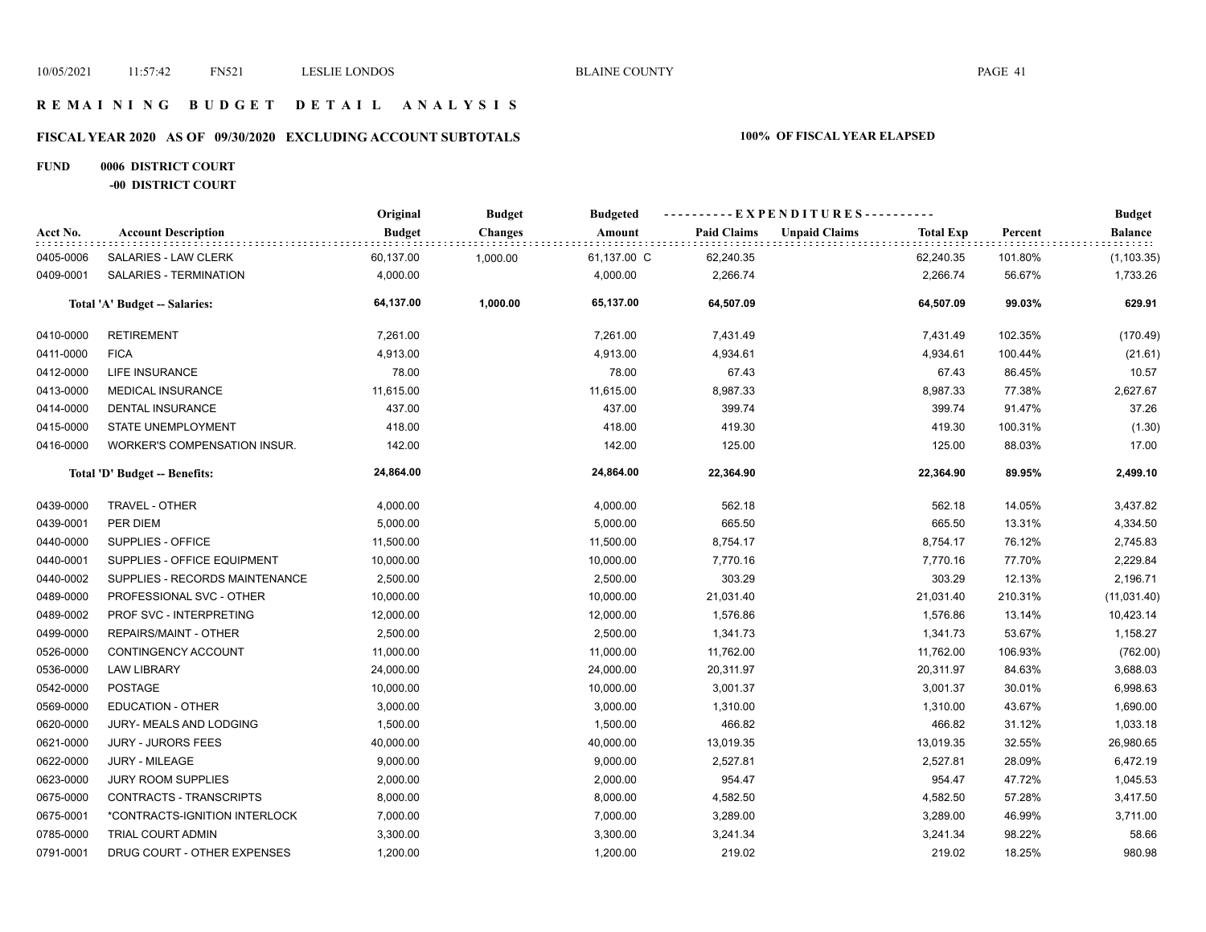# REMAINING BUDGET DETAIL ANALYSIS

## FISCAL YEAR 2020 AS OF 09/30/2020 EXCLUDING ACCOUNT SUBTOTALS

**100% OF FISCAL YEAR ELAPSED**

**FUND 0006 DISTRICT COURT**

**-00 DISTRICT COURT**

| Acct No. | Account Description | Original Budget | Budget Changes | Budgeted Amount | Paid Claims | Unpaid Claims | Total Exp | Percent | Budget Balance |
|---|---|---|---|---|---|---|---|---|---|
| 0405-0006 | SALARIES - LAW CLERK | 60,137.00 | 1,000.00 | 61,137.00 C | 62,240.35 | | 62,240.35 | 101.80% | (1,103.35) |
| 0409-0001 | SALARIES - TERMINATION | 4,000.00 | | 4,000.00 | 2,266.74 | | 2,266.74 | 56.67% | 1,733.26 |
| | **Total 'A' Budget -- Salaries:** | **64,137.00** | **1,000.00** | **65,137.00** | **64,507.09** | | **64,507.09** | **99.03%** | **629.91** |
| 0410-0000 | RETIREMENT | 7,261.00 | | 7,261.00 | 7,431.49 | | 7,431.49 | 102.35% | (170.49) |
| 0411-0000 | FICA | 4,913.00 | | 4,913.00 | 4,934.61 | | 4,934.61 | 100.44% | (21.61) |
| 0412-0000 | LIFE INSURANCE | 78.00 | | 78.00 | 67.43 | | 67.43 | 86.45% | 10.57 |
| 0413-0000 | MEDICAL INSURANCE | 11,615.00 | | 11,615.00 | 8,987.33 | | 8,987.33 | 77.38% | 2,627.67 |
| 0414-0000 | DENTAL INSURANCE | 437.00 | | 437.00 | 399.74 | | 399.74 | 91.47% | 37.26 |
| 0415-0000 | STATE UNEMPLOYMENT | 418.00 | | 418.00 | 419.30 | | 419.30 | 100.31% | (1.30) |
| 0416-0000 | WORKER'S COMPENSATION INSUR. | 142.00 | | 142.00 | 125.00 | | 125.00 | 88.03% | 17.00 |
| | **Total 'D' Budget -- Benefits:** | **24,864.00** | | **24,864.00** | **22,364.90** | | **22,364.90** | **89.95%** | **2,499.10** |
| 0439-0000 | TRAVEL - OTHER | 4,000.00 | | 4,000.00 | 562.18 | | 562.18 | 14.05% | 3,437.82 |
| 0439-0001 | PER DIEM | 5,000.00 | | 5,000.00 | 665.50 | | 665.50 | 13.31% | 4,334.50 |
| 0440-0000 | SUPPLIES - OFFICE | 11,500.00 | | 11,500.00 | 8,754.17 | | 8,754.17 | 76.12% | 2,745.83 |
| 0440-0001 | SUPPLIES - OFFICE EQUIPMENT | 10,000.00 | | 10,000.00 | 7,770.16 | | 7,770.16 | 77.70% | 2,229.84 |
| 0440-0002 | SUPPLIES - RECORDS MAINTENANCE | 2,500.00 | | 2,500.00 | 303.29 | | 303.29 | 12.13% | 2,196.71 |
| 0489-0000 | PROFESSIONAL SVC - OTHER | 10,000.00 | | 10,000.00 | 21,031.40 | | 21,031.40 | 210.31% | (11,031.40) |
| 0489-0002 | PROF SVC - INTERPRETING | 12,000.00 | | 12,000.00 | 1,576.86 | | 1,576.86 | 13.14% | 10,423.14 |
| 0499-0000 | REPAIRS/MAINT - OTHER | 2,500.00 | | 2,500.00 | 1,341.73 | | 1,341.73 | 53.67% | 1,158.27 |
| 0526-0000 | CONTINGENCY ACCOUNT | 11,000.00 | | 11,000.00 | 11,762.00 | | 11,762.00 | 106.93% | (762.00) |
| 0536-0000 | LAW LIBRARY | 24,000.00 | | 24,000.00 | 20,311.97 | | 20,311.97 | 84.63% | 3,688.03 |
| 0542-0000 | POSTAGE | 10,000.00 | | 10,000.00 | 3,001.37 | | 3,001.37 | 30.01% | 6,998.63 |
| 0569-0000 | EDUCATION - OTHER | 3,000.00 | | 3,000.00 | 1,310.00 | | 1,310.00 | 43.67% | 1,690.00 |
| 0620-0000 | JURY- MEALS AND LODGING | 1,500.00 | | 1,500.00 | 466.82 | | 466.82 | 31.12% | 1,033.18 |
| 0621-0000 | JURY - JURORS FEES | 40,000.00 | | 40,000.00 | 13,019.35 | | 13,019.35 | 32.55% | 26,980.65 |
| 0622-0000 | JURY - MILEAGE | 9,000.00 | | 9,000.00 | 2,527.81 | | 2,527.81 | 28.09% | 6,472.19 |
| 0623-0000 | JURY ROOM SUPPLIES | 2,000.00 | | 2,000.00 | 954.47 | | 954.47 | 47.72% | 1,045.53 |
| 0675-0000 | CONTRACTS - TRANSCRIPTS | 8,000.00 | | 8,000.00 | 4,582.50 | | 4,582.50 | 57.28% | 3,417.50 |
| 0675-0001 | *CONTRACTS-IGNITION INTERLOCK | 7,000.00 | | 7,000.00 | 3,289.00 | | 3,289.00 | 46.99% | 3,711.00 |
| 0785-0000 | TRIAL COURT ADMIN | 3,300.00 | | 3,300.00 | 3,241.34 | | 3,241.34 | 98.22% | 58.66 |
| 0791-0001 | DRUG COURT - OTHER EXPENSES | 1,200.00 | | 1,200.00 | 219.02 | | 219.02 | 18.25% | 980.98 |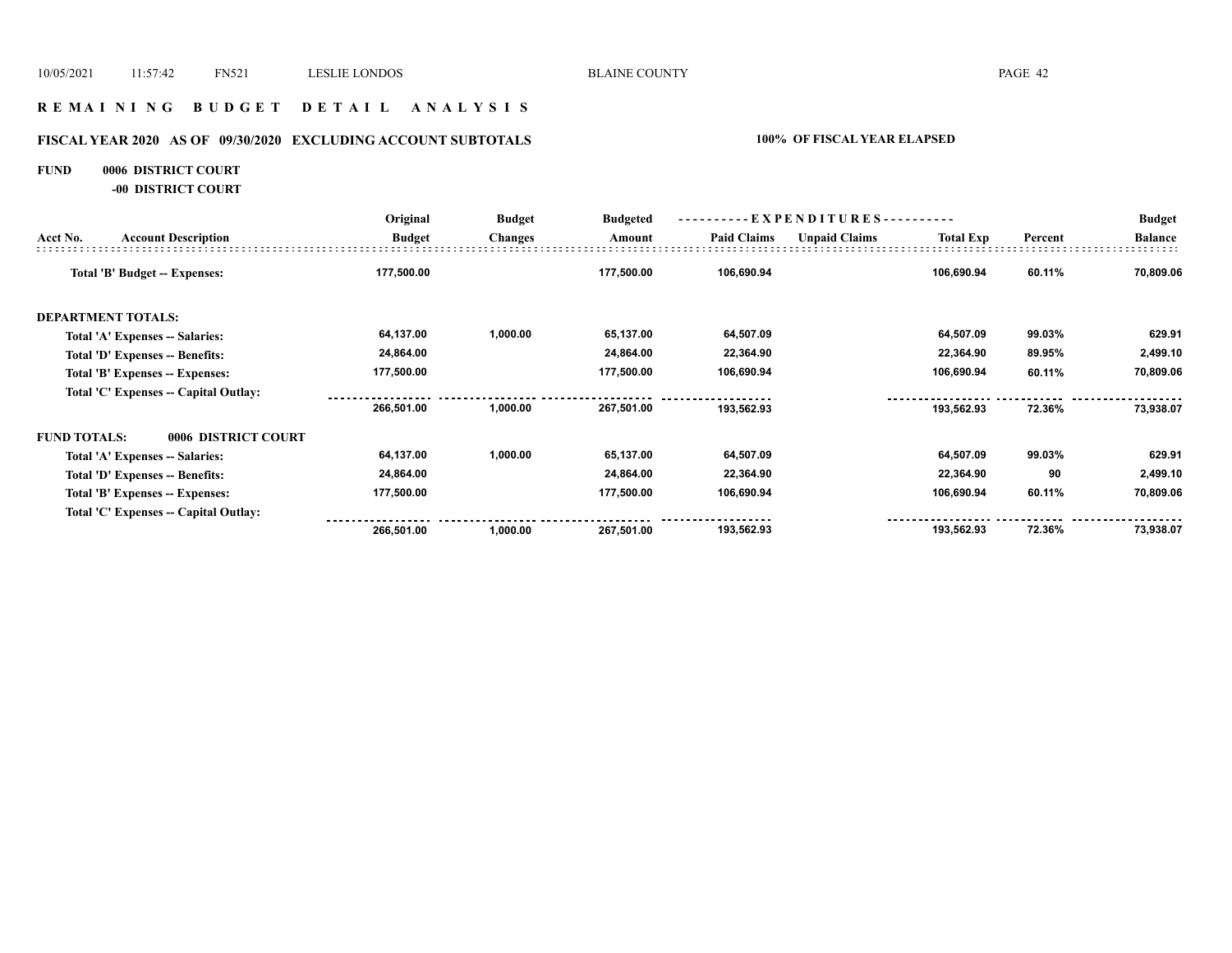# R E M A I N I N G   B U D G E T   D E T A I L   A N A L Y S I S

## FISCAL YEAR 2020 AS OF 09/30/2020 EXCLUDING ACCOUNT SUBTOTALS — 100% OF FISCAL YEAR ELAPSED

**FUND 0006 DISTRICT COURT**

**-00 DISTRICT COURT**

| Acct No. | Account Description | Original Budget | Budget Changes | Budgeted Amount | Paid Claims | Unpaid Claims | Total Exp | Percent | Budget Balance |
|---|---|---|---|---|---|---|---|---|---|
| | **Total 'B' Budget -- Expenses:** | 177,500.00 | | 177,500.00 | 106,690.94 | | 106,690.94 | 60.11% | 70,809.06 |
| **DEPARTMENT TOTALS:** | | | | | | | | | |
| | Total 'A' Expenses -- Salaries: | 64,137.00 | 1,000.00 | 65,137.00 | 64,507.09 | | 64,507.09 | 99.03% | 629.91 |
| | Total 'D' Expenses -- Benefits: | 24,864.00 | | 24,864.00 | 22,364.90 | | 22,364.90 | 89.95% | 2,499.10 |
| | Total 'B' Expenses -- Expenses: | 177,500.00 | | 177,500.00 | 106,690.94 | | 106,690.94 | 60.11% | 70,809.06 |
| | Total 'C' Expenses -- Capital Outlay: | | | | | | | | |
| | | 266,501.00 | 1,000.00 | 267,501.00 | 193,562.93 | | 193,562.93 | 72.36% | 73,938.07 |
| **FUND TOTALS:** | **0006 DISTRICT COURT** | | | | | | | | |
| | Total 'A' Expenses -- Salaries: | 64,137.00 | 1,000.00 | 65,137.00 | 64,507.09 | | 64,507.09 | 99.03% | 629.91 |
| | Total 'D' Expenses -- Benefits: | 24,864.00 | | 24,864.00 | 22,364.90 | | 22,364.90 | 90 | 2,499.10 |
| | Total 'B' Expenses -- Expenses: | 177,500.00 | | 177,500.00 | 106,690.94 | | 106,690.94 | 60.11% | 70,809.06 |
| | Total 'C' Expenses -- Capital Outlay: | | | | | | | | |
| | | 266,501.00 | 1,000.00 | 267,501.00 | 193,562.93 | | 193,562.93 | 72.36% | 73,938.07 |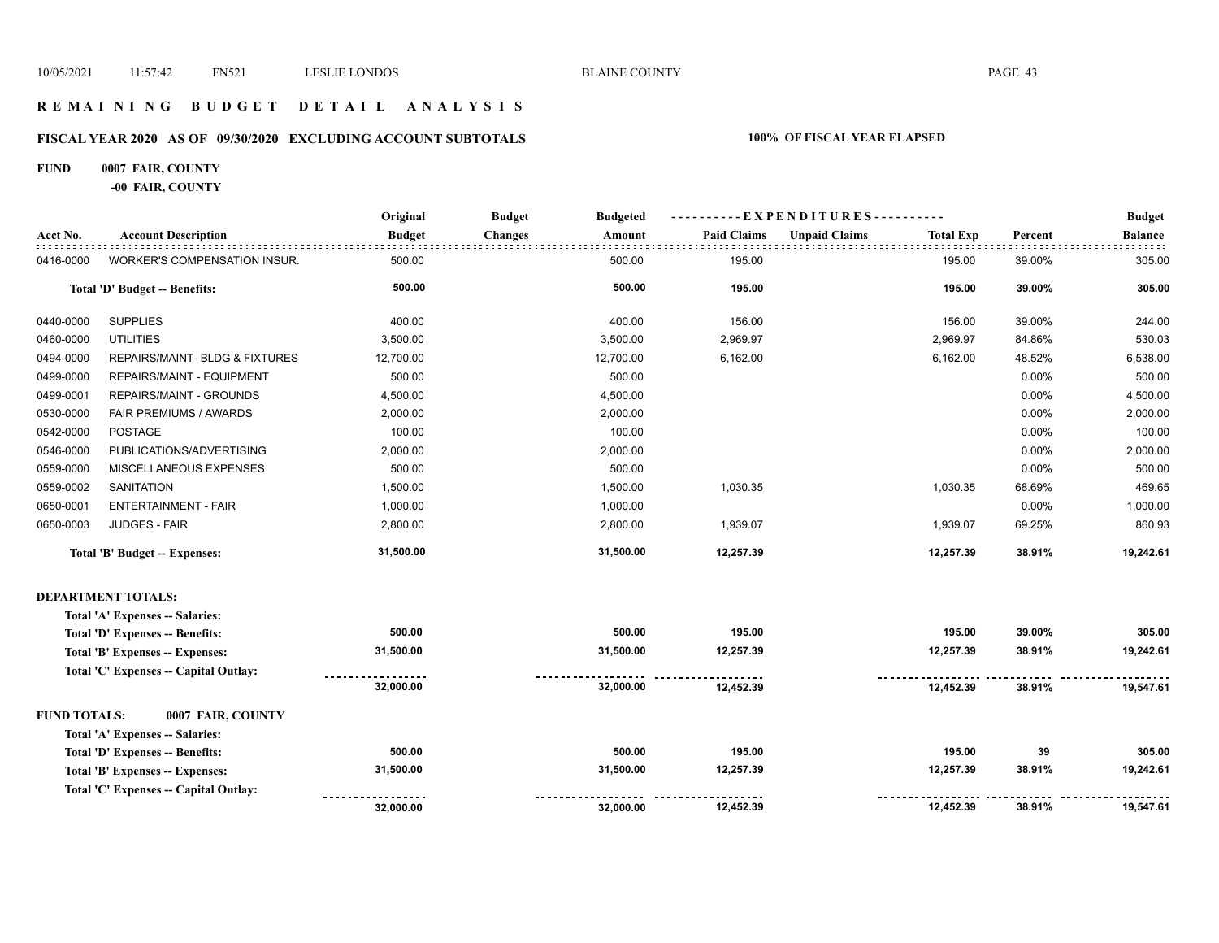## REMAINING BUDGET DETAIL ANALYSIS

### FISCAL YEAR 2020 AS OF 09/30/2020 EXCLUDING ACCOUNT SUBTOTALS — 100% OF FISCAL YEAR ELAPSED

**FUND 0007 FAIR, COUNTY**

**-00 FAIR, COUNTY**

| Acct No. | Account Description | Original Budget | Budget Changes | Budgeted Amount | EXPENDITURES Paid Claims | Unpaid Claims | Total Exp | Percent | Budget Balance |
|---|---|---|---|---|---|---|---|---|---|
| 0416-0000 | WORKER'S COMPENSATION INSUR. | 500.00 | | 500.00 | 195.00 | | 195.00 | 39.00% | 305.00 |
| | **Total 'D' Budget -- Benefits:** | **500.00** | | **500.00** | **195.00** | | **195.00** | **39.00%** | **305.00** |
| 0440-0000 | SUPPLIES | 400.00 | | 400.00 | 156.00 | | 156.00 | 39.00% | 244.00 |
| 0460-0000 | UTILITIES | 3,500.00 | | 3,500.00 | 2,969.97 | | 2,969.97 | 84.86% | 530.03 |
| 0494-0000 | REPAIRS/MAINT- BLDG & FIXTURES | 12,700.00 | | 12,700.00 | 6,162.00 | | 6,162.00 | 48.52% | 6,538.00 |
| 0499-0000 | REPAIRS/MAINT - EQUIPMENT | 500.00 | | 500.00 | | | | 0.00% | 500.00 |
| 0499-0001 | REPAIRS/MAINT - GROUNDS | 4,500.00 | | 4,500.00 | | | | 0.00% | 4,500.00 |
| 0530-0000 | FAIR PREMIUMS / AWARDS | 2,000.00 | | 2,000.00 | | | | 0.00% | 2,000.00 |
| 0542-0000 | POSTAGE | 100.00 | | 100.00 | | | | 0.00% | 100.00 |
| 0546-0000 | PUBLICATIONS/ADVERTISING | 2,000.00 | | 2,000.00 | | | | 0.00% | 2,000.00 |
| 0559-0000 | MISCELLANEOUS EXPENSES | 500.00 | | 500.00 | | | | 0.00% | 500.00 |
| 0559-0002 | SANITATION | 1,500.00 | | 1,500.00 | 1,030.35 | | 1,030.35 | 68.69% | 469.65 |
| 0650-0001 | ENTERTAINMENT - FAIR | 1,000.00 | | 1,000.00 | | | | 0.00% | 1,000.00 |
| 0650-0003 | JUDGES - FAIR | 2,800.00 | | 2,800.00 | 1,939.07 | | 1,939.07 | 69.25% | 860.93 |
| | **Total 'B' Budget -- Expenses:** | **31,500.00** | | **31,500.00** | **12,257.39** | | **12,257.39** | **38.91%** | **19,242.61** |

**DEPARTMENT TOTALS:**

| | Original Budget | Budget Changes | Budgeted Amount | Paid Claims | Unpaid Claims | Total Exp | Percent | Budget Balance |
|---|---|---|---|---|---|---|---|---|
| Total 'A' Expenses -- Salaries: | | | | | | | | |
| Total 'D' Expenses -- Benefits: | 500.00 | | 500.00 | 195.00 | | 195.00 | 39.00% | 305.00 |
| Total 'B' Expenses -- Expenses: | 31,500.00 | | 31,500.00 | 12,257.39 | | 12,257.39 | 38.91% | 19,242.61 |
| Total 'C' Expenses -- Capital Outlay: | | | | | | | | |
| | 32,000.00 | | 32,000.00 | 12,452.39 | | 12,452.39 | 38.91% | 19,547.61 |

**FUND TOTALS: 0007 FAIR, COUNTY**

| | Original Budget | Budget Changes | Budgeted Amount | Paid Claims | Unpaid Claims | Total Exp | Percent | Budget Balance |
|---|---|---|---|---|---|---|---|---|
| Total 'A' Expenses -- Salaries: | | | | | | | | |
| Total 'D' Expenses -- Benefits: | 500.00 | | 500.00 | 195.00 | | 195.00 | 39 | 305.00 |
| Total 'B' Expenses -- Expenses: | 31,500.00 | | 31,500.00 | 12,257.39 | | 12,257.39 | 38.91% | 19,242.61 |
| Total 'C' Expenses -- Capital Outlay: | | | | | | | | |
| | 32,000.00 | | 32,000.00 | 12,452.39 | | 12,452.39 | 38.91% | 19,547.61 |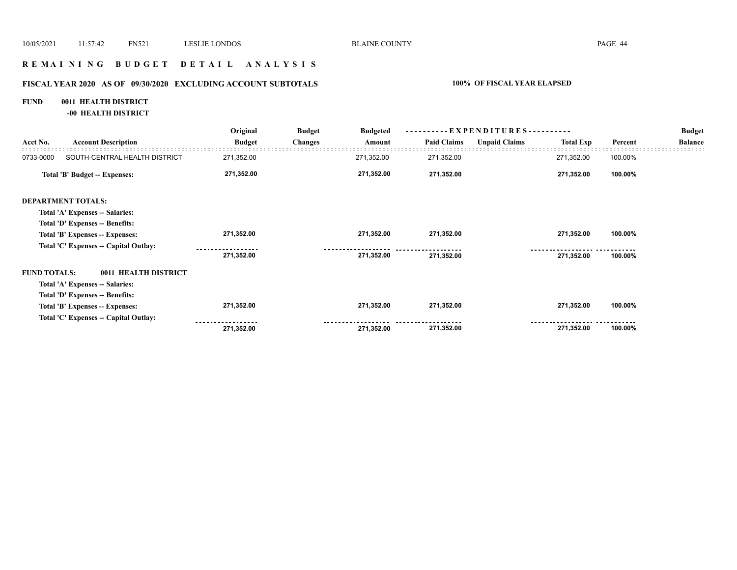# REMAINING BUDGET DETAIL ANALYSIS

## FISCAL YEAR 2020 AS OF 09/30/2020 EXCLUDING ACCOUNT SUBTOTALS

**100% OF FISCAL YEAR ELAPSED**

**FUND 0011 HEALTH DISTRICT**

**-00 HEALTH DISTRICT**

| Acct No. | Account Description | Original Budget | Budget Changes | Budgeted Amount | Paid Claims | Unpaid Claims | Total Exp | Percent | Budget Balance |
|---|---|---|---|---|---|---|---|---|---|
| 0733-0000 | SOUTH-CENTRAL HEALTH DISTRICT | 271,352.00 | | 271,352.00 | 271,352.00 | | 271,352.00 | 100.00% | |
| | **Total 'B' Budget -- Expenses:** | **271,352.00** | | **271,352.00** | **271,352.00** | | **271,352.00** | **100.00%** | |
| | **DEPARTMENT TOTALS:** | | | | | | | | |
| | **Total 'A' Expenses -- Salaries:** | | | | | | | | |
| | **Total 'D' Expenses -- Benefits:** | | | | | | | | |
| | **Total 'B' Expenses -- Expenses:** | **271,352.00** | | **271,352.00** | **271,352.00** | | **271,352.00** | **100.00%** | |
| | **Total 'C' Expenses -- Capital Outlay:** | | | | | | | | |
| | | **271,352.00** | | **271,352.00** | **271,352.00** | | **271,352.00** | **100.00%** | |
| | **FUND TOTALS: 0011 HEALTH DISTRICT** | | | | | | | | |
| | **Total 'A' Expenses -- Salaries:** | | | | | | | | |
| | **Total 'D' Expenses -- Benefits:** | | | | | | | | |
| | **Total 'B' Expenses -- Expenses:** | **271,352.00** | | **271,352.00** | **271,352.00** | | **271,352.00** | **100.00%** | |
| | **Total 'C' Expenses -- Capital Outlay:** | | | | | | | | |
| | | **271,352.00** | | **271,352.00** | **271,352.00** | | **271,352.00** | **100.00%** | |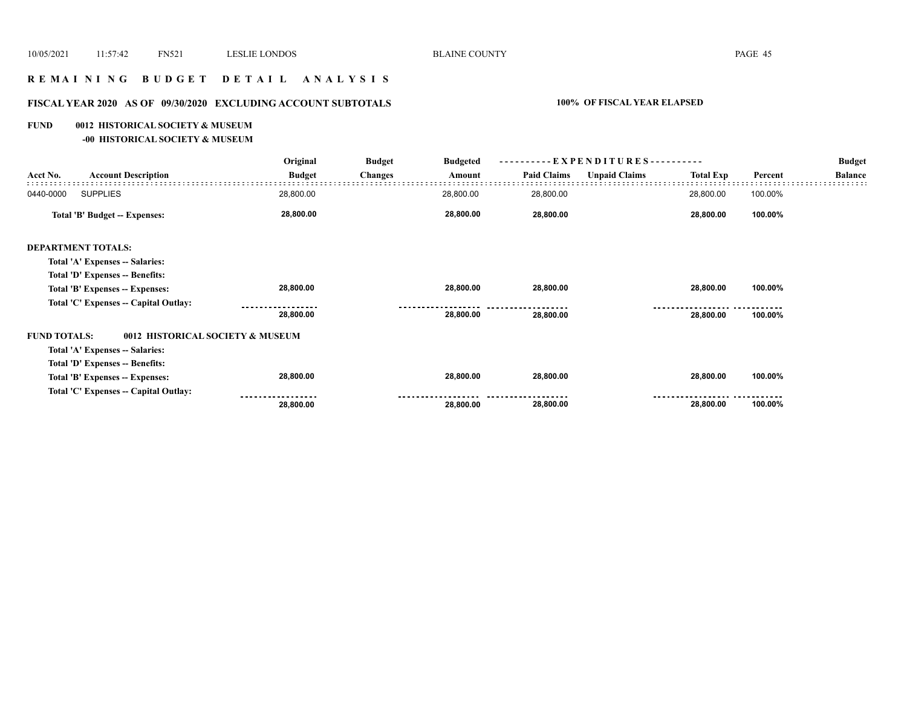# R E M A I N I N G   B U D G E T   D E T A I L   A N A L Y S I S

## FISCAL YEAR 2020   AS OF 09/30/2020   EXCLUDING ACCOUNT SUBTOTALS

**100% OF FISCAL YEAR ELAPSED**

### FUND   0012 HISTORICAL SOCIETY & MUSEUM

**-00 HISTORICAL SOCIETY & MUSEUM**

| Acct No. | Account Description | Original Budget | Budget Changes | Budgeted Amount | Paid Claims | Unpaid Claims | Total Exp | Percent | Budget Balance |
|---|---|---|---|---|---|---|---|---|---|
| 0440-0000 | SUPPLIES | 28,800.00 | | 28,800.00 | 28,800.00 | | 28,800.00 | 100.00% | |
| | **Total 'B' Budget -- Expenses:** | **28,800.00** | | **28,800.00** | **28,800.00** | | **28,800.00** | **100.00%** | |
| **DEPARTMENT TOTALS:** | | | | | | | | | |
| | **Total 'A' Expenses -- Salaries:** | | | | | | | | |
| | **Total 'D' Expenses -- Benefits:** | | | | | | | | |
| | **Total 'B' Expenses -- Expenses:** | **28,800.00** | | **28,800.00** | **28,800.00** | | **28,800.00** | **100.00%** | |
| | **Total 'C' Expenses -- Capital Outlay:** | | | | | | | | |
| | | **28,800.00** | | **28,800.00** | **28,800.00** | | **28,800.00** | **100.00%** | |
| **FUND TOTALS:** | **0012 HISTORICAL SOCIETY & MUSEUM** | | | | | | | | |
| | **Total 'A' Expenses -- Salaries:** | | | | | | | | |
| | **Total 'D' Expenses -- Benefits:** | | | | | | | | |
| | **Total 'B' Expenses -- Expenses:** | **28,800.00** | | **28,800.00** | **28,800.00** | | **28,800.00** | **100.00%** | |
| | **Total 'C' Expenses -- Capital Outlay:** | | | | | | | | |
| | | **28,800.00** | | **28,800.00** | **28,800.00** | | **28,800.00** | **100.00%** | |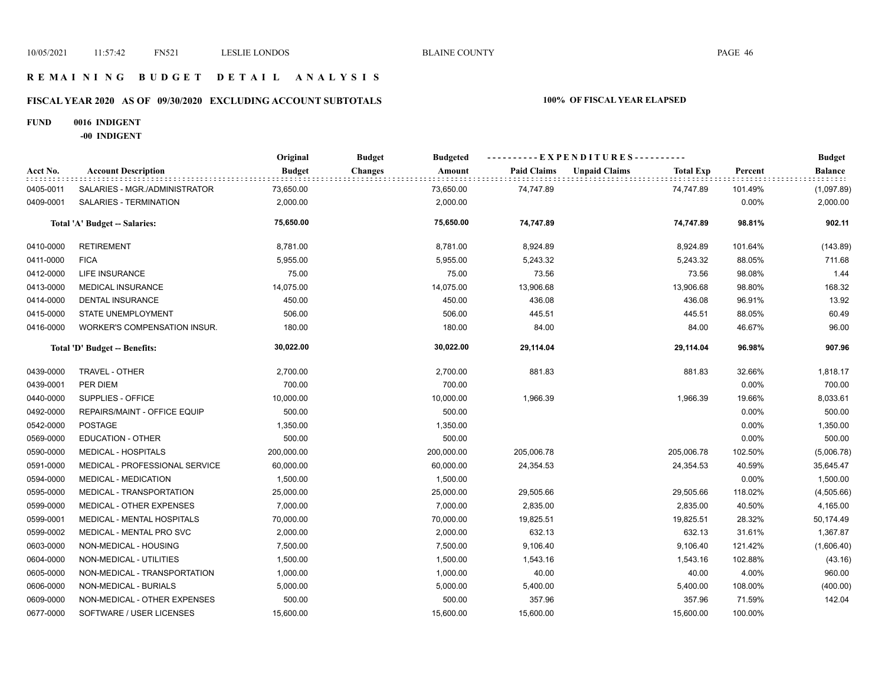# R E M A I N I N G   B U D G E T   D E T A I L   A N A L Y S I S

## FISCAL YEAR 2020   AS OF 09/30/2020   EXCLUDING ACCOUNT SUBTOTALS

**100% OF FISCAL YEAR ELAPSED**

**FUND 0016 INDIGENT**

**-00 INDIGENT**

| Acct No. | Account Description | Original Budget | Budget Changes | Budgeted Amount | Paid Claims | Unpaid Claims | Total Exp | Percent | Budget Balance |
|---|---|---|---|---|---|---|---|---|---|
| 0405-0011 | SALARIES - MGR./ADMINISTRATOR | 73,650.00 | | 73,650.00 | 74,747.89 | | 74,747.89 | 101.49% | (1,097.89) |
| 0409-0001 | SALARIES - TERMINATION | 2,000.00 | | 2,000.00 | | | | 0.00% | 2,000.00 |
| | **Total 'A' Budget -- Salaries:** | **75,650.00** | | **75,650.00** | **74,747.89** | | **74,747.89** | **98.81%** | **902.11** |
| 0410-0000 | RETIREMENT | 8,781.00 | | 8,781.00 | 8,924.89 | | 8,924.89 | 101.64% | (143.89) |
| 0411-0000 | FICA | 5,955.00 | | 5,955.00 | 5,243.32 | | 5,243.32 | 88.05% | 711.68 |
| 0412-0000 | LIFE INSURANCE | 75.00 | | 75.00 | 73.56 | | 73.56 | 98.08% | 1.44 |
| 0413-0000 | MEDICAL INSURANCE | 14,075.00 | | 14,075.00 | 13,906.68 | | 13,906.68 | 98.80% | 168.32 |
| 0414-0000 | DENTAL INSURANCE | 450.00 | | 450.00 | 436.08 | | 436.08 | 96.91% | 13.92 |
| 0415-0000 | STATE UNEMPLOYMENT | 506.00 | | 506.00 | 445.51 | | 445.51 | 88.05% | 60.49 |
| 0416-0000 | WORKER'S COMPENSATION INSUR. | 180.00 | | 180.00 | 84.00 | | 84.00 | 46.67% | 96.00 |
| | **Total 'D' Budget -- Benefits:** | **30,022.00** | | **30,022.00** | **29,114.04** | | **29,114.04** | **96.98%** | **907.96** |
| 0439-0000 | TRAVEL - OTHER | 2,700.00 | | 2,700.00 | 881.83 | | 881.83 | 32.66% | 1,818.17 |
| 0439-0001 | PER DIEM | 700.00 | | 700.00 | | | | 0.00% | 700.00 |
| 0440-0000 | SUPPLIES - OFFICE | 10,000.00 | | 10,000.00 | 1,966.39 | | 1,966.39 | 19.66% | 8,033.61 |
| 0492-0000 | REPAIRS/MAINT - OFFICE EQUIP | 500.00 | | 500.00 | | | | 0.00% | 500.00 |
| 0542-0000 | POSTAGE | 1,350.00 | | 1,350.00 | | | | 0.00% | 1,350.00 |
| 0569-0000 | EDUCATION - OTHER | 500.00 | | 500.00 | | | | 0.00% | 500.00 |
| 0590-0000 | MEDICAL - HOSPITALS | 200,000.00 | | 200,000.00 | 205,006.78 | | 205,006.78 | 102.50% | (5,006.78) |
| 0591-0000 | MEDICAL - PROFESSIONAL SERVICE | 60,000.00 | | 60,000.00 | 24,354.53 | | 24,354.53 | 40.59% | 35,645.47 |
| 0594-0000 | MEDICAL - MEDICATION | 1,500.00 | | 1,500.00 | | | | 0.00% | 1,500.00 |
| 0595-0000 | MEDICAL - TRANSPORTATION | 25,000.00 | | 25,000.00 | 29,505.66 | | 29,505.66 | 118.02% | (4,505.66) |
| 0599-0000 | MEDICAL - OTHER EXPENSES | 7,000.00 | | 7,000.00 | 2,835.00 | | 2,835.00 | 40.50% | 4,165.00 |
| 0599-0001 | MEDICAL - MENTAL HOSPITALS | 70,000.00 | | 70,000.00 | 19,825.51 | | 19,825.51 | 28.32% | 50,174.49 |
| 0599-0002 | MEDICAL - MENTAL PRO SVC | 2,000.00 | | 2,000.00 | 632.13 | | 632.13 | 31.61% | 1,367.87 |
| 0603-0000 | NON-MEDICAL - HOUSING | 7,500.00 | | 7,500.00 | 9,106.40 | | 9,106.40 | 121.42% | (1,606.40) |
| 0604-0000 | NON-MEDICAL - UTILITIES | 1,500.00 | | 1,500.00 | 1,543.16 | | 1,543.16 | 102.88% | (43.16) |
| 0605-0000 | NON-MEDICAL - TRANSPORTATION | 1,000.00 | | 1,000.00 | 40.00 | | 40.00 | 4.00% | 960.00 |
| 0606-0000 | NON-MEDICAL - BURIALS | 5,000.00 | | 5,000.00 | 5,400.00 | | 5,400.00 | 108.00% | (400.00) |
| 0609-0000 | NON-MEDICAL - OTHER EXPENSES | 500.00 | | 500.00 | 357.96 | | 357.96 | 71.59% | 142.04 |
| 0677-0000 | SOFTWARE / USER LICENSES | 15,600.00 | | 15,600.00 | 15,600.00 | | 15,600.00 | 100.00% | |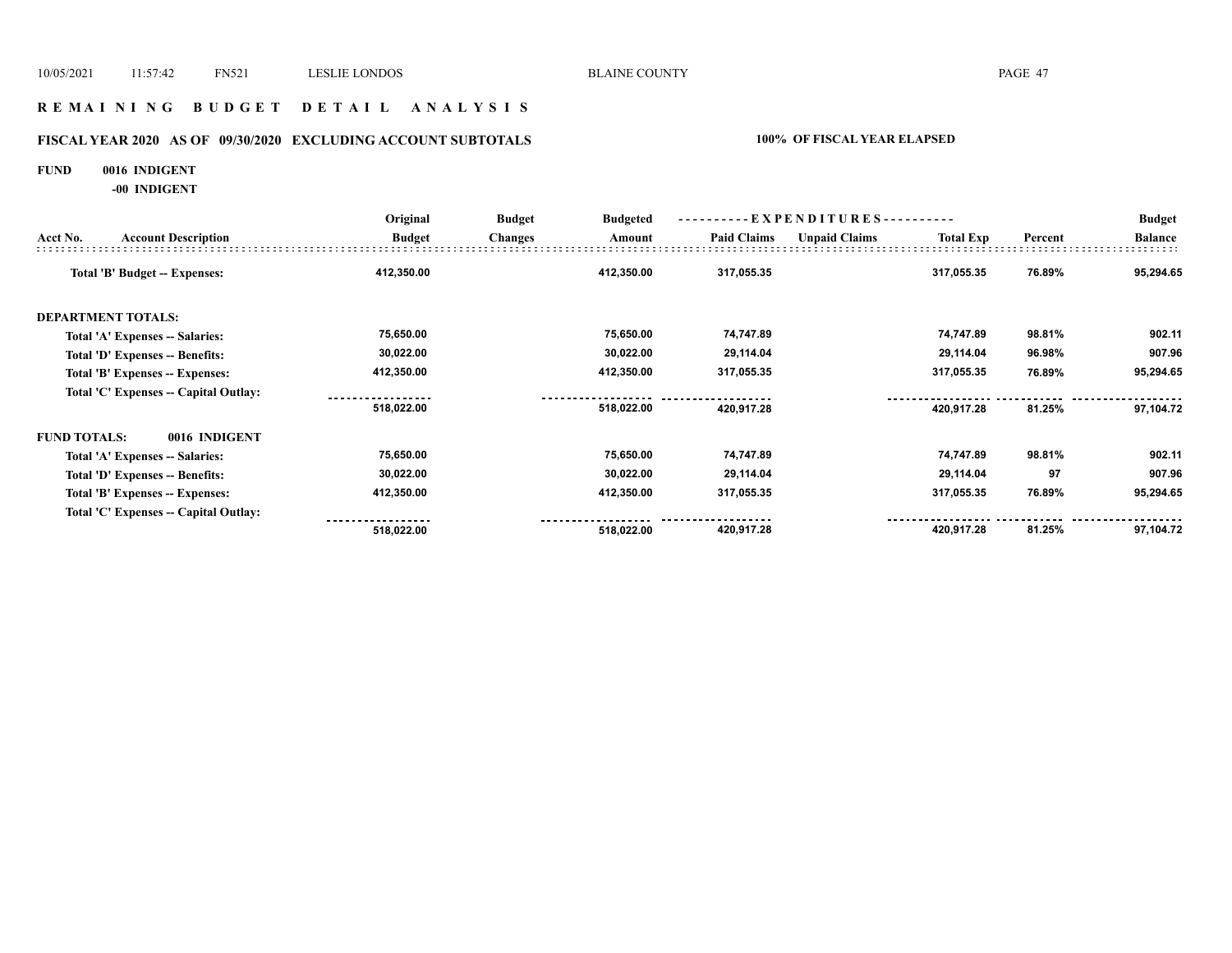## R E M A I N I N G   B U D G E T   D E T A I L   A N A L Y S I S

### FISCAL YEAR 2020 AS OF 09/30/2020 EXCLUDING ACCOUNT SUBTOTALS — 100% OF FISCAL YEAR ELAPSED

**FUND 0016 INDIGENT**

**-00 INDIGENT**

| Acct No. | Account Description | Original Budget | Budget Changes | Budgeted Amount | Paid Claims | Unpaid Claims | Total Exp | Percent | Budget Balance |
|---|---|---|---|---|---|---|---|---|---|
| | **Total 'B' Budget -- Expenses:** | **412,350.00** | | **412,350.00** | **317,055.35** | | **317,055.35** | **76.89%** | **95,294.65** |
| **DEPARTMENT TOTALS:** | | | | | | | | | |
| | **Total 'A' Expenses -- Salaries:** | **75,650.00** | | **75,650.00** | **74,747.89** | | **74,747.89** | **98.81%** | **902.11** |
| | **Total 'D' Expenses -- Benefits:** | **30,022.00** | | **30,022.00** | **29,114.04** | | **29,114.04** | **96.98%** | **907.96** |
| | **Total 'B' Expenses -- Expenses:** | **412,350.00** | | **412,350.00** | **317,055.35** | | **317,055.35** | **76.89%** | **95,294.65** |
| | **Total 'C' Expenses -- Capital Outlay:** | | | | | | | | |
| | | **518,022.00** | | **518,022.00** | **420,917.28** | | **420,917.28** | **81.25%** | **97,104.72** |
| **FUND TOTALS:** | **0016 INDIGENT** | | | | | | | | |
| | **Total 'A' Expenses -- Salaries:** | **75,650.00** | | **75,650.00** | **74,747.89** | | **74,747.89** | **98.81%** | **902.11** |
| | **Total 'D' Expenses -- Benefits:** | **30,022.00** | | **30,022.00** | **29,114.04** | | **29,114.04** | **97** | **907.96** |
| | **Total 'B' Expenses -- Expenses:** | **412,350.00** | | **412,350.00** | **317,055.35** | | **317,055.35** | **76.89%** | **95,294.65** |
| | **Total 'C' Expenses -- Capital Outlay:** | | | | | | | | |
| | | **518,022.00** | | **518,022.00** | **420,917.28** | | **420,917.28** | **81.25%** | **97,104.72** |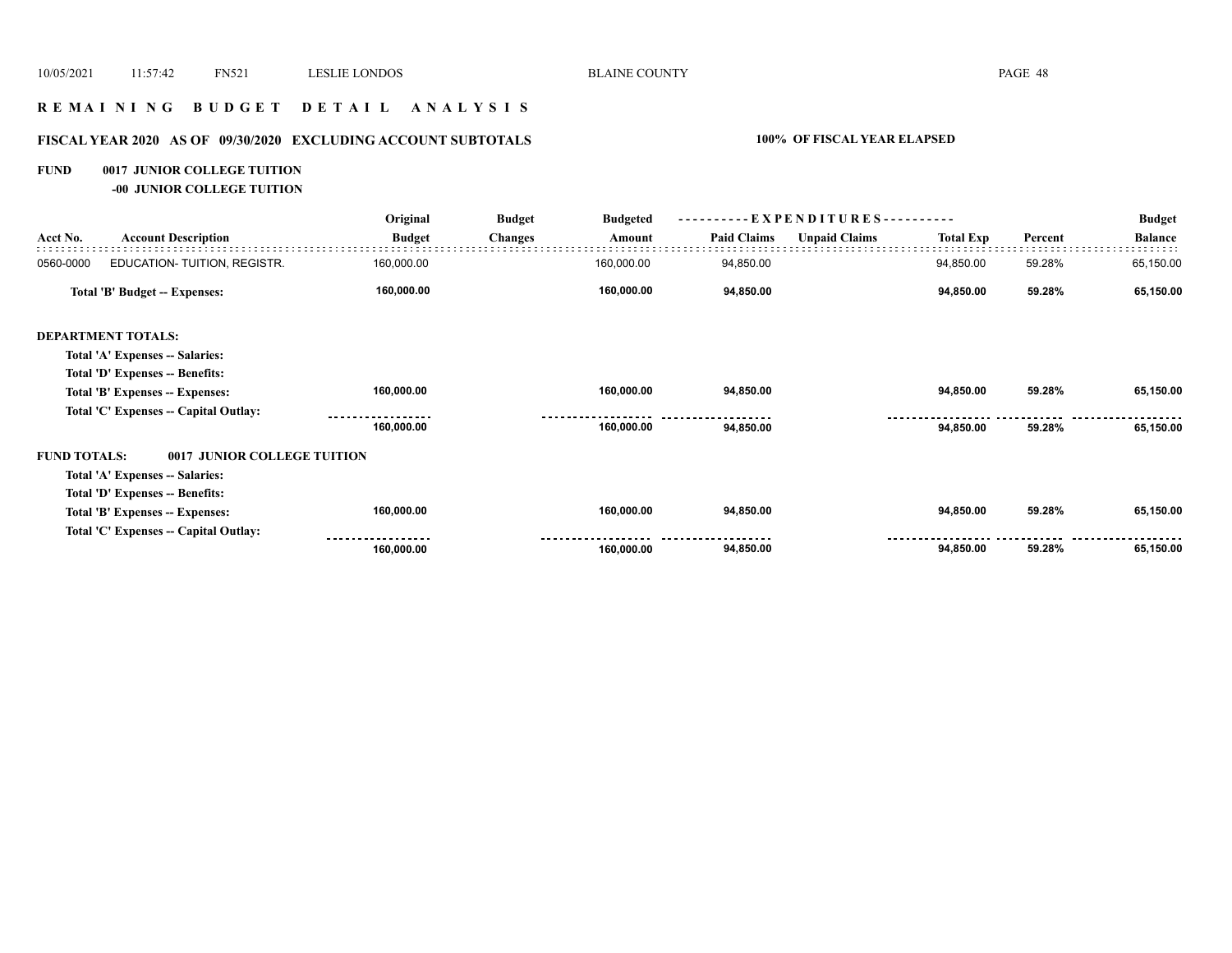# REMAINING BUDGET DETAIL ANALYSIS

## FISCAL YEAR 2020 AS OF 09/30/2020 EXCLUDING ACCOUNT SUBTOTALS

**100% OF FISCAL YEAR ELAPSED**

**FUND 0017 JUNIOR COLLEGE TUITION**

**-00 JUNIOR COLLEGE TUITION**

| Acct No. | Account Description | Original Budget | Budget Changes | Budgeted Amount | EXPENDITURES Paid Claims | EXPENDITURES Unpaid Claims | Total Exp | Percent | Budget Balance |
|---|---|---|---|---|---|---|---|---|---|
| 0560-0000 | EDUCATION- TUITION, REGISTR. | 160,000.00 | | 160,000.00 | 94,850.00 | | 94,850.00 | 59.28% | 65,150.00 |
| | **Total 'B' Budget -- Expenses:** | **160,000.00** | | **160,000.00** | **94,850.00** | | **94,850.00** | **59.28%** | **65,150.00** |
| **DEPARTMENT TOTALS:** | | | | | | | | | |
| | **Total 'A' Expenses -- Salaries:** | | | | | | | | |
| | **Total 'D' Expenses -- Benefits:** | | | | | | | | |
| | **Total 'B' Expenses -- Expenses:** | **160,000.00** | | **160,000.00** | **94,850.00** | | **94,850.00** | **59.28%** | **65,150.00** |
| | **Total 'C' Expenses -- Capital Outlay:** | | | | | | | | |
| | | **160,000.00** | | **160,000.00** | **94,850.00** | | **94,850.00** | **59.28%** | **65,150.00** |
| **FUND TOTALS:** | **0017 JUNIOR COLLEGE TUITION** | | | | | | | | |
| | **Total 'A' Expenses -- Salaries:** | | | | | | | | |
| | **Total 'D' Expenses -- Benefits:** | | | | | | | | |
| | **Total 'B' Expenses -- Expenses:** | **160,000.00** | | **160,000.00** | **94,850.00** | | **94,850.00** | **59.28%** | **65,150.00** |
| | **Total 'C' Expenses -- Capital Outlay:** | | | | | | | | |
| | | **160,000.00** | | **160,000.00** | **94,850.00** | | **94,850.00** | **59.28%** | **65,150.00** |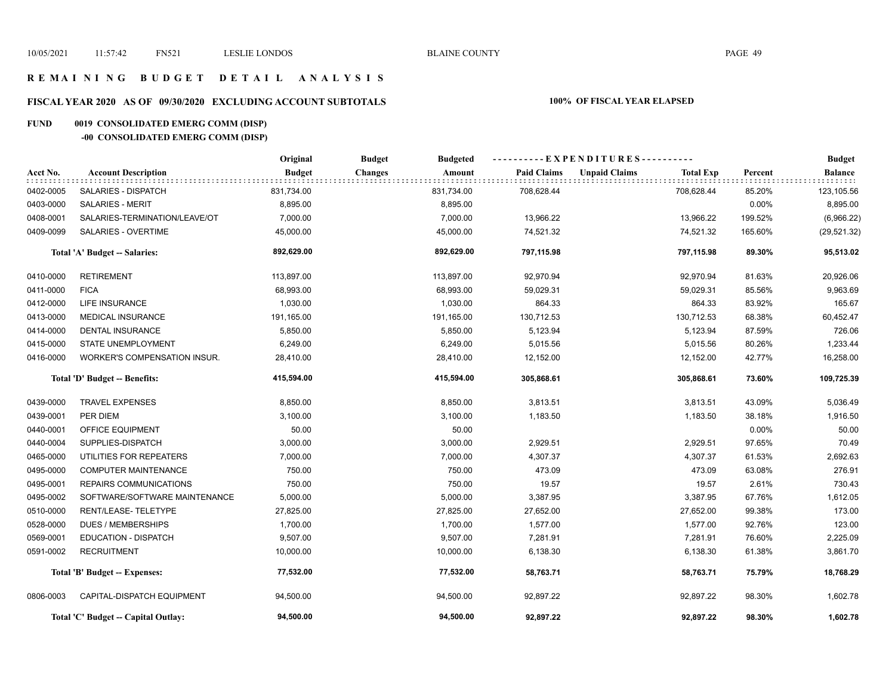# R E M A I N I N G   B U D G E T   D E T A I L   A N A L Y S I S

## FISCAL YEAR 2020   AS OF 09/30/2020   EXCLUDING ACCOUNT SUBTOTALS

**100% OF FISCAL YEAR ELAPSED**

**FUND 0019 CONSOLIDATED EMERG COMM (DISP)**

**-00 CONSOLIDATED EMERG COMM (DISP)**

| Acct No. | Account Description | Original Budget | Budget Changes | Budgeted Amount | Paid Claims | Unpaid Claims | Total Exp | Percent | Budget Balance |
|---|---|---|---|---|---|---|---|---|---|
| 0402-0005 | SALARIES - DISPATCH | 831,734.00 | | 831,734.00 | 708,628.44 | | 708,628.44 | 85.20% | 123,105.56 |
| 0403-0000 | SALARIES - MERIT | 8,895.00 | | 8,895.00 | | | | 0.00% | 8,895.00 |
| 0408-0001 | SALARIES-TERMINATION/LEAVE/OT | 7,000.00 | | 7,000.00 | 13,966.22 | | 13,966.22 | 199.52% | (6,966.22) |
| 0409-0099 | SALARIES - OVERTIME | 45,000.00 | | 45,000.00 | 74,521.32 | | 74,521.32 | 165.60% | (29,521.32) |
| | **Total 'A' Budget -- Salaries:** | **892,629.00** | | **892,629.00** | **797,115.98** | | **797,115.98** | **89.30%** | **95,513.02** |
| 0410-0000 | RETIREMENT | 113,897.00 | | 113,897.00 | 92,970.94 | | 92,970.94 | 81.63% | 20,926.06 |
| 0411-0000 | FICA | 68,993.00 | | 68,993.00 | 59,029.31 | | 59,029.31 | 85.56% | 9,963.69 |
| 0412-0000 | LIFE INSURANCE | 1,030.00 | | 1,030.00 | 864.33 | | 864.33 | 83.92% | 165.67 |
| 0413-0000 | MEDICAL INSURANCE | 191,165.00 | | 191,165.00 | 130,712.53 | | 130,712.53 | 68.38% | 60,452.47 |
| 0414-0000 | DENTAL INSURANCE | 5,850.00 | | 5,850.00 | 5,123.94 | | 5,123.94 | 87.59% | 726.06 |
| 0415-0000 | STATE UNEMPLOYMENT | 6,249.00 | | 6,249.00 | 5,015.56 | | 5,015.56 | 80.26% | 1,233.44 |
| 0416-0000 | WORKER'S COMPENSATION INSUR. | 28,410.00 | | 28,410.00 | 12,152.00 | | 12,152.00 | 42.77% | 16,258.00 |
| | **Total 'D' Budget -- Benefits:** | **415,594.00** | | **415,594.00** | **305,868.61** | | **305,868.61** | **73.60%** | **109,725.39** |
| 0439-0000 | TRAVEL EXPENSES | 8,850.00 | | 8,850.00 | 3,813.51 | | 3,813.51 | 43.09% | 5,036.49 |
| 0439-0001 | PER DIEM | 3,100.00 | | 3,100.00 | 1,183.50 | | 1,183.50 | 38.18% | 1,916.50 |
| 0440-0001 | OFFICE EQUIPMENT | 50.00 | | 50.00 | | | | 0.00% | 50.00 |
| 0440-0004 | SUPPLIES-DISPATCH | 3,000.00 | | 3,000.00 | 2,929.51 | | 2,929.51 | 97.65% | 70.49 |
| 0465-0000 | UTILITIES FOR REPEATERS | 7,000.00 | | 7,000.00 | 4,307.37 | | 4,307.37 | 61.53% | 2,692.63 |
| 0495-0000 | COMPUTER MAINTENANCE | 750.00 | | 750.00 | 473.09 | | 473.09 | 63.08% | 276.91 |
| 0495-0001 | REPAIRS COMMUNICATIONS | 750.00 | | 750.00 | 19.57 | | 19.57 | 2.61% | 730.43 |
| 0495-0002 | SOFTWARE/SOFTWARE MAINTENANCE | 5,000.00 | | 5,000.00 | 3,387.95 | | 3,387.95 | 67.76% | 1,612.05 |
| 0510-0000 | RENT/LEASE- TELETYPE | 27,825.00 | | 27,825.00 | 27,652.00 | | 27,652.00 | 99.38% | 173.00 |
| 0528-0000 | DUES / MEMBERSHIPS | 1,700.00 | | 1,700.00 | 1,577.00 | | 1,577.00 | 92.76% | 123.00 |
| 0569-0001 | EDUCATION - DISPATCH | 9,507.00 | | 9,507.00 | 7,281.91 | | 7,281.91 | 76.60% | 2,225.09 |
| 0591-0002 | RECRUITMENT | 10,000.00 | | 10,000.00 | 6,138.30 | | 6,138.30 | 61.38% | 3,861.70 |
| | **Total 'B' Budget -- Expenses:** | **77,532.00** | | **77,532.00** | **58,763.71** | | **58,763.71** | **75.79%** | **18,768.29** |
| 0806-0003 | CAPITAL-DISPATCH EQUIPMENT | 94,500.00 | | 94,500.00 | 92,897.22 | | 92,897.22 | 98.30% | 1,602.78 |
| | **Total 'C' Budget -- Capital Outlay:** | **94,500.00** | | **94,500.00** | **92,897.22** | | **92,897.22** | **98.30%** | **1,602.78** |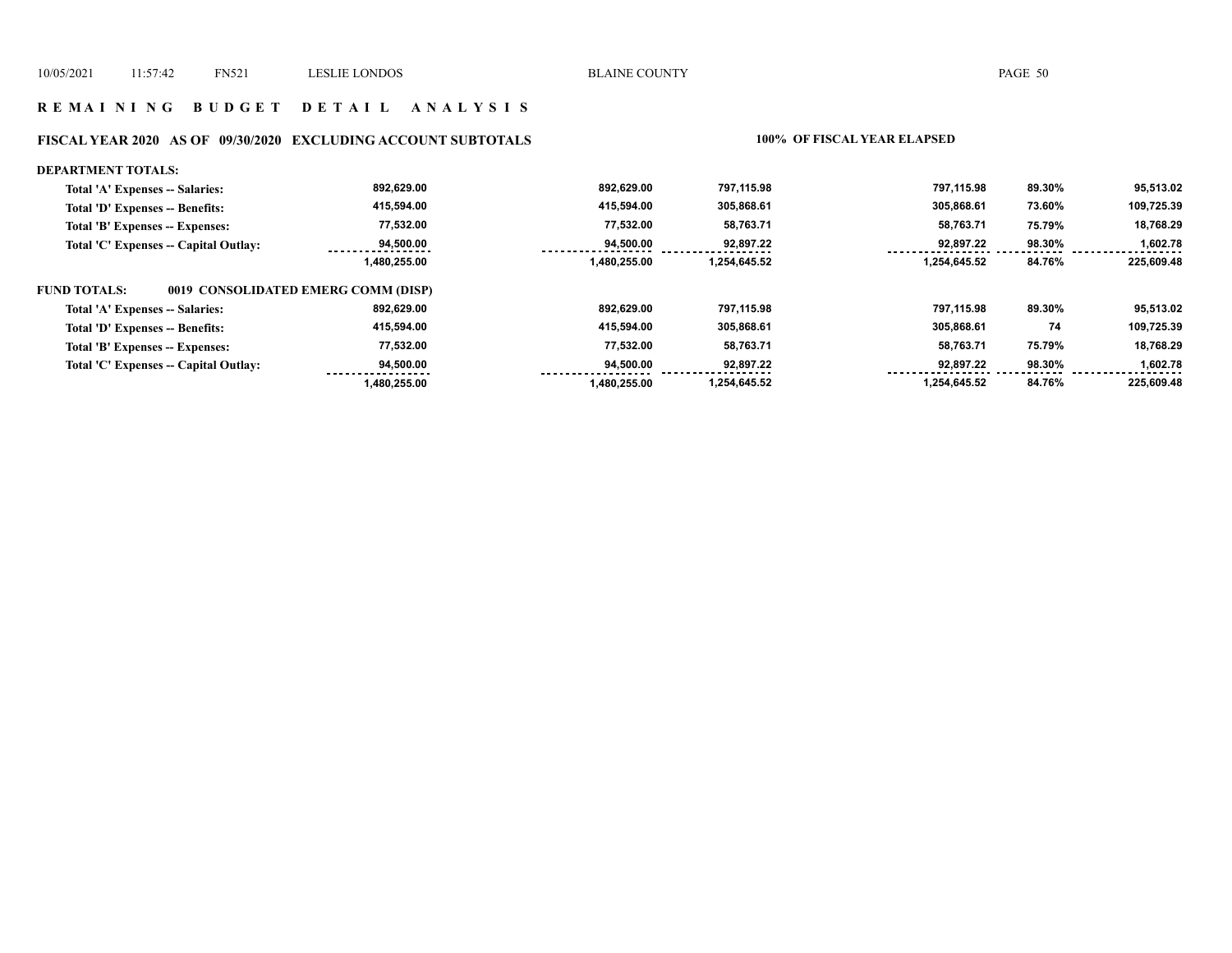10/05/2021 11:57:42 FN521 LESLIE LONDOS BLAINE COUNTY

## R E M A I N I N G B U D G E T D E T A I L A N A L Y S I S

### FISCAL YEAR 2020 AS OF 09/30/2020 EXCLUDING ACCOUNT SUBTOTALS — 100% OF FISCAL YEAR ELAPSED

**DEPARTMENT TOTALS:**

| | | | | | | |
|---|---|---|---|---|---|---|
| Total 'A' Expenses -- Salaries: | 892,629.00 | 892,629.00 | 797,115.98 | 797,115.98 | 89.30% | 95,513.02 |
| Total 'D' Expenses -- Benefits: | 415,594.00 | 415,594.00 | 305,868.61 | 305,868.61 | 73.60% | 109,725.39 |
| Total 'B' Expenses -- Expenses: | 77,532.00 | 77,532.00 | 58,763.71 | 58,763.71 | 75.79% | 18,768.29 |
| Total 'C' Expenses -- Capital Outlay: | 94,500.00 | 94,500.00 | 92,897.22 | 92,897.22 | 98.30% | 1,602.78 |
| | 1,480,255.00 | 1,480,255.00 | 1,254,645.52 | 1,254,645.52 | 84.76% | 225,609.48 |

**FUND TOTALS: 0019 CONSOLIDATED EMERG COMM (DISP)**

| | | | | | | |
|---|---|---|---|---|---|---|
| Total 'A' Expenses -- Salaries: | 892,629.00 | 892,629.00 | 797,115.98 | 797,115.98 | 89.30% | 95,513.02 |
| Total 'D' Expenses -- Benefits: | 415,594.00 | 415,594.00 | 305,868.61 | 305,868.61 | 74 | 109,725.39 |
| Total 'B' Expenses -- Expenses: | 77,532.00 | 77,532.00 | 58,763.71 | 58,763.71 | 75.79% | 18,768.29 |
| Total 'C' Expenses -- Capital Outlay: | 94,500.00 | 94,500.00 | 92,897.22 | 92,897.22 | 98.30% | 1,602.78 |
| | 1,480,255.00 | 1,480,255.00 | 1,254,645.52 | 1,254,645.52 | 84.76% | 225,609.48 |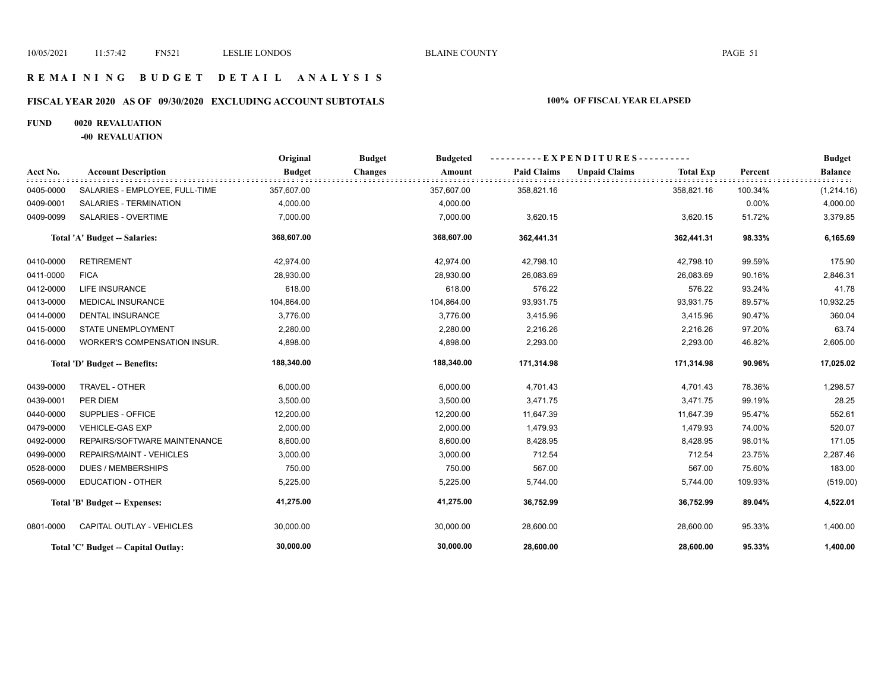# R E M A I N I N G   B U D G E T   D E T A I L   A N A L Y S I S

## FISCAL YEAR 2020 AS OF 09/30/2020 EXCLUDING ACCOUNT SUBTOTALS — 100% OF FISCAL YEAR ELAPSED

**FUND 0020 REVALUATION**

**-00 REVALUATION**

| Acct No. | Account Description | Original Budget | Budget Changes | Budgeted Amount | Paid Claims | Unpaid Claims | Total Exp | Percent | Budget Balance |
|---|---|---|---|---|---|---|---|---|---|
| 0405-0000 | SALARIES - EMPLOYEE, FULL-TIME | 357,607.00 | | 357,607.00 | 358,821.16 | | 358,821.16 | 100.34% | (1,214.16) |
| 0409-0001 | SALARIES - TERMINATION | 4,000.00 | | 4,000.00 | | | | 0.00% | 4,000.00 |
| 0409-0099 | SALARIES - OVERTIME | 7,000.00 | | 7,000.00 | 3,620.15 | | 3,620.15 | 51.72% | 3,379.85 |
| | **Total 'A' Budget -- Salaries:** | **368,607.00** | | **368,607.00** | **362,441.31** | | **362,441.31** | **98.33%** | **6,165.69** |
| 0410-0000 | RETIREMENT | 42,974.00 | | 42,974.00 | 42,798.10 | | 42,798.10 | 99.59% | 175.90 |
| 0411-0000 | FICA | 28,930.00 | | 28,930.00 | 26,083.69 | | 26,083.69 | 90.16% | 2,846.31 |
| 0412-0000 | LIFE INSURANCE | 618.00 | | 618.00 | 576.22 | | 576.22 | 93.24% | 41.78 |
| 0413-0000 | MEDICAL INSURANCE | 104,864.00 | | 104,864.00 | 93,931.75 | | 93,931.75 | 89.57% | 10,932.25 |
| 0414-0000 | DENTAL INSURANCE | 3,776.00 | | 3,776.00 | 3,415.96 | | 3,415.96 | 90.47% | 360.04 |
| 0415-0000 | STATE UNEMPLOYMENT | 2,280.00 | | 2,280.00 | 2,216.26 | | 2,216.26 | 97.20% | 63.74 |
| 0416-0000 | WORKER'S COMPENSATION INSUR. | 4,898.00 | | 4,898.00 | 2,293.00 | | 2,293.00 | 46.82% | 2,605.00 |
| | **Total 'D' Budget -- Benefits:** | **188,340.00** | | **188,340.00** | **171,314.98** | | **171,314.98** | **90.96%** | **17,025.02** |
| 0439-0000 | TRAVEL - OTHER | 6,000.00 | | 6,000.00 | 4,701.43 | | 4,701.43 | 78.36% | 1,298.57 |
| 0439-0001 | PER DIEM | 3,500.00 | | 3,500.00 | 3,471.75 | | 3,471.75 | 99.19% | 28.25 |
| 0440-0000 | SUPPLIES - OFFICE | 12,200.00 | | 12,200.00 | 11,647.39 | | 11,647.39 | 95.47% | 552.61 |
| 0479-0000 | VEHICLE-GAS EXP | 2,000.00 | | 2,000.00 | 1,479.93 | | 1,479.93 | 74.00% | 520.07 |
| 0492-0000 | REPAIRS/SOFTWARE MAINTENANCE | 8,600.00 | | 8,600.00 | 8,428.95 | | 8,428.95 | 98.01% | 171.05 |
| 0499-0000 | REPAIRS/MAINT - VEHICLES | 3,000.00 | | 3,000.00 | 712.54 | | 712.54 | 23.75% | 2,287.46 |
| 0528-0000 | DUES / MEMBERSHIPS | 750.00 | | 750.00 | 567.00 | | 567.00 | 75.60% | 183.00 |
| 0569-0000 | EDUCATION - OTHER | 5,225.00 | | 5,225.00 | 5,744.00 | | 5,744.00 | 109.93% | (519.00) |
| | **Total 'B' Budget -- Expenses:** | **41,275.00** | | **41,275.00** | **36,752.99** | | **36,752.99** | **89.04%** | **4,522.01** |
| 0801-0000 | CAPITAL OUTLAY - VEHICLES | 30,000.00 | | 30,000.00 | 28,600.00 | | 28,600.00 | 95.33% | 1,400.00 |
| | **Total 'C' Budget -- Capital Outlay:** | **30,000.00** | | **30,000.00** | **28,600.00** | | **28,600.00** | **95.33%** | **1,400.00** |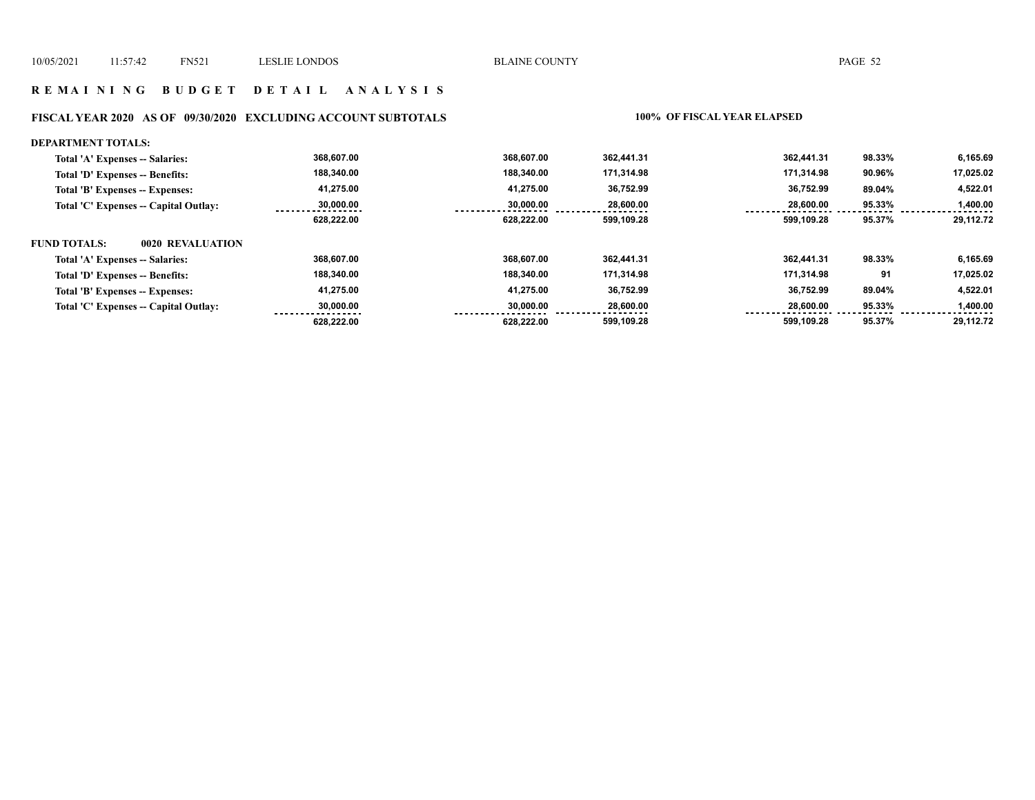# R E M A I N I N G   B U D G E T   D E T A I L   A N A L Y S I S

## FISCAL YEAR 2020   AS OF 09/30/2020   EXCLUDING ACCOUNT SUBTOTALS

**100% OF FISCAL YEAR ELAPSED**

**DEPARTMENT TOTALS:**

| | | | | | | |
|---|---|---|---|---|---|---|
| Total 'A' Expenses -- Salaries: | 368,607.00 | 368,607.00 | 362,441.31 | 362,441.31 | 98.33% | 6,165.69 |
| Total 'D' Expenses -- Benefits: | 188,340.00 | 188,340.00 | 171,314.98 | 171,314.98 | 90.96% | 17,025.02 |
| Total 'B' Expenses -- Expenses: | 41,275.00 | 41,275.00 | 36,752.99 | 36,752.99 | 89.04% | 4,522.01 |
| Total 'C' Expenses -- Capital Outlay: | 30,000.00 | 30,000.00 | 28,600.00 | 28,600.00 | 95.33% | 1,400.00 |
| | 628,222.00 | 628,222.00 | 599,109.28 | 599,109.28 | 95.37% | 29,112.72 |

**FUND TOTALS: 0020 REVALUATION**

| | | | | | | |
|---|---|---|---|---|---|---|
| Total 'A' Expenses -- Salaries: | 368,607.00 | 368,607.00 | 362,441.31 | 362,441.31 | 98.33% | 6,165.69 |
| Total 'D' Expenses -- Benefits: | 188,340.00 | 188,340.00 | 171,314.98 | 171,314.98 | 91 | 17,025.02 |
| Total 'B' Expenses -- Expenses: | 41,275.00 | 41,275.00 | 36,752.99 | 36,752.99 | 89.04% | 4,522.01 |
| Total 'C' Expenses -- Capital Outlay: | 30,000.00 | 30,000.00 | 28,600.00 | 28,600.00 | 95.33% | 1,400.00 |
| | 628,222.00 | 628,222.00 | 599,109.28 | 599,109.28 | 95.37% | 29,112.72 |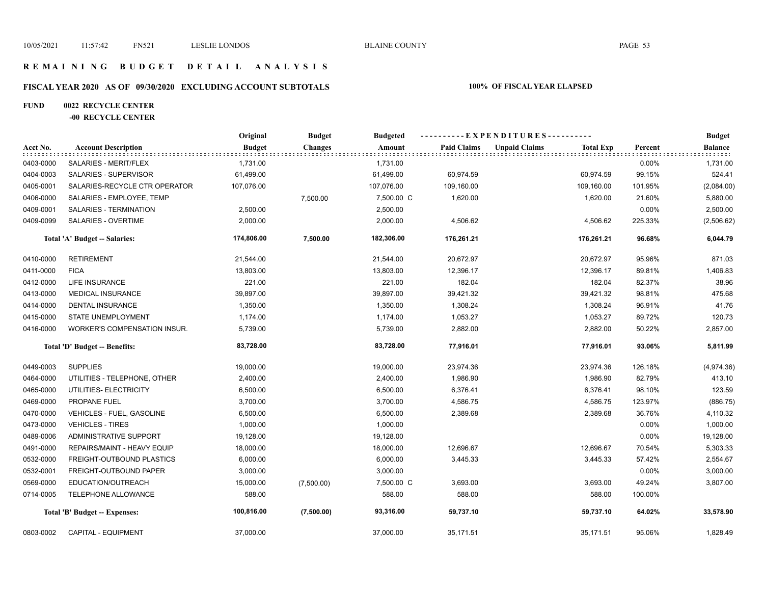# REMAINING BUDGET DETAIL ANALYSIS

## FISCAL YEAR 2020 AS OF 09/30/2020 EXCLUDING ACCOUNT SUBTOTALS

**100% OF FISCAL YEAR ELAPSED**

**FUND 0022 RECYCLE CENTER**

**-00 RECYCLE CENTER**

| Acct No. | Account Description | Original Budget | Budget Changes | Budgeted Amount | Paid Claims | Unpaid Claims | Total Exp | Percent | Budget Balance |
|---|---|---|---|---|---|---|---|---|---|
| 0403-0000 | SALARIES - MERIT/FLEX | 1,731.00 | | 1,731.00 | | | | 0.00% | 1,731.00 |
| 0404-0003 | SALARIES - SUPERVISOR | 61,499.00 | | 61,499.00 | 60,974.59 | | 60,974.59 | 99.15% | 524.41 |
| 0405-0001 | SALARIES-RECYCLE CTR OPERATOR | 107,076.00 | | 107,076.00 | 109,160.00 | | 109,160.00 | 101.95% | (2,084.00) |
| 0406-0000 | SALARIES - EMPLOYEE, TEMP | | 7,500.00 | 7,500.00 C | 1,620.00 | | 1,620.00 | 21.60% | 5,880.00 |
| 0409-0001 | SALARIES - TERMINATION | 2,500.00 | | 2,500.00 | | | | 0.00% | 2,500.00 |
| 0409-0099 | SALARIES - OVERTIME | 2,000.00 | | 2,000.00 | 4,506.62 | | 4,506.62 | 225.33% | (2,506.62) |
| | **Total 'A' Budget -- Salaries:** | **174,806.00** | **7,500.00** | **182,306.00** | **176,261.21** | | **176,261.21** | **96.68%** | **6,044.79** |
| 0410-0000 | RETIREMENT | 21,544.00 | | 21,544.00 | 20,672.97 | | 20,672.97 | 95.96% | 871.03 |
| 0411-0000 | FICA | 13,803.00 | | 13,803.00 | 12,396.17 | | 12,396.17 | 89.81% | 1,406.83 |
| 0412-0000 | LIFE INSURANCE | 221.00 | | 221.00 | 182.04 | | 182.04 | 82.37% | 38.96 |
| 0413-0000 | MEDICAL INSURANCE | 39,897.00 | | 39,897.00 | 39,421.32 | | 39,421.32 | 98.81% | 475.68 |
| 0414-0000 | DENTAL INSURANCE | 1,350.00 | | 1,350.00 | 1,308.24 | | 1,308.24 | 96.91% | 41.76 |
| 0415-0000 | STATE UNEMPLOYMENT | 1,174.00 | | 1,174.00 | 1,053.27 | | 1,053.27 | 89.72% | 120.73 |
| 0416-0000 | WORKER'S COMPENSATION INSUR. | 5,739.00 | | 5,739.00 | 2,882.00 | | 2,882.00 | 50.22% | 2,857.00 |
| | **Total 'D' Budget -- Benefits:** | **83,728.00** | | **83,728.00** | **77,916.01** | | **77,916.01** | **93.06%** | **5,811.99** |
| 0449-0003 | SUPPLIES | 19,000.00 | | 19,000.00 | 23,974.36 | | 23,974.36 | 126.18% | (4,974.36) |
| 0464-0000 | UTILITIES - TELEPHONE, OTHER | 2,400.00 | | 2,400.00 | 1,986.90 | | 1,986.90 | 82.79% | 413.10 |
| 0465-0000 | UTILITIES- ELECTRICITY | 6,500.00 | | 6,500.00 | 6,376.41 | | 6,376.41 | 98.10% | 123.59 |
| 0469-0000 | PROPANE FUEL | 3,700.00 | | 3,700.00 | 4,586.75 | | 4,586.75 | 123.97% | (886.75) |
| 0470-0000 | VEHICLES - FUEL, GASOLINE | 6,500.00 | | 6,500.00 | 2,389.68 | | 2,389.68 | 36.76% | 4,110.32 |
| 0473-0000 | VEHICLES - TIRES | 1,000.00 | | 1,000.00 | | | | 0.00% | 1,000.00 |
| 0489-0006 | ADMINISTRATIVE SUPPORT | 19,128.00 | | 19,128.00 | | | | 0.00% | 19,128.00 |
| 0491-0000 | REPAIRS/MAINT - HEAVY EQUIP | 18,000.00 | | 18,000.00 | 12,696.67 | | 12,696.67 | 70.54% | 5,303.33 |
| 0532-0000 | FREIGHT-OUTBOUND PLASTICS | 6,000.00 | | 6,000.00 | 3,445.33 | | 3,445.33 | 57.42% | 2,554.67 |
| 0532-0001 | FREIGHT-OUTBOUND PAPER | 3,000.00 | | 3,000.00 | | | | 0.00% | 3,000.00 |
| 0569-0000 | EDUCATION/OUTREACH | 15,000.00 | (7,500.00) | 7,500.00 C | 3,693.00 | | 3,693.00 | 49.24% | 3,807.00 |
| 0714-0005 | TELEPHONE ALLOWANCE | 588.00 | | 588.00 | 588.00 | | 588.00 | 100.00% | |
| | **Total 'B' Budget -- Expenses:** | **100,816.00** | **(7,500.00)** | **93,316.00** | **59,737.10** | | **59,737.10** | **64.02%** | **33,578.90** |
| 0803-0002 | CAPITAL - EQUIPMENT | 37,000.00 | | 37,000.00 | 35,171.51 | | 35,171.51 | 95.06% | 1,828.49 |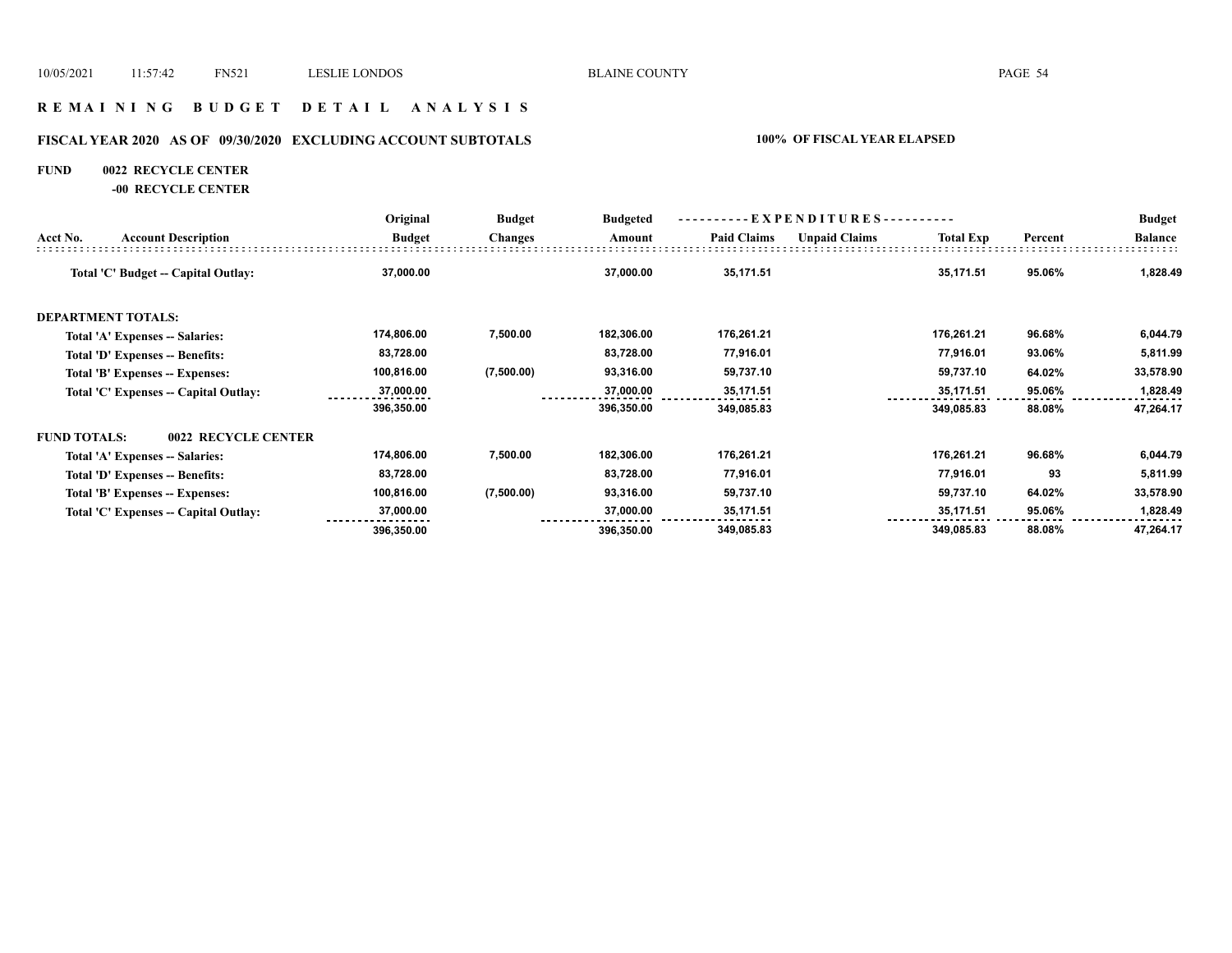# R E M A I N I N G   B U D G E T   D E T A I L   A N A L Y S I S

## FISCAL YEAR 2020 AS OF 09/30/2020 EXCLUDING ACCOUNT SUBTOTALS

**100% OF FISCAL YEAR ELAPSED**

**FUND 0022 RECYCLE CENTER**

**-00 RECYCLE CENTER**

| Acct No. | Account Description | Original Budget | Budget Changes | Budgeted Amount | EXPENDITURES Paid Claims | Unpaid Claims | Total Exp | Percent | Budget Balance |
|---|---|---|---|---|---|---|---|---|---|
| | **Total 'C' Budget -- Capital Outlay:** | 37,000.00 | | 37,000.00 | 35,171.51 | | 35,171.51 | 95.06% | 1,828.49 |
| **DEPARTMENT TOTALS:** | | | | | | | | | |
| | Total 'A' Expenses -- Salaries: | 174,806.00 | 7,500.00 | 182,306.00 | 176,261.21 | | 176,261.21 | 96.68% | 6,044.79 |
| | Total 'D' Expenses -- Benefits: | 83,728.00 | | 83,728.00 | 77,916.01 | | 77,916.01 | 93.06% | 5,811.99 |
| | Total 'B' Expenses -- Expenses: | 100,816.00 | (7,500.00) | 93,316.00 | 59,737.10 | | 59,737.10 | 64.02% | 33,578.90 |
| | Total 'C' Expenses -- Capital Outlay: | 37,000.00 | | 37,000.00 | 35,171.51 | | 35,171.51 | 95.06% | 1,828.49 |
| | | 396,350.00 | | 396,350.00 | 349,085.83 | | 349,085.83 | 88.08% | 47,264.17 |
| **FUND TOTALS:** | **0022 RECYCLE CENTER** | | | | | | | | |
| | Total 'A' Expenses -- Salaries: | 174,806.00 | 7,500.00 | 182,306.00 | 176,261.21 | | 176,261.21 | 96.68% | 6,044.79 |
| | Total 'D' Expenses -- Benefits: | 83,728.00 | | 83,728.00 | 77,916.01 | | 77,916.01 | 93 | 5,811.99 |
| | Total 'B' Expenses -- Expenses: | 100,816.00 | (7,500.00) | 93,316.00 | 59,737.10 | | 59,737.10 | 64.02% | 33,578.90 |
| | Total 'C' Expenses -- Capital Outlay: | 37,000.00 | | 37,000.00 | 35,171.51 | | 35,171.51 | 95.06% | 1,828.49 |
| | | 396,350.00 | | 396,350.00 | 349,085.83 | | 349,085.83 | 88.08% | 47,264.17 |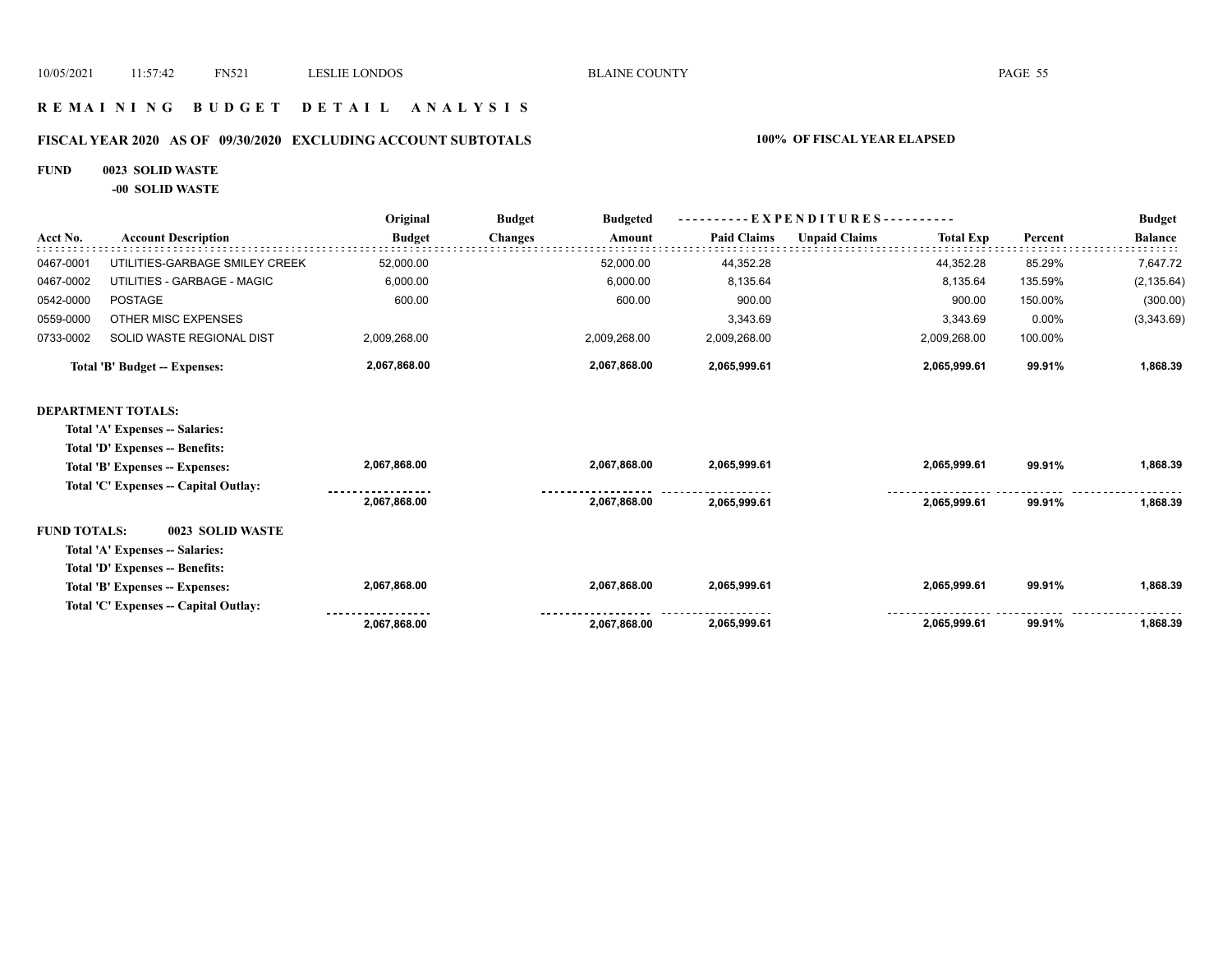# R E M A I N I N G   B U D G E T   D E T A I L   A N A L Y S I S

## FISCAL YEAR 2020 AS OF 09/30/2020 EXCLUDING ACCOUNT SUBTOTALS

**100% OF FISCAL YEAR ELAPSED**

**FUND 0023 SOLID WASTE**

**-00 SOLID WASTE**

| Acct No. | Account Description | Original Budget | Budget Changes | Budgeted Amount | Paid Claims | Unpaid Claims | Total Exp | Percent | Budget Balance |
|---|---|---|---|---|---|---|---|---|---|
| 0467-0001 | UTILITIES-GARBAGE SMILEY CREEK | 52,000.00 | | 52,000.00 | 44,352.28 | | 44,352.28 | 85.29% | 7,647.72 |
| 0467-0002 | UTILITIES - GARBAGE - MAGIC | 6,000.00 | | 6,000.00 | 8,135.64 | | 8,135.64 | 135.59% | (2,135.64) |
| 0542-0000 | POSTAGE | 600.00 | | 600.00 | 900.00 | | 900.00 | 150.00% | (300.00) |
| 0559-0000 | OTHER MISC EXPENSES | | | | 3,343.69 | | 3,343.69 | 0.00% | (3,343.69) |
| 0733-0002 | SOLID WASTE REGIONAL DIST | 2,009,268.00 | | 2,009,268.00 | 2,009,268.00 | | 2,009,268.00 | 100.00% | |
| | **Total 'B' Budget -- Expenses:** | **2,067,868.00** | | **2,067,868.00** | **2,065,999.61** | | **2,065,999.61** | **99.91%** | **1,868.39** |
| **DEPARTMENT TOTALS:** | | | | | | | | | |
| | **Total 'A' Expenses -- Salaries:** | | | | | | | | |
| | **Total 'D' Expenses -- Benefits:** | | | | | | | | |
| | **Total 'B' Expenses -- Expenses:** | **2,067,868.00** | | **2,067,868.00** | **2,065,999.61** | | **2,065,999.61** | **99.91%** | **1,868.39** |
| | **Total 'C' Expenses -- Capital Outlay:** | | | | | | | | |
| | | **2,067,868.00** | | **2,067,868.00** | **2,065,999.61** | | **2,065,999.61** | **99.91%** | **1,868.39** |
| **FUND TOTALS:** | **0023 SOLID WASTE** | | | | | | | | |
| | **Total 'A' Expenses -- Salaries:** | | | | | | | | |
| | **Total 'D' Expenses -- Benefits:** | | | | | | | | |
| | **Total 'B' Expenses -- Expenses:** | **2,067,868.00** | | **2,067,868.00** | **2,065,999.61** | | **2,065,999.61** | **99.91%** | **1,868.39** |
| | **Total 'C' Expenses -- Capital Outlay:** | | | | | | | | |
| | | **2,067,868.00** | | **2,067,868.00** | **2,065,999.61** | | **2,065,999.61** | **99.91%** | **1,868.39** |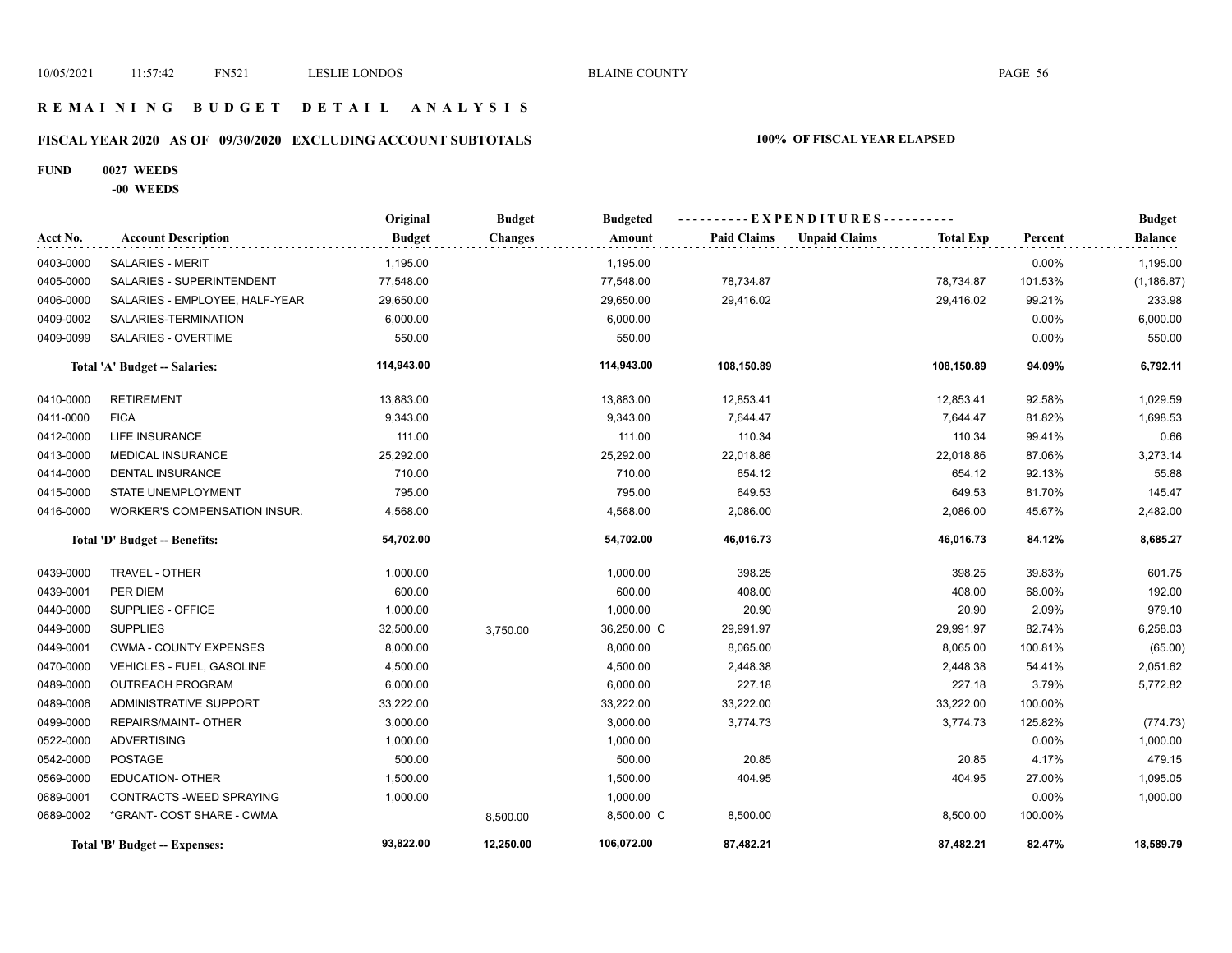# REMAINING BUDGET DETAIL ANALYSIS

## FISCAL YEAR 2020 AS OF 09/30/2020 EXCLUDING ACCOUNT SUBTOTALS

**100% OF FISCAL YEAR ELAPSED**

**FUND 0027 WEEDS**

**-00 WEEDS**

| Acct No. | Account Description | Original Budget | Budget Changes | Budgeted Amount | Paid Claims | Unpaid Claims | Total Exp | Percent | Budget Balance |
|---|---|---|---|---|---|---|---|---|---|
| 0403-0000 | SALARIES - MERIT | 1,195.00 | | 1,195.00 | | | | 0.00% | 1,195.00 |
| 0405-0000 | SALARIES - SUPERINTENDENT | 77,548.00 | | 77,548.00 | 78,734.87 | | 78,734.87 | 101.53% | (1,186.87) |
| 0406-0000 | SALARIES - EMPLOYEE, HALF-YEAR | 29,650.00 | | 29,650.00 | 29,416.02 | | 29,416.02 | 99.21% | 233.98 |
| 0409-0002 | SALARIES-TERMINATION | 6,000.00 | | 6,000.00 | | | | 0.00% | 6,000.00 |
| 0409-0099 | SALARIES - OVERTIME | 550.00 | | 550.00 | | | | 0.00% | 550.00 |
| | **Total 'A' Budget -- Salaries:** | **114,943.00** | | **114,943.00** | **108,150.89** | | **108,150.89** | **94.09%** | **6,792.11** |
| 0410-0000 | RETIREMENT | 13,883.00 | | 13,883.00 | 12,853.41 | | 12,853.41 | 92.58% | 1,029.59 |
| 0411-0000 | FICA | 9,343.00 | | 9,343.00 | 7,644.47 | | 7,644.47 | 81.82% | 1,698.53 |
| 0412-0000 | LIFE INSURANCE | 111.00 | | 111.00 | 110.34 | | 110.34 | 99.41% | 0.66 |
| 0413-0000 | MEDICAL INSURANCE | 25,292.00 | | 25,292.00 | 22,018.86 | | 22,018.86 | 87.06% | 3,273.14 |
| 0414-0000 | DENTAL INSURANCE | 710.00 | | 710.00 | 654.12 | | 654.12 | 92.13% | 55.88 |
| 0415-0000 | STATE UNEMPLOYMENT | 795.00 | | 795.00 | 649.53 | | 649.53 | 81.70% | 145.47 |
| 0416-0000 | WORKER'S COMPENSATION INSUR. | 4,568.00 | | 4,568.00 | 2,086.00 | | 2,086.00 | 45.67% | 2,482.00 |
| | **Total 'D' Budget -- Benefits:** | **54,702.00** | | **54,702.00** | **46,016.73** | | **46,016.73** | **84.12%** | **8,685.27** |
| 0439-0000 | TRAVEL - OTHER | 1,000.00 | | 1,000.00 | 398.25 | | 398.25 | 39.83% | 601.75 |
| 0439-0001 | PER DIEM | 600.00 | | 600.00 | 408.00 | | 408.00 | 68.00% | 192.00 |
| 0440-0000 | SUPPLIES - OFFICE | 1,000.00 | | 1,000.00 | 20.90 | | 20.90 | 2.09% | 979.10 |
| 0449-0000 | SUPPLIES | 32,500.00 | 3,750.00 | 36,250.00 C | 29,991.97 | | 29,991.97 | 82.74% | 6,258.03 |
| 0449-0001 | CWMA - COUNTY EXPENSES | 8,000.00 | | 8,000.00 | 8,065.00 | | 8,065.00 | 100.81% | (65.00) |
| 0470-0000 | VEHICLES - FUEL, GASOLINE | 4,500.00 | | 4,500.00 | 2,448.38 | | 2,448.38 | 54.41% | 2,051.62 |
| 0489-0000 | OUTREACH PROGRAM | 6,000.00 | | 6,000.00 | 227.18 | | 227.18 | 3.79% | 5,772.82 |
| 0489-0006 | ADMINISTRATIVE SUPPORT | 33,222.00 | | 33,222.00 | 33,222.00 | | 33,222.00 | 100.00% | |
| 0499-0000 | REPAIRS/MAINT- OTHER | 3,000.00 | | 3,000.00 | 3,774.73 | | 3,774.73 | 125.82% | (774.73) |
| 0522-0000 | ADVERTISING | 1,000.00 | | 1,000.00 | | | | 0.00% | 1,000.00 |
| 0542-0000 | POSTAGE | 500.00 | | 500.00 | 20.85 | | 20.85 | 4.17% | 479.15 |
| 0569-0000 | EDUCATION- OTHER | 1,500.00 | | 1,500.00 | 404.95 | | 404.95 | 27.00% | 1,095.05 |
| 0689-0001 | CONTRACTS -WEED SPRAYING | 1,000.00 | | 1,000.00 | | | | 0.00% | 1,000.00 |
| 0689-0002 | *GRANT- COST SHARE - CWMA | | 8,500.00 | 8,500.00 C | 8,500.00 | | 8,500.00 | 100.00% | |
| | **Total 'B' Budget -- Expenses:** | **93,822.00** | **12,250.00** | **106,072.00** | **87,482.21** | | **87,482.21** | **82.47%** | **18,589.79** |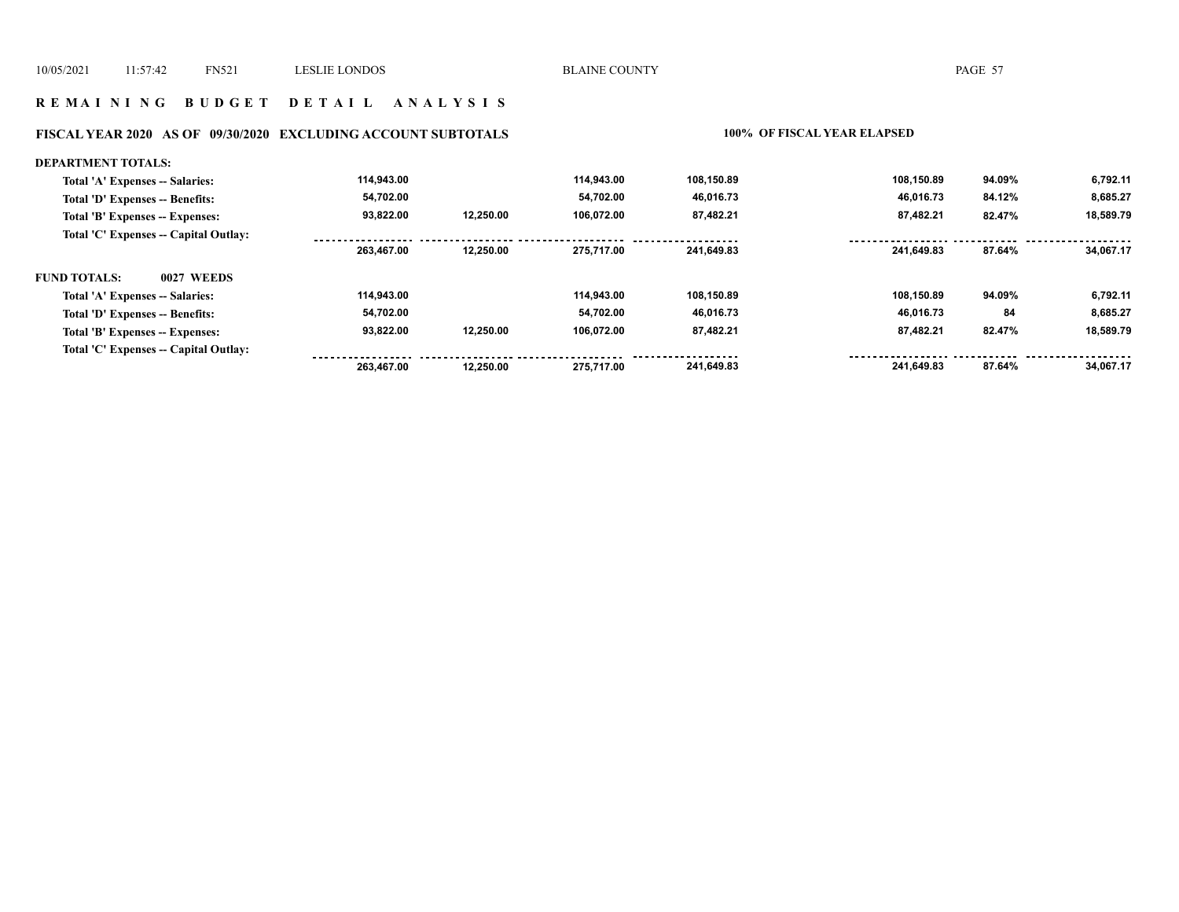## REMAINING BUDGET DETAIL ANALYSIS

### FISCAL YEAR 2020 AS OF 09/30/2020 EXCLUDING ACCOUNT SUBTOTALS — 100% OF FISCAL YEAR ELAPSED

| | | | | | | | |
|---|---|---|---|---|---|---|---|
| **DEPARTMENT TOTALS:** | | | | | | | |
| Total 'A' Expenses -- Salaries: | 114,943.00 | | 114,943.00 | 108,150.89 | 108,150.89 | 94.09% | 6,792.11 |
| Total 'D' Expenses -- Benefits: | 54,702.00 | | 54,702.00 | 46,016.73 | 46,016.73 | 84.12% | 8,685.27 |
| Total 'B' Expenses -- Expenses: | 93,822.00 | 12,250.00 | 106,072.00 | 87,482.21 | 87,482.21 | 82.47% | 18,589.79 |
| Total 'C' Expenses -- Capital Outlay: | | | | | | | |
| | 263,467.00 | 12,250.00 | 275,717.00 | 241,649.83 | 241,649.83 | 87.64% | 34,067.17 |
| **FUND TOTALS: 0027 WEEDS** | | | | | | | |
| Total 'A' Expenses -- Salaries: | 114,943.00 | | 114,943.00 | 108,150.89 | 108,150.89 | 94.09% | 6,792.11 |
| Total 'D' Expenses -- Benefits: | 54,702.00 | | 54,702.00 | 46,016.73 | 46,016.73 | 84 | 8,685.27 |
| Total 'B' Expenses -- Expenses: | 93,822.00 | 12,250.00 | 106,072.00 | 87,482.21 | 87,482.21 | 82.47% | 18,589.79 |
| Total 'C' Expenses -- Capital Outlay: | | | | | | | |
| | 263,467.00 | 12,250.00 | 275,717.00 | 241,649.83 | 241,649.83 | 87.64% | 34,067.17 |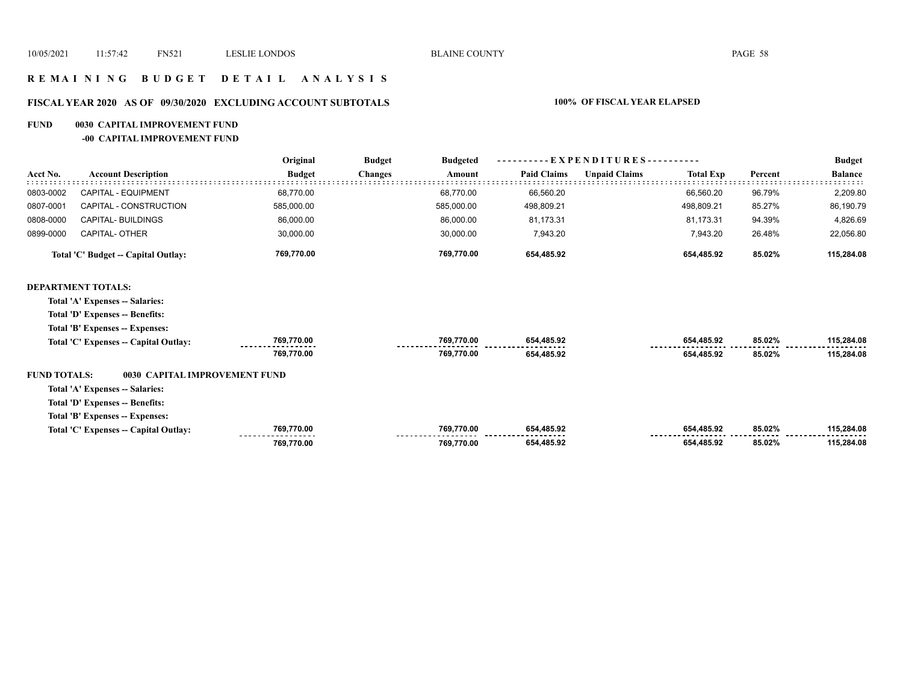# REMAINING BUDGET DETAIL ANALYSIS

## FISCAL YEAR 2020 AS OF 09/30/2020 EXCLUDING ACCOUNT SUBTOTALS — 100% OF FISCAL YEAR ELAPSED

### FUND 0030 CAPITAL IMPROVEMENT FUND
### -00 CAPITAL IMPROVEMENT FUND

| Acct No. | Account Description | Original Budget | Budget Changes | Budgeted Amount | Paid Claims | Unpaid Claims | Total Exp | Percent | Budget Balance |
|---|---|---|---|---|---|---|---|---|---|
| 0803-0002 | CAPITAL - EQUIPMENT | 68,770.00 | | 68,770.00 | 66,560.20 | | 66,560.20 | 96.79% | 2,209.80 |
| 0807-0001 | CAPITAL - CONSTRUCTION | 585,000.00 | | 585,000.00 | 498,809.21 | | 498,809.21 | 85.27% | 86,190.79 |
| 0808-0000 | CAPITAL- BUILDINGS | 86,000.00 | | 86,000.00 | 81,173.31 | | 81,173.31 | 94.39% | 4,826.69 |
| 0899-0000 | CAPITAL- OTHER | 30,000.00 | | 30,000.00 | 7,943.20 | | 7,943.20 | 26.48% | 22,056.80 |
| | **Total 'C' Budget -- Capital Outlay:** | **769,770.00** | | **769,770.00** | **654,485.92** | | **654,485.92** | **85.02%** | **115,284.08** |

**DEPARTMENT TOTALS:**

| | Original Budget | Budget Changes | Budgeted Amount | Paid Claims | Unpaid Claims | Total Exp | Percent | Budget Balance |
|---|---|---|---|---|---|---|---|---|
| Total 'A' Expenses -- Salaries: | | | | | | | | |
| Total 'D' Expenses -- Benefits: | | | | | | | | |
| Total 'B' Expenses -- Expenses: | | | | | | | | |
| Total 'C' Expenses -- Capital Outlay: | 769,770.00 | | 769,770.00 | 654,485.92 | | 654,485.92 | 85.02% | 115,284.08 |
| | 769,770.00 | | 769,770.00 | 654,485.92 | | 654,485.92 | 85.02% | 115,284.08 |

**FUND TOTALS: 0030 CAPITAL IMPROVEMENT FUND**

| | Original Budget | Budget Changes | Budgeted Amount | Paid Claims | Unpaid Claims | Total Exp | Percent | Budget Balance |
|---|---|---|---|---|---|---|---|---|
| Total 'A' Expenses -- Salaries: | | | | | | | | |
| Total 'D' Expenses -- Benefits: | | | | | | | | |
| Total 'B' Expenses -- Expenses: | | | | | | | | |
| Total 'C' Expenses -- Capital Outlay: | 769,770.00 | | 769,770.00 | 654,485.92 | | 654,485.92 | 85.02% | 115,284.08 |
| | 769,770.00 | | 769,770.00 | 654,485.92 | | 654,485.92 | 85.02% | 115,284.08 |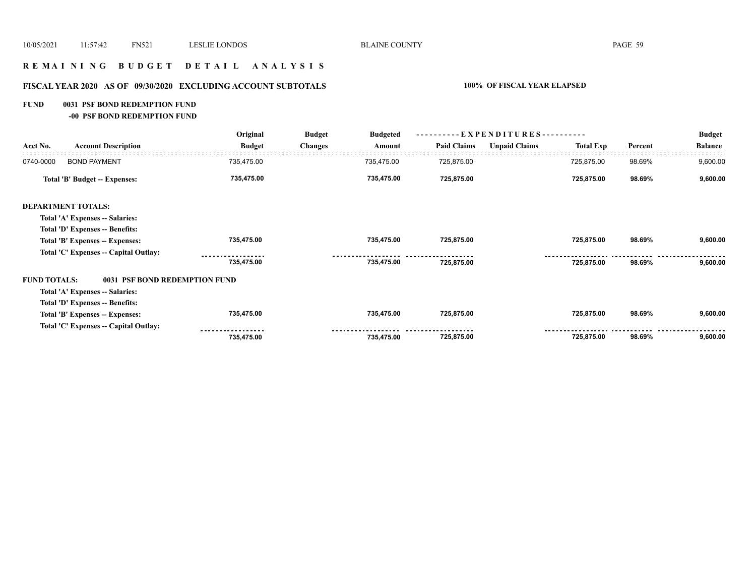## R E M A I N I N G B U D G E T D E T A I L A N A L Y S I S

### FISCAL YEAR 2020 AS OF 09/30/2020 EXCLUDING ACCOUNT SUBTOTALS — 100% OF FISCAL YEAR ELAPSED

**FUND 0031 PSF BOND REDEMPTION FUND**

**-00 PSF BOND REDEMPTION FUND**

| Acct No. | Account Description | Original Budget | Budget Changes | Budgeted Amount | Paid Claims | Unpaid Claims | Total Exp | Percent | Budget Balance |
|---|---|---|---|---|---|---|---|---|---|
| 0740-0000 | BOND PAYMENT | 735,475.00 | | 735,475.00 | 725,875.00 | | 725,875.00 | 98.69% | 9,600.00 |
| | **Total 'B' Budget -- Expenses:** | **735,475.00** | | **735,475.00** | **725,875.00** | | **725,875.00** | **98.69%** | **9,600.00** |
| **DEPARTMENT TOTALS:** | | | | | | | | | |
| | **Total 'A' Expenses -- Salaries:** | | | | | | | | |
| | **Total 'D' Expenses -- Benefits:** | | | | | | | | |
| | **Total 'B' Expenses -- Expenses:** | **735,475.00** | | **735,475.00** | **725,875.00** | | **725,875.00** | **98.69%** | **9,600.00** |
| | **Total 'C' Expenses -- Capital Outlay:** | | | | | | | | |
| | | **735,475.00** | | **735,475.00** | **725,875.00** | | **725,875.00** | **98.69%** | **9,600.00** |
| **FUND TOTALS:** | **0031 PSF BOND REDEMPTION FUND** | | | | | | | | |
| | **Total 'A' Expenses -- Salaries:** | | | | | | | | |
| | **Total 'D' Expenses -- Benefits:** | | | | | | | | |
| | **Total 'B' Expenses -- Expenses:** | **735,475.00** | | **735,475.00** | **725,875.00** | | **725,875.00** | **98.69%** | **9,600.00** |
| | **Total 'C' Expenses -- Capital Outlay:** | | | | | | | | |
| | | **735,475.00** | | **735,475.00** | **725,875.00** | | **725,875.00** | **98.69%** | **9,600.00** |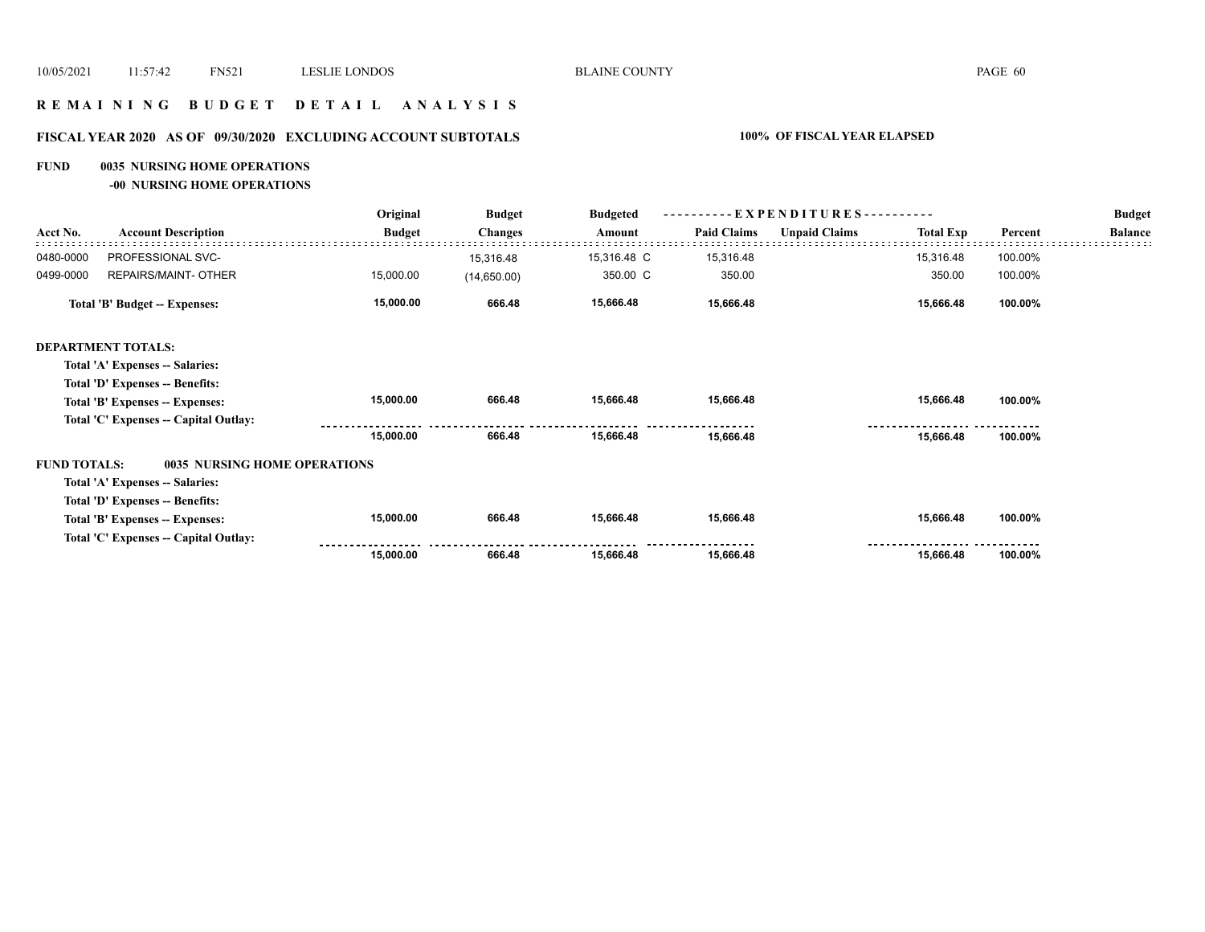# R E M A I N I N G   B U D G E T   D E T A I L   A N A L Y S I S

## FISCAL YEAR 2020   AS OF 09/30/2020   EXCLUDING ACCOUNT SUBTOTALS   100% OF FISCAL YEAR ELAPSED

### FUND   0035 NURSING HOME OPERATIONS

**-00 NURSING HOME OPERATIONS**

| Acct No. | Account Description | Original Budget | Budget Changes | Budgeted Amount | Paid Claims | Unpaid Claims | Total Exp | Percent | Budget Balance |
|---|---|---|---|---|---|---|---|---|---|
| 0480-0000 | PROFESSIONAL SVC- | | 15,316.48 | 15,316.48 C | 15,316.48 | | 15,316.48 | 100.00% | |
| 0499-0000 | REPAIRS/MAINT- OTHER | 15,000.00 | (14,650.00) | 350.00 C | 350.00 | | 350.00 | 100.00% | |
| | **Total 'B' Budget -- Expenses:** | **15,000.00** | **666.48** | **15,666.48** | **15,666.48** | | **15,666.48** | **100.00%** | |
| **DEPARTMENT TOTALS:** | | | | | | | | | |
| | **Total 'A' Expenses -- Salaries:** | | | | | | | | |
| | **Total 'D' Expenses -- Benefits:** | | | | | | | | |
| | **Total 'B' Expenses -- Expenses:** | **15,000.00** | **666.48** | **15,666.48** | **15,666.48** | | **15,666.48** | **100.00%** | |
| | **Total 'C' Expenses -- Capital Outlay:** | | | | | | | | |
| | | **15,000.00** | **666.48** | **15,666.48** | **15,666.48** | | **15,666.48** | **100.00%** | |
| **FUND TOTALS:** | **0035 NURSING HOME OPERATIONS** | | | | | | | | |
| | **Total 'A' Expenses -- Salaries:** | | | | | | | | |
| | **Total 'D' Expenses -- Benefits:** | | | | | | | | |
| | **Total 'B' Expenses -- Expenses:** | **15,000.00** | **666.48** | **15,666.48** | **15,666.48** | | **15,666.48** | **100.00%** | |
| | **Total 'C' Expenses -- Capital Outlay:** | | | | | | | | |
| | | **15,000.00** | **666.48** | **15,666.48** | **15,666.48** | | **15,666.48** | **100.00%** | |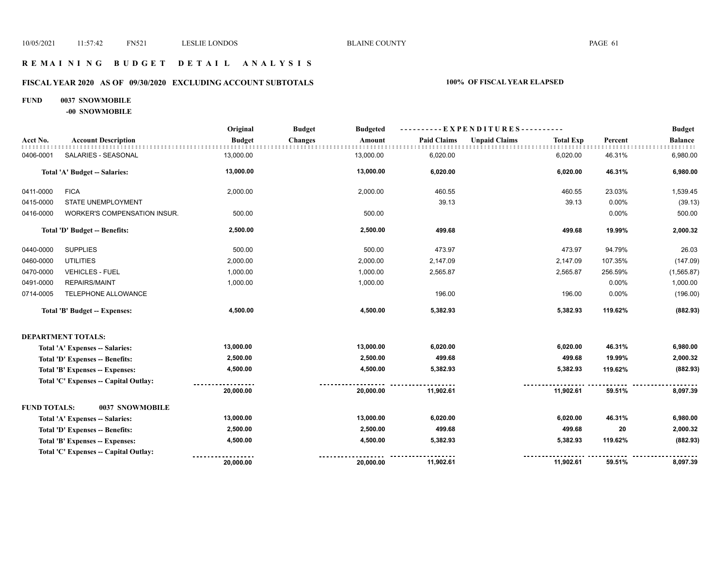# REMAINING BUDGET DETAIL ANALYSIS

## FISCAL YEAR 2020 AS OF 09/30/2020 EXCLUDING ACCOUNT SUBTOTALS

**100% OF FISCAL YEAR ELAPSED**

**FUND 0037 SNOWMOBILE**

**-00 SNOWMOBILE**

| Acct No. | Account Description | Original Budget | Budget Changes | Budgeted Amount | Paid Claims | Unpaid Claims | Total Exp | Percent | Budget Balance |
|---|---|---|---|---|---|---|---|---|---|
| 0406-0001 | SALARIES - SEASONAL | 13,000.00 | | 13,000.00 | 6,020.00 | | 6,020.00 | 46.31% | 6,980.00 |
| | **Total 'A' Budget -- Salaries:** | **13,000.00** | | **13,000.00** | **6,020.00** | | **6,020.00** | **46.31%** | **6,980.00** |
| 0411-0000 | FICA | 2,000.00 | | 2,000.00 | 460.55 | | 460.55 | 23.03% | 1,539.45 |
| 0415-0000 | STATE UNEMPLOYMENT | | | | 39.13 | | 39.13 | 0.00% | (39.13) |
| 0416-0000 | WORKER'S COMPENSATION INSUR. | 500.00 | | 500.00 | | | | 0.00% | 500.00 |
| | **Total 'D' Budget -- Benefits:** | **2,500.00** | | **2,500.00** | **499.68** | | **499.68** | **19.99%** | **2,000.32** |
| 0440-0000 | SUPPLIES | 500.00 | | 500.00 | 473.97 | | 473.97 | 94.79% | 26.03 |
| 0460-0000 | UTILITIES | 2,000.00 | | 2,000.00 | 2,147.09 | | 2,147.09 | 107.35% | (147.09) |
| 0470-0000 | VEHICLES - FUEL | 1,000.00 | | 1,000.00 | 2,565.87 | | 2,565.87 | 256.59% | (1,565.87) |
| 0491-0000 | REPAIRS/MAINT | 1,000.00 | | 1,000.00 | | | | 0.00% | 1,000.00 |
| 0714-0005 | TELEPHONE ALLOWANCE | | | | 196.00 | | 196.00 | 0.00% | (196.00) |
| | **Total 'B' Budget -- Expenses:** | **4,500.00** | | **4,500.00** | **5,382.93** | | **5,382.93** | **119.62%** | **(882.93)** |
| **DEPARTMENT TOTALS:** | | | | | | | | | |
| | **Total 'A' Expenses -- Salaries:** | **13,000.00** | | **13,000.00** | **6,020.00** | | **6,020.00** | **46.31%** | **6,980.00** |
| | **Total 'D' Expenses -- Benefits:** | **2,500.00** | | **2,500.00** | **499.68** | | **499.68** | **19.99%** | **2,000.32** |
| | **Total 'B' Expenses -- Expenses:** | **4,500.00** | | **4,500.00** | **5,382.93** | | **5,382.93** | **119.62%** | **(882.93)** |
| | **Total 'C' Expenses -- Capital Outlay:** | | | | | | | | |
| | | **20,000.00** | | **20,000.00** | **11,902.61** | | **11,902.61** | **59.51%** | **8,097.39** |
| **FUND TOTALS:** | **0037 SNOWMOBILE** | | | | | | | | |
| | **Total 'A' Expenses -- Salaries:** | **13,000.00** | | **13,000.00** | **6,020.00** | | **6,020.00** | **46.31%** | **6,980.00** |
| | **Total 'D' Expenses -- Benefits:** | **2,500.00** | | **2,500.00** | **499.68** | | **499.68** | **20** | **2,000.32** |
| | **Total 'B' Expenses -- Expenses:** | **4,500.00** | | **4,500.00** | **5,382.93** | | **5,382.93** | **119.62%** | **(882.93)** |
| | **Total 'C' Expenses -- Capital Outlay:** | | | | | | | | |
| | | **20,000.00** | | **20,000.00** | **11,902.61** | | **11,902.61** | **59.51%** | **8,097.39** |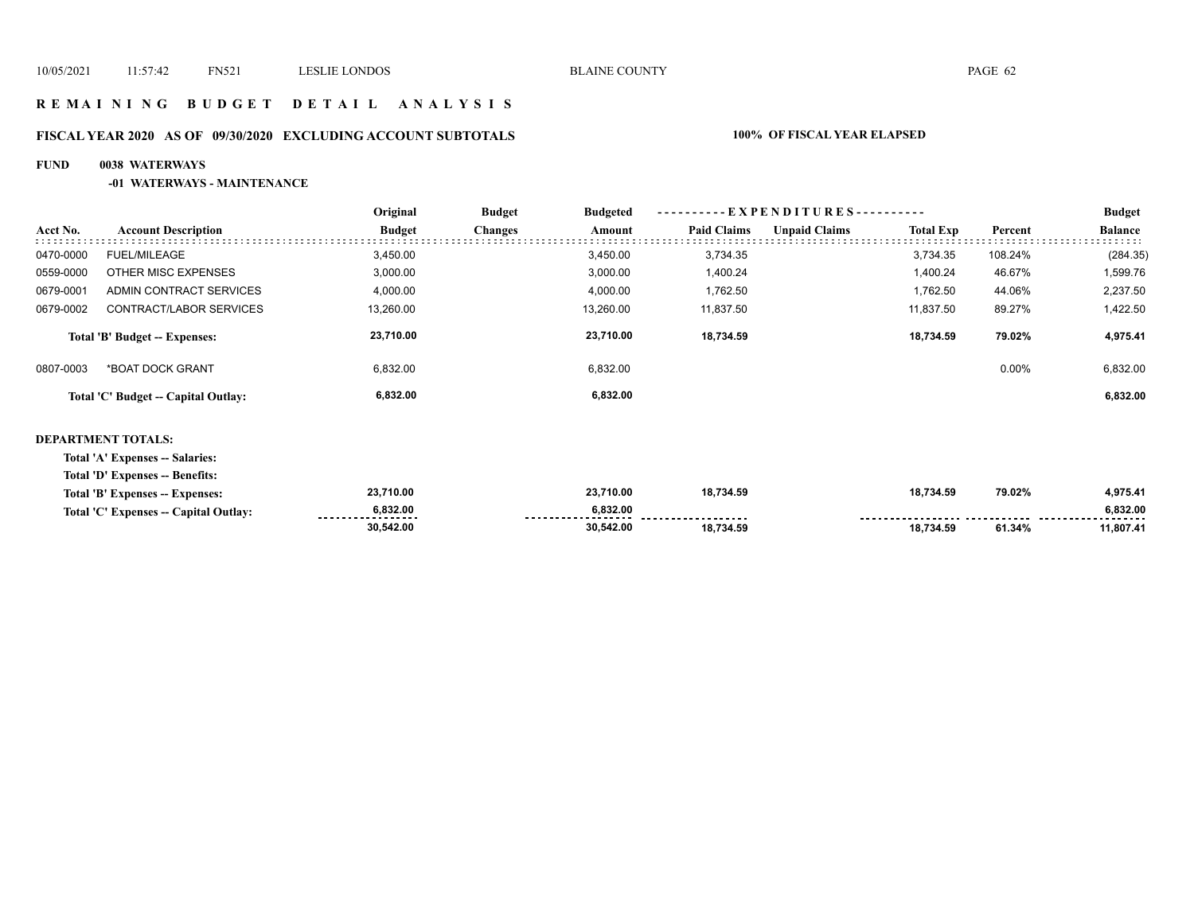# R E M A I N I N G   B U D G E T   D E T A I L   A N A L Y S I S

## FISCAL YEAR 2020   AS OF 09/30/2020   EXCLUDING ACCOUNT SUBTOTALS

**100% OF FISCAL YEAR ELAPSED**

**FUND 0038 WATERWAYS**

**-01 WATERWAYS - MAINTENANCE**

| Acct No. | Account Description | Original Budget | Budget Changes | Budgeted Amount | Paid Claims | Unpaid Claims | Total Exp | Percent | Budget Balance |
|---|---|---|---|---|---|---|---|---|---|
| 0470-0000 | FUEL/MILEAGE | 3,450.00 | | 3,450.00 | 3,734.35 | | 3,734.35 | 108.24% | (284.35) |
| 0559-0000 | OTHER MISC EXPENSES | 3,000.00 | | 3,000.00 | 1,400.24 | | 1,400.24 | 46.67% | 1,599.76 |
| 0679-0001 | ADMIN CONTRACT SERVICES | 4,000.00 | | 4,000.00 | 1,762.50 | | 1,762.50 | 44.06% | 2,237.50 |
| 0679-0002 | CONTRACT/LABOR SERVICES | 13,260.00 | | 13,260.00 | 11,837.50 | | 11,837.50 | 89.27% | 1,422.50 |
| | **Total 'B' Budget -- Expenses:** | **23,710.00** | | **23,710.00** | **18,734.59** | | **18,734.59** | **79.02%** | **4,975.41** |
| 0807-0003 | *BOAT DOCK GRANT | 6,832.00 | | 6,832.00 | | | | 0.00% | 6,832.00 |
| | **Total 'C' Budget -- Capital Outlay:** | **6,832.00** | | **6,832.00** | | | | | **6,832.00** |

**DEPARTMENT TOTALS:**

| | Original Budget | Budget Changes | Budgeted Amount | Paid Claims | Unpaid Claims | Total Exp | Percent | Budget Balance |
|---|---|---|---|---|---|---|---|---|
| **Total 'A' Expenses -- Salaries:** | | | | | | | | |
| **Total 'D' Expenses -- Benefits:** | | | | | | | | |
| **Total 'B' Expenses -- Expenses:** | **23,710.00** | | **23,710.00** | **18,734.59** | | **18,734.59** | **79.02%** | **4,975.41** |
| **Total 'C' Expenses -- Capital Outlay:** | **6,832.00** | | **6,832.00** | | | | | **6,832.00** |
| | **30,542.00** | | **30,542.00** | **18,734.59** | | **18,734.59** | **61.34%** | **11,807.41** |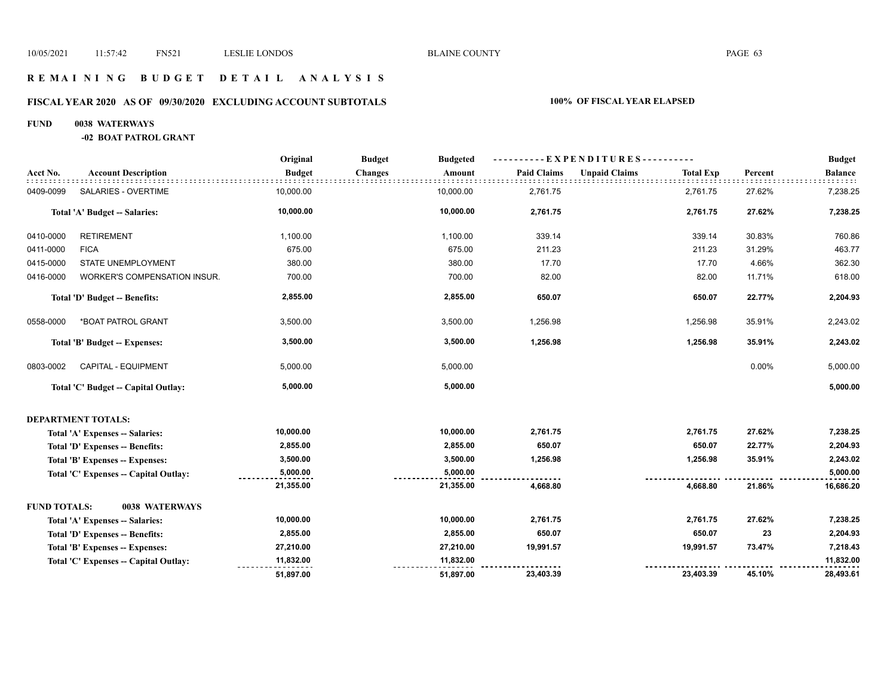# R E M A I N I N G   B U D G E T   D E T A I L   A N A L Y S I S

## FISCAL YEAR 2020 AS OF 09/30/2020 EXCLUDING ACCOUNT SUBTOTALS — 100% OF FISCAL YEAR ELAPSED

**FUND 0038 WATERWAYS**

**-02 BOAT PATROL GRANT**

| Acct No. | Account Description | Original Budget | Budget Changes | Budgeted Amount | Paid Claims | Unpaid Claims | Total Exp | Percent | Budget Balance |
|---|---|---|---|---|---|---|---|---|---|
| 0409-0099 | SALARIES - OVERTIME | 10,000.00 | | 10,000.00 | 2,761.75 | | 2,761.75 | 27.62% | 7,238.25 |
| | **Total 'A' Budget -- Salaries:** | **10,000.00** | | **10,000.00** | **2,761.75** | | **2,761.75** | **27.62%** | **7,238.25** |
| 0410-0000 | RETIREMENT | 1,100.00 | | 1,100.00 | 339.14 | | 339.14 | 30.83% | 760.86 |
| 0411-0000 | FICA | 675.00 | | 675.00 | 211.23 | | 211.23 | 31.29% | 463.77 |
| 0415-0000 | STATE UNEMPLOYMENT | 380.00 | | 380.00 | 17.70 | | 17.70 | 4.66% | 362.30 |
| 0416-0000 | WORKER'S COMPENSATION INSUR. | 700.00 | | 700.00 | 82.00 | | 82.00 | 11.71% | 618.00 |
| | **Total 'D' Budget -- Benefits:** | **2,855.00** | | **2,855.00** | **650.07** | | **650.07** | **22.77%** | **2,204.93** |
| 0558-0000 | *BOAT PATROL GRANT | 3,500.00 | | 3,500.00 | 1,256.98 | | 1,256.98 | 35.91% | 2,243.02 |
| | **Total 'B' Budget -- Expenses:** | **3,500.00** | | **3,500.00** | **1,256.98** | | **1,256.98** | **35.91%** | **2,243.02** |
| 0803-0002 | CAPITAL - EQUIPMENT | 5,000.00 | | 5,000.00 | | | | 0.00% | 5,000.00 |
| | **Total 'C' Budget -- Capital Outlay:** | **5,000.00** | | **5,000.00** | | | | | **5,000.00** |
| **DEPARTMENT TOTALS:** | | | | | | | | | |
| | **Total 'A' Expenses -- Salaries:** | **10,000.00** | | **10,000.00** | **2,761.75** | | **2,761.75** | **27.62%** | **7,238.25** |
| | **Total 'D' Expenses -- Benefits:** | **2,855.00** | | **2,855.00** | **650.07** | | **650.07** | **22.77%** | **2,204.93** |
| | **Total 'B' Expenses -- Expenses:** | **3,500.00** | | **3,500.00** | **1,256.98** | | **1,256.98** | **35.91%** | **2,243.02** |
| | **Total 'C' Expenses -- Capital Outlay:** | **5,000.00** | | **5,000.00** | | | | | **5,000.00** |
| | | **21,355.00** | | **21,355.00** | **4,668.80** | | **4,668.80** | **21.86%** | **16,686.20** |
| **FUND TOTALS:** | **0038 WATERWAYS** | | | | | | | | |
| | **Total 'A' Expenses -- Salaries:** | **10,000.00** | | **10,000.00** | **2,761.75** | | **2,761.75** | **27.62%** | **7,238.25** |
| | **Total 'D' Expenses -- Benefits:** | **2,855.00** | | **2,855.00** | **650.07** | | **650.07** | **23** | **2,204.93** |
| | **Total 'B' Expenses -- Expenses:** | **27,210.00** | | **27,210.00** | **19,991.57** | | **19,991.57** | **73.47%** | **7,218.43** |
| | **Total 'C' Expenses -- Capital Outlay:** | **11,832.00** | | **11,832.00** | | | | | **11,832.00** |
| | | **51,897.00** | | **51,897.00** | **23,403.39** | | **23,403.39** | **45.10%** | **28,493.61** |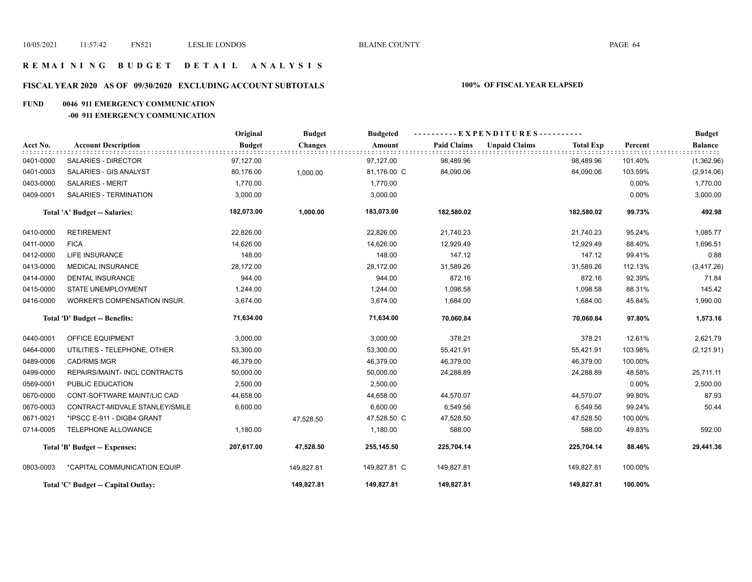# R E M A I N I N G   B U D G E T   D E T A I L   A N A L Y S I S

## FISCAL YEAR 2020 AS OF 09/30/2020 EXCLUDING ACCOUNT SUBTOTALS — 100% OF FISCAL YEAR ELAPSED

### FUND 0046 911 EMERGENCY COMMUNICATION

#### -00 911 EMERGENCY COMMUNICATION

| Acct No. | Account Description | Original Budget | Budget Changes | Budgeted Amount | EXPENDITURES Paid Claims | Unpaid Claims | Total Exp | Percent | Budget Balance |
|---|---|---|---|---|---|---|---|---|---|
| 0401-0000 | SALARIES - DIRECTOR | 97,127.00 | | 97,127.00 | 98,489.96 | | 98,489.96 | 101.40% | (1,362.96) |
| 0401-0003 | SALARIES - GIS ANALYST | 80,176.00 | 1,000.00 | 81,176.00 C | 84,090.06 | | 84,090.06 | 103.59% | (2,914.06) |
| 0403-0000 | SALARIES - MERIT | 1,770.00 | | 1,770.00 | | | | 0.00% | 1,770.00 |
| 0409-0001 | SALARIES - TERMINATION | 3,000.00 | | 3,000.00 | | | | 0.00% | 3,000.00 |
| | **Total 'A' Budget -- Salaries:** | **182,073.00** | **1,000.00** | **183,073.00** | **182,580.02** | | **182,580.02** | **99.73%** | **492.98** |
| 0410-0000 | RETIREMENT | 22,826.00 | | 22,826.00 | 21,740.23 | | 21,740.23 | 95.24% | 1,085.77 |
| 0411-0000 | FICA | 14,626.00 | | 14,626.00 | 12,929.49 | | 12,929.49 | 88.40% | 1,696.51 |
| 0412-0000 | LIFE INSURANCE | 148.00 | | 148.00 | 147.12 | | 147.12 | 99.41% | 0.88 |
| 0413-0000 | MEDICAL INSURANCE | 28,172.00 | | 28,172.00 | 31,589.26 | | 31,589.26 | 112.13% | (3,417.26) |
| 0414-0000 | DENTAL INSURANCE | 944.00 | | 944.00 | 872.16 | | 872.16 | 92.39% | 71.84 |
| 0415-0000 | STATE UNEMPLOYMENT | 1,244.00 | | 1,244.00 | 1,098.58 | | 1,098.58 | 88.31% | 145.42 |
| 0416-0000 | WORKER'S COMPENSATION INSUR. | 3,674.00 | | 3,674.00 | 1,684.00 | | 1,684.00 | 45.84% | 1,990.00 |
| | **Total 'D' Budget -- Benefits:** | **71,634.00** | | **71,634.00** | **70,060.84** | | **70,060.84** | **97.80%** | **1,573.16** |
| 0440-0001 | OFFICE EQUIPMENT | 3,000.00 | | 3,000.00 | 378.21 | | 378.21 | 12.61% | 2,621.79 |
| 0464-0000 | UTILITIES - TELEPHONE, OTHER | 53,300.00 | | 53,300.00 | 55,421.91 | | 55,421.91 | 103.98% | (2,121.91) |
| 0489-0006 | CAD/RMS MGR | 46,379.00 | | 46,379.00 | 46,379.00 | | 46,379.00 | 100.00% | |
| 0499-0000 | REPAIRS/MAINT- INCL CONTRACTS | 50,000.00 | | 50,000.00 | 24,288.89 | | 24,288.89 | 48.58% | 25,711.11 |
| 0569-0001 | PUBLIC EDUCATION | 2,500.00 | | 2,500.00 | | | | 0.00% | 2,500.00 |
| 0670-0000 | CONT-SOFTWARE MAINT/LIC CAD | 44,658.00 | | 44,658.00 | 44,570.07 | | 44,570.07 | 99.80% | 87.93 |
| 0670-0003 | CONTRACT-MIDVALE STANLEY/SMILE | 6,600.00 | | 6,600.00 | 6,549.56 | | 6,549.56 | 99.24% | 50.44 |
| 0671-0021 | *IPSCC E-911 - DIGB4 GRANT | | 47,528.50 | 47,528.50 C | 47,528.50 | | 47,528.50 | 100.00% | |
| 0714-0005 | TELEPHONE ALLOWANCE | 1,180.00 | | 1,180.00 | 588.00 | | 588.00 | 49.83% | 592.00 |
| | **Total 'B' Budget -- Expenses:** | **207,617.00** | **47,528.50** | **255,145.50** | **225,704.14** | | **225,704.14** | **88.46%** | **29,441.36** |
| 0803-0003 | *CAPITAL COMMUNICATION EQUIP | | 149,827.81 | 149,827.81 C | 149,827.81 | | 149,827.81 | 100.00% | |
| | **Total 'C' Budget -- Capital Outlay:** | | **149,827.81** | **149,827.81** | **149,827.81** | | **149,827.81** | **100.00%** | |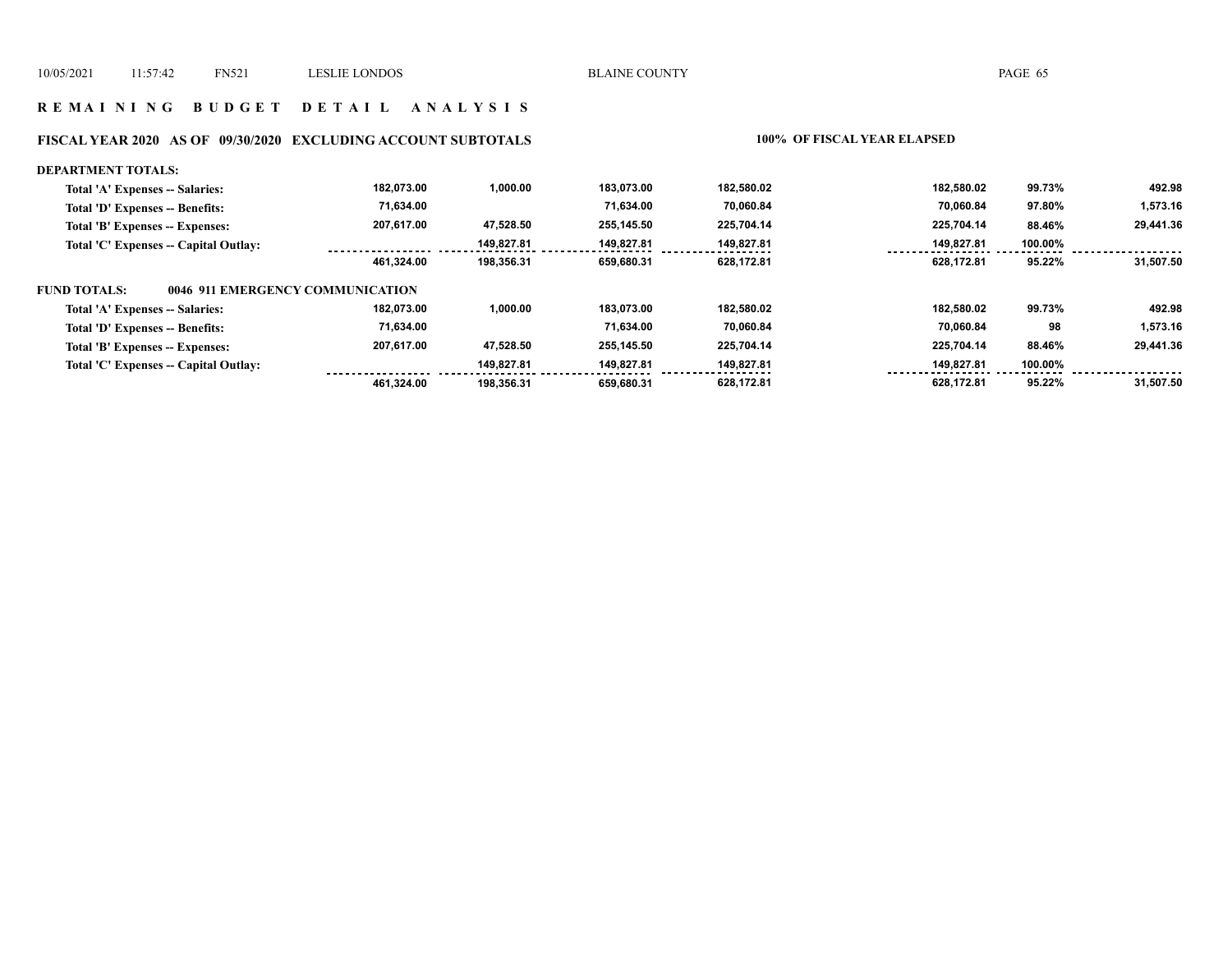## R E M A I N I N G   B U D G E T   D E T A I L   A N A L Y S I S

### FISCAL YEAR 2020 AS OF 09/30/2020 EXCLUDING ACCOUNT SUBTOTALS — 100% OF FISCAL YEAR ELAPSED

**DEPARTMENT TOTALS:**

| | | | | | | | |
|---|---|---|---|---|---|---|---|
| Total 'A' Expenses -- Salaries: | 182,073.00 | 1,000.00 | 183,073.00 | 182,580.02 | 182,580.02 | 99.73% | 492.98 |
| Total 'D' Expenses -- Benefits: | 71,634.00 | | 71,634.00 | 70,060.84 | 70,060.84 | 97.80% | 1,573.16 |
| Total 'B' Expenses -- Expenses: | 207,617.00 | 47,528.50 | 255,145.50 | 225,704.14 | 225,704.14 | 88.46% | 29,441.36 |
| Total 'C' Expenses -- Capital Outlay: | | 149,827.81 | 149,827.81 | 149,827.81 | 149,827.81 | 100.00% | |
| | 461,324.00 | 198,356.31 | 659,680.31 | 628,172.81 | 628,172.81 | 95.22% | 31,507.50 |

**FUND TOTALS: 0046 911 EMERGENCY COMMUNICATION**

| | | | | | | | |
|---|---|---|---|---|---|---|---|
| Total 'A' Expenses -- Salaries: | 182,073.00 | 1,000.00 | 183,073.00 | 182,580.02 | 182,580.02 | 99.73% | 492.98 |
| Total 'D' Expenses -- Benefits: | 71,634.00 | | 71,634.00 | 70,060.84 | 70,060.84 | 98 | 1,573.16 |
| Total 'B' Expenses -- Expenses: | 207,617.00 | 47,528.50 | 255,145.50 | 225,704.14 | 225,704.14 | 88.46% | 29,441.36 |
| Total 'C' Expenses -- Capital Outlay: | | 149,827.81 | 149,827.81 | 149,827.81 | 149,827.81 | 100.00% | |
| | 461,324.00 | 198,356.31 | 659,680.31 | 628,172.81 | 628,172.81 | 95.22% | 31,507.50 |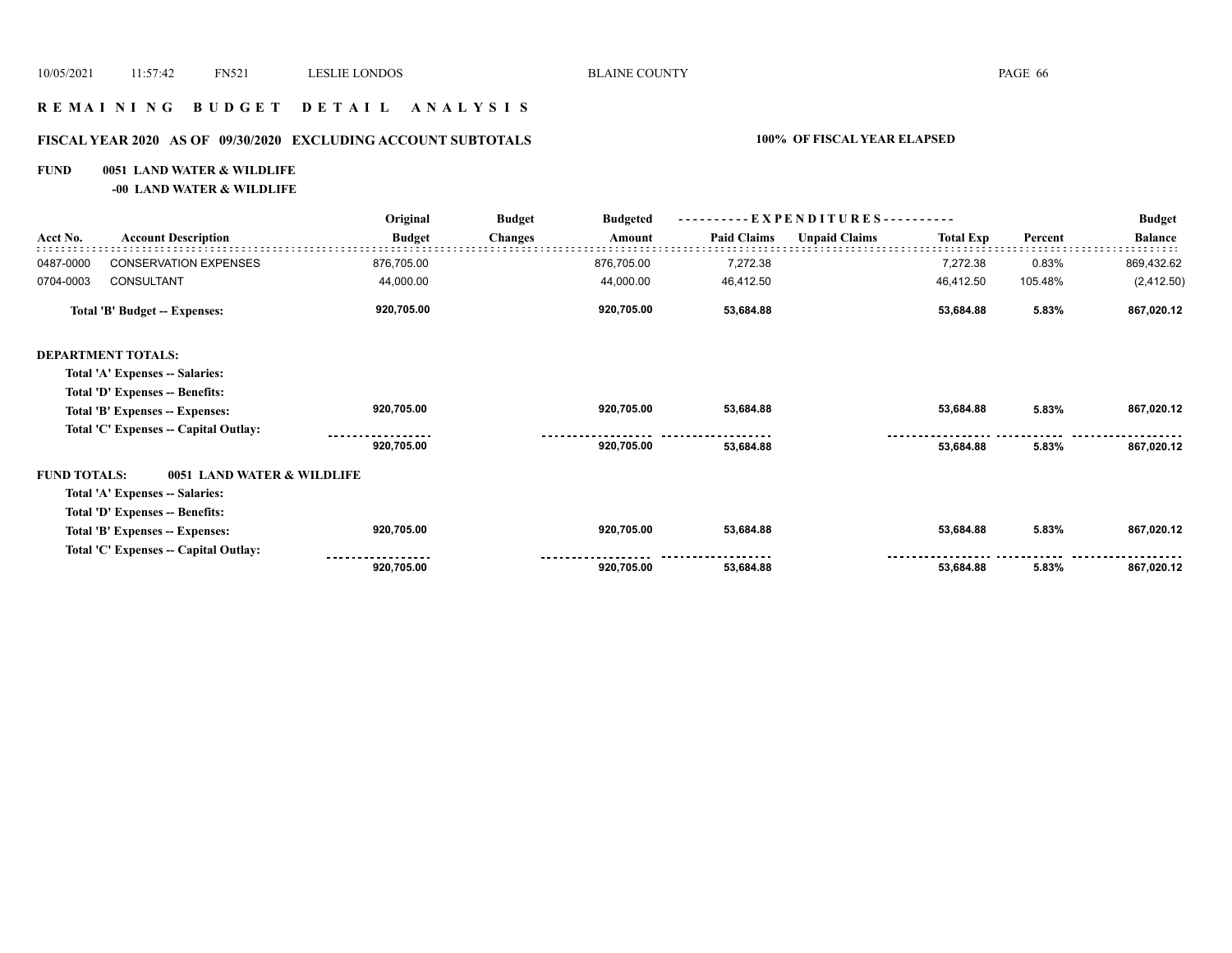# R E M A I N I N G   B U D G E T   D E T A I L   A N A L Y S I S

## FISCAL YEAR 2020   AS OF 09/30/2020   EXCLUDING ACCOUNT SUBTOTALS   100% OF FISCAL YEAR ELAPSED

**FUND 0051 LAND WATER & WILDLIFE**

**-00 LAND WATER & WILDLIFE**

| Acct No. | Account Description | Original Budget | Budget Changes | Budgeted Amount | Paid Claims | Unpaid Claims | Total Exp | Percent | Budget Balance |
|---|---|---|---|---|---|---|---|---|---|
| 0487-0000 | CONSERVATION EXPENSES | 876,705.00 | | 876,705.00 | 7,272.38 | | 7,272.38 | 0.83% | 869,432.62 |
| 0704-0003 | CONSULTANT | 44,000.00 | | 44,000.00 | 46,412.50 | | 46,412.50 | 105.48% | (2,412.50) |
| | **Total 'B' Budget -- Expenses:** | **920,705.00** | | **920,705.00** | **53,684.88** | | **53,684.88** | **5.83%** | **867,020.12** |
| **DEPARTMENT TOTALS:** | | | | | | | | | |
| | **Total 'A' Expenses -- Salaries:** | | | | | | | | |
| | **Total 'D' Expenses -- Benefits:** | | | | | | | | |
| | **Total 'B' Expenses -- Expenses:** | **920,705.00** | | **920,705.00** | **53,684.88** | | **53,684.88** | **5.83%** | **867,020.12** |
| | **Total 'C' Expenses -- Capital Outlay:** | | | | | | | | |
| | | **920,705.00** | | **920,705.00** | **53,684.88** | | **53,684.88** | **5.83%** | **867,020.12** |
| **FUND TOTALS:** | **0051 LAND WATER & WILDLIFE** | | | | | | | | |
| | **Total 'A' Expenses -- Salaries:** | | | | | | | | |
| | **Total 'D' Expenses -- Benefits:** | | | | | | | | |
| | **Total 'B' Expenses -- Expenses:** | **920,705.00** | | **920,705.00** | **53,684.88** | | **53,684.88** | **5.83%** | **867,020.12** |
| | **Total 'C' Expenses -- Capital Outlay:** | | | | | | | | |
| | | **920,705.00** | | **920,705.00** | **53,684.88** | | **53,684.88** | **5.83%** | **867,020.12** |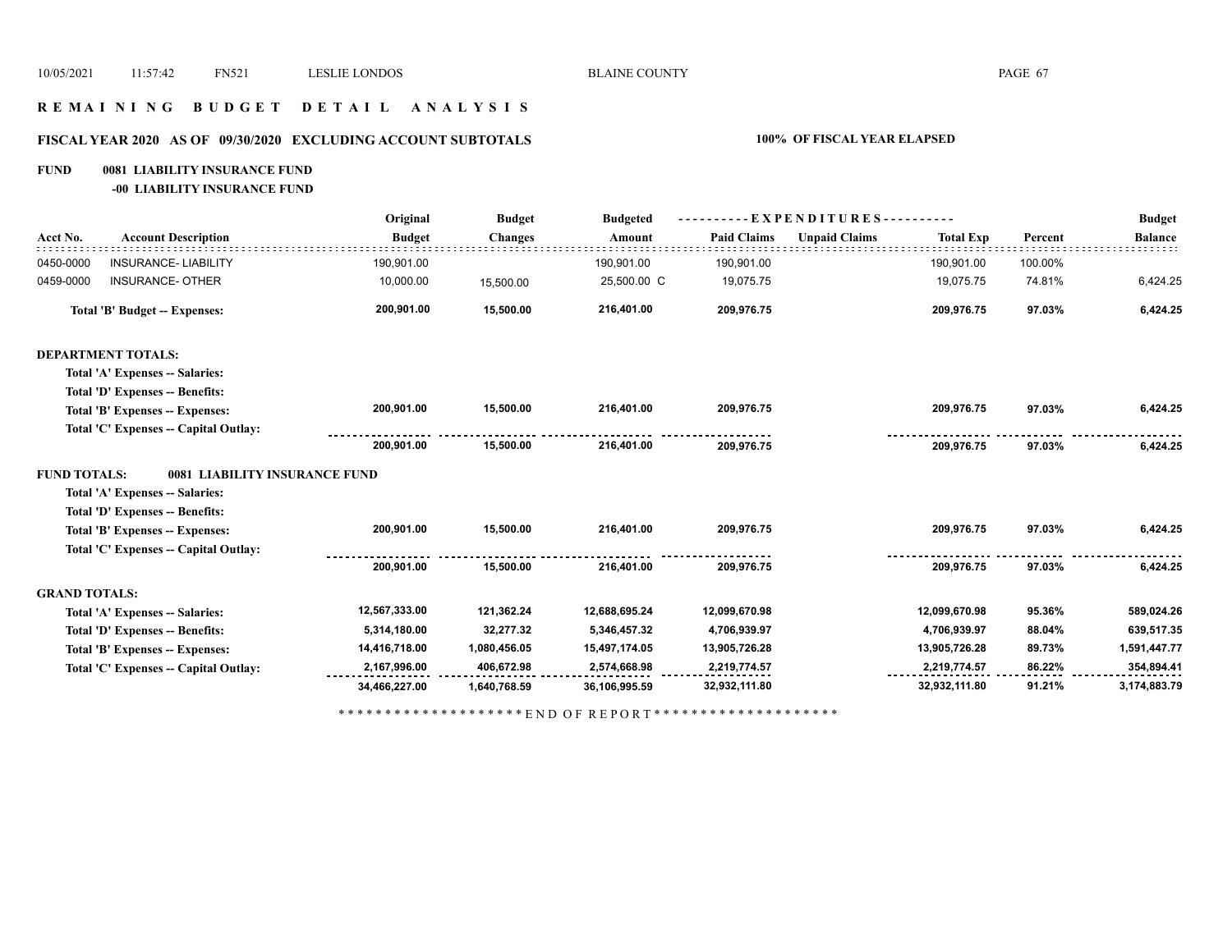# REMAINING BUDGET DETAIL ANALYSIS

## FISCAL YEAR 2020 AS OF 09/30/2020 EXCLUDING ACCOUNT SUBTOTALS

**100% OF FISCAL YEAR ELAPSED**

**FUND 0081 LIABILITY INSURANCE FUND**

**-00 LIABILITY INSURANCE FUND**

| Acct No. | Account Description | Original Budget | Budget Changes | Budgeted Amount | Paid Claims | Unpaid Claims | Total Exp | Percent | Budget Balance |
|---|---|---|---|---|---|---|---|---|---|
| 0450-0000 | INSURANCE- LIABILITY | 190,901.00 | | 190,901.00 | 190,901.00 | | 190,901.00 | 100.00% | |
| 0459-0000 | INSURANCE- OTHER | 10,000.00 | 15,500.00 | 25,500.00 C | 19,075.75 | | 19,075.75 | 74.81% | 6,424.25 |
| | **Total 'B' Budget -- Expenses:** | **200,901.00** | **15,500.00** | **216,401.00** | **209,976.75** | | **209,976.75** | **97.03%** | **6,424.25** |
| **DEPARTMENT TOTALS:** | | | | | | | | | |
| | **Total 'A' Expenses -- Salaries:** | | | | | | | | |
| | **Total 'D' Expenses -- Benefits:** | | | | | | | | |
| | **Total 'B' Expenses -- Expenses:** | **200,901.00** | **15,500.00** | **216,401.00** | **209,976.75** | | **209,976.75** | **97.03%** | **6,424.25** |
| | **Total 'C' Expenses -- Capital Outlay:** | | | | | | | | |
| | | **200,901.00** | **15,500.00** | **216,401.00** | **209,976.75** | | **209,976.75** | **97.03%** | **6,424.25** |
| **FUND TOTALS:** | **0081 LIABILITY INSURANCE FUND** | | | | | | | | |
| | **Total 'A' Expenses -- Salaries:** | | | | | | | | |
| | **Total 'D' Expenses -- Benefits:** | | | | | | | | |
| | **Total 'B' Expenses -- Expenses:** | **200,901.00** | **15,500.00** | **216,401.00** | **209,976.75** | | **209,976.75** | **97.03%** | **6,424.25** |
| | **Total 'C' Expenses -- Capital Outlay:** | | | | | | | | |
| | | **200,901.00** | **15,500.00** | **216,401.00** | **209,976.75** | | **209,976.75** | **97.03%** | **6,424.25** |
| **GRAND TOTALS:** | | | | | | | | | |
| | **Total 'A' Expenses -- Salaries:** | **12,567,333.00** | **121,362.24** | **12,688,695.24** | **12,099,670.98** | | **12,099,670.98** | **95.36%** | **589,024.26** |
| | **Total 'D' Expenses -- Benefits:** | **5,314,180.00** | **32,277.32** | **5,346,457.32** | **4,706,939.97** | | **4,706,939.97** | **88.04%** | **639,517.35** |
| | **Total 'B' Expenses -- Expenses:** | **14,416,718.00** | **1,080,456.05** | **15,497,174.05** | **13,905,726.28** | | **13,905,726.28** | **89.73%** | **1,591,447.77** |
| | **Total 'C' Expenses -- Capital Outlay:** | **2,167,996.00** | **406,672.98** | **2,574,668.98** | **2,219,774.57** | | **2,219,774.57** | **86.22%** | **354,894.41** |
| | | **34,466,227.00** | **1,640,768.59** | **36,106,995.59** | **32,932,111.80** | | **32,932,111.80** | **91.21%** | **3,174,883.79** |

*****************END OF REPORT*****************